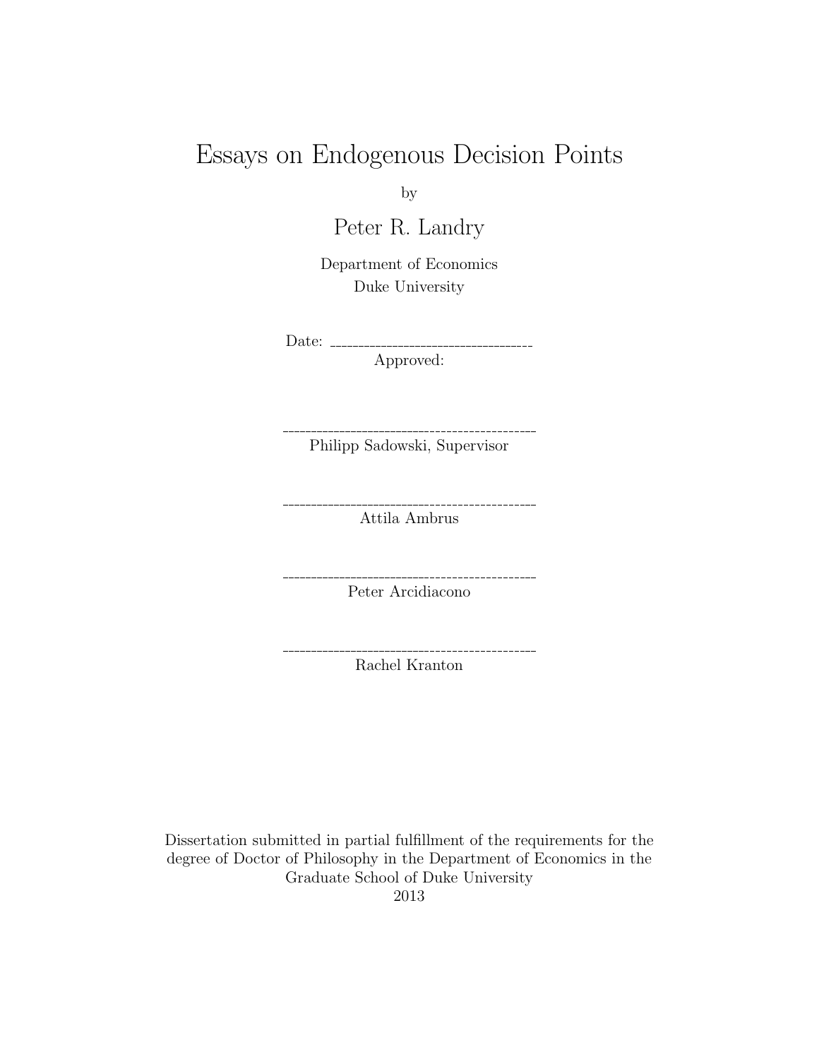# Essays on Endogenous Decision Points

by

Peter R. Landry

Department of Economics
Duke University

Date: ___________________________

Approved:

___________________________
Philipp Sadowski, Supervisor

___________________________
Attila Ambrus

___________________________
Peter Arcidiacono

___________________________
Rachel Kranton

Dissertation submitted in partial fulfillment of the requirements for the degree of Doctor of Philosophy in the Department of Economics in the Graduate School of Duke University
2013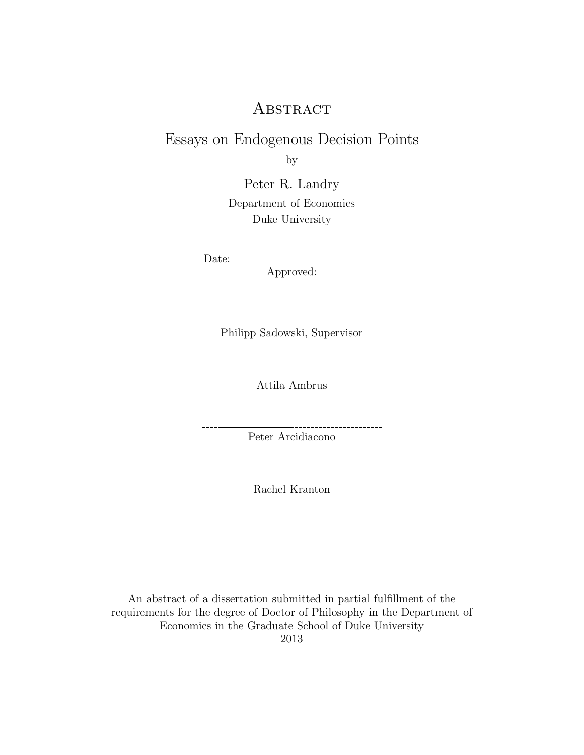# Abstract

## Essays on Endogenous Decision Points

by

Peter R. Landry

Department of Economics
Duke University

Date: ___________________________

Approved:

___________________________
Philipp Sadowski, Supervisor

___________________________
Attila Ambrus

___________________________
Peter Arcidiacono

___________________________
Rachel Kranton

An abstract of a dissertation submitted in partial fulfillment of the requirements for the degree of Doctor of Philosophy in the Department of Economics in the Graduate School of Duke University
2013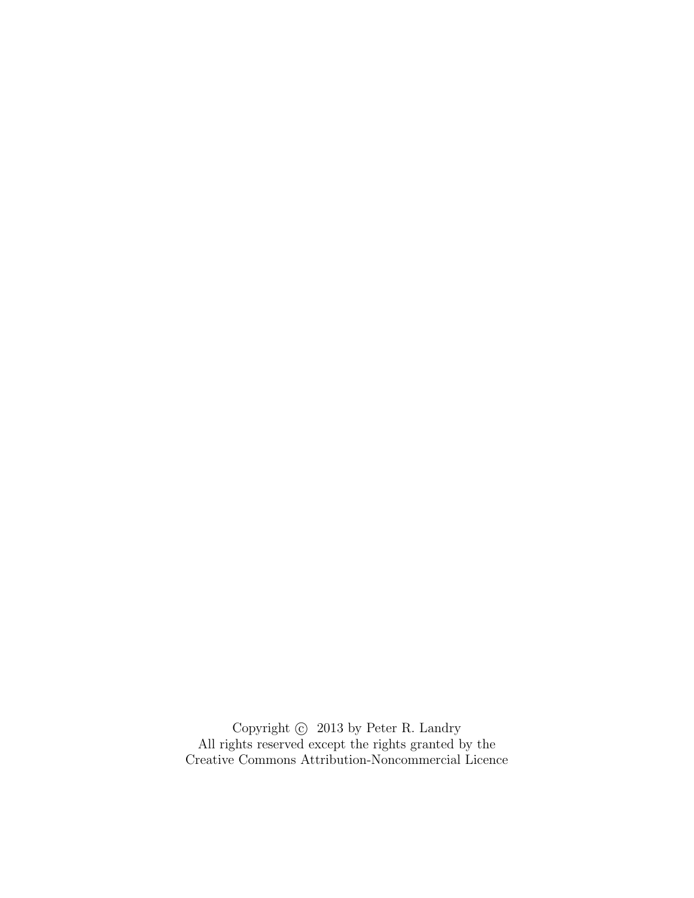Copyright © 2013 by Peter R. Landry
All rights reserved except the rights granted by the
Creative Commons Attribution-Noncommercial Licence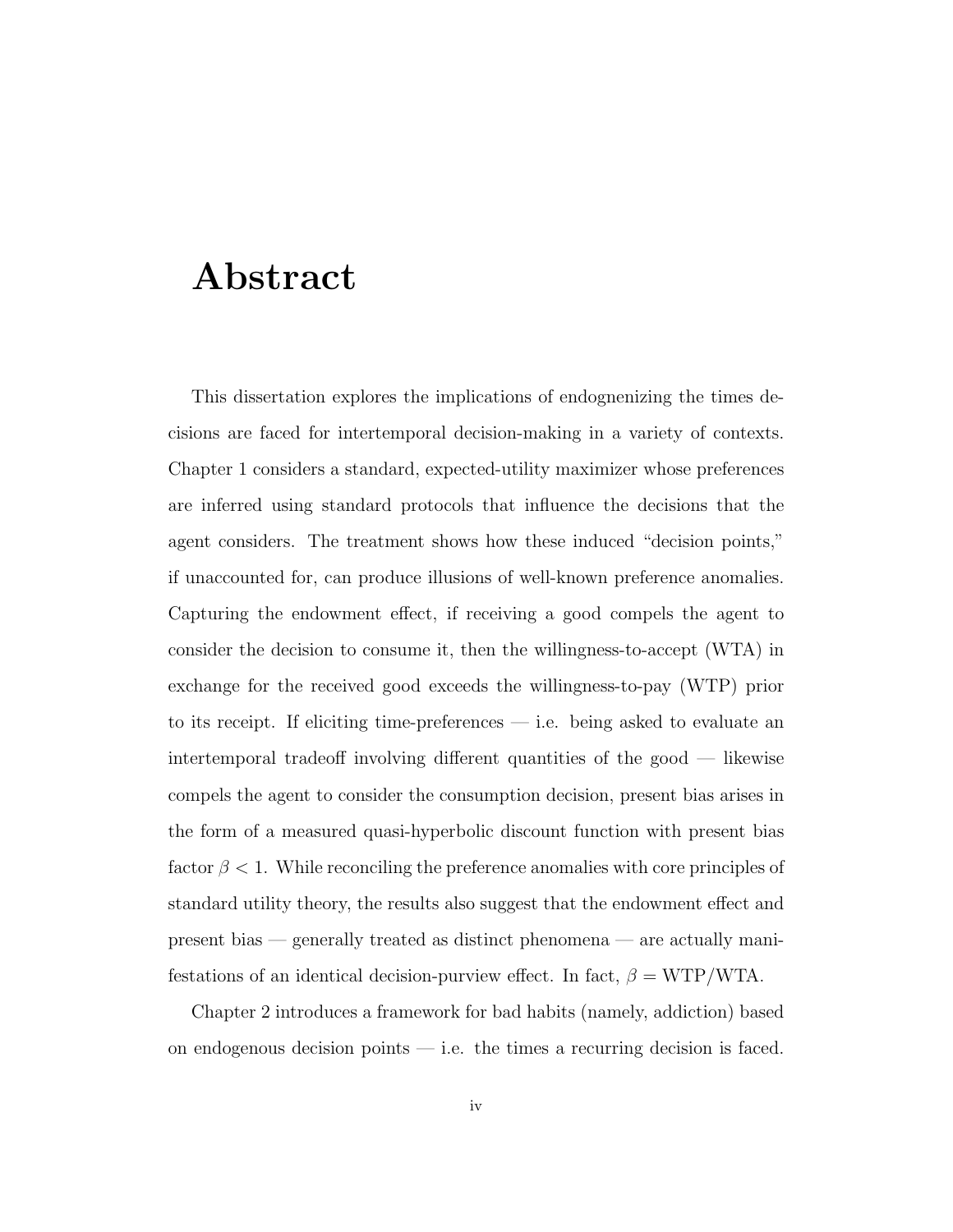# Abstract

This dissertation explores the implications of endognenizing the times decisions are faced for intertemporal decision-making in a variety of contexts. Chapter 1 considers a standard, expected-utility maximizer whose preferences are inferred using standard protocols that influence the decisions that the agent considers. The treatment shows how these induced "decision points," if unaccounted for, can produce illusions of well-known preference anomalies. Capturing the endowment effect, if receiving a good compels the agent to consider the decision to consume it, then the willingness-to-accept (WTA) in exchange for the received good exceeds the willingness-to-pay (WTP) prior to its receipt. If eliciting time-preferences — i.e. being asked to evaluate an intertemporal tradeoff involving different quantities of the good — likewise compels the agent to consider the consumption decision, present bias arises in the form of a measured quasi-hyperbolic discount function with present bias factor $\beta < 1$. While reconciling the preference anomalies with core principles of standard utility theory, the results also suggest that the endowment effect and present bias — generally treated as distinct phenomena — are actually manifestations of an identical decision-purview effect. In fact, $\beta = \text{WTP}/\text{WTA}$.

Chapter 2 introduces a framework for bad habits (namely, addiction) based on endogenous decision points — i.e. the times a recurring decision is faced.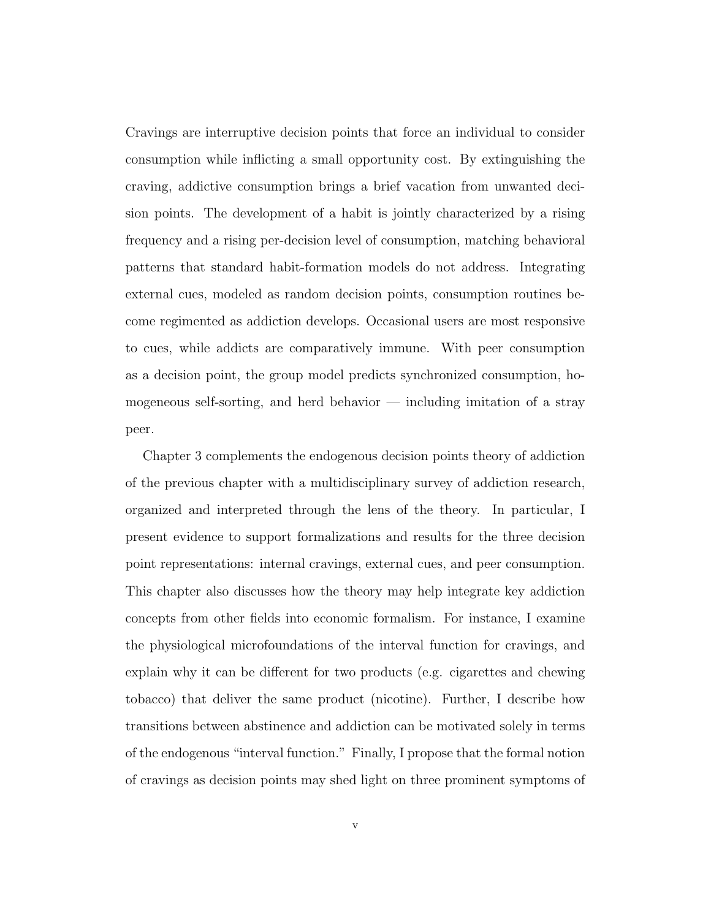Cravings are interruptive decision points that force an individual to consider consumption while inflicting a small opportunity cost. By extinguishing the craving, addictive consumption brings a brief vacation from unwanted decision points. The development of a habit is jointly characterized by a rising frequency and a rising per-decision level of consumption, matching behavioral patterns that standard habit-formation models do not address. Integrating external cues, modeled as random decision points, consumption routines become regimented as addiction develops. Occasional users are most responsive to cues, while addicts are comparatively immune. With peer consumption as a decision point, the group model predicts synchronized consumption, homogeneous self-sorting, and herd behavior — including imitation of a stray peer.

Chapter 3 complements the endogenous decision points theory of addiction of the previous chapter with a multidisciplinary survey of addiction research, organized and interpreted through the lens of the theory. In particular, I present evidence to support formalizations and results for the three decision point representations: internal cravings, external cues, and peer consumption. This chapter also discusses how the theory may help integrate key addiction concepts from other fields into economic formalism. For instance, I examine the physiological microfoundations of the interval function for cravings, and explain why it can be different for two products (e.g. cigarettes and chewing tobacco) that deliver the same product (nicotine). Further, I describe how transitions between abstinence and addiction can be motivated solely in terms of the endogenous "interval function." Finally, I propose that the formal notion of cravings as decision points may shed light on three prominent symptoms of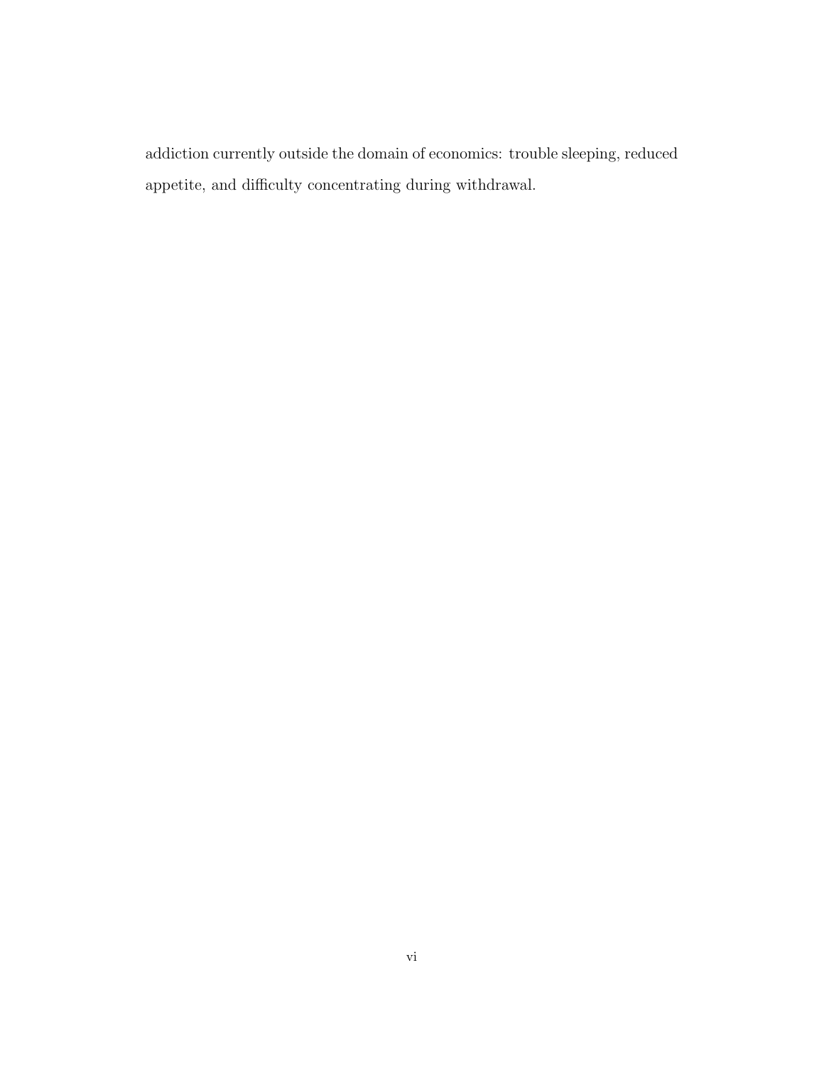addiction currently outside the domain of economics: trouble sleeping, reduced appetite, and difficulty concentrating during withdrawal.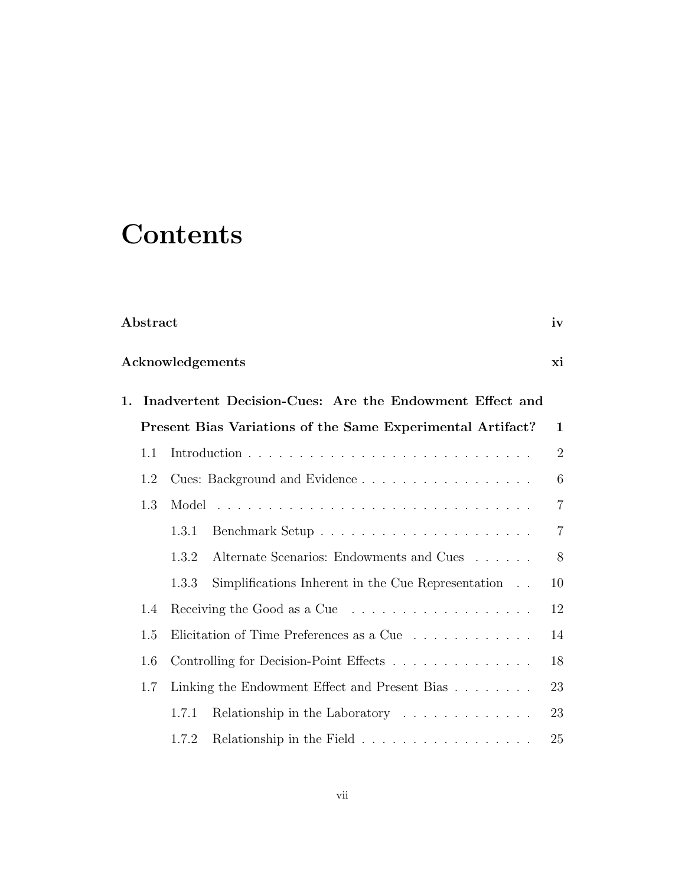# Contents

**Abstract** **iv**

**Acknowledgements** **xi**

**1. Inadvertent Decision-Cues: Are the Endowment Effect and Present Bias Variations of the Same Experimental Artifact?** **1**

- 1.1 Introduction . . . . . . . . . . . . . . . . . . . . . . . . . . . . 2
- 1.2 Cues: Background and Evidence . . . . . . . . . . . . . . . . . 6
- 1.3 Model . . . . . . . . . . . . . . . . . . . . . . . . . . . . . . . 7
  - 1.3.1 Benchmark Setup . . . . . . . . . . . . . . . . . . . . . 7
  - 1.3.2 Alternate Scenarios: Endowments and Cues . . . . . . 8
  - 1.3.3 Simplifications Inherent in the Cue Representation . . 10
- 1.4 Receiving the Good as a Cue . . . . . . . . . . . . . . . . . . 12
- 1.5 Elicitation of Time Preferences as a Cue . . . . . . . . . . . . 14
- 1.6 Controlling for Decision-Point Effects . . . . . . . . . . . . . . 18
- 1.7 Linking the Endowment Effect and Present Bias . . . . . . . . 23
  - 1.7.1 Relationship in the Laboratory . . . . . . . . . . . . . 23
  - 1.7.2 Relationship in the Field . . . . . . . . . . . . . . . . . 25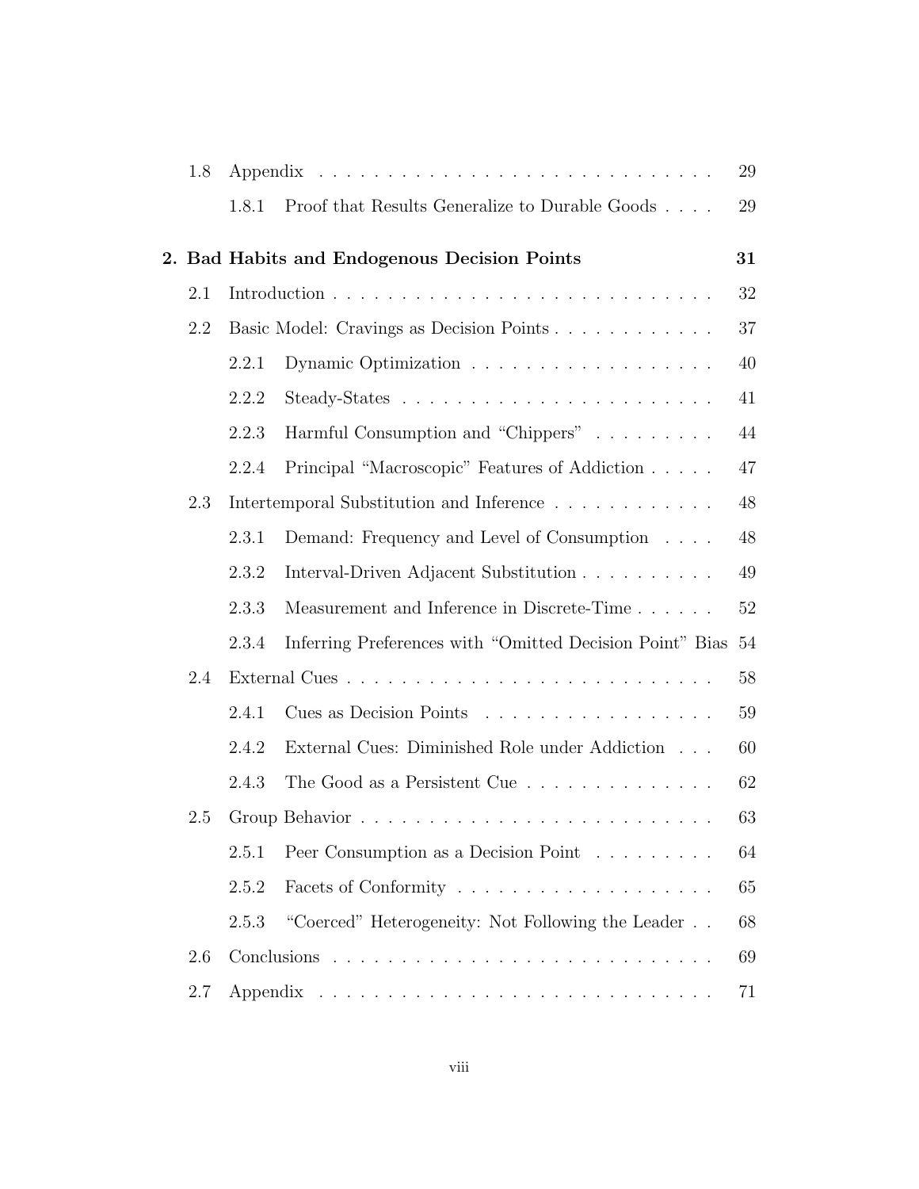| | | |
|---|---|---|
| 1.8 | Appendix | 29 |
| | 1.8.1 Proof that Results Generalize to Durable Goods | 29 |
| **2. Bad Habits and Endogenous Decision Points** | | **31** |
| 2.1 | Introduction | 32 |
| 2.2 | Basic Model: Cravings as Decision Points | 37 |
| | 2.2.1 Dynamic Optimization | 40 |
| | 2.2.2 Steady-States | 41 |
| | 2.2.3 Harmful Consumption and "Chippers" | 44 |
| | 2.2.4 Principal "Macroscopic" Features of Addiction | 47 |
| 2.3 | Intertemporal Substitution and Inference | 48 |
| | 2.3.1 Demand: Frequency and Level of Consumption | 48 |
| | 2.3.2 Interval-Driven Adjacent Substitution | 49 |
| | 2.3.3 Measurement and Inference in Discrete-Time | 52 |
| | 2.3.4 Inferring Preferences with "Omitted Decision Point" Bias | 54 |
| 2.4 | External Cues | 58 |
| | 2.4.1 Cues as Decision Points | 59 |
| | 2.4.2 External Cues: Diminished Role under Addiction | 60 |
| | 2.4.3 The Good as a Persistent Cue | 62 |
| 2.5 | Group Behavior | 63 |
| | 2.5.1 Peer Consumption as a Decision Point | 64 |
| | 2.5.2 Facets of Conformity | 65 |
| | 2.5.3 "Coerced" Heterogeneity: Not Following the Leader | 68 |
| 2.6 | Conclusions | 69 |
| 2.7 | Appendix | 71 |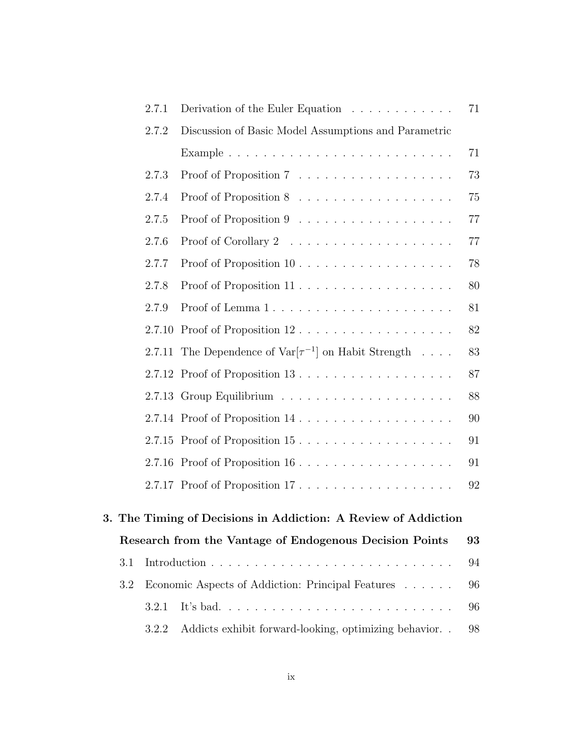2.7.1 Derivation of the Euler Equation . . . . . . . . . . . . 71

2.7.2 Discussion of Basic Model Assumptions and Parametric Example . . . . . . . . . . . . . . . . . . . . . . . . . . 71

2.7.3 Proof of Proposition 7 . . . . . . . . . . . . . . . . . . 73

2.7.4 Proof of Proposition 8 . . . . . . . . . . . . . . . . . . 75

2.7.5 Proof of Proposition 9 . . . . . . . . . . . . . . . . . . 77

2.7.6 Proof of Corollary 2 . . . . . . . . . . . . . . . . . . . 77

2.7.7 Proof of Proposition 10 . . . . . . . . . . . . . . . . . . 78

2.7.8 Proof of Proposition 11 . . . . . . . . . . . . . . . . . . 80

2.7.9 Proof of Lemma 1 . . . . . . . . . . . . . . . . . . . . . 81

2.7.10 Proof of Proposition 12 . . . . . . . . . . . . . . . . . . 82

2.7.11 The Dependence of $\text{Var}[\tau^{-1}]$ on Habit Strength . . . . 83

2.7.12 Proof of Proposition 13 . . . . . . . . . . . . . . . . . . 87

2.7.13 Group Equilibrium . . . . . . . . . . . . . . . . . . . . 88

2.7.14 Proof of Proposition 14 . . . . . . . . . . . . . . . . . . 90

2.7.15 Proof of Proposition 15 . . . . . . . . . . . . . . . . . . 91

2.7.16 Proof of Proposition 16 . . . . . . . . . . . . . . . . . . 91

2.7.17 Proof of Proposition 17 . . . . . . . . . . . . . . . . . . 92

**3. The Timing of Decisions in Addiction: A Review of Addiction Research from the Vantage of Endogenous Decision Points 93**

3.1 Introduction . . . . . . . . . . . . . . . . . . . . . . . . . . 94

3.2 Economic Aspects of Addiction: Principal Features . . . . . . 96

3.2.1 It's bad. . . . . . . . . . . . . . . . . . . . . . . . . . . 96

3.2.2 Addicts exhibit forward-looking, optimizing behavior. . 98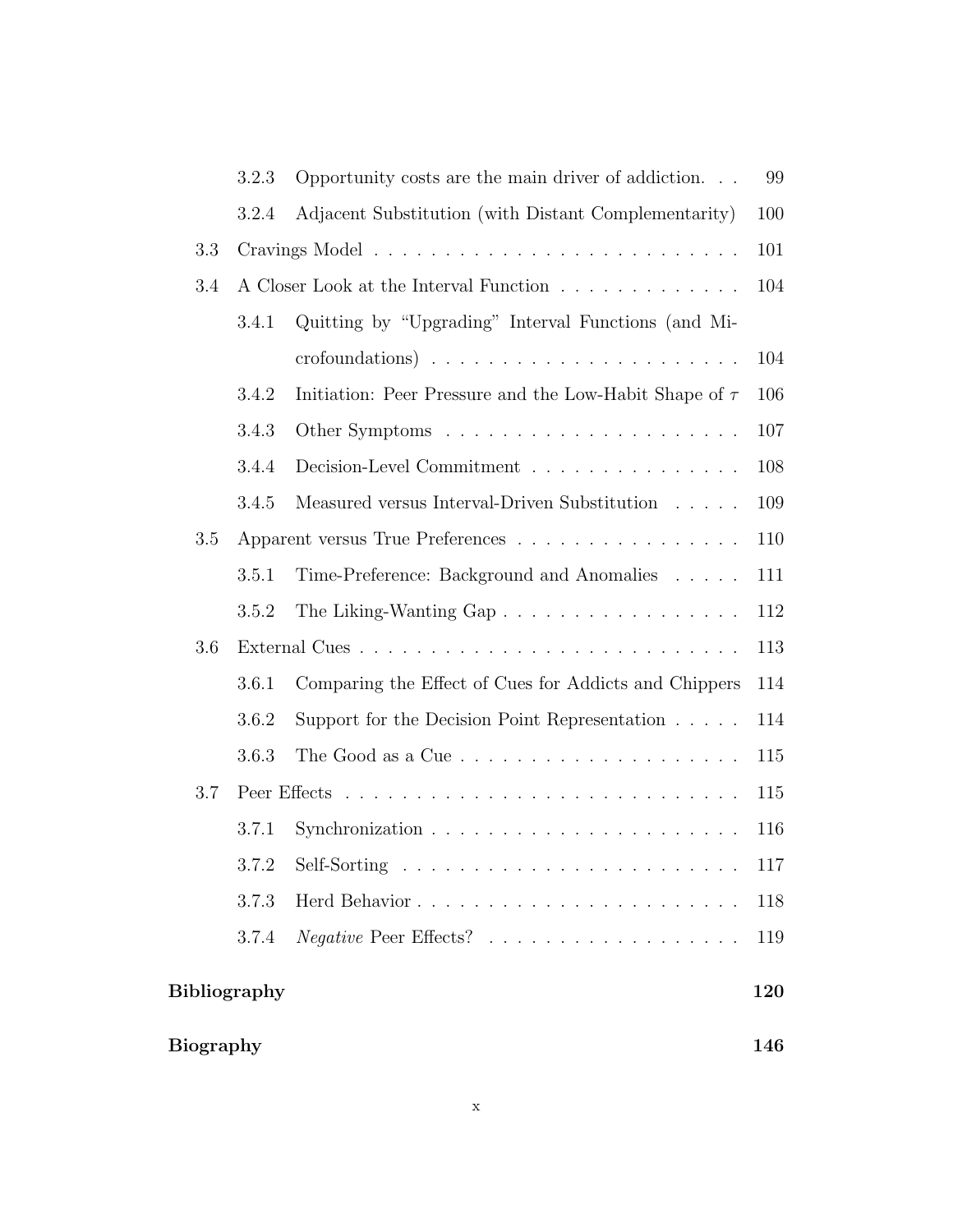- 3.2.3 Opportunity costs are the main driver of addiction. . . 99
- 3.2.4 Adjacent Substitution (with Distant Complementarity) 100
- 3.3 Cravings Model . . . . . . . . . . . . . . . . . . . . . . . . . . . 101
- 3.4 A Closer Look at the Interval Function . . . . . . . . . . . . . 104
  - 3.4.1 Quitting by "Upgrading" Interval Functions (and Microfoundations) . . . . . . . . . . . . . . . . . . . . . 104
  - 3.4.2 Initiation: Peer Pressure and the Low-Habit Shape of $\tau$ 106
  - 3.4.3 Other Symptoms . . . . . . . . . . . . . . . . . . . . . 107
  - 3.4.4 Decision-Level Commitment . . . . . . . . . . . . . . . 108
  - 3.4.5 Measured versus Interval-Driven Substitution . . . . . 109
- 3.5 Apparent versus True Preferences . . . . . . . . . . . . . . . . 110
  - 3.5.1 Time-Preference: Background and Anomalies . . . . . 111
  - 3.5.2 The Liking-Wanting Gap . . . . . . . . . . . . . . . . . 112
- 3.6 External Cues . . . . . . . . . . . . . . . . . . . . . . . . . . . 113
  - 3.6.1 Comparing the Effect of Cues for Addicts and Chippers 114
  - 3.6.2 Support for the Decision Point Representation . . . . . 114
  - 3.6.3 The Good as a Cue . . . . . . . . . . . . . . . . . . . . 115
- 3.7 Peer Effects . . . . . . . . . . . . . . . . . . . . . . . . . . . . 115
  - 3.7.1 Synchronization . . . . . . . . . . . . . . . . . . . . . . 116
  - 3.7.2 Self-Sorting . . . . . . . . . . . . . . . . . . . . . . . . 117
  - 3.7.3 Herd Behavior . . . . . . . . . . . . . . . . . . . . . . . 118
  - 3.7.4 *Negative* Peer Effects? . . . . . . . . . . . . . . . . . . 119

**Bibliography** **120**

**Biography** **146**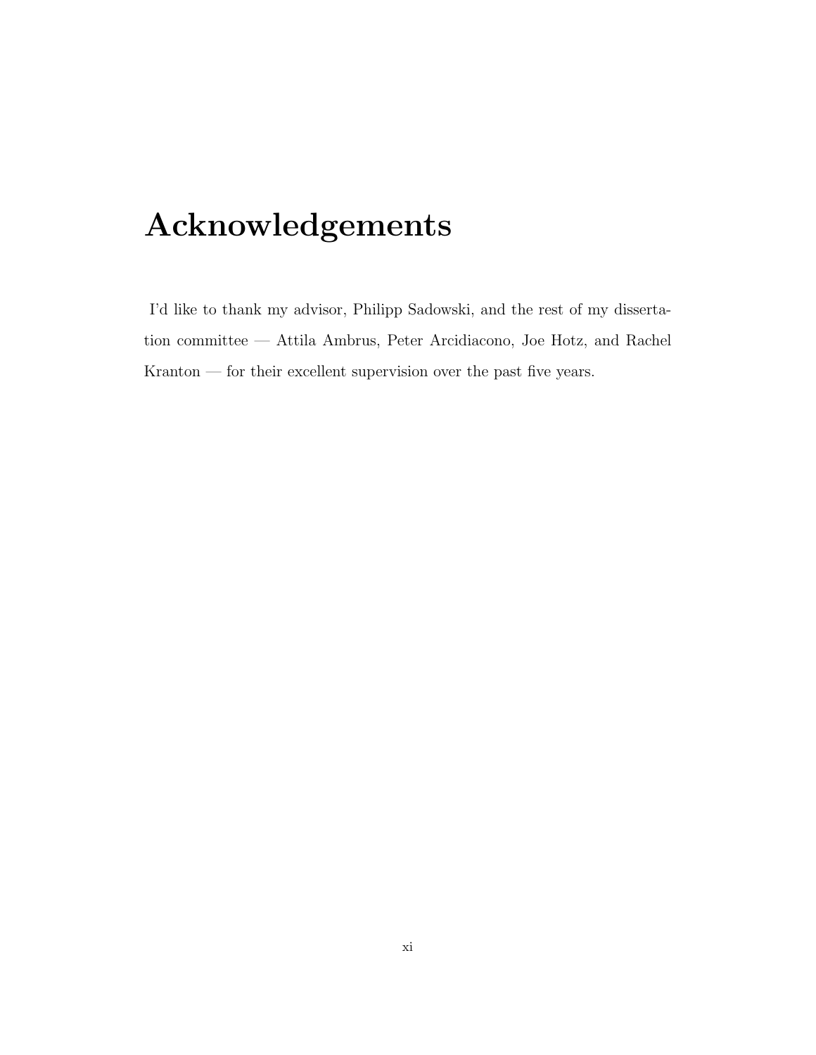# Acknowledgements

I'd like to thank my advisor, Philipp Sadowski, and the rest of my dissertation committee — Attila Ambrus, Peter Arcidiacono, Joe Hotz, and Rachel Kranton — for their excellent supervision over the past five years.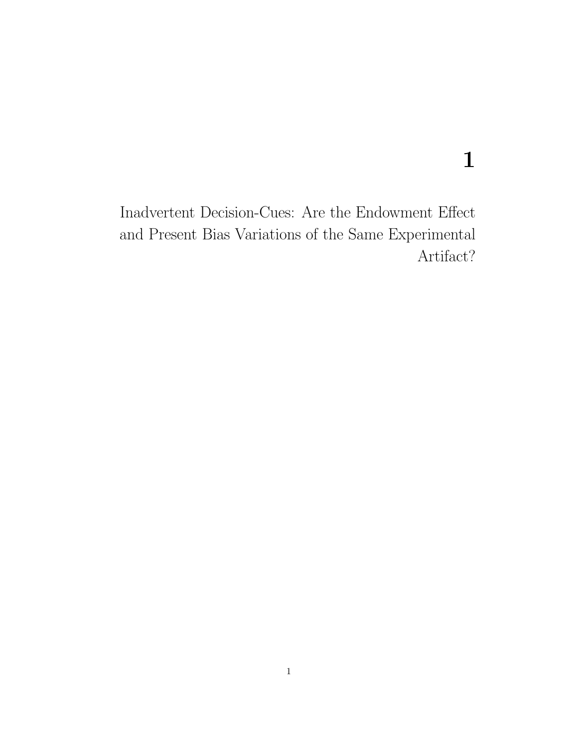# 1

## Inadvertent Decision-Cues: Are the Endowment Effect and Present Bias Variations of the Same Experimental Artifact?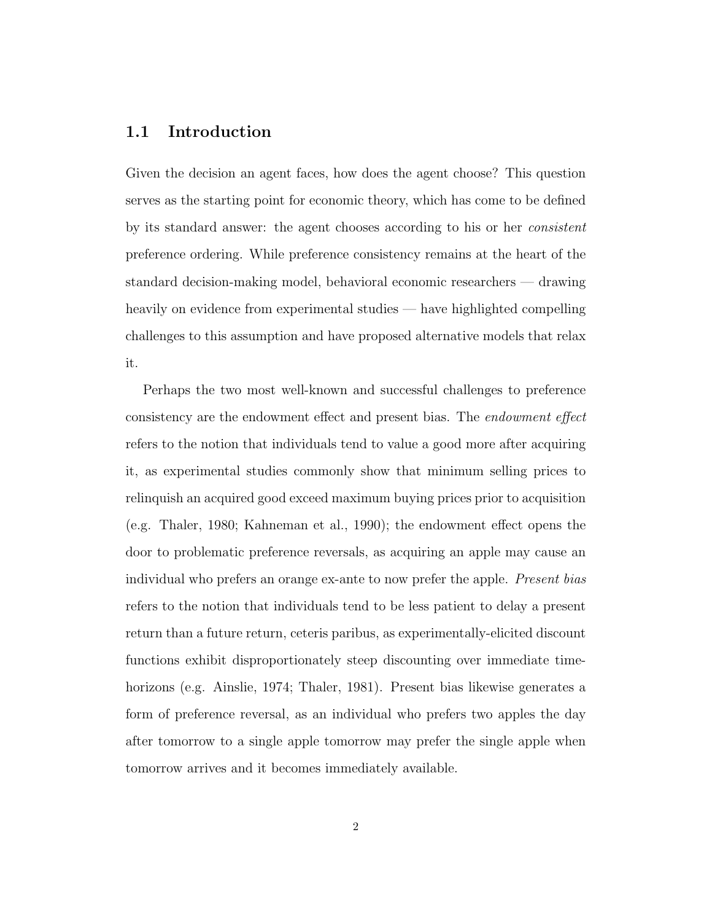## 1.1 Introduction

Given the decision an agent faces, how does the agent choose? This question serves as the starting point for economic theory, which has come to be defined by its standard answer: the agent chooses according to his or her *consistent* preference ordering. While preference consistency remains at the heart of the standard decision-making model, behavioral economic researchers — drawing heavily on evidence from experimental studies — have highlighted compelling challenges to this assumption and have proposed alternative models that relax it.

Perhaps the two most well-known and successful challenges to preference consistency are the endowment effect and present bias. The *endowment effect* refers to the notion that individuals tend to value a good more after acquiring it, as experimental studies commonly show that minimum selling prices to relinquish an acquired good exceed maximum buying prices prior to acquisition (e.g. Thaler, 1980; Kahneman et al., 1990); the endowment effect opens the door to problematic preference reversals, as acquiring an apple may cause an individual who prefers an orange ex-ante to now prefer the apple. *Present bias* refers to the notion that individuals tend to be less patient to delay a present return than a future return, ceteris paribus, as experimentally-elicited discount functions exhibit disproportionately steep discounting over immediate time-horizons (e.g. Ainslie, 1974; Thaler, 1981). Present bias likewise generates a form of preference reversal, as an individual who prefers two apples the day after tomorrow to a single apple tomorrow may prefer the single apple when tomorrow arrives and it becomes immediately available.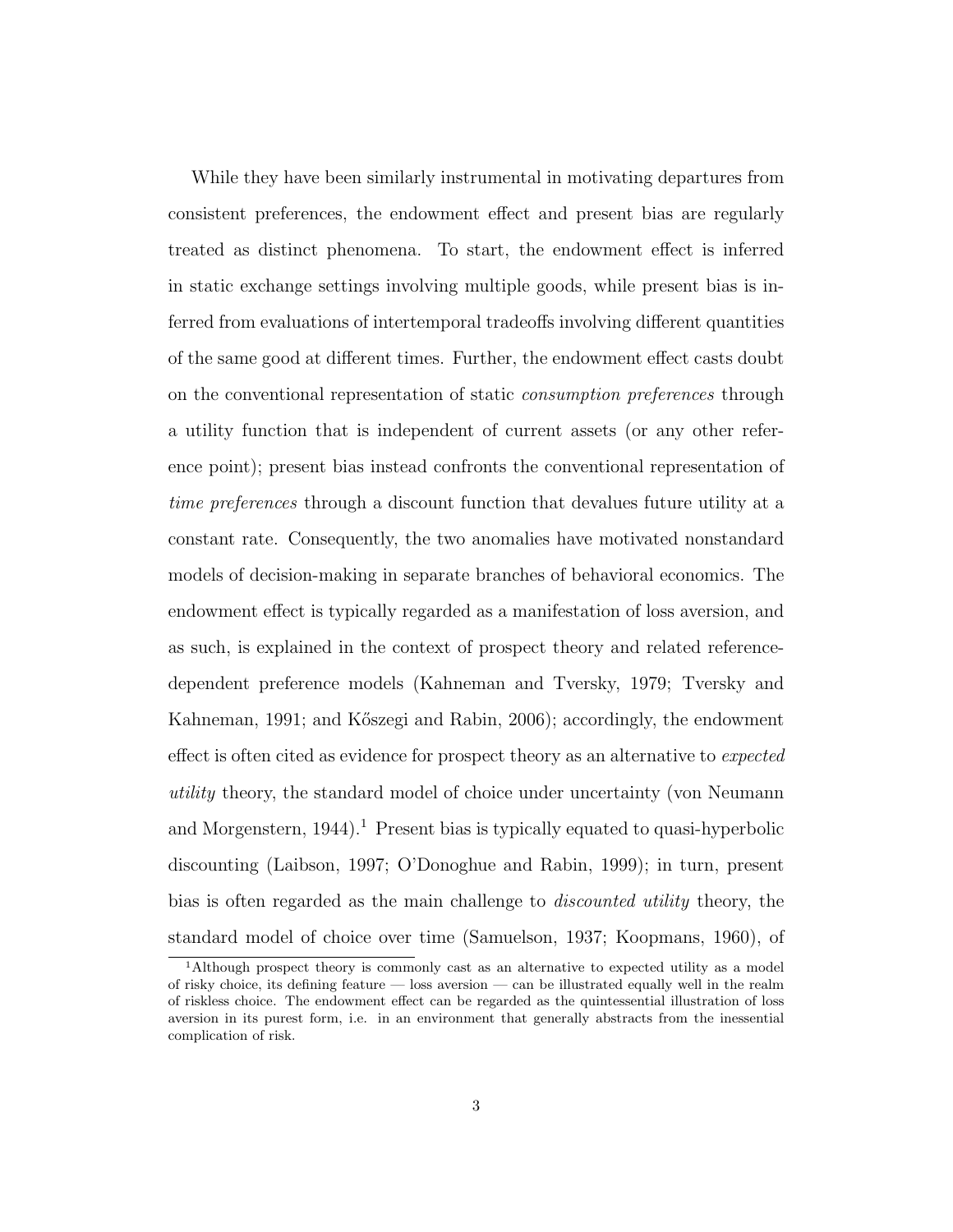While they have been similarly instrumental in motivating departures from consistent preferences, the endowment effect and present bias are regularly treated as distinct phenomena. To start, the endowment effect is inferred in static exchange settings involving multiple goods, while present bias is inferred from evaluations of intertemporal tradeoffs involving different quantities of the same good at different times. Further, the endowment effect casts doubt on the conventional representation of static *consumption preferences* through a utility function that is independent of current assets (or any other reference point); present bias instead confronts the conventional representation of *time preferences* through a discount function that devalues future utility at a constant rate. Consequently, the two anomalies have motivated nonstandard models of decision-making in separate branches of behavioral economics. The endowment effect is typically regarded as a manifestation of loss aversion, and as such, is explained in the context of prospect theory and related reference-dependent preference models (Kahneman and Tversky, 1979; Tversky and Kahneman, 1991; and Kőszegi and Rabin, 2006); accordingly, the endowment effect is often cited as evidence for prospect theory as an alternative to *expected utility* theory, the standard model of choice under uncertainty (von Neumann and Morgenstern, 1944).[1] Present bias is typically equated to quasi-hyperbolic discounting (Laibson, 1997; O'Donoghue and Rabin, 1999); in turn, present bias is often regarded as the main challenge to *discounted utility* theory, the standard model of choice over time (Samuelson, 1937; Koopmans, 1960), of

[1]Although prospect theory is commonly cast as an alternative to expected utility as a model of risky choice, its defining feature — loss aversion — can be illustrated equally well in the realm of riskless choice. The endowment effect can be regarded as the quintessential illustration of loss aversion in its purest form, i.e. in an environment that generally abstracts from the inessential complication of risk.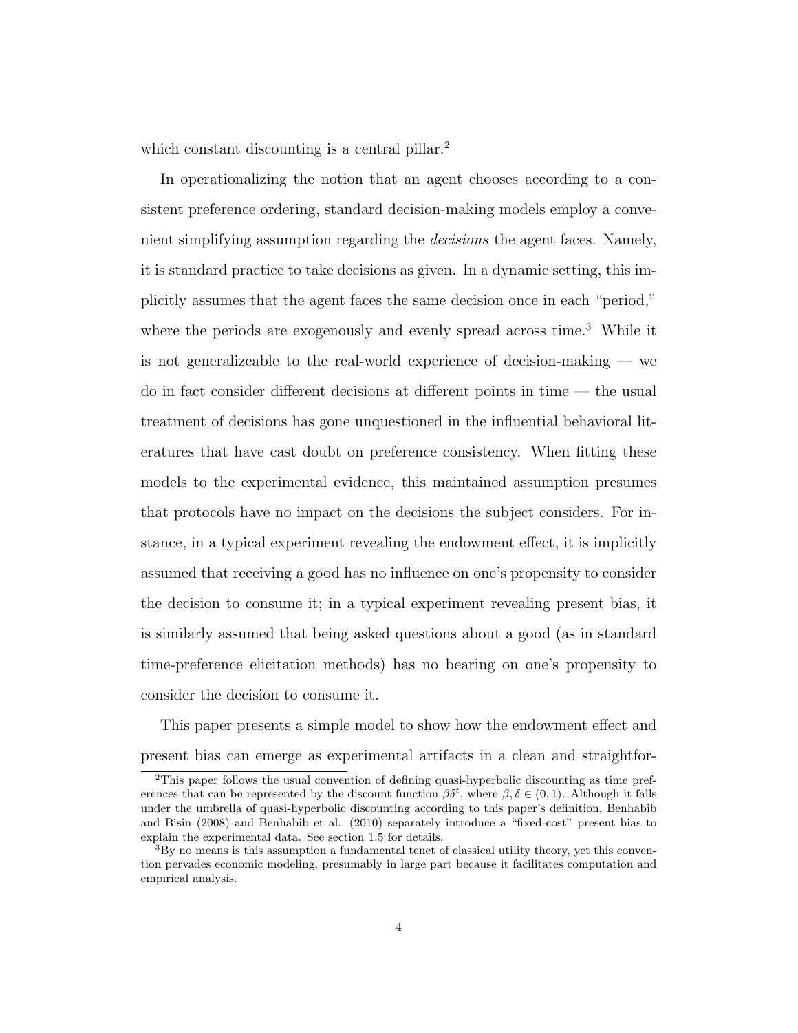which constant discounting is a central pillar.[2]

In operationalizing the notion that an agent chooses according to a consistent preference ordering, standard decision-making models employ a convenient simplifying assumption regarding the *decisions* the agent faces. Namely, it is standard practice to take decisions as given. In a dynamic setting, this implicitly assumes that the agent faces the same decision once in each "period," where the periods are exogenously and evenly spread across time.[3] While it is not generalizeable to the real-world experience of decision-making — we do in fact consider different decisions at different points in time — the usual treatment of decisions has gone unquestioned in the influential behavioral literatures that have cast doubt on preference consistency. When fitting these models to the experimental evidence, this maintained assumption presumes that protocols have no impact on the decisions the subject considers. For instance, in a typical experiment revealing the endowment effect, it is implicitly assumed that receiving a good has no influence on one's propensity to consider the decision to consume it; in a typical experiment revealing present bias, it is similarly assumed that being asked questions about a good (as in standard time-preference elicitation methods) has no bearing on one's propensity to consider the decision to consume it.

This paper presents a simple model to show how the endowment effect and present bias can emerge as experimental artifacts in a clean and straightfor-

[2]This paper follows the usual convention of defining quasi-hyperbolic discounting as time preferences that can be represented by the discount function $\beta\delta^t$, where $\beta, \delta \in (0, 1)$. Although it falls under the umbrella of quasi-hyperbolic discounting according to this paper's definition, Benhabib and Bisin (2008) and Benhabib et al. (2010) separately introduce a "fixed-cost" present bias to explain the experimental data. See section 1.5 for details.

[3]By no means is this assumption a fundamental tenet of classical utility theory, yet this convention pervades economic modeling, presumably in large part because it facilitates computation and empirical analysis.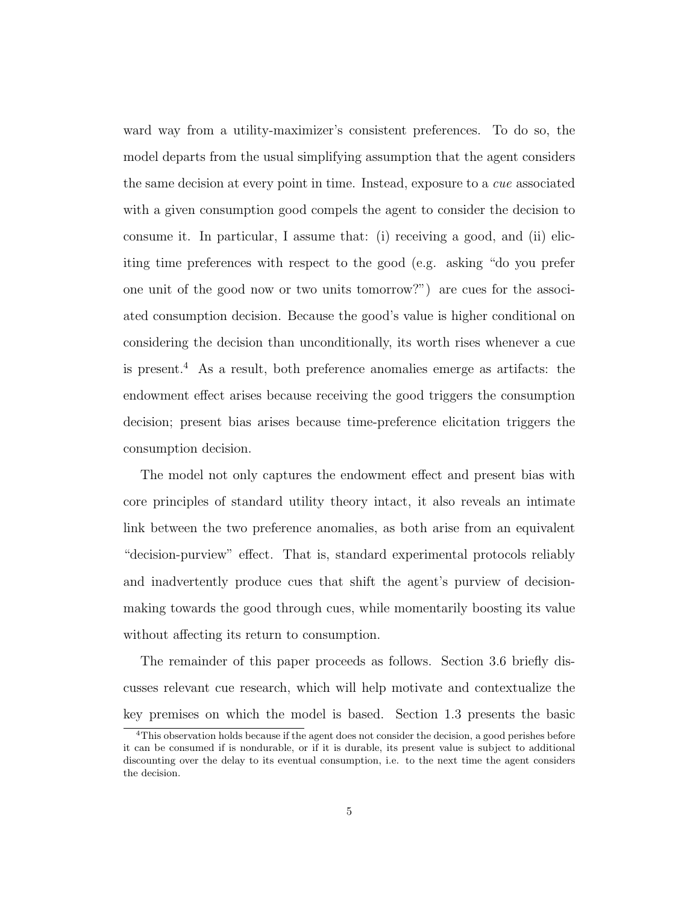ward way from a utility-maximizer's consistent preferences. To do so, the model departs from the usual simplifying assumption that the agent considers the same decision at every point in time. Instead, exposure to a *cue* associated with a given consumption good compels the agent to consider the decision to consume it. In particular, I assume that: (i) receiving a good, and (ii) eliciting time preferences with respect to the good (e.g. asking "do you prefer one unit of the good now or two units tomorrow?") are cues for the associated consumption decision. Because the good's value is higher conditional on considering the decision than unconditionally, its worth rises whenever a cue is present.[4] As a result, both preference anomalies emerge as artifacts: the endowment effect arises because receiving the good triggers the consumption decision; present bias arises because time-preference elicitation triggers the consumption decision.

The model not only captures the endowment effect and present bias with core principles of standard utility theory intact, it also reveals an intimate link between the two preference anomalies, as both arise from an equivalent "decision-purview" effect. That is, standard experimental protocols reliably and inadvertently produce cues that shift the agent's purview of decision-making towards the good through cues, while momentarily boosting its value without affecting its return to consumption.

The remainder of this paper proceeds as follows. Section 3.6 briefly discusses relevant cue research, which will help motivate and contextualize the key premises on which the model is based. Section 1.3 presents the basic

[4]This observation holds because if the agent does not consider the decision, a good perishes before it can be consumed if is nondurable, or if it is durable, its present value is subject to additional discounting over the delay to its eventual consumption, i.e. to the next time the agent considers the decision.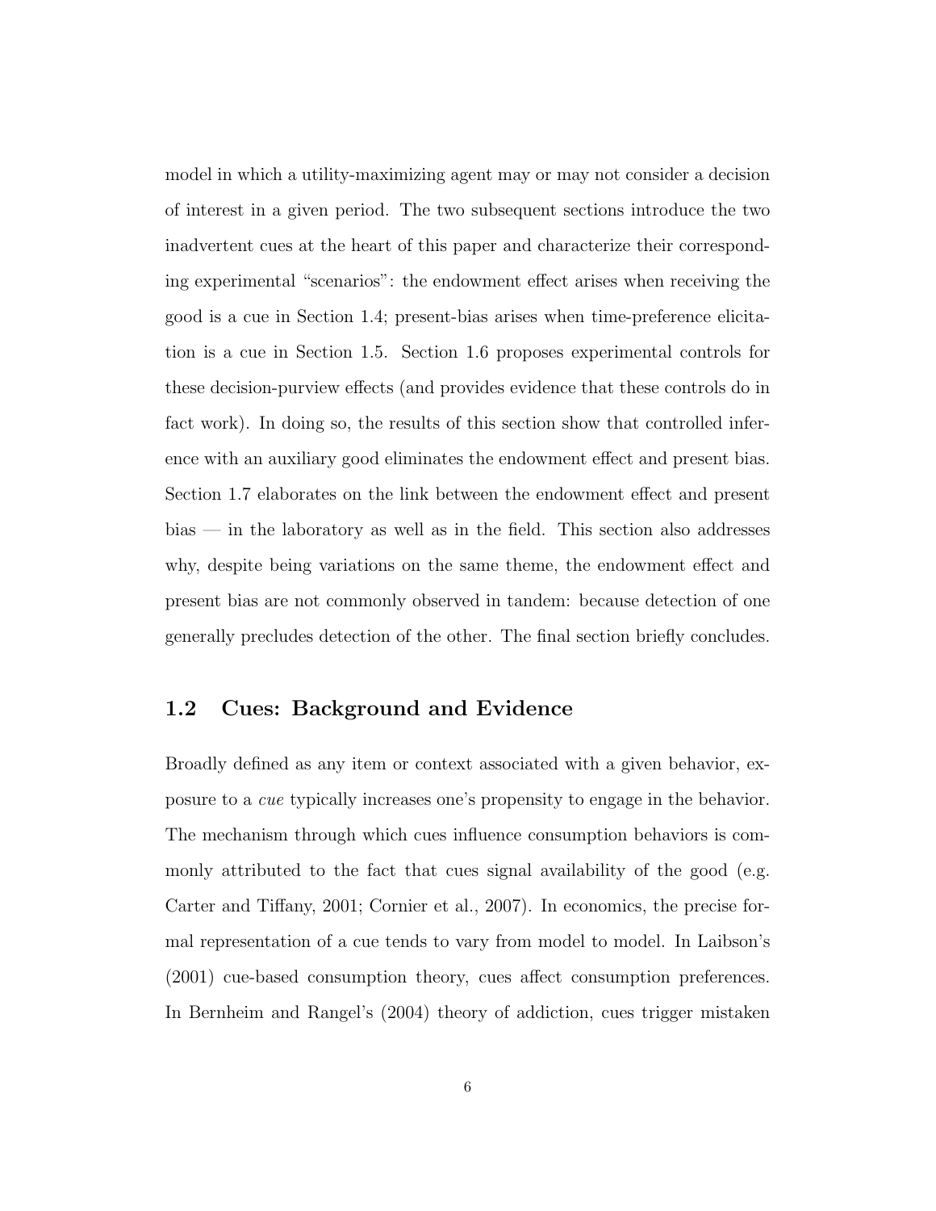model in which a utility-maximizing agent may or may not consider a decision of interest in a given period. The two subsequent sections introduce the two inadvertent cues at the heart of this paper and characterize their corresponding experimental "scenarios": the endowment effect arises when receiving the good is a cue in Section 1.4; present-bias arises when time-preference elicitation is a cue in Section 1.5. Section 1.6 proposes experimental controls for these decision-purview effects (and provides evidence that these controls do in fact work). In doing so, the results of this section show that controlled inference with an auxiliary good eliminates the endowment effect and present bias. Section 1.7 elaborates on the link between the endowment effect and present bias — in the laboratory as well as in the field. This section also addresses why, despite being variations on the same theme, the endowment effect and present bias are not commonly observed in tandem: because detection of one generally precludes detection of the other. The final section briefly concludes.

## 1.2 Cues: Background and Evidence

Broadly defined as any item or context associated with a given behavior, exposure to a *cue* typically increases one's propensity to engage in the behavior. The mechanism through which cues influence consumption behaviors is commonly attributed to the fact that cues signal availability of the good (e.g. Carter and Tiffany, 2001; Cornier et al., 2007). In economics, the precise formal representation of a cue tends to vary from model to model. In Laibson's (2001) cue-based consumption theory, cues affect consumption preferences. In Bernheim and Rangel's (2004) theory of addiction, cues trigger mistaken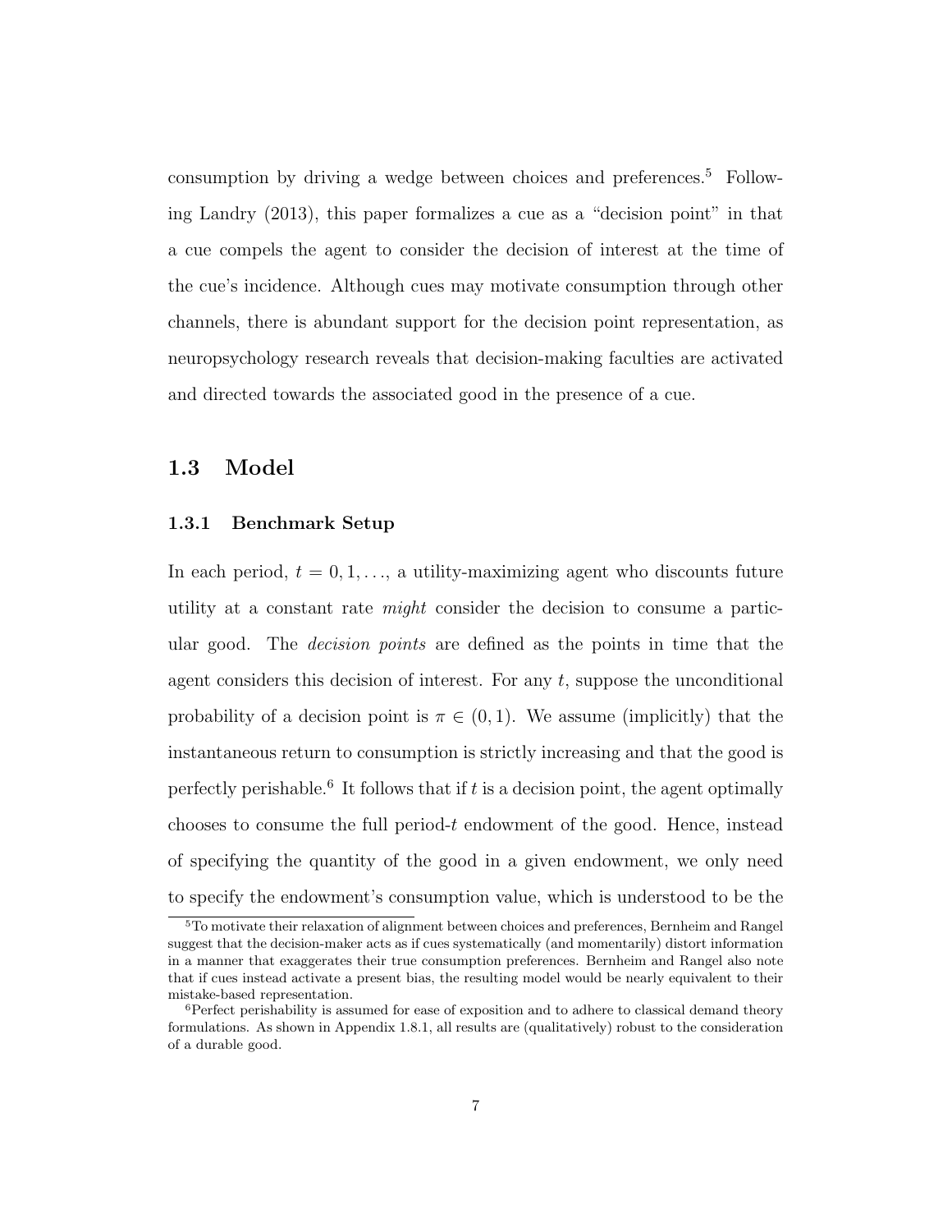consumption by driving a wedge between choices and preferences.[5] Following Landry (2013), this paper formalizes a cue as a "decision point" in that a cue compels the agent to consider the decision of interest at the time of the cue's incidence. Although cues may motivate consumption through other channels, there is abundant support for the decision point representation, as neuropsychology research reveals that decision-making faculties are activated and directed towards the associated good in the presence of a cue.

## 1.3 Model

### 1.3.1 Benchmark Setup

In each period, $t = 0, 1, \ldots$, a utility-maximizing agent who discounts future utility at a constant rate *might* consider the decision to consume a particular good. The *decision points* are defined as the points in time that the agent considers this decision of interest. For any $t$, suppose the unconditional probability of a decision point is $\pi \in (0, 1)$. We assume (implicitly) that the instantaneous return to consumption is strictly increasing and that the good is perfectly perishable.[6] It follows that if $t$ is a decision point, the agent optimally chooses to consume the full period-$t$ endowment of the good. Hence, instead of specifying the quantity of the good in a given endowment, we only need to specify the endowment's consumption value, which is understood to be the

[5] To motivate their relaxation of alignment between choices and preferences, Bernheim and Rangel suggest that the decision-maker acts as if cues systematically (and momentarily) distort information in a manner that exaggerates their true consumption preferences. Bernheim and Rangel also note that if cues instead activate a present bias, the resulting model would be nearly equivalent to their mistake-based representation.

[6] Perfect perishability is assumed for ease of exposition and to adhere to classical demand theory formulations. As shown in Appendix 1.8.1, all results are (qualitatively) robust to the consideration of a durable good.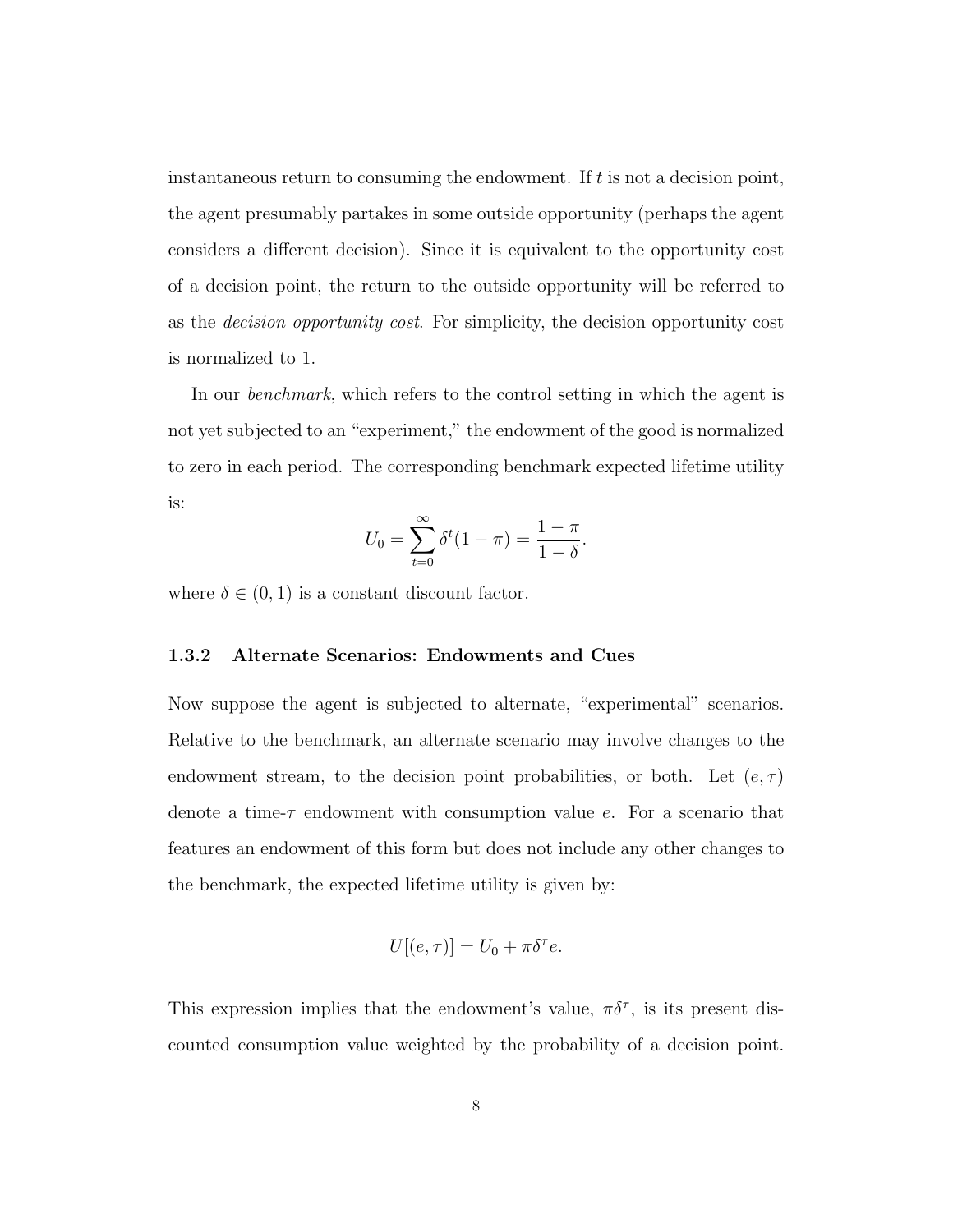instantaneous return to consuming the endowment. If $t$ is not a decision point, the agent presumably partakes in some outside opportunity (perhaps the agent considers a different decision). Since it is equivalent to the opportunity cost of a decision point, the return to the outside opportunity will be referred to as the *decision opportunity cost*. For simplicity, the decision opportunity cost is normalized to 1.

In our *benchmark*, which refers to the control setting in which the agent is not yet subjected to an "experiment," the endowment of the good is normalized to zero in each period. The corresponding benchmark expected lifetime utility is:

$$U_0 = \sum_{t=0}^{\infty} \delta^t (1 - \pi) = \frac{1 - \pi}{1 - \delta}.$$

where $\delta \in (0, 1)$ is a constant discount factor.

### 1.3.2 Alternate Scenarios: Endowments and Cues

Now suppose the agent is subjected to alternate, "experimental" scenarios. Relative to the benchmark, an alternate scenario may involve changes to the endowment stream, to the decision point probabilities, or both. Let $(e, \tau)$ denote a time-$\tau$ endowment with consumption value $e$. For a scenario that features an endowment of this form but does not include any other changes to the benchmark, the expected lifetime utility is given by:

$$U[(e, \tau)] = U_0 + \pi\delta^\tau e.$$

This expression implies that the endowment's value, $\pi\delta^\tau$, is its present discounted consumption value weighted by the probability of a decision point.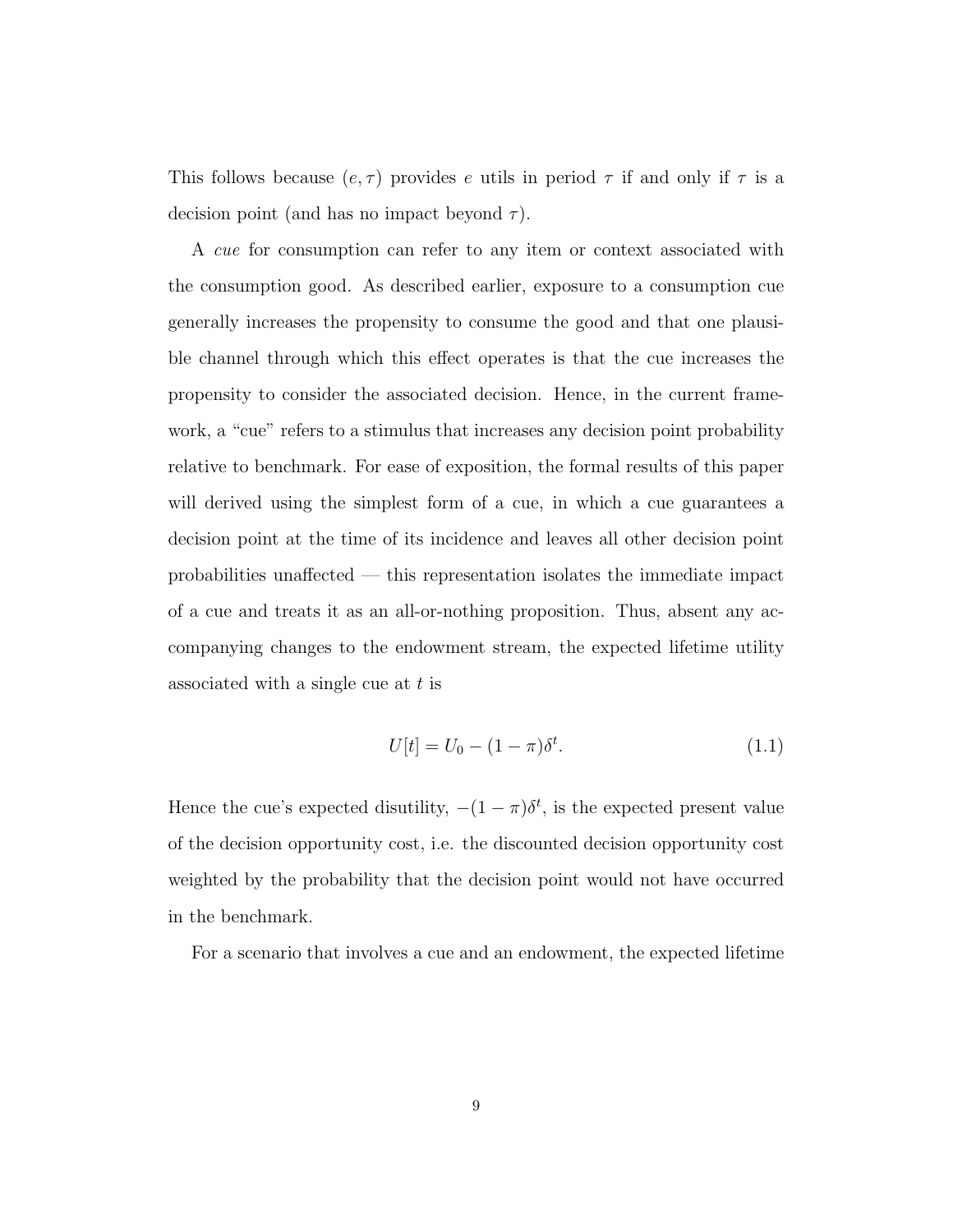This follows because $(e, \tau)$ provides $e$ utils in period $\tau$ if and only if $\tau$ is a decision point (and has no impact beyond $\tau$).

A *cue* for consumption can refer to any item or context associated with the consumption good. As described earlier, exposure to a consumption cue generally increases the propensity to consume the good and that one plausible channel through which this effect operates is that the cue increases the propensity to consider the associated decision. Hence, in the current framework, a "cue" refers to a stimulus that increases any decision point probability relative to benchmark. For ease of exposition, the formal results of this paper will derived using the simplest form of a cue, in which a cue guarantees a decision point at the time of its incidence and leaves all other decision point probabilities unaffected — this representation isolates the immediate impact of a cue and treats it as an all-or-nothing proposition. Thus, absent any accompanying changes to the endowment stream, the expected lifetime utility associated with a single cue at $t$ is

$$U[t] = U_0 - (1 - \pi)\delta^t. \tag{1.1}$$

Hence the cue's expected disutility, $-(1 - \pi)\delta^t$, is the expected present value of the decision opportunity cost, i.e. the discounted decision opportunity cost weighted by the probability that the decision point would not have occurred in the benchmark.

For a scenario that involves a cue and an endowment, the expected lifetime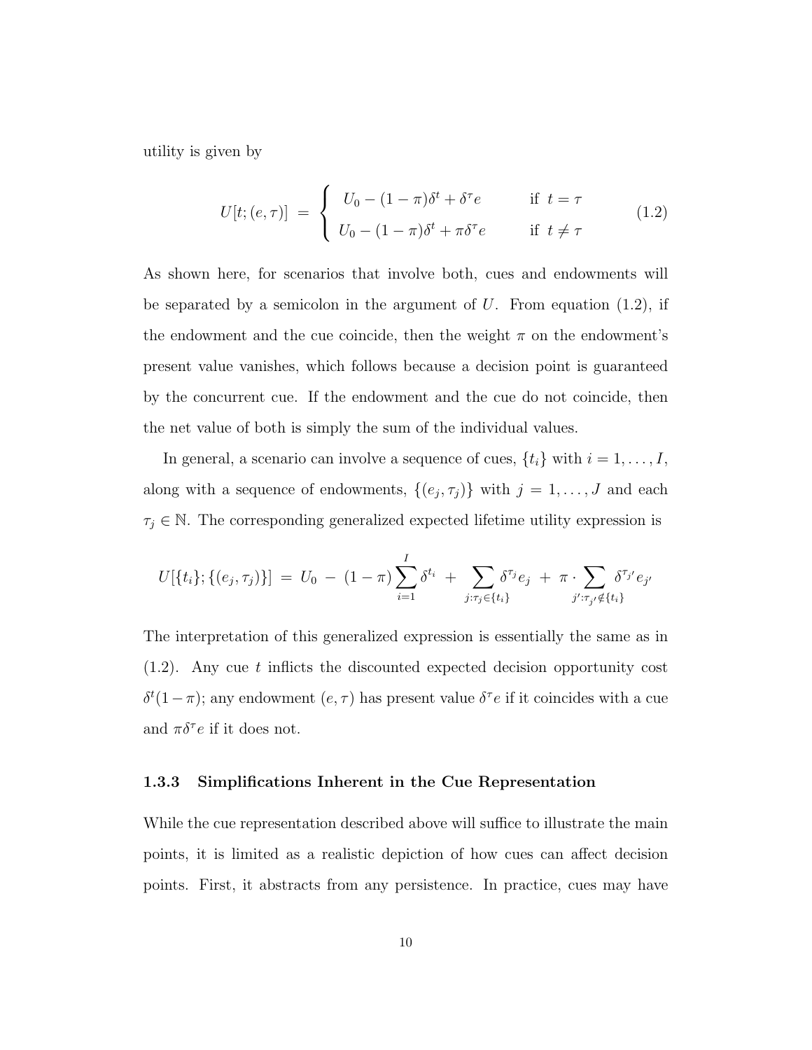utility is given by

$$
U[t;(e,\tau)] \;=\; \begin{cases} U_0 - (1-\pi)\delta^t + \delta^\tau e & \text{if } \; t = \tau \\ U_0 - (1-\pi)\delta^t + \pi\delta^\tau e & \text{if } \; t \neq \tau \end{cases} \tag{1.2}
$$

As shown here, for scenarios that involve both, cues and endowments will be separated by a semicolon in the argument of $U$. From equation (1.2), if the endowment and the cue coincide, then the weight $\pi$ on the endowment's present value vanishes, which follows because a decision point is guaranteed by the concurrent cue. If the endowment and the cue do not coincide, then the net value of both is simply the sum of the individual values.

In general, a scenario can involve a sequence of cues, $\{t_i\}$ with $i = 1, \ldots, I$, along with a sequence of endowments, $\{(e_j, \tau_j)\}$ with $j = 1, \ldots, J$ and each $\tau_j \in \mathbb{N}$. The corresponding generalized expected lifetime utility expression is

$$
U[\{t_i\};\{(e_j,\tau_j)\}] \;=\; U_0 \;-\; (1-\pi)\sum_{i=1}^{I}\delta^{t_i} \;+\; \sum_{j:\tau_j\in\{t_i\}}\delta^{\tau_j}e_j \;+\; \pi\cdot\sum_{j':\tau_{j'}\notin\{t_i\}}\delta^{\tau_{j'}}e_{j'}
$$

The interpretation of this generalized expression is essentially the same as in (1.2). Any cue $t$ inflicts the discounted expected decision opportunity cost $\delta^t(1-\pi)$; any endowment $(e,\tau)$ has present value $\delta^\tau e$ if it coincides with a cue and $\pi\delta^\tau e$ if it does not.

### 1.3.3 Simplifications Inherent in the Cue Representation

While the cue representation described above will suffice to illustrate the main points, it is limited as a realistic depiction of how cues can affect decision points. First, it abstracts from any persistence. In practice, cues may have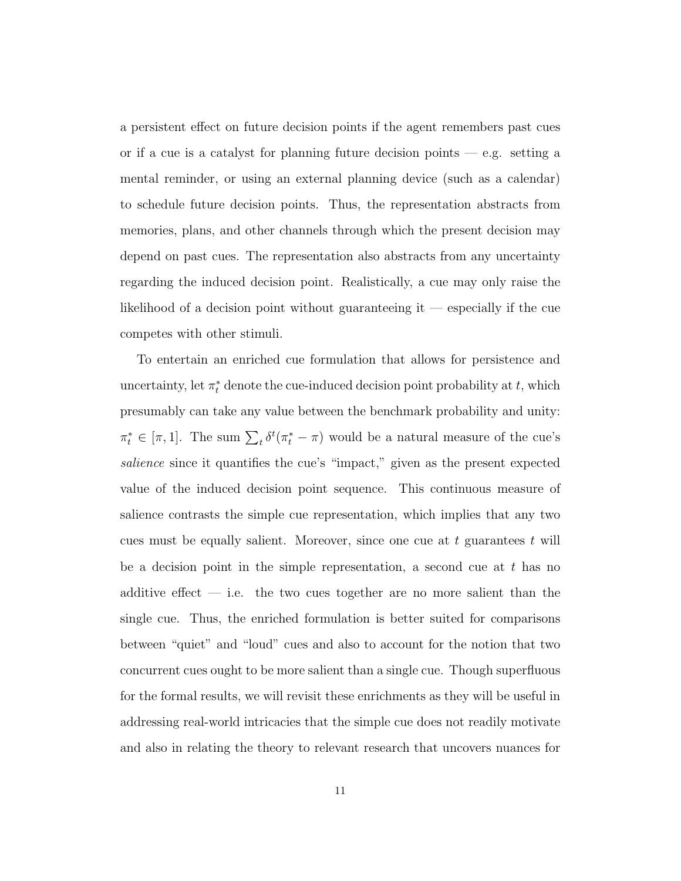a persistent effect on future decision points if the agent remembers past cues or if a cue is a catalyst for planning future decision points — e.g. setting a mental reminder, or using an external planning device (such as a calendar) to schedule future decision points. Thus, the representation abstracts from memories, plans, and other channels through which the present decision may depend on past cues. The representation also abstracts from any uncertainty regarding the induced decision point. Realistically, a cue may only raise the likelihood of a decision point without guaranteeing it — especially if the cue competes with other stimuli.

To entertain an enriched cue formulation that allows for persistence and uncertainty, let $\pi_t^*$ denote the cue-induced decision point probability at $t$, which presumably can take any value between the benchmark probability and unity: $\pi_t^* \in [\pi, 1]$. The sum $\sum_t \delta^t(\pi_t^* - \pi)$ would be a natural measure of the cue's *salience* since it quantifies the cue's "impact," given as the present expected value of the induced decision point sequence. This continuous measure of salience contrasts the simple cue representation, which implies that any two cues must be equally salient. Moreover, since one cue at $t$ guarantees $t$ will be a decision point in the simple representation, a second cue at $t$ has no additive effect — i.e. the two cues together are no more salient than the single cue. Thus, the enriched formulation is better suited for comparisons between "quiet" and "loud" cues and also to account for the notion that two concurrent cues ought to be more salient than a single cue. Though superfluous for the formal results, we will revisit these enrichments as they will be useful in addressing real-world intricacies that the simple cue does not readily motivate and also in relating the theory to relevant research that uncovers nuances for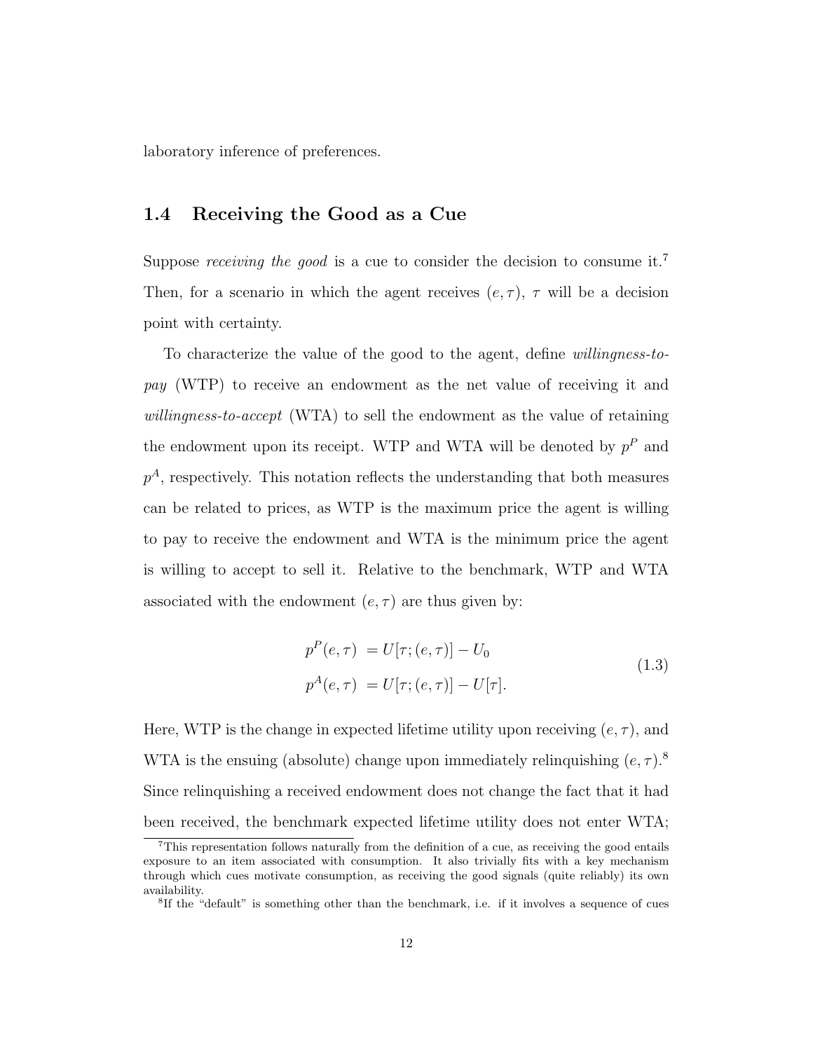laboratory inference of preferences.

## 1.4 Receiving the Good as a Cue

Suppose *receiving the good* is a cue to consider the decision to consume it.[7] Then, for a scenario in which the agent receives $(e, \tau)$, $\tau$ will be a decision point with certainty.

To characterize the value of the good to the agent, define *willingness-to-pay* (WTP) to receive an endowment as the net value of receiving it and *willingness-to-accept* (WTA) to sell the endowment as the value of retaining the endowment upon its receipt. WTP and WTA will be denoted by $p^P$ and $p^A$, respectively. This notation reflects the understanding that both measures can be related to prices, as WTP is the maximum price the agent is willing to pay to receive the endowment and WTA is the minimum price the agent is willing to accept to sell it. Relative to the benchmark, WTP and WTA associated with the endowment $(e, \tau)$ are thus given by:

$$
\begin{aligned}
p^P(e, \tau) &= U[\tau; (e, \tau)] - U_0 \\
p^A(e, \tau) &= U[\tau; (e, \tau)] - U[\tau].
\end{aligned}
\tag{1.3}
$$

Here, WTP is the change in expected lifetime utility upon receiving $(e, \tau)$, and WTA is the ensuing (absolute) change upon immediately relinquishing $(e, \tau)$.[8] Since relinquishing a received endowment does not change the fact that it had been received, the benchmark expected lifetime utility does not enter WTA;

[7] This representation follows naturally from the definition of a cue, as receiving the good entails exposure to an item associated with consumption. It also trivially fits with a key mechanism through which cues motivate consumption, as receiving the good signals (quite reliably) its own availability.

[8] If the "default" is something other than the benchmark, i.e. if it involves a sequence of cues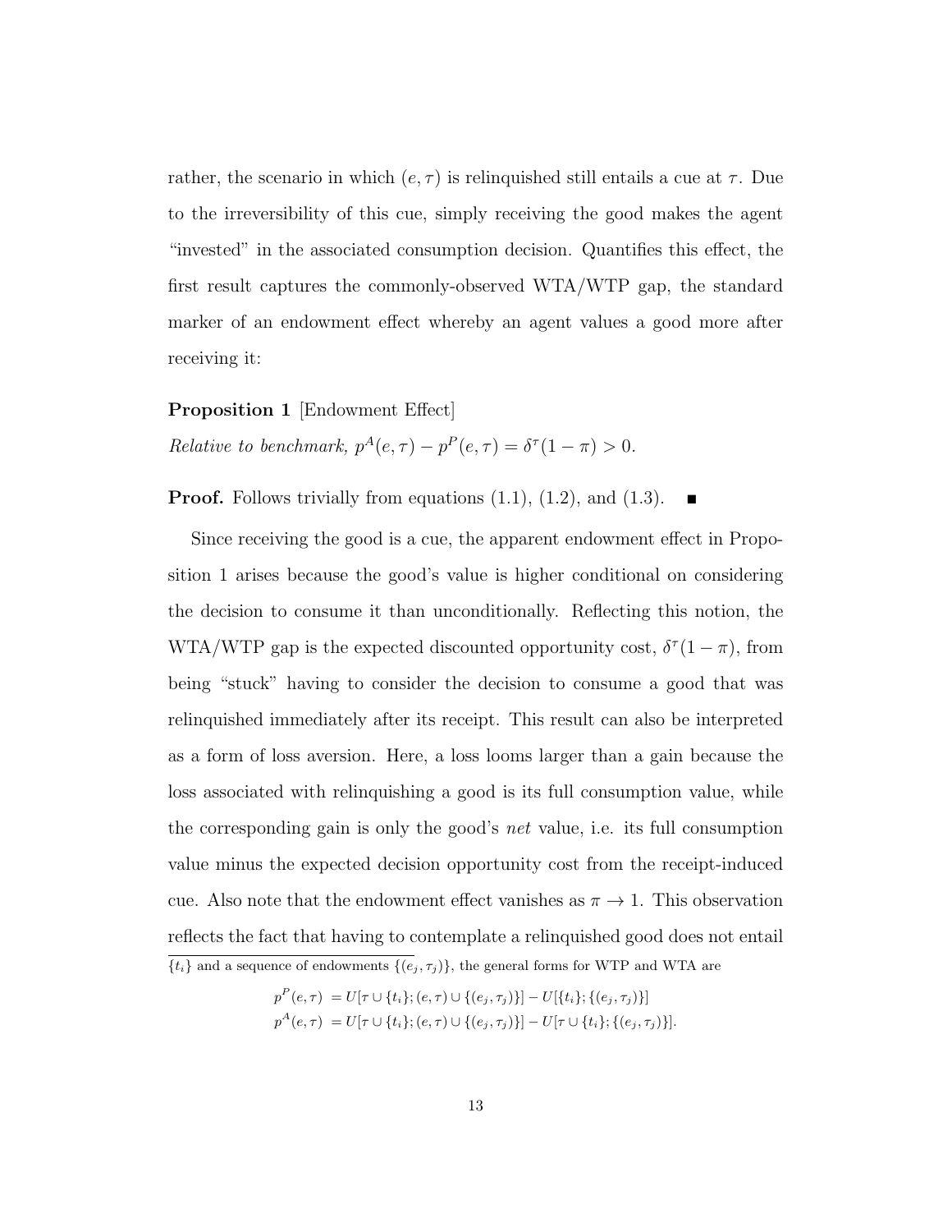rather, the scenario in which $(e, \tau)$ is relinquished still entails a cue at $\tau$. Due to the irreversibility of this cue, simply receiving the good makes the agent "invested" in the associated consumption decision. Quantifies this effect, the first result captures the commonly-observed WTA/WTP gap, the standard marker of an endowment effect whereby an agent values a good more after receiving it:

**Proposition 1** [Endowment Effect]

*Relative to benchmark,* $p^A(e, \tau) - p^P(e, \tau) = \delta^\tau(1 - \pi) > 0$.

**Proof.** Follows trivially from equations (1.1), (1.2), and (1.3). ∎

Since receiving the good is a cue, the apparent endowment effect in Proposition 1 arises because the good's value is higher conditional on considering the decision to consume it than unconditionally. Reflecting this notion, the WTA/WTP gap is the expected discounted opportunity cost, $\delta^\tau(1 - \pi)$, from being "stuck" having to consider the decision to consume a good that was relinquished immediately after its receipt. This result can also be interpreted as a form of loss aversion. Here, a loss looms larger than a gain because the loss associated with relinquishing a good is its full consumption value, while the corresponding gain is only the good's *net* value, i.e. its full consumption value minus the expected decision opportunity cost from the receipt-induced cue. Also note that the endowment effect vanishes as $\pi \to 1$. This observation reflects the fact that having to contemplate a relinquished good does not entail

$\{t_i\}$ and a sequence of endowments $\{(e_j, \tau_j)\}$, the general forms for WTP and WTA are

$$\begin{aligned} p^P(e, \tau) &= U[\tau \cup \{t_i\}; (e, \tau) \cup \{(e_j, \tau_j)\}] - U[\{t_i\}; \{(e_j, \tau_j)\}] \\ p^A(e, \tau) &= U[\tau \cup \{t_i\}; (e, \tau) \cup \{(e_j, \tau_j)\}] - U[\tau \cup \{t_i\}; \{(e_j, \tau_j)\}]. \end{aligned}$$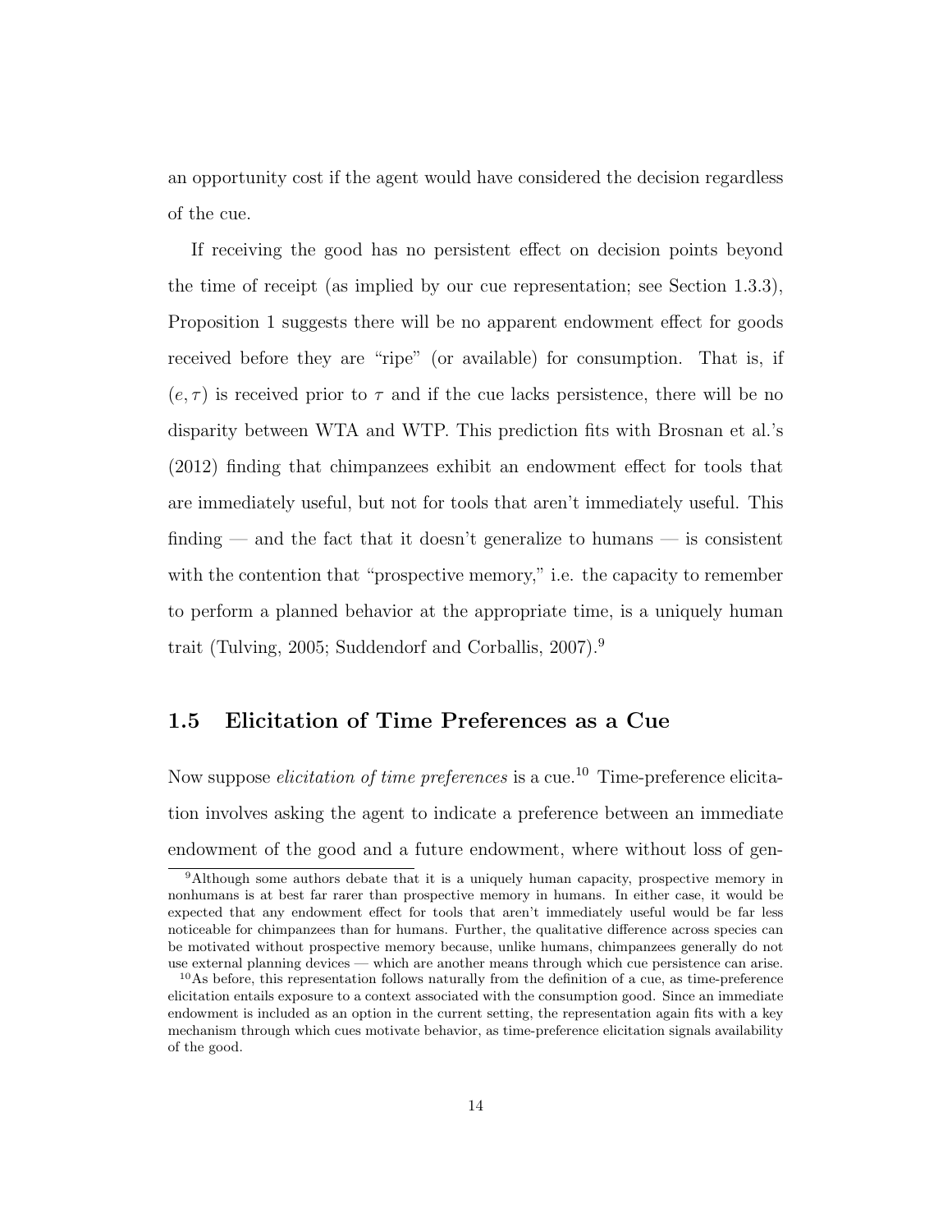an opportunity cost if the agent would have considered the decision regardless of the cue.

If receiving the good has no persistent effect on decision points beyond the time of receipt (as implied by our cue representation; see Section 1.3.3), Proposition 1 suggests there will be no apparent endowment effect for goods received before they are "ripe" (or available) for consumption. That is, if $(e, \tau)$ is received prior to $\tau$ and if the cue lacks persistence, there will be no disparity between WTA and WTP. This prediction fits with Brosnan et al.'s (2012) finding that chimpanzees exhibit an endowment effect for tools that are immediately useful, but not for tools that aren't immediately useful. This finding — and the fact that it doesn't generalize to humans — is consistent with the contention that "prospective memory," i.e. the capacity to remember to perform a planned behavior at the appropriate time, is a uniquely human trait (Tulving, 2005; Suddendorf and Corballis, 2007).[9]

## 1.5 Elicitation of Time Preferences as a Cue

Now suppose *elicitation of time preferences* is a cue.[10] Time-preference elicitation involves asking the agent to indicate a preference between an immediate endowment of the good and a future endowment, where without loss of gen-

[9]Although some authors debate that it is a uniquely human capacity, prospective memory in nonhumans is at best far rarer than prospective memory in humans. In either case, it would be expected that any endowment effect for tools that aren't immediately useful would be far less noticeable for chimpanzees than for humans. Further, the qualitative difference across species can be motivated without prospective memory because, unlike humans, chimpanzees generally do not use external planning devices — which are another means through which cue persistence can arise.

[10]As before, this representation follows naturally from the definition of a cue, as time-preference elicitation entails exposure to a context associated with the consumption good. Since an immediate endowment is included as an option in the current setting, the representation again fits with a key mechanism through which cues motivate behavior, as time-preference elicitation signals availability of the good.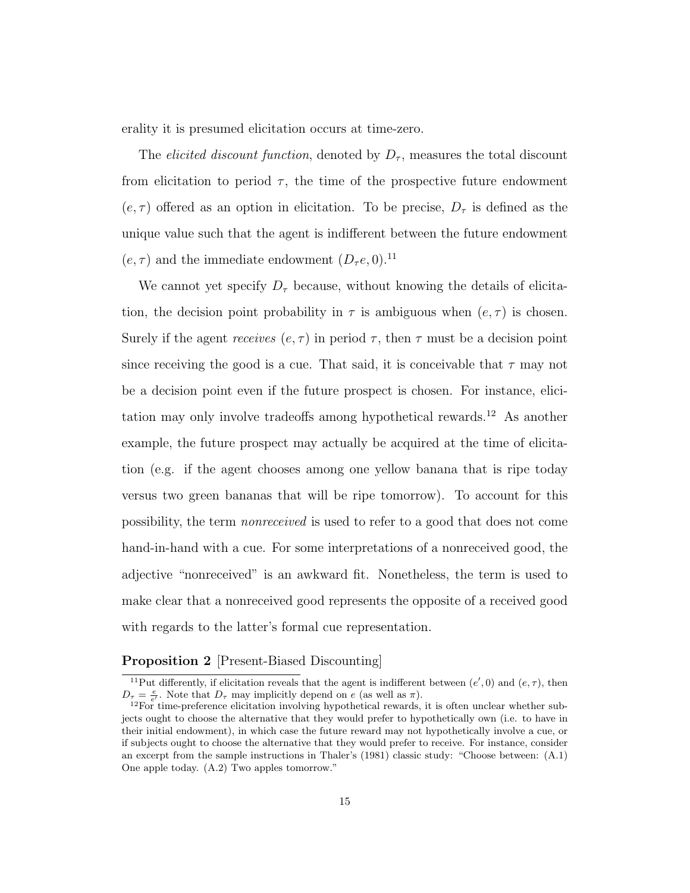erality it is presumed elicitation occurs at time-zero.

The *elicited discount function*, denoted by $D_\tau$, measures the total discount from elicitation to period $\tau$, the time of the prospective future endowment $(e, \tau)$ offered as an option in elicitation. To be precise, $D_\tau$ is defined as the unique value such that the agent is indifferent between the future endowment $(e, \tau)$ and the immediate endowment $(D_\tau e, 0)$.[11]

We cannot yet specify $D_\tau$ because, without knowing the details of elicitation, the decision point probability in $\tau$ is ambiguous when $(e, \tau)$ is chosen. Surely if the agent *receives* $(e, \tau)$ in period $\tau$, then $\tau$ must be a decision point since receiving the good is a cue. That said, it is conceivable that $\tau$ may not be a decision point even if the future prospect is chosen. For instance, elicitation may only involve tradeoffs among hypothetical rewards.[12] As another example, the future prospect may actually be acquired at the time of elicitation (e.g. if the agent chooses among one yellow banana that is ripe today versus two green bananas that will be ripe tomorrow). To account for this possibility, the term *nonreceived* is used to refer to a good that does not come hand-in-hand with a cue. For some interpretations of a nonreceived good, the adjective "nonreceived" is an awkward fit. Nonetheless, the term is used to make clear that a nonreceived good represents the opposite of a received good with regards to the latter's formal cue representation.

**Proposition 2** [Present-Biased Discounting]

[11] Put differently, if elicitation reveals that the agent is indifferent between $(e', 0)$ and $(e, \tau)$, then $D_\tau = \frac{e}{e'}$. Note that $D_\tau$ may implicitly depend on $e$ (as well as $\pi$).

[12] For time-preference elicitation involving hypothetical rewards, it is often unclear whether subjects ought to choose the alternative that they would prefer to hypothetically own (i.e. to have in their initial endowment), in which case the future reward may not hypothetically involve a cue, or if subjects ought to choose the alternative that they would prefer to receive. For instance, consider an excerpt from the sample instructions in Thaler's (1981) classic study: "Choose between: (A.1) One apple today. (A.2) Two apples tomorrow."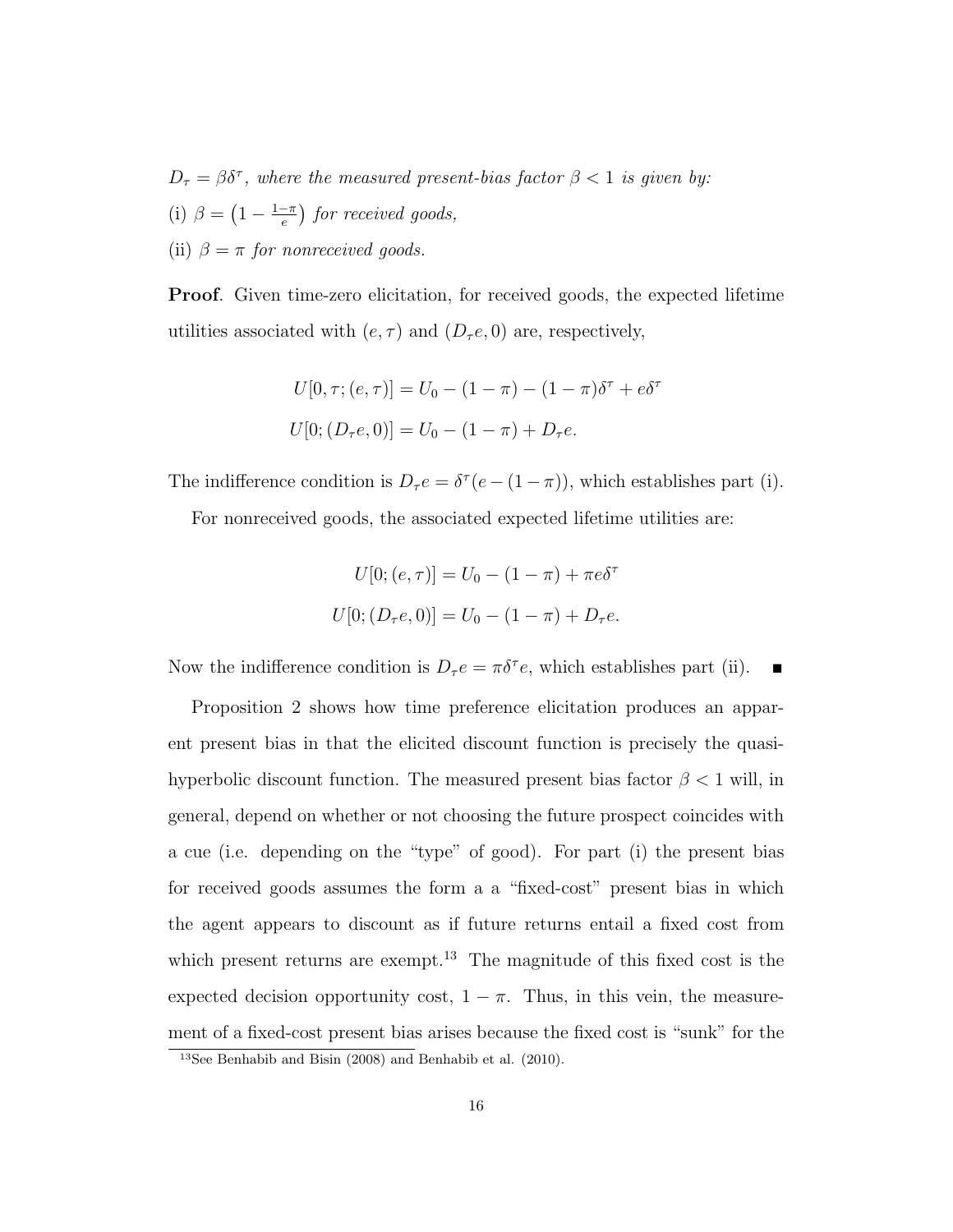*$D_\tau = \beta\delta^\tau$, where the measured present-bias factor $\beta < 1$ is given by:*

(i) $\beta = \left(1 - \frac{1-\pi}{e}\right)$ *for received goods,*

(ii) $\beta = \pi$ *for nonreceived goods.*

**Proof**. Given time-zero elicitation, for received goods, the expected lifetime utilities associated with $(e, \tau)$ and $(D_\tau e, 0)$ are, respectively,

$$U[0, \tau; (e, \tau)] = U_0 - (1 - \pi) - (1 - \pi)\delta^\tau + e\delta^\tau$$

$$U[0; (D_\tau e, 0)] = U_0 - (1 - \pi) + D_\tau e.$$

The indifference condition is $D_\tau e = \delta^\tau(e - (1 - \pi))$, which establishes part (i).

For nonreceived goods, the associated expected lifetime utilities are:

$$U[0; (e, \tau)] = U_0 - (1 - \pi) + \pi e\delta^\tau$$

$$U[0; (D_\tau e, 0)] = U_0 - (1 - \pi) + D_\tau e.$$

Now the indifference condition is $D_\tau e = \pi\delta^\tau e$, which establishes part (ii). ■

Proposition 2 shows how time preference elicitation produces an apparent present bias in that the elicited discount function is precisely the quasi-hyperbolic discount function. The measured present bias factor $\beta < 1$ will, in general, depend on whether or not choosing the future prospect coincides with a cue (i.e. depending on the "type" of good). For part (i) the present bias for received goods assumes the form a a "fixed-cost" present bias in which the agent appears to discount as if future returns entail a fixed cost from which present returns are exempt.[13] The magnitude of this fixed cost is the expected decision opportunity cost, $1 - \pi$. Thus, in this vein, the measurement of a fixed-cost present bias arises because the fixed cost is "sunk" for the

[13] See Benhabib and Bisin (2008) and Benhabib et al. (2010).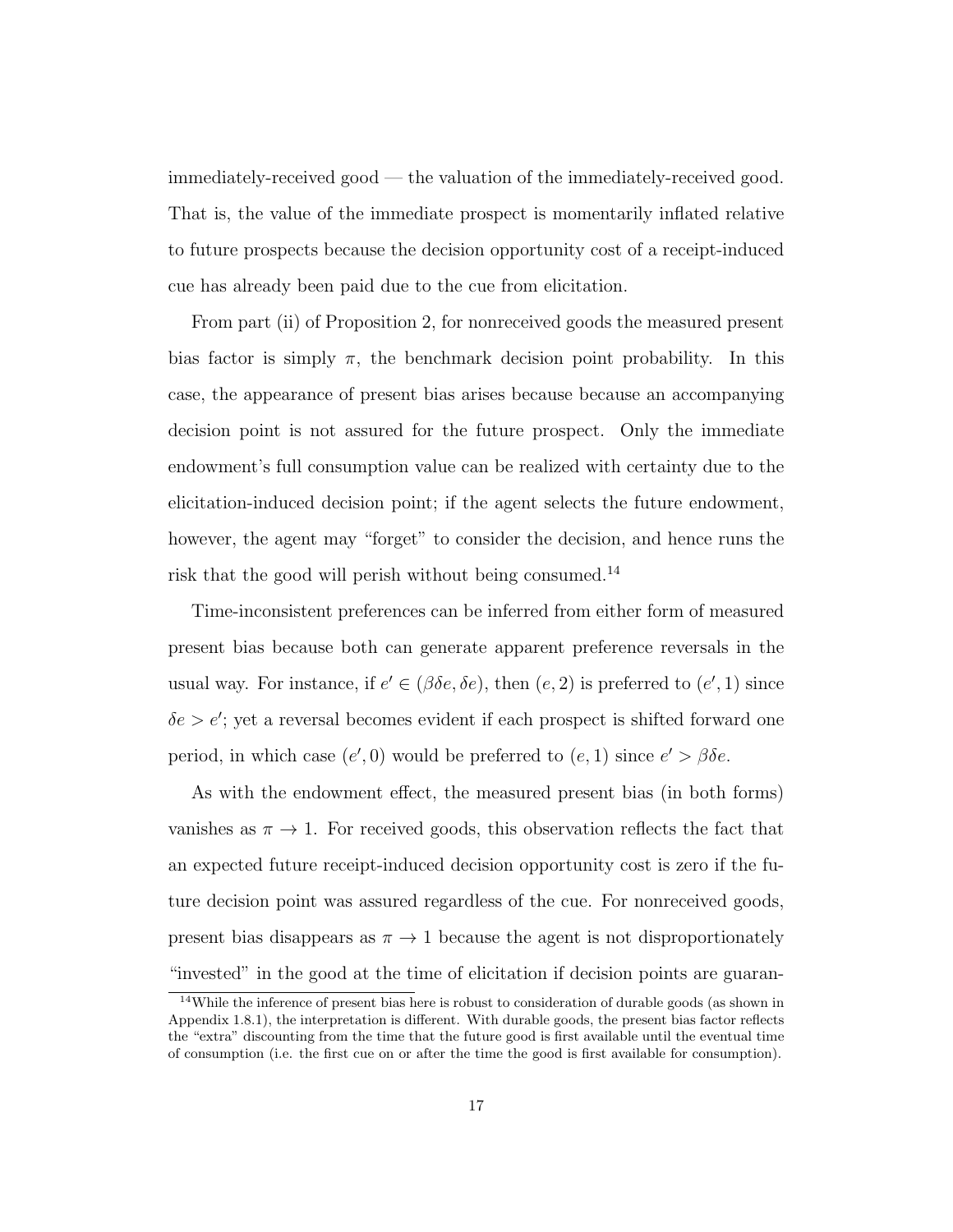immediately-received good — the valuation of the immediately-received good. That is, the value of the immediate prospect is momentarily inflated relative to future prospects because the decision opportunity cost of a receipt-induced cue has already been paid due to the cue from elicitation.

From part (ii) of Proposition 2, for nonreceived goods the measured present bias factor is simply $\pi$, the benchmark decision point probability. In this case, the appearance of present bias arises because because an accompanying decision point is not assured for the future prospect. Only the immediate endowment's full consumption value can be realized with certainty due to the elicitation-induced decision point; if the agent selects the future endowment, however, the agent may "forget" to consider the decision, and hence runs the risk that the good will perish without being consumed.[14]

Time-inconsistent preferences can be inferred from either form of measured present bias because both can generate apparent preference reversals in the usual way. For instance, if $e' \in (\beta\delta e, \delta e)$, then $(e, 2)$ is preferred to $(e', 1)$ since $\delta e > e'$; yet a reversal becomes evident if each prospect is shifted forward one period, in which case $(e', 0)$ would be preferred to $(e, 1)$ since $e' > \beta\delta e$.

As with the endowment effect, the measured present bias (in both forms) vanishes as $\pi \to 1$. For received goods, this observation reflects the fact that an expected future receipt-induced decision opportunity cost is zero if the future decision point was assured regardless of the cue. For nonreceived goods, present bias disappears as $\pi \to 1$ because the agent is not disproportionately "invested" in the good at the time of elicitation if decision points are guaran-

[14] While the inference of present bias here is robust to consideration of durable goods (as shown in Appendix 1.8.1), the interpretation is different. With durable goods, the present bias factor reflects the "extra" discounting from the time that the future good is first available until the eventual time of consumption (i.e. the first cue on or after the time the good is first available for consumption).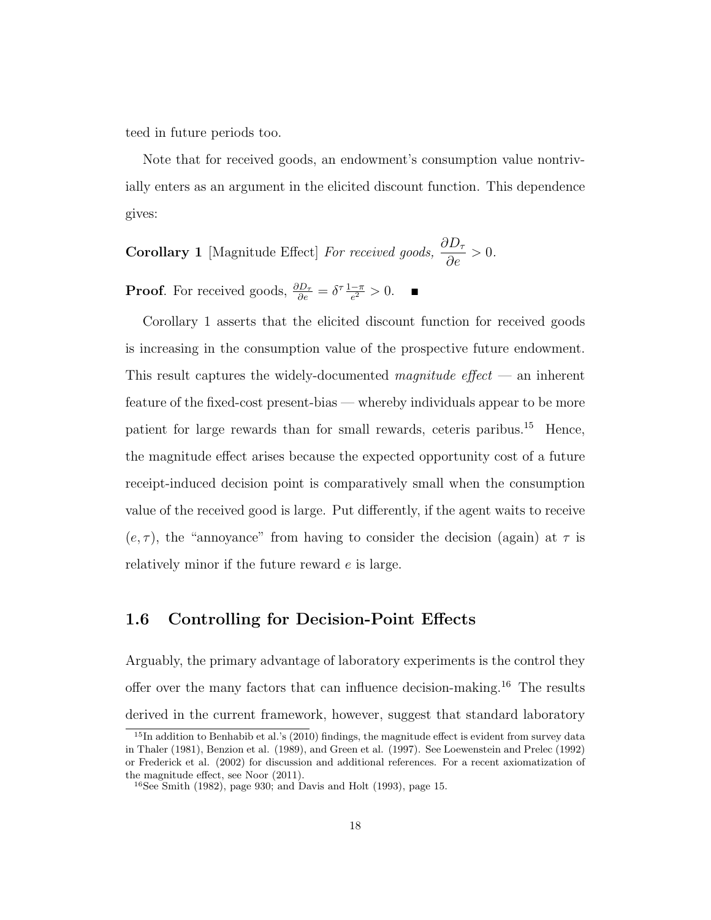teed in future periods too.

Note that for received goods, an endowment's consumption value nontrivially enters as an argument in the elicited discount function. This dependence gives:

**Corollary 1** [Magnitude Effect] *For received goods,* $\dfrac{\partial D_\tau}{\partial e} > 0$.

**Proof**. For received goods, $\frac{\partial D_\tau}{\partial e} = \delta^\tau \frac{1-\pi}{e^2} > 0$. ■

Corollary 1 asserts that the elicited discount function for received goods is increasing in the consumption value of the prospective future endowment. This result captures the widely-documented *magnitude effect* — an inherent feature of the fixed-cost present-bias — whereby individuals appear to be more patient for large rewards than for small rewards, ceteris paribus.[15] Hence, the magnitude effect arises because the expected opportunity cost of a future receipt-induced decision point is comparatively small when the consumption value of the received good is large. Put differently, if the agent waits to receive $(e, \tau)$, the "annoyance" from having to consider the decision (again) at $\tau$ is relatively minor if the future reward $e$ is large.

## 1.6 Controlling for Decision-Point Effects

Arguably, the primary advantage of laboratory experiments is the control they offer over the many factors that can influence decision-making.[16] The results derived in the current framework, however, suggest that standard laboratory

[15] In addition to Benhabib et al.'s (2010) findings, the magnitude effect is evident from survey data in Thaler (1981), Benzion et al. (1989), and Green et al. (1997). See Loewenstein and Prelec (1992) or Frederick et al. (2002) for discussion and additional references. For a recent axiomatization of the magnitude effect, see Noor (2011).

[16] See Smith (1982), page 930; and Davis and Holt (1993), page 15.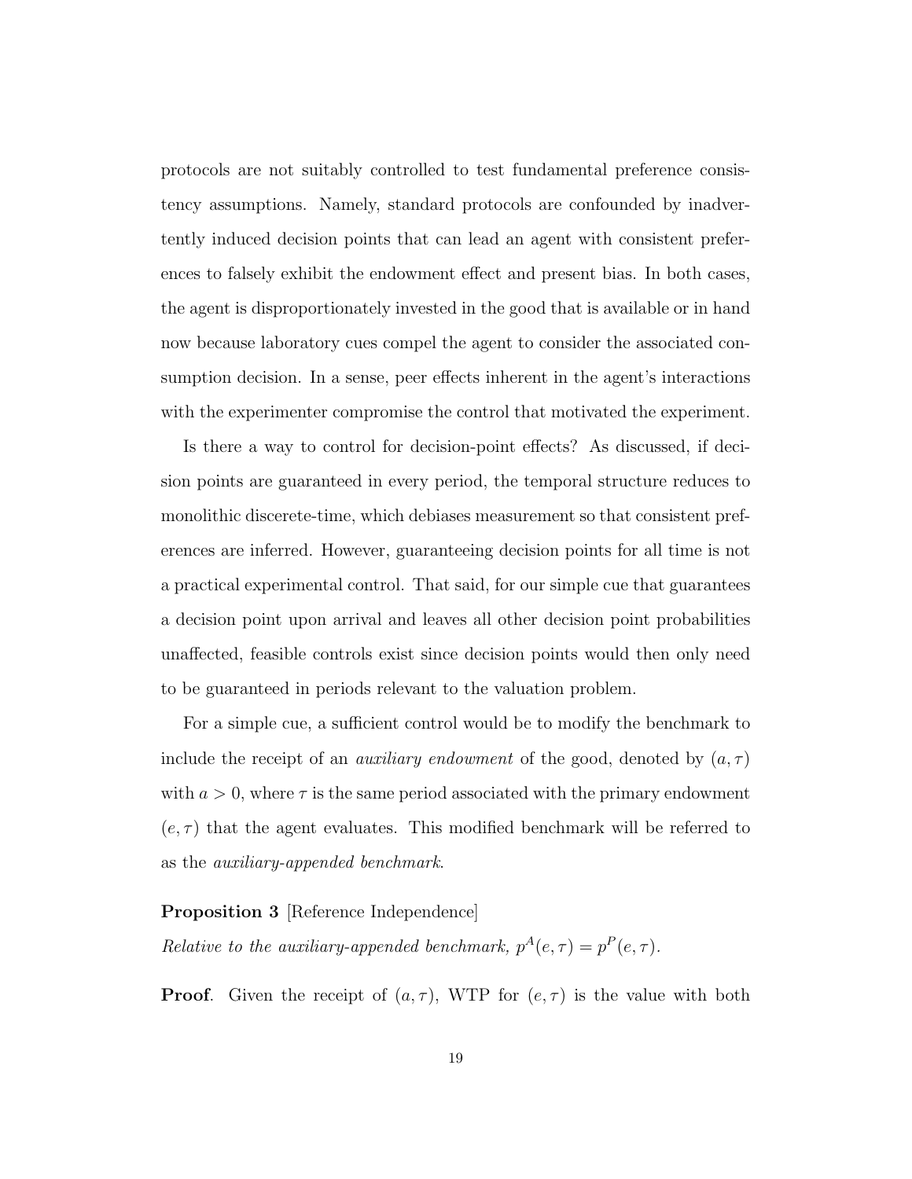protocols are not suitably controlled to test fundamental preference consistency assumptions. Namely, standard protocols are confounded by inadvertently induced decision points that can lead an agent with consistent preferences to falsely exhibit the endowment effect and present bias. In both cases, the agent is disproportionately invested in the good that is available or in hand now because laboratory cues compel the agent to consider the associated consumption decision. In a sense, peer effects inherent in the agent's interactions with the experimenter compromise the control that motivated the experiment.

Is there a way to control for decision-point effects? As discussed, if decision points are guaranteed in every period, the temporal structure reduces to monolithic discerete-time, which debiases measurement so that consistent preferences are inferred. However, guaranteeing decision points for all time is not a practical experimental control. That said, for our simple cue that guarantees a decision point upon arrival and leaves all other decision point probabilities unaffected, feasible controls exist since decision points would then only need to be guaranteed in periods relevant to the valuation problem.

For a simple cue, a sufficient control would be to modify the benchmark to include the receipt of an *auxiliary endowment* of the good, denoted by $(a, \tau)$ with $a > 0$, where $\tau$ is the same period associated with the primary endowment $(e, \tau)$ that the agent evaluates. This modified benchmark will be referred to as the *auxiliary-appended benchmark*.

**Proposition 3** [Reference Independence]
*Relative to the auxiliary-appended benchmark,* $p^A(e, \tau) = p^P(e, \tau)$.

**Proof**. Given the receipt of $(a, \tau)$, WTP for $(e, \tau)$ is the value with both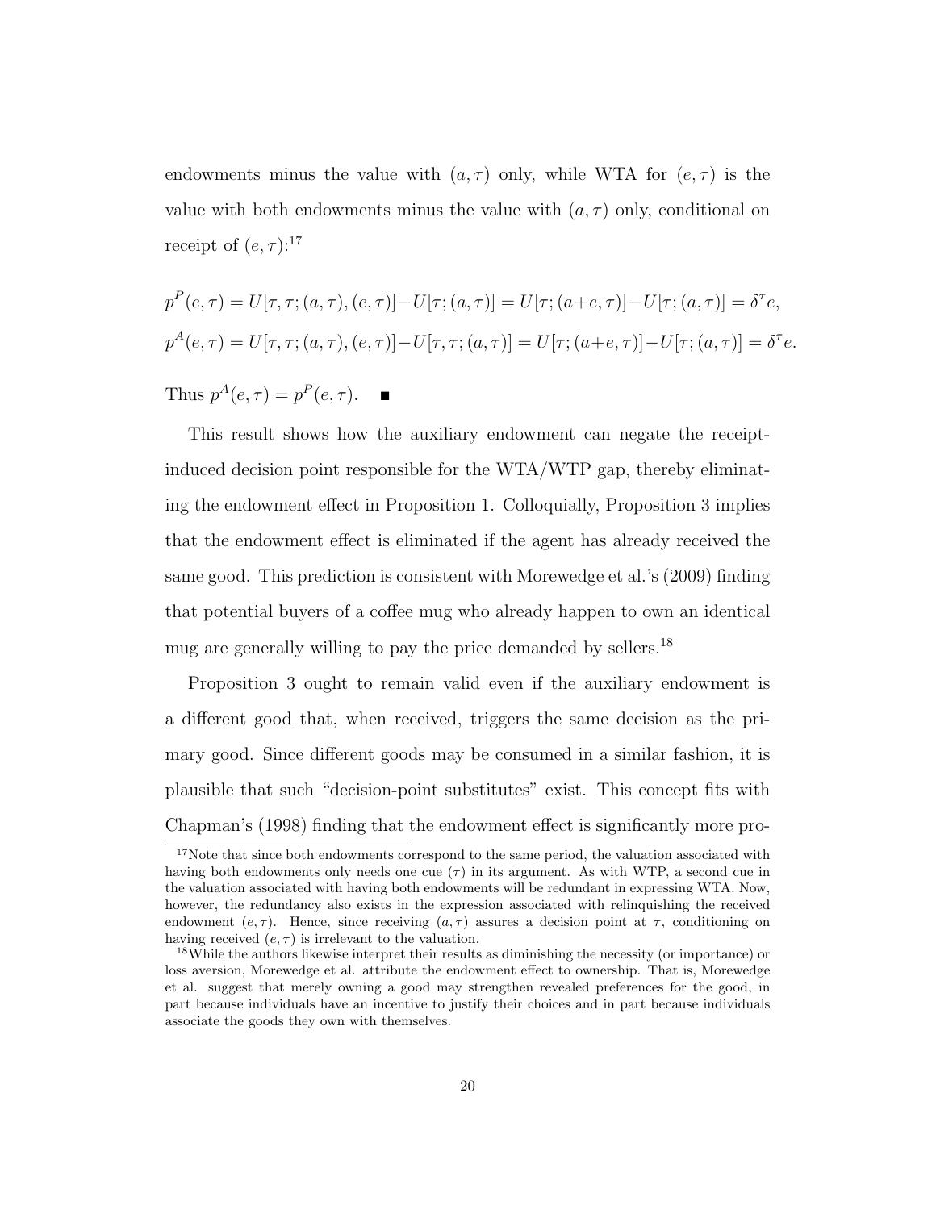endowments minus the value with $(a, \tau)$ only, while WTA for $(e, \tau)$ is the value with both endowments minus the value with $(a, \tau)$ only, conditional on receipt of $(e, \tau)$:[17]

$$p^P(e, \tau) = U[\tau, \tau; (a, \tau), (e, \tau)] - U[\tau; (a, \tau)] = U[\tau; (a+e, \tau)] - U[\tau; (a, \tau)] = \delta^\tau e,$$

$$p^A(e, \tau) = U[\tau, \tau; (a, \tau), (e, \tau)] - U[\tau, \tau; (a, \tau)] = U[\tau; (a+e, \tau)] - U[\tau; (a, \tau)] = \delta^\tau e.$$

Thus $p^A(e, \tau) = p^P(e, \tau)$. ∎

This result shows how the auxiliary endowment can negate the receipt-induced decision point responsible for the WTA/WTP gap, thereby eliminating the endowment effect in Proposition 1. Colloquially, Proposition 3 implies that the endowment effect is eliminated if the agent has already received the same good. This prediction is consistent with Morewedge et al.'s (2009) finding that potential buyers of a coffee mug who already happen to own an identical mug are generally willing to pay the price demanded by sellers.[18]

Proposition 3 ought to remain valid even if the auxiliary endowment is a different good that, when received, triggers the same decision as the primary good. Since different goods may be consumed in a similar fashion, it is plausible that such "decision-point substitutes" exist. This concept fits with Chapman's (1998) finding that the endowment effect is significantly more pro-

[17] Note that since both endowments correspond to the same period, the valuation associated with having both endowments only needs one cue $(\tau)$ in its argument. As with WTP, a second cue in the valuation associated with having both endowments will be redundant in expressing WTA. Now, however, the redundancy also exists in the expression associated with relinquishing the received endowment $(e, \tau)$. Hence, since receiving $(a, \tau)$ assures a decision point at $\tau$, conditioning on having received $(e, \tau)$ is irrelevant to the valuation.

[18] While the authors likewise interpret their results as diminishing the necessity (or importance) or loss aversion, Morewedge et al. attribute the endowment effect to ownership. That is, Morewedge et al. suggest that merely owning a good may strengthen revealed preferences for the good, in part because individuals have an incentive to justify their choices and in part because individuals associate the goods they own with themselves.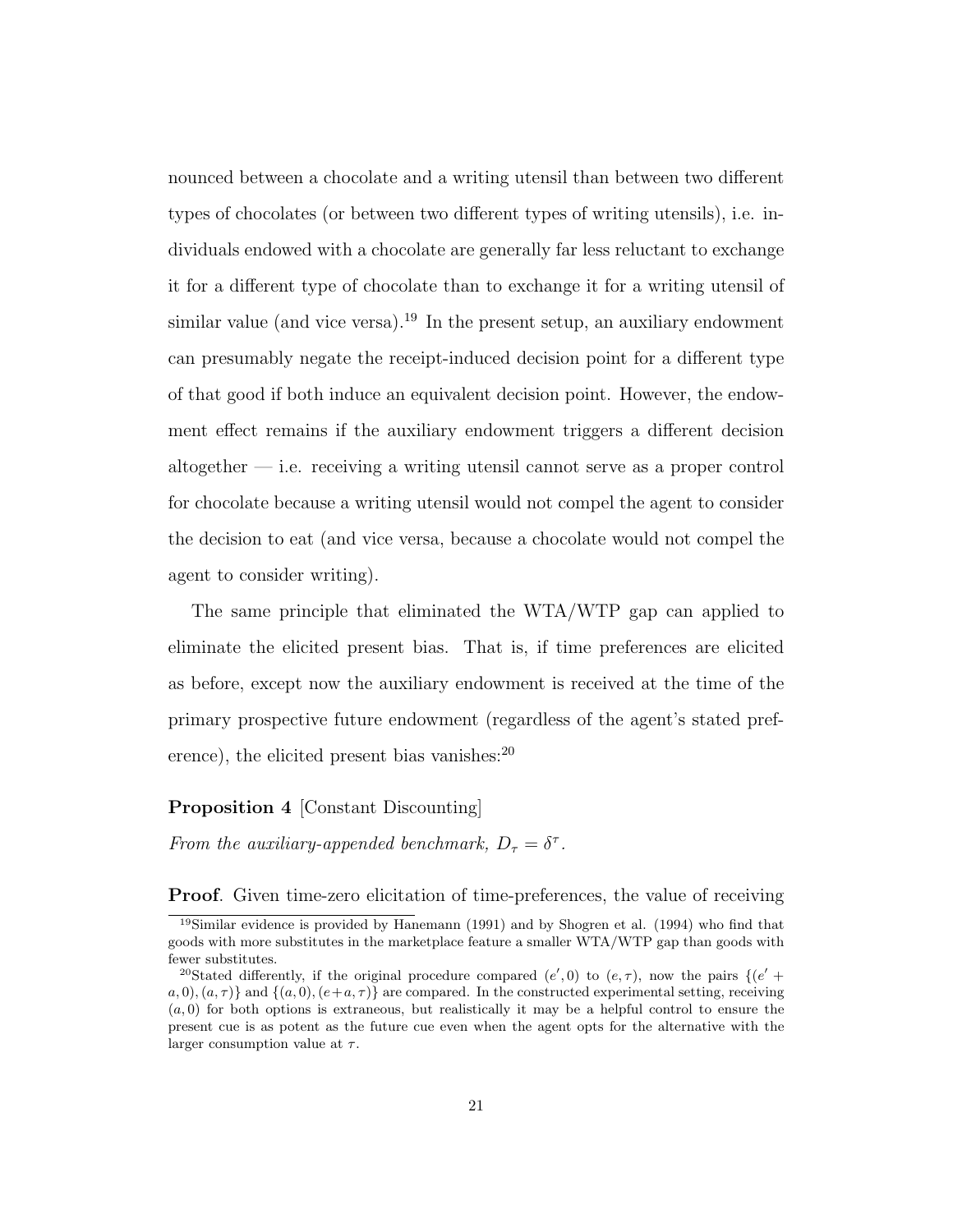nounced between a chocolate and a writing utensil than between two different types of chocolates (or between two different types of writing utensils), i.e. individuals endowed with a chocolate are generally far less reluctant to exchange it for a different type of chocolate than to exchange it for a writing utensil of similar value (and vice versa).[19] In the present setup, an auxiliary endowment can presumably negate the receipt-induced decision point for a different type of that good if both induce an equivalent decision point. However, the endowment effect remains if the auxiliary endowment triggers a different decision altogether — i.e. receiving a writing utensil cannot serve as a proper control for chocolate because a writing utensil would not compel the agent to consider the decision to eat (and vice versa, because a chocolate would not compel the agent to consider writing).

The same principle that eliminated the WTA/WTP gap can applied to eliminate the elicited present bias. That is, if time preferences are elicited as before, except now the auxiliary endowment is received at the time of the primary prospective future endowment (regardless of the agent's stated preference), the elicited present bias vanishes:[20]

**Proposition 4** [Constant Discounting]

*From the auxiliary-appended benchmark,* $D_\tau = \delta^\tau$.

**Proof**. Given time-zero elicitation of time-preferences, the value of receiving

[19] Similar evidence is provided by Hanemann (1991) and by Shogren et al. (1994) who find that goods with more substitutes in the marketplace feature a smaller WTA/WTP gap than goods with fewer substitutes.

[20] Stated differently, if the original procedure compared $(e', 0)$ to $(e, \tau)$, now the pairs $\{(e' + a, 0), (a, \tau)\}$ and $\{(a, 0), (e + a, \tau)\}$ are compared. In the constructed experimental setting, receiving $(a, 0)$ for both options is extraneous, but realistically it may be a helpful control to ensure the present cue is as potent as the future cue even when the agent opts for the alternative with the larger consumption value at $\tau$.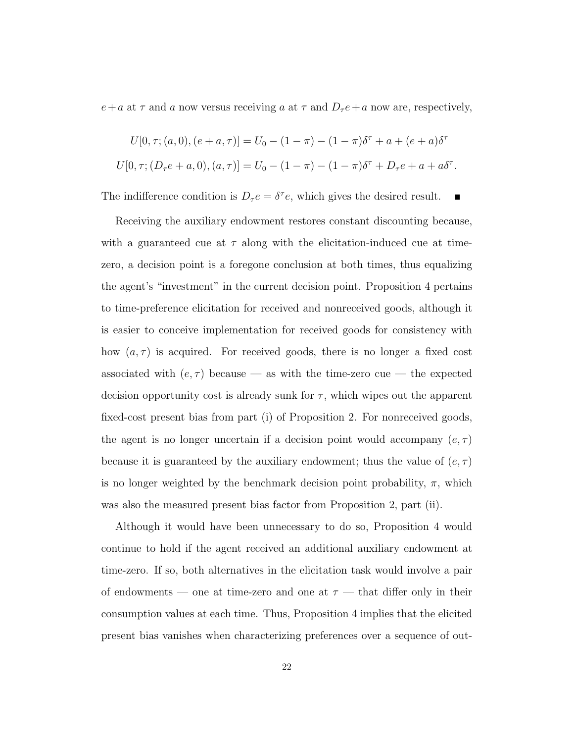$e+a$ at $\tau$ and $a$ now versus receiving $a$ at $\tau$ and $D_\tau e+a$ now are, respectively,

$$U[0,\tau;(a,0),(e+a,\tau)] = U_0 - (1-\pi) - (1-\pi)\delta^\tau + a + (e+a)\delta^\tau$$

$$U[0,\tau;(D_\tau e+a,0),(a,\tau)] = U_0 - (1-\pi) - (1-\pi)\delta^\tau + D_\tau e + a + a\delta^\tau.$$

The indifference condition is $D_\tau e = \delta^\tau e$, which gives the desired result. ■

Receiving the auxiliary endowment restores constant discounting because, with a guaranteed cue at $\tau$ along with the elicitation-induced cue at time-zero, a decision point is a foregone conclusion at both times, thus equalizing the agent's "investment" in the current decision point. Proposition 4 pertains to time-preference elicitation for received and nonreceived goods, although it is easier to conceive implementation for received goods for consistency with how $(a,\tau)$ is acquired. For received goods, there is no longer a fixed cost associated with $(e,\tau)$ because — as with the time-zero cue — the expected decision opportunity cost is already sunk for $\tau$, which wipes out the apparent fixed-cost present bias from part (i) of Proposition 2. For nonreceived goods, the agent is no longer uncertain if a decision point would accompany $(e,\tau)$ because it is guaranteed by the auxiliary endowment; thus the value of $(e,\tau)$ is no longer weighted by the benchmark decision point probability, $\pi$, which was also the measured present bias factor from Proposition 2, part (ii).

Although it would have been unnecessary to do so, Proposition 4 would continue to hold if the agent received an additional auxiliary endowment at time-zero. If so, both alternatives in the elicitation task would involve a pair of endowments — one at time-zero and one at $\tau$ — that differ only in their consumption values at each time. Thus, Proposition 4 implies that the elicited present bias vanishes when characterizing preferences over a sequence of out-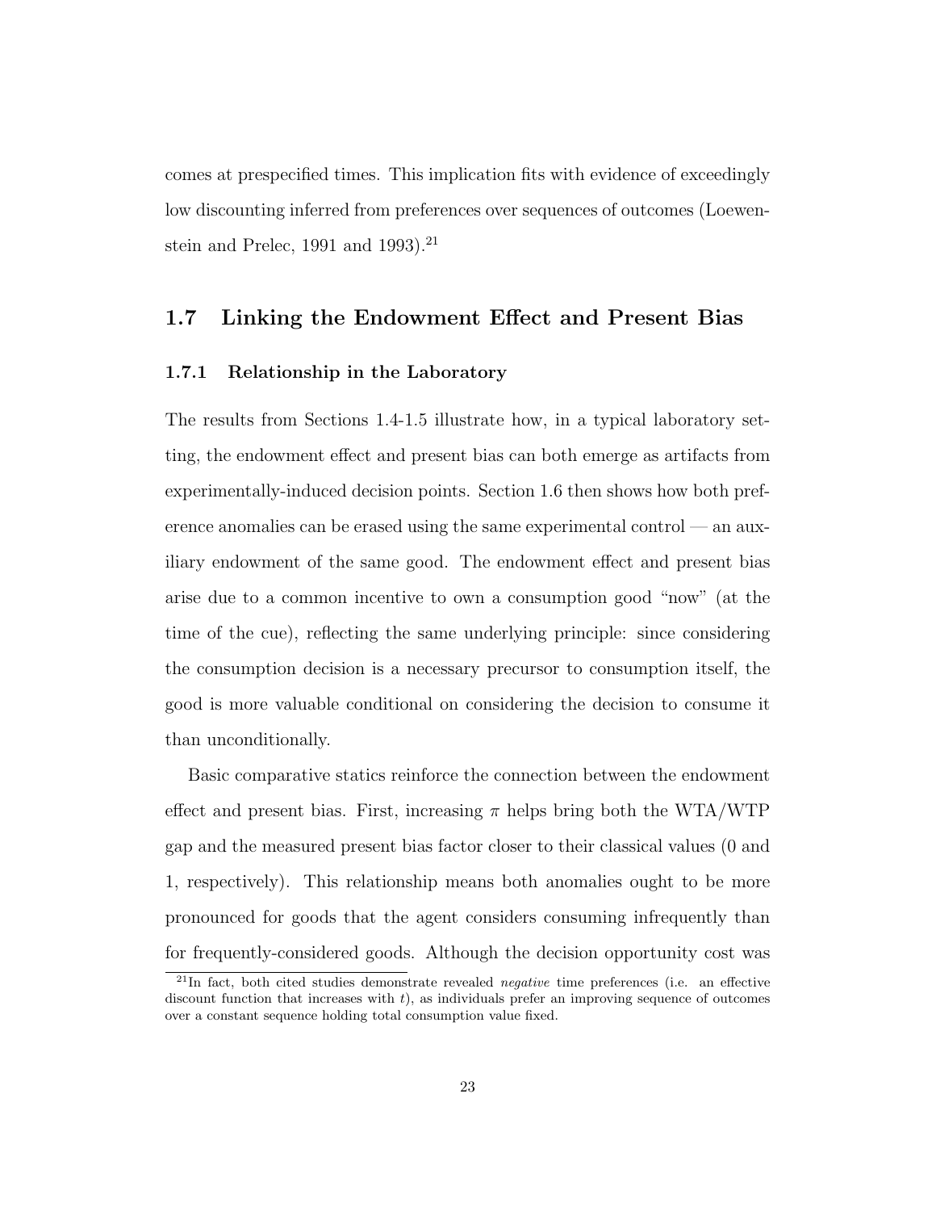comes at prespecified times. This implication fits with evidence of exceedingly low discounting inferred from preferences over sequences of outcomes (Loewenstein and Prelec, 1991 and 1993).[21]

## 1.7 Linking the Endowment Effect and Present Bias

### 1.7.1 Relationship in the Laboratory

The results from Sections 1.4-1.5 illustrate how, in a typical laboratory setting, the endowment effect and present bias can both emerge as artifacts from experimentally-induced decision points. Section 1.6 then shows how both preference anomalies can be erased using the same experimental control — an auxiliary endowment of the same good. The endowment effect and present bias arise due to a common incentive to own a consumption good "now" (at the time of the cue), reflecting the same underlying principle: since considering the consumption decision is a necessary precursor to consumption itself, the good is more valuable conditional on considering the decision to consume it than unconditionally.

Basic comparative statics reinforce the connection between the endowment effect and present bias. First, increasing $\pi$ helps bring both the WTA/WTP gap and the measured present bias factor closer to their classical values (0 and 1, respectively). This relationship means both anomalies ought to be more pronounced for goods that the agent considers consuming infrequently than for frequently-considered goods. Although the decision opportunity cost was

[21] In fact, both cited studies demonstrate revealed *negative* time preferences (i.e. an effective discount function that increases with $t$), as individuals prefer an improving sequence of outcomes over a constant sequence holding total consumption value fixed.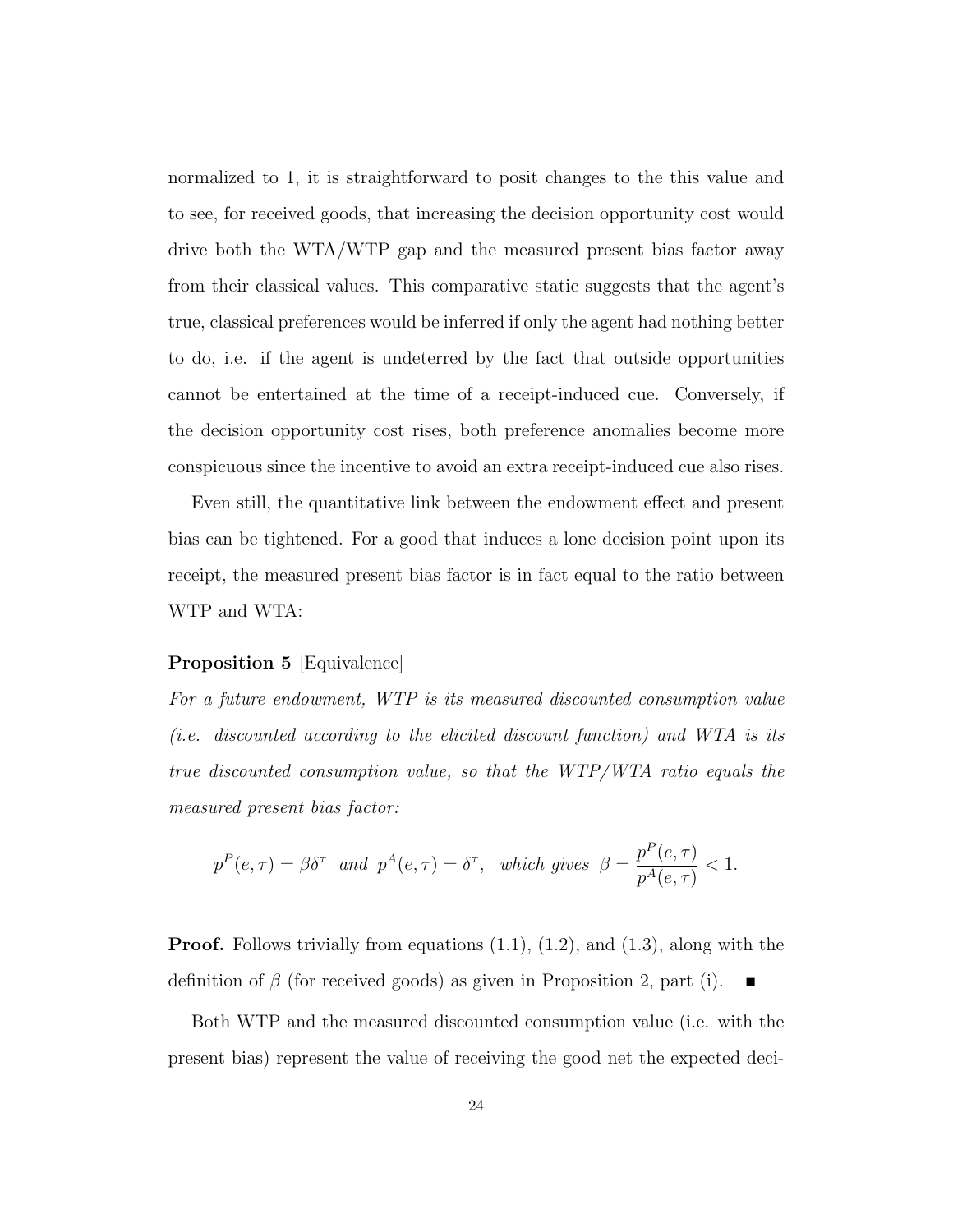normalized to 1, it is straightforward to posit changes to the this value and to see, for received goods, that increasing the decision opportunity cost would drive both the WTA/WTP gap and the measured present bias factor away from their classical values. This comparative static suggests that the agent's true, classical preferences would be inferred if only the agent had nothing better to do, i.e. if the agent is undeterred by the fact that outside opportunities cannot be entertained at the time of a receipt-induced cue. Conversely, if the decision opportunity cost rises, both preference anomalies become more conspicuous since the incentive to avoid an extra receipt-induced cue also rises.

Even still, the quantitative link between the endowment effect and present bias can be tightened. For a good that induces a lone decision point upon its receipt, the measured present bias factor is in fact equal to the ratio between WTP and WTA:

**Proposition 5** [Equivalence]

*For a future endowment, WTP is its measured discounted consumption value (i.e. discounted according to the elicited discount function) and WTA is its true discounted consumption value, so that the WTP/WTA ratio equals the measured present bias factor:*

$$p^P(e,\tau) = \beta\delta^\tau \;\; \text{and} \;\; p^A(e,\tau) = \delta^\tau, \;\; \text{which gives} \;\; \beta = \frac{p^P(e,\tau)}{p^A(e,\tau)} < 1.$$

**Proof.** Follows trivially from equations (1.1), (1.2), and (1.3), along with the definition of $\beta$ (for received goods) as given in Proposition 2, part (i). ∎

Both WTP and the measured discounted consumption value (i.e. with the present bias) represent the value of receiving the good net the expected deci-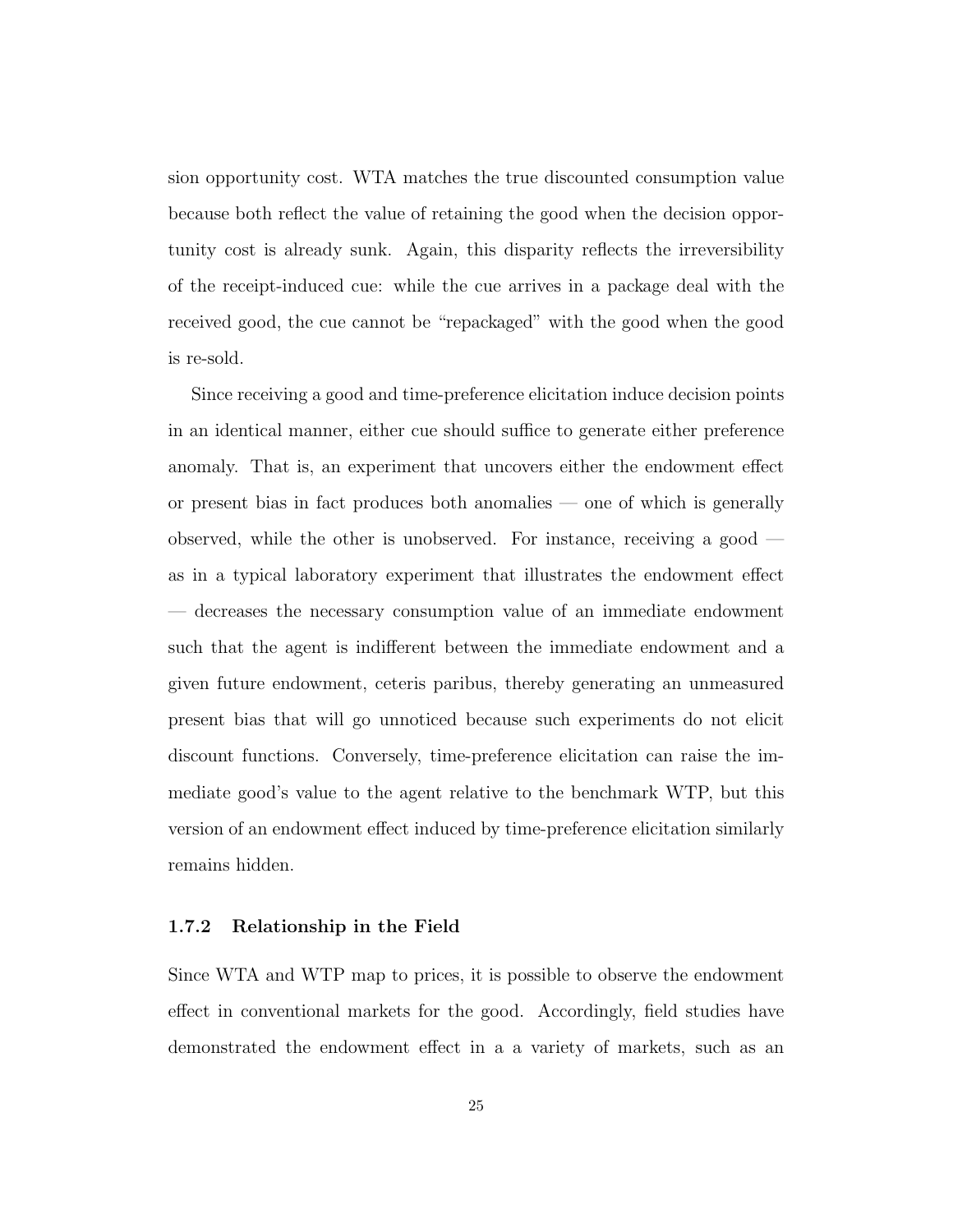sion opportunity cost. WTA matches the true discounted consumption value because both reflect the value of retaining the good when the decision opportunity cost is already sunk. Again, this disparity reflects the irreversibility of the receipt-induced cue: while the cue arrives in a package deal with the received good, the cue cannot be "repackaged" with the good when the good is re-sold.

Since receiving a good and time-preference elicitation induce decision points in an identical manner, either cue should suffice to generate either preference anomaly. That is, an experiment that uncovers either the endowment effect or present bias in fact produces both anomalies — one of which is generally observed, while the other is unobserved. For instance, receiving a good — as in a typical laboratory experiment that illustrates the endowment effect — decreases the necessary consumption value of an immediate endowment such that the agent is indifferent between the immediate endowment and a given future endowment, ceteris paribus, thereby generating an unmeasured present bias that will go unnoticed because such experiments do not elicit discount functions. Conversely, time-preference elicitation can raise the immediate good's value to the agent relative to the benchmark WTP, but this version of an endowment effect induced by time-preference elicitation similarly remains hidden.

### 1.7.2 Relationship in the Field

Since WTA and WTP map to prices, it is possible to observe the endowment effect in conventional markets for the good. Accordingly, field studies have demonstrated the endowment effect in a a variety of markets, such as an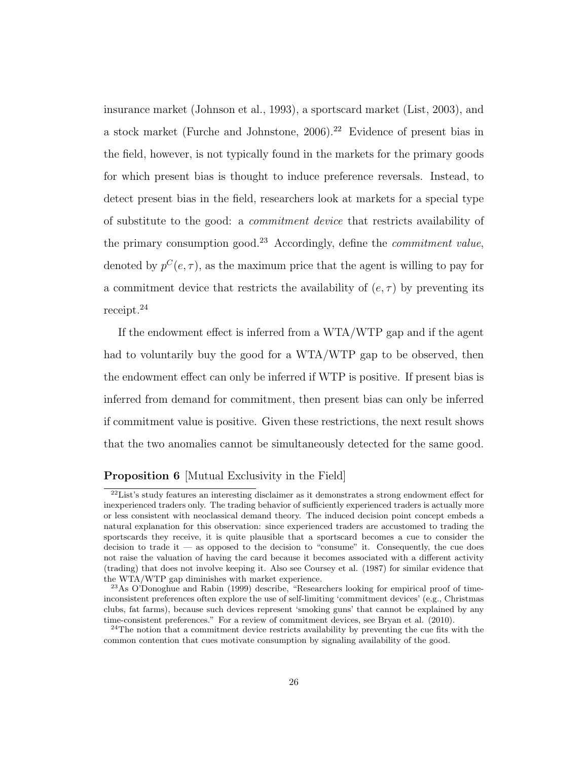insurance market (Johnson et al., 1993), a sportscard market (List, 2003), and a stock market (Furche and Johnstone, 2006).[22] Evidence of present bias in the field, however, is not typically found in the markets for the primary goods for which present bias is thought to induce preference reversals. Instead, to detect present bias in the field, researchers look at markets for a special type of substitute to the good: a *commitment device* that restricts availability of the primary consumption good.[23] Accordingly, define the *commitment value*, denoted by $p^C(e, \tau)$, as the maximum price that the agent is willing to pay for a commitment device that restricts the availability of $(e, \tau)$ by preventing its receipt.[24]

If the endowment effect is inferred from a WTA/WTP gap and if the agent had to voluntarily buy the good for a WTA/WTP gap to be observed, then the endowment effect can only be inferred if WTP is positive. If present bias is inferred from demand for commitment, then present bias can only be inferred if commitment value is positive. Given these restrictions, the next result shows that the two anomalies cannot be simultaneously detected for the same good.

**Proposition 6** [Mutual Exclusivity in the Field]

[22] List's study features an interesting disclaimer as it demonstrates a strong endowment effect for inexperienced traders only. The trading behavior of sufficiently experienced traders is actually more or less consistent with neoclassical demand theory. The induced decision point concept embeds a natural explanation for this observation: since experienced traders are accustomed to trading the sportscards they receive, it is quite plausible that a sportscard becomes a cue to consider the decision to trade it — as opposed to the decision to "consume" it. Consequently, the cue does not raise the valuation of having the card because it becomes associated with a different activity (trading) that does not involve keeping it. Also see Coursey et al. (1987) for similar evidence that the WTA/WTP gap diminishes with market experience.

[23] As O'Donoghue and Rabin (1999) describe, "Researchers looking for empirical proof of time-inconsistent preferences often explore the use of self-limiting 'commitment devices' (e.g., Christmas clubs, fat farms), because such devices represent 'smoking guns' that cannot be explained by any time-consistent preferences." For a review of commitment devices, see Bryan et al. (2010).

[24] The notion that a commitment device restricts availability by preventing the cue fits with the common contention that cues motivate consumption by signaling availability of the good.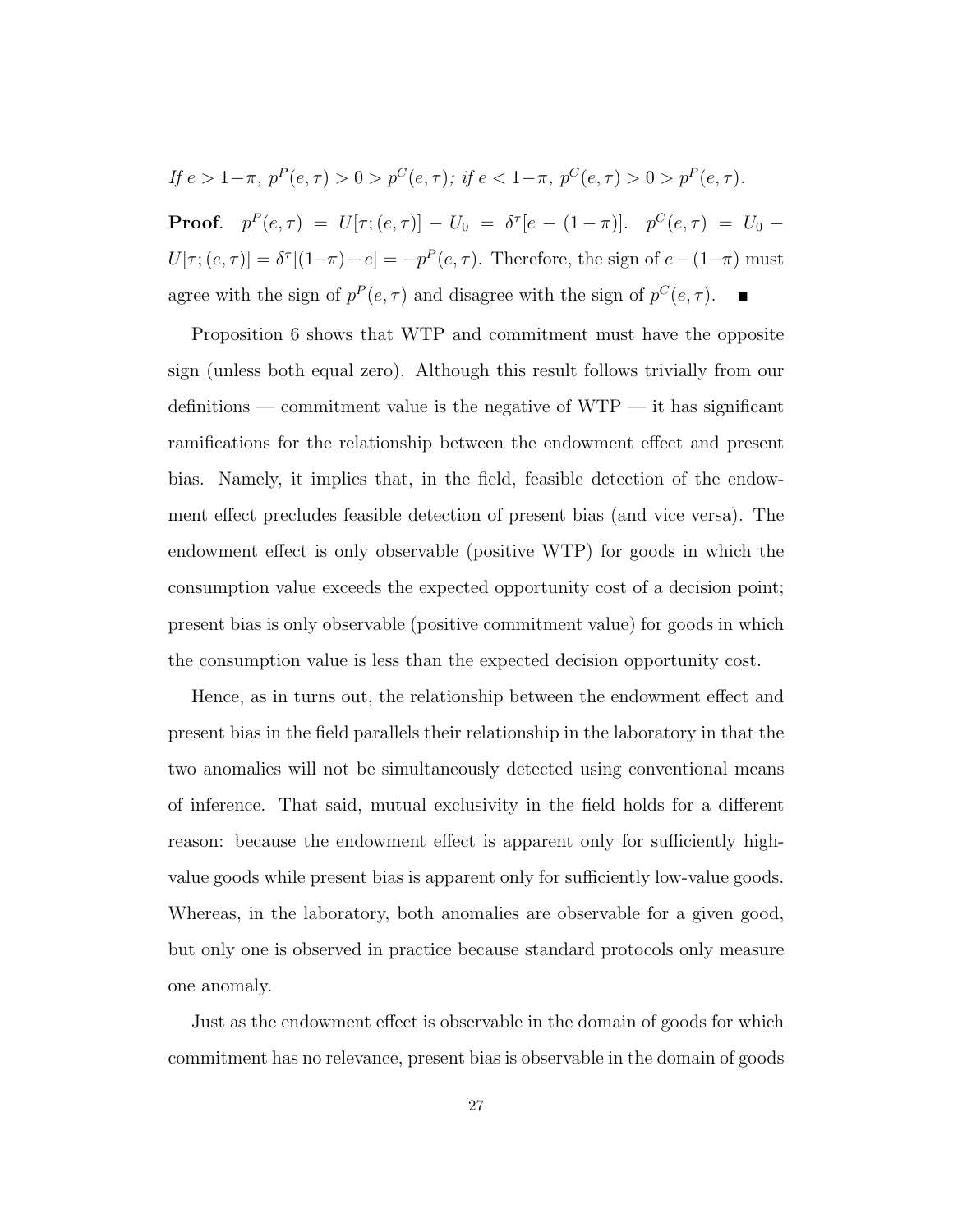*If* $e > 1-\pi$, $p^P(e,\tau) > 0 > p^C(e,\tau)$; *if* $e < 1-\pi$, $p^C(e,\tau) > 0 > p^P(e,\tau)$.

**Proof**. $p^P(e,\tau) = U[\tau;(e,\tau)] - U_0 = \delta^\tau[e - (1-\pi)]$. $p^C(e,\tau) = U_0 - U[\tau;(e,\tau)] = \delta^\tau[(1-\pi) - e] = -p^P(e,\tau)$. Therefore, the sign of $e-(1-\pi)$ must agree with the sign of $p^P(e,\tau)$ and disagree with the sign of $p^C(e,\tau)$. ■

Proposition 6 shows that WTP and commitment must have the opposite sign (unless both equal zero). Although this result follows trivially from our definitions — commitment value is the negative of WTP — it has significant ramifications for the relationship between the endowment effect and present bias. Namely, it implies that, in the field, feasible detection of the endowment effect precludes feasible detection of present bias (and vice versa). The endowment effect is only observable (positive WTP) for goods in which the consumption value exceeds the expected opportunity cost of a decision point; present bias is only observable (positive commitment value) for goods in which the consumption value is less than the expected decision opportunity cost.

Hence, as in turns out, the relationship between the endowment effect and present bias in the field parallels their relationship in the laboratory in that the two anomalies will not be simultaneously detected using conventional means of inference. That said, mutual exclusivity in the field holds for a different reason: because the endowment effect is apparent only for sufficiently high-value goods while present bias is apparent only for sufficiently low-value goods. Whereas, in the laboratory, both anomalies are observable for a given good, but only one is observed in practice because standard protocols only measure one anomaly.

Just as the endowment effect is observable in the domain of goods for which commitment has no relevance, present bias is observable in the domain of goods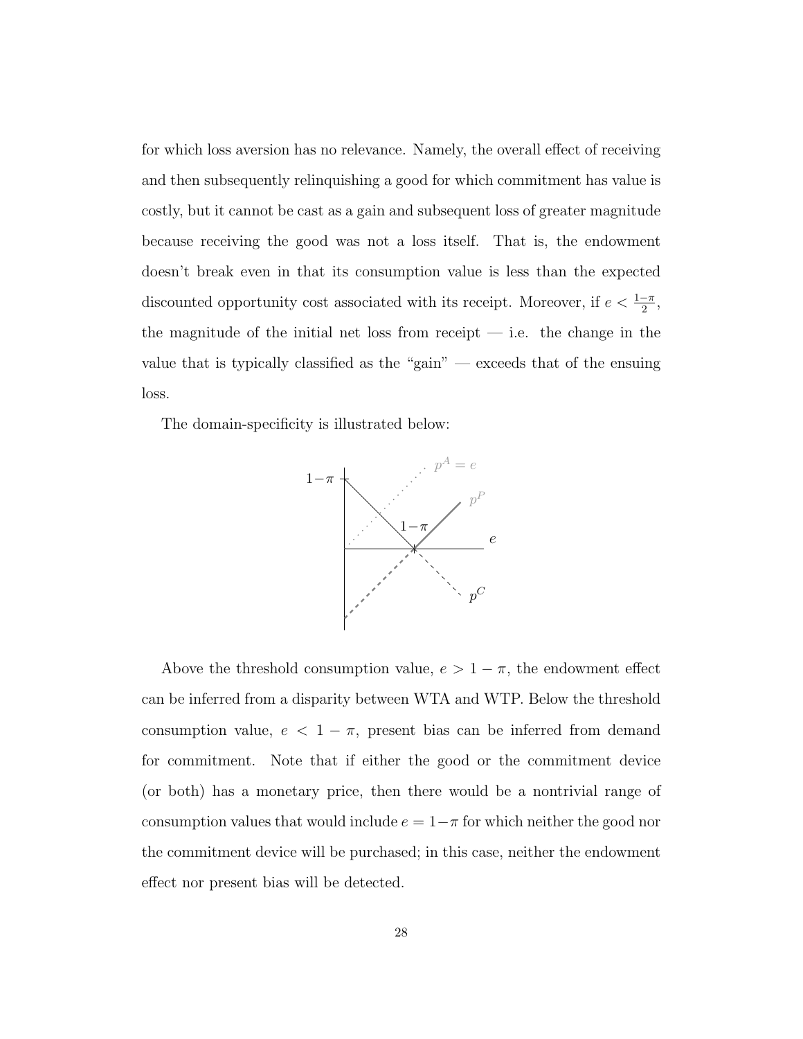for which loss aversion has no relevance. Namely, the overall effect of receiving and then subsequently relinquishing a good for which commitment has value is costly, but it cannot be cast as a gain and subsequent loss of greater magnitude because receiving the good was not a loss itself. That is, the endowment doesn't break even in that its consumption value is less than the expected discounted opportunity cost associated with its receipt. Moreover, if $e < \frac{1-\pi}{2}$, the magnitude of the initial net loss from receipt — i.e. the change in the value that is typically classified as the "gain" — exceeds that of the ensuing loss.

The domain-specificity is illustrated below:

Above the threshold consumption value, $e > 1 - \pi$, the endowment effect can be inferred from a disparity between WTA and WTP. Below the threshold consumption value, $e < 1 - \pi$, present bias can be inferred from demand for commitment. Note that if either the good or the commitment device (or both) has a monetary price, then there would be a nontrivial range of consumption values that would include $e = 1-\pi$ for which neither the good nor the commitment device will be purchased; in this case, neither the endowment effect nor present bias will be detected.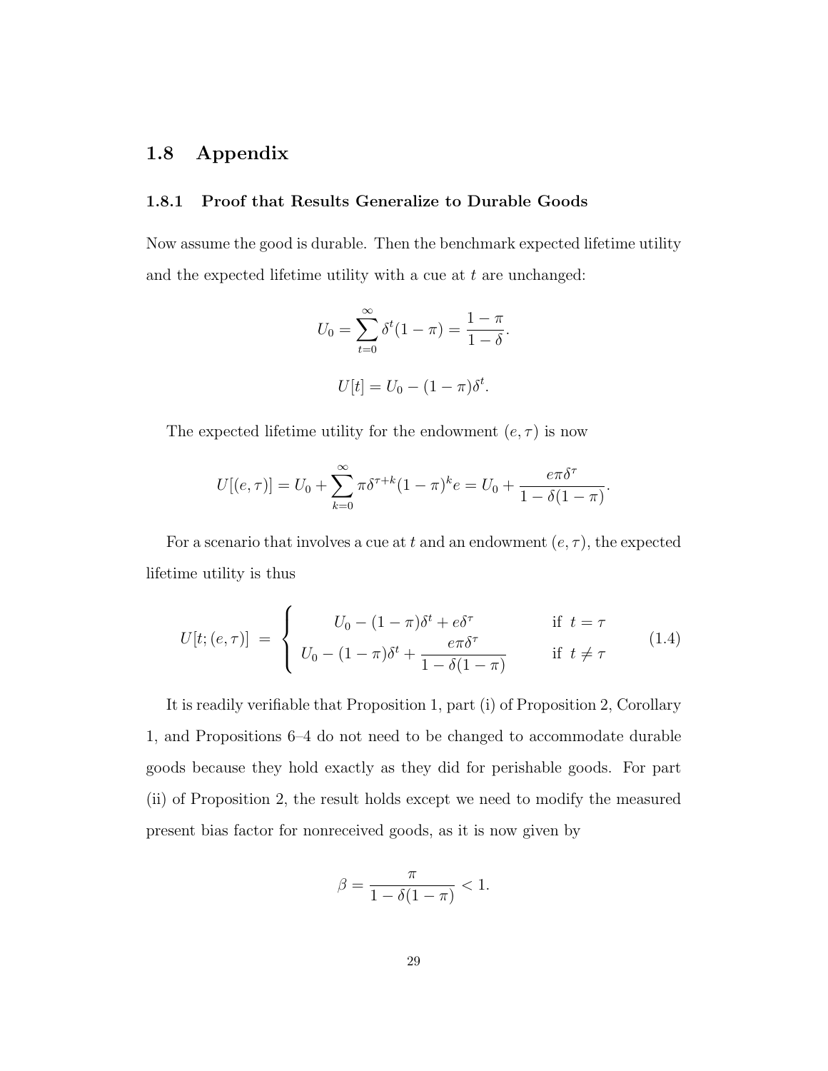## 1.8 Appendix

### 1.8.1 Proof that Results Generalize to Durable Goods

Now assume the good is durable. Then the benchmark expected lifetime utility and the expected lifetime utility with a cue at $t$ are unchanged:

$$U_0 = \sum_{t=0}^{\infty} \delta^t (1 - \pi) = \frac{1 - \pi}{1 - \delta}.$$

$$U[t] = U_0 - (1 - \pi)\delta^t.$$

The expected lifetime utility for the endowment $(e, \tau)$ is now

$$U[(e, \tau)] = U_0 + \sum_{k=0}^{\infty} \pi \delta^{\tau + k} (1 - \pi)^k e = U_0 + \frac{e \pi \delta^\tau}{1 - \delta(1 - \pi)}.$$

For a scenario that involves a cue at $t$ and an endowment $(e, \tau)$, the expected lifetime utility is thus

$$U[t; (e, \tau)] \;=\; \begin{cases} U_0 - (1 - \pi)\delta^t + e\delta^\tau & \text{if } \; t = \tau \\ U_0 - (1 - \pi)\delta^t + \dfrac{e\pi\delta^\tau}{1 - \delta(1 - \pi)} & \text{if } \; t \neq \tau \end{cases} \tag{1.4}$$

It is readily verifiable that Proposition 1, part (i) of Proposition 2, Corollary 1, and Propositions 6–4 do not need to be changed to accommodate durable goods because they hold exactly as they did for perishable goods. For part (ii) of Proposition 2, the result holds except we need to modify the measured present bias factor for nonreceived goods, as it is now given by

$$\beta = \frac{\pi}{1 - \delta(1 - \pi)} < 1.$$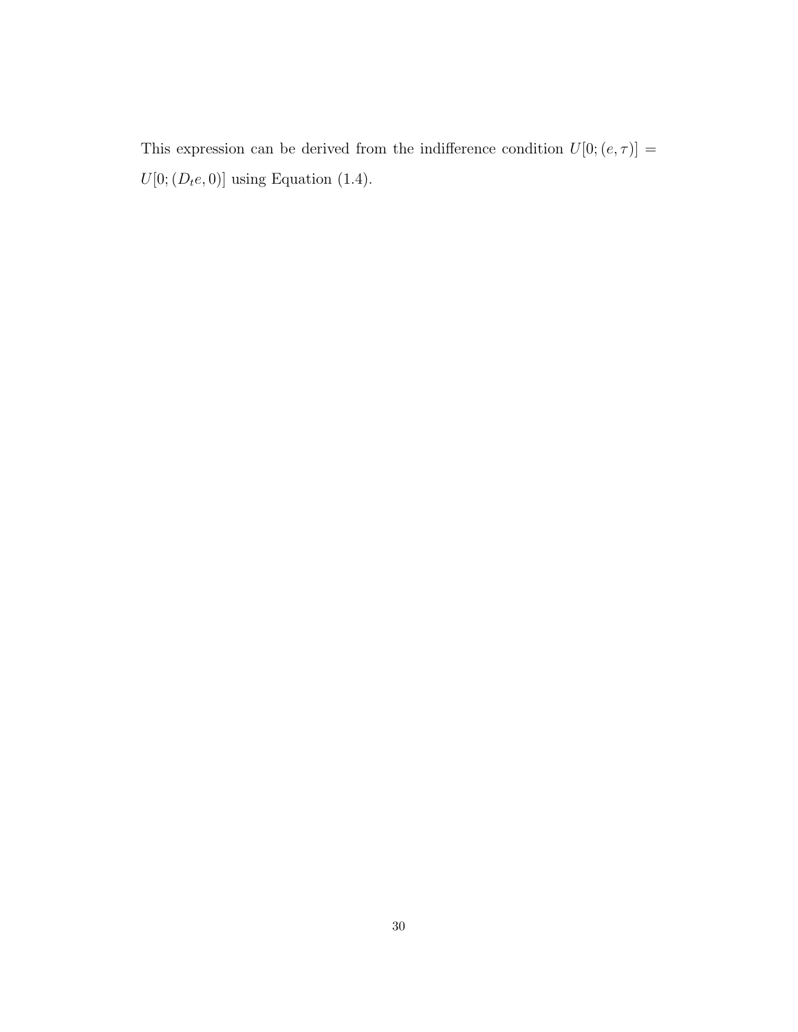This expression can be derived from the indifference condition $U[0;(e,\tau)] = U[0;(D_t e, 0)]$ using Equation (1.4).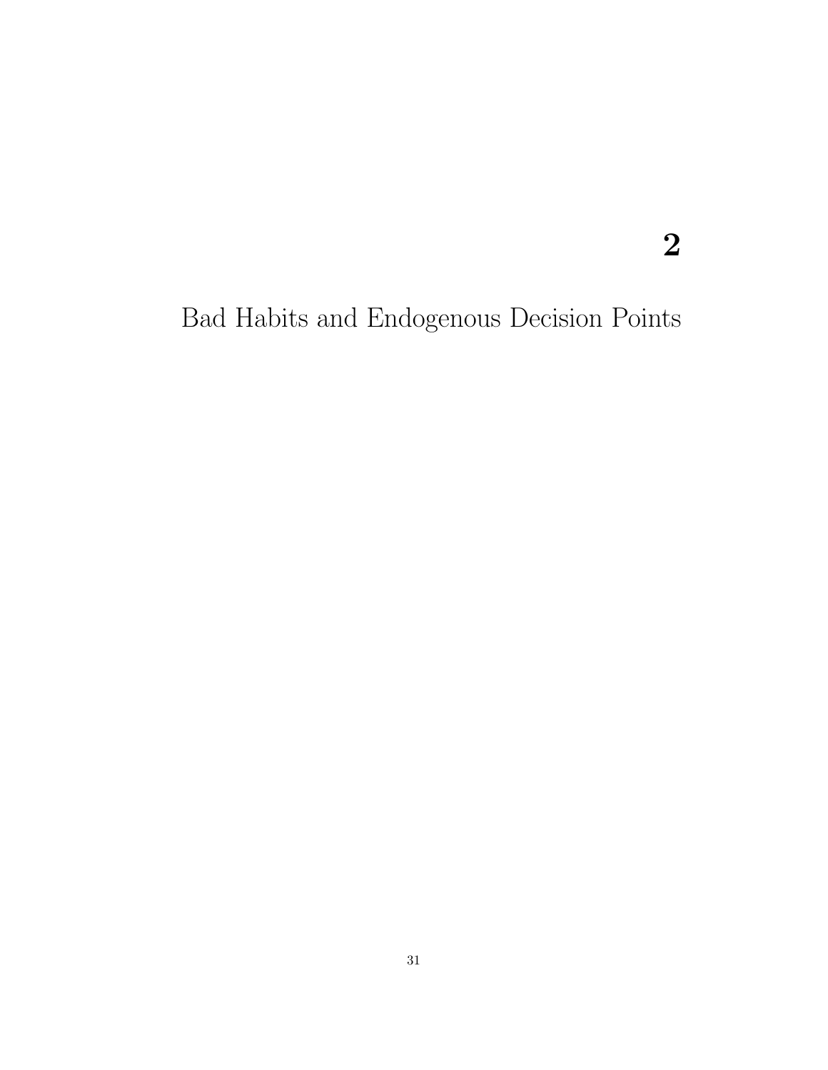# 2

# Bad Habits and Endogenous Decision Points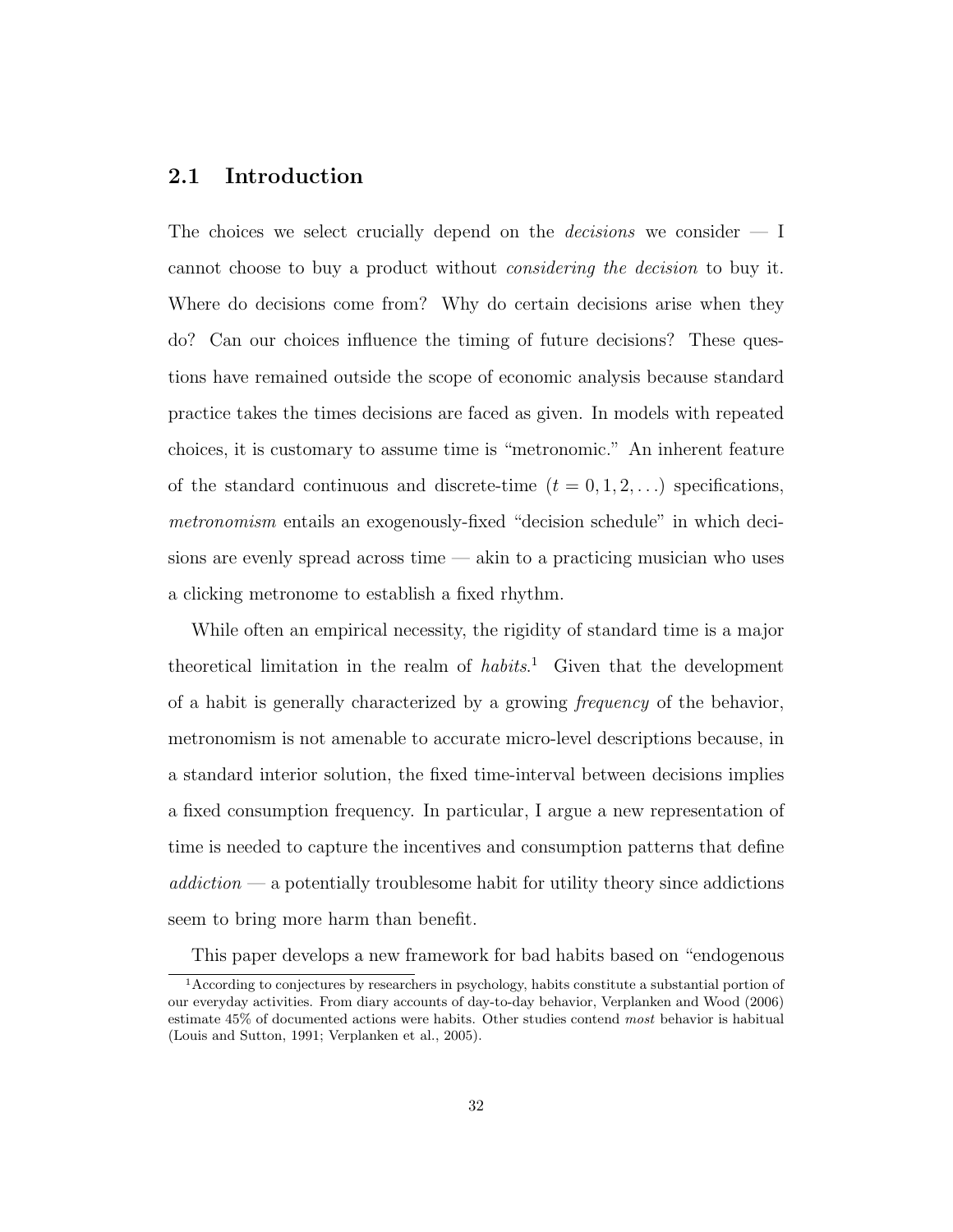## 2.1 Introduction

The choices we select crucially depend on the *decisions* we consider — I cannot choose to buy a product without *considering the decision* to buy it. Where do decisions come from? Why do certain decisions arise when they do? Can our choices influence the timing of future decisions? These questions have remained outside the scope of economic analysis because standard practice takes the times decisions are faced as given. In models with repeated choices, it is customary to assume time is "metronomic." An inherent feature of the standard continuous and discrete-time ($t = 0, 1, 2, \ldots$) specifications, *metronomism* entails an exogenously-fixed "decision schedule" in which decisions are evenly spread across time — akin to a practicing musician who uses a clicking metronome to establish a fixed rhythm.

While often an empirical necessity, the rigidity of standard time is a major theoretical limitation in the realm of *habits*.[1] Given that the development of a habit is generally characterized by a growing *frequency* of the behavior, metronomism is not amenable to accurate micro-level descriptions because, in a standard interior solution, the fixed time-interval between decisions implies a fixed consumption frequency. In particular, I argue a new representation of time is needed to capture the incentives and consumption patterns that define *addiction* — a potentially troublesome habit for utility theory since addictions seem to bring more harm than benefit.

This paper develops a new framework for bad habits based on "endogenous

[1] According to conjectures by researchers in psychology, habits constitute a substantial portion of our everyday activities. From diary accounts of day-to-day behavior, Verplanken and Wood (2006) estimate 45% of documented actions were habits. Other studies contend *most* behavior is habitual (Louis and Sutton, 1991; Verplanken et al., 2005).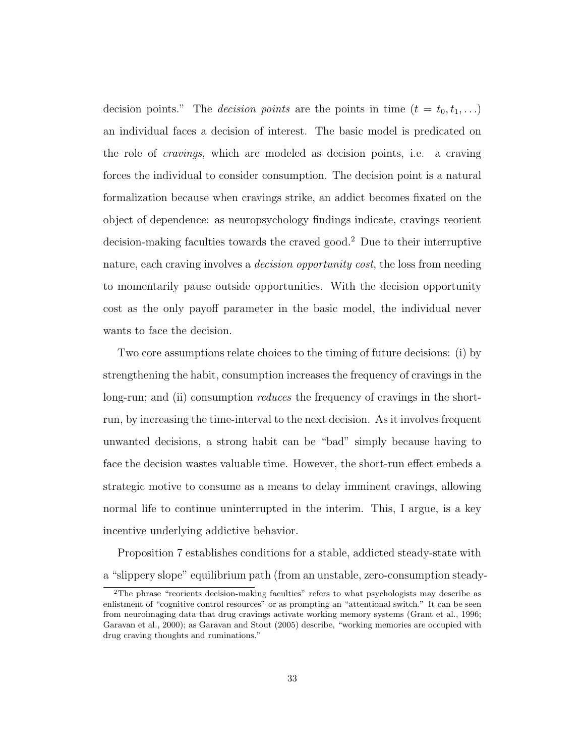decision points." The *decision points* are the points in time ($t = t_0, t_1, \ldots$) an individual faces a decision of interest. The basic model is predicated on the role of *cravings*, which are modeled as decision points, i.e. a craving forces the individual to consider consumption. The decision point is a natural formalization because when cravings strike, an addict becomes fixated on the object of dependence: as neuropsychology findings indicate, cravings reorient decision-making faculties towards the craved good.[2] Due to their interruptive nature, each craving involves a *decision opportunity cost*, the loss from needing to momentarily pause outside opportunities. With the decision opportunity cost as the only payoff parameter in the basic model, the individual never wants to face the decision.

Two core assumptions relate choices to the timing of future decisions: (i) by strengthening the habit, consumption increases the frequency of cravings in the long-run; and (ii) consumption *reduces* the frequency of cravings in the short-run, by increasing the time-interval to the next decision. As it involves frequent unwanted decisions, a strong habit can be "bad" simply because having to face the decision wastes valuable time. However, the short-run effect embeds a strategic motive to consume as a means to delay imminent cravings, allowing normal life to continue uninterrupted in the interim. This, I argue, is a key incentive underlying addictive behavior.

Proposition 7 establishes conditions for a stable, addicted steady-state with a "slippery slope" equilibrium path (from an unstable, zero-consumption steady-

[2]The phrase "reorients decision-making faculties" refers to what psychologists may describe as enlistment of "cognitive control resources" or as prompting an "attentional switch." It can be seen from neuroimaging data that drug cravings activate working memory systems (Grant et al., 1996; Garavan et al., 2000); as Garavan and Stout (2005) describe, "working memories are occupied with drug craving thoughts and ruminations."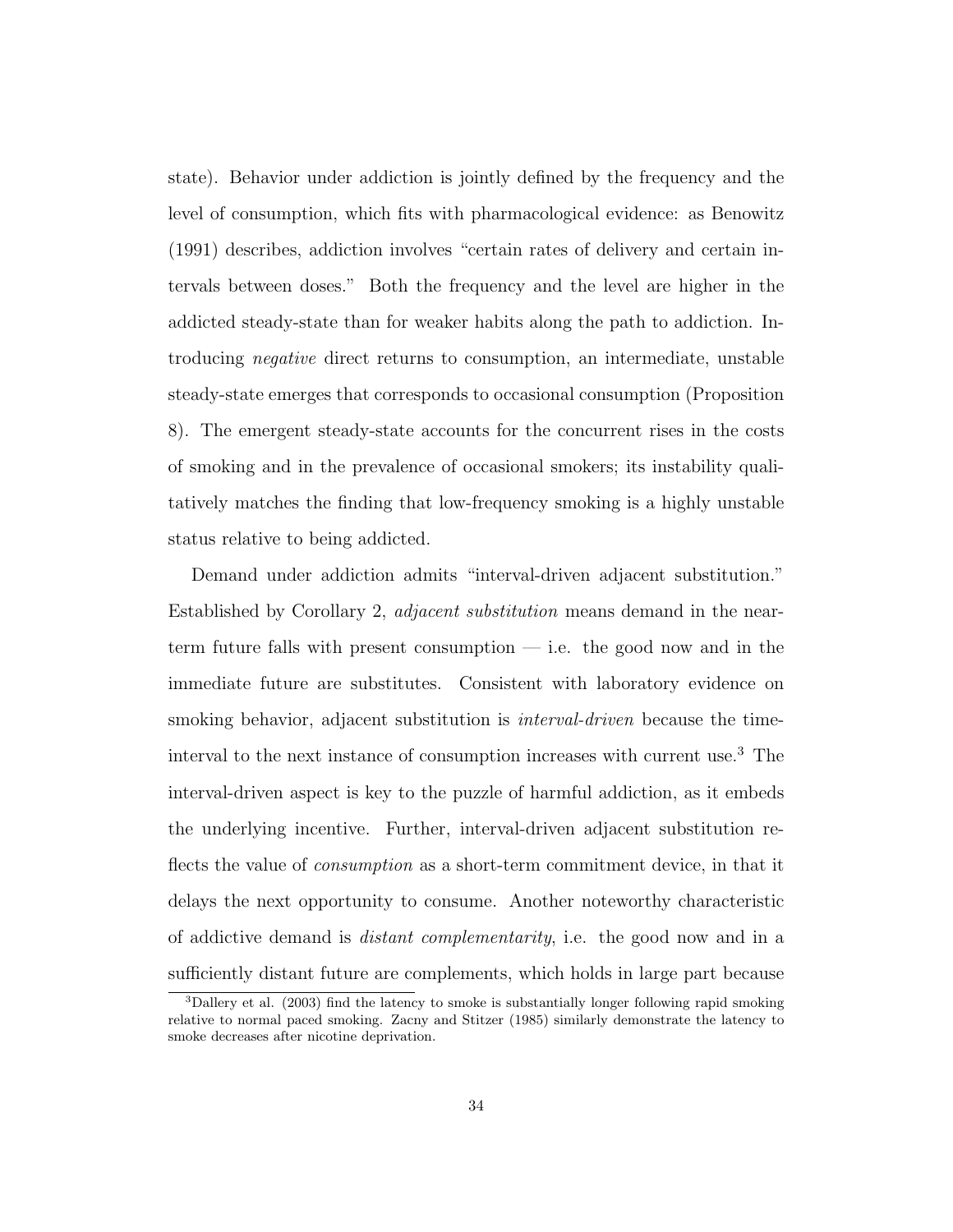state). Behavior under addiction is jointly defined by the frequency and the level of consumption, which fits with pharmacological evidence: as Benowitz (1991) describes, addiction involves "certain rates of delivery and certain intervals between doses." Both the frequency and the level are higher in the addicted steady-state than for weaker habits along the path to addiction. Introducing *negative* direct returns to consumption, an intermediate, unstable steady-state emerges that corresponds to occasional consumption (Proposition 8). The emergent steady-state accounts for the concurrent rises in the costs of smoking and in the prevalence of occasional smokers; its instability qualitatively matches the finding that low-frequency smoking is a highly unstable status relative to being addicted.

Demand under addiction admits "interval-driven adjacent substitution." Established by Corollary 2, *adjacent substitution* means demand in the near-term future falls with present consumption — i.e. the good now and in the immediate future are substitutes. Consistent with laboratory evidence on smoking behavior, adjacent substitution is *interval-driven* because the time-interval to the next instance of consumption increases with current use.[3] The interval-driven aspect is key to the puzzle of harmful addiction, as it embeds the underlying incentive. Further, interval-driven adjacent substitution reflects the value of *consumption* as a short-term commitment device, in that it delays the next opportunity to consume. Another noteworthy characteristic of addictive demand is *distant complementarity*, i.e. the good now and in a sufficiently distant future are complements, which holds in large part because

[3] Dallery et al. (2003) find the latency to smoke is substantially longer following rapid smoking relative to normal paced smoking. Zacny and Stitzer (1985) similarly demonstrate the latency to smoke decreases after nicotine deprivation.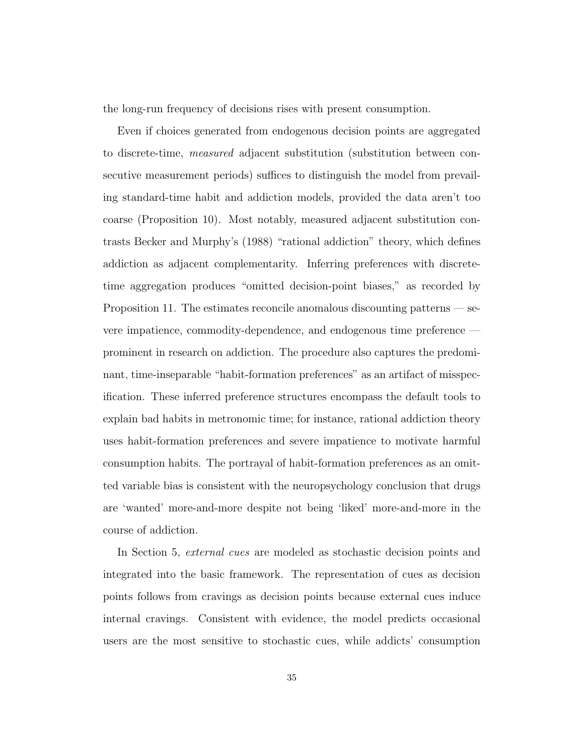the long-run frequency of decisions rises with present consumption.

Even if choices generated from endogenous decision points are aggregated to discrete-time, *measured* adjacent substitution (substitution between consecutive measurement periods) suffices to distinguish the model from prevailing standard-time habit and addiction models, provided the data aren't too coarse (Proposition 10). Most notably, measured adjacent substitution contrasts Becker and Murphy's (1988) "rational addiction" theory, which defines addiction as adjacent complementarity. Inferring preferences with discrete-time aggregation produces "omitted decision-point biases," as recorded by Proposition 11. The estimates reconcile anomalous discounting patterns — severe impatience, commodity-dependence, and endogenous time preference — prominent in research on addiction. The procedure also captures the predominant, time-inseparable "habit-formation preferences" as an artifact of misspecification. These inferred preference structures encompass the default tools to explain bad habits in metronomic time; for instance, rational addiction theory uses habit-formation preferences and severe impatience to motivate harmful consumption habits. The portrayal of habit-formation preferences as an omitted variable bias is consistent with the neuropsychology conclusion that drugs are 'wanted' more-and-more despite not being 'liked' more-and-more in the course of addiction.

In Section 5, *external cues* are modeled as stochastic decision points and integrated into the basic framework. The representation of cues as decision points follows from cravings as decision points because external cues induce internal cravings. Consistent with evidence, the model predicts occasional users are the most sensitive to stochastic cues, while addicts' consumption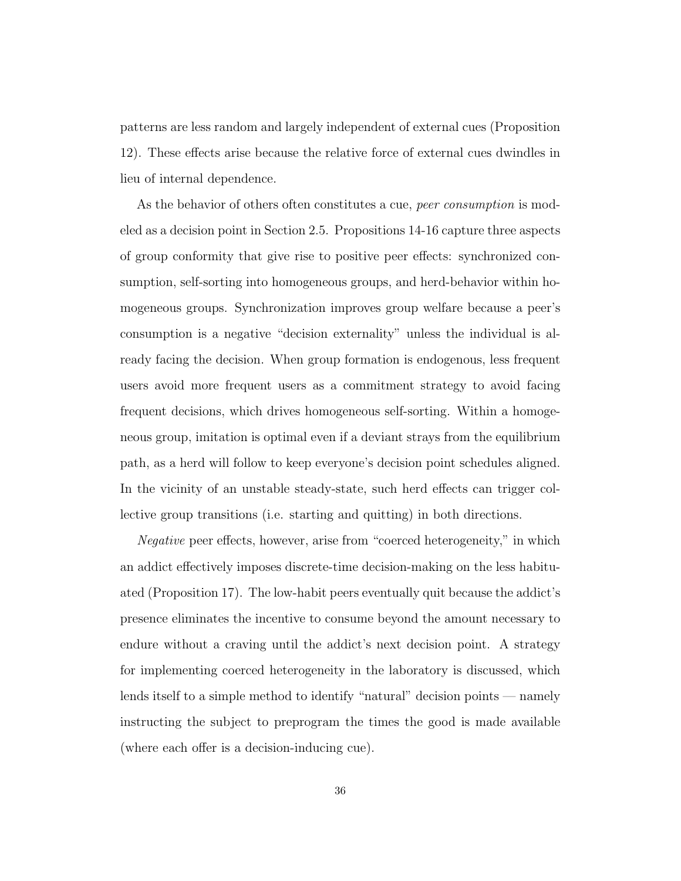patterns are less random and largely independent of external cues (Proposition 12). These effects arise because the relative force of external cues dwindles in lieu of internal dependence.

As the behavior of others often constitutes a cue, *peer consumption* is modeled as a decision point in Section 2.5. Propositions 14-16 capture three aspects of group conformity that give rise to positive peer effects: synchronized consumption, self-sorting into homogeneous groups, and herd-behavior within homogeneous groups. Synchronization improves group welfare because a peer's consumption is a negative "decision externality" unless the individual is already facing the decision. When group formation is endogenous, less frequent users avoid more frequent users as a commitment strategy to avoid facing frequent decisions, which drives homogeneous self-sorting. Within a homogeneous group, imitation is optimal even if a deviant strays from the equilibrium path, as a herd will follow to keep everyone's decision point schedules aligned. In the vicinity of an unstable steady-state, such herd effects can trigger collective group transitions (i.e. starting and quitting) in both directions.

*Negative* peer effects, however, arise from "coerced heterogeneity," in which an addict effectively imposes discrete-time decision-making on the less habituated (Proposition 17). The low-habit peers eventually quit because the addict's presence eliminates the incentive to consume beyond the amount necessary to endure without a craving until the addict's next decision point. A strategy for implementing coerced heterogeneity in the laboratory is discussed, which lends itself to a simple method to identify "natural" decision points — namely instructing the subject to preprogram the times the good is made available (where each offer is a decision-inducing cue).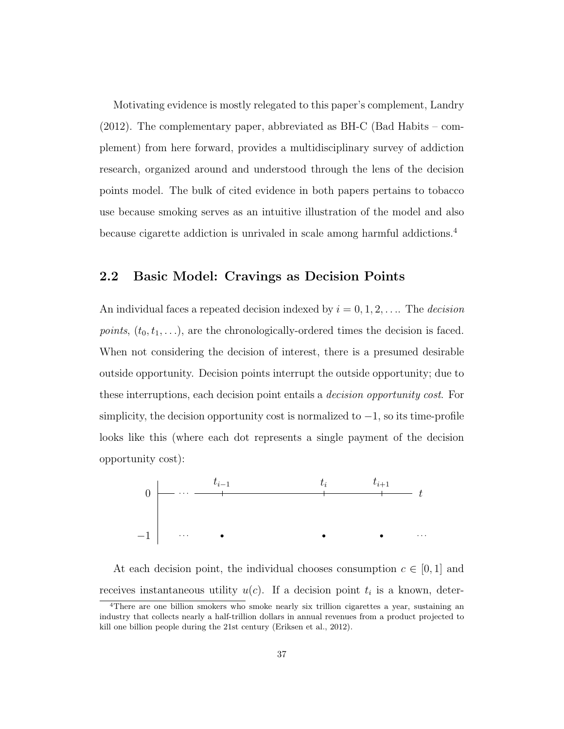Motivating evidence is mostly relegated to this paper's complement, Landry (2012). The complementary paper, abbreviated as BH-C (Bad Habits – complement) from here forward, provides a multidisciplinary survey of addiction research, organized around and understood through the lens of the decision points model. The bulk of cited evidence in both papers pertains to tobacco use because smoking serves as an intuitive illustration of the model and also because cigarette addiction is unrivaled in scale among harmful addictions.[4]

## 2.2 Basic Model: Cravings as Decision Points

An individual faces a repeated decision indexed by $i = 0, 1, 2, \ldots$. The *decision points*, $(t_0, t_1, \ldots)$, are the chronologically-ordered times the decision is faced. When not considering the decision of interest, there is a presumed desirable outside opportunity. Decision points interrupt the outside opportunity; due to these interruptions, each decision point entails a *decision opportunity cost*. For simplicity, the decision opportunity cost is normalized to $-1$, so its time-profile looks like this (where each dot represents a single payment of the decision opportunity cost):

At each decision point, the individual chooses consumption $c \in [0, 1]$ and receives instantaneous utility $u(c)$. If a decision point $t_i$ is a known, deter-

[4] There are one billion smokers who smoke nearly six trillion cigarettes a year, sustaining an industry that collects nearly a half-trillion dollars in annual revenues from a product projected to kill one billion people during the 21st century (Eriksen et al., 2012).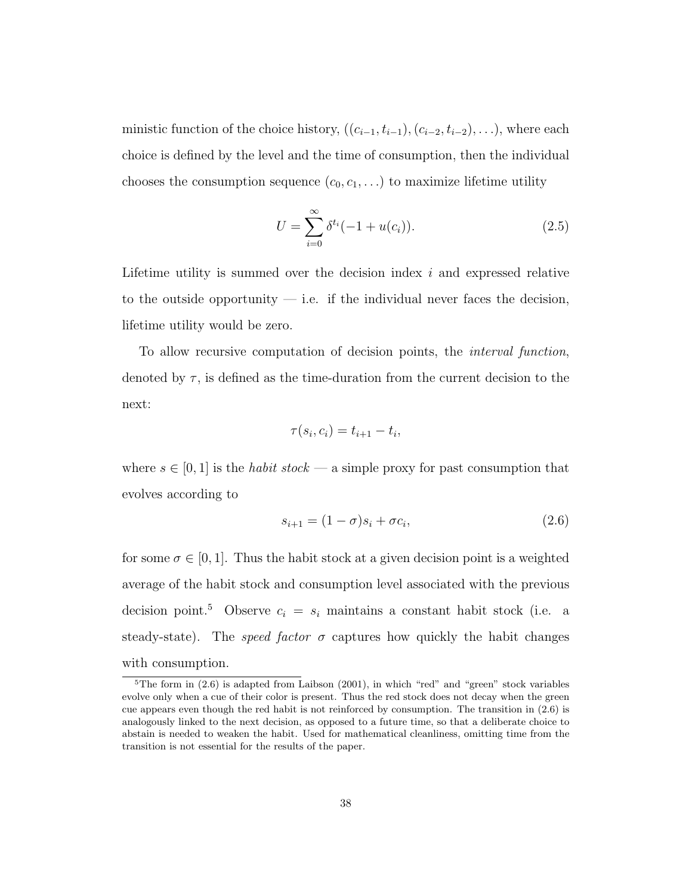ministic function of the choice history, $((c_{i-1}, t_{i-1}), (c_{i-2}, t_{i-2}), \ldots)$, where each choice is defined by the level and the time of consumption, then the individual chooses the consumption sequence $(c_0, c_1, \ldots)$ to maximize lifetime utility

$$U = \sum_{i=0}^{\infty} \delta^{t_i}(-1 + u(c_i)). \tag{2.5}$$

Lifetime utility is summed over the decision index $i$ and expressed relative to the outside opportunity — i.e. if the individual never faces the decision, lifetime utility would be zero.

To allow recursive computation of decision points, the *interval function*, denoted by $\tau$, is defined as the time-duration from the current decision to the next:

$$\tau(s_i, c_i) = t_{i+1} - t_i,$$

where $s \in [0, 1]$ is the *habit stock* — a simple proxy for past consumption that evolves according to

$$s_{i+1} = (1 - \sigma)s_i + \sigma c_i, \tag{2.6}$$

for some $\sigma \in [0, 1]$. Thus the habit stock at a given decision point is a weighted average of the habit stock and consumption level associated with the previous decision point.[5] Observe $c_i = s_i$ maintains a constant habit stock (i.e. a steady-state). The *speed factor* $\sigma$ captures how quickly the habit changes with consumption.

[5] The form in (2.6) is adapted from Laibson (2001), in which "red" and "green" stock variables evolve only when a cue of their color is present. Thus the red stock does not decay when the green cue appears even though the red habit is not reinforced by consumption. The transition in (2.6) is analogously linked to the next decision, as opposed to a future time, so that a deliberate choice to abstain is needed to weaken the habit. Used for mathematical cleanliness, omitting time from the transition is not essential for the results of the paper.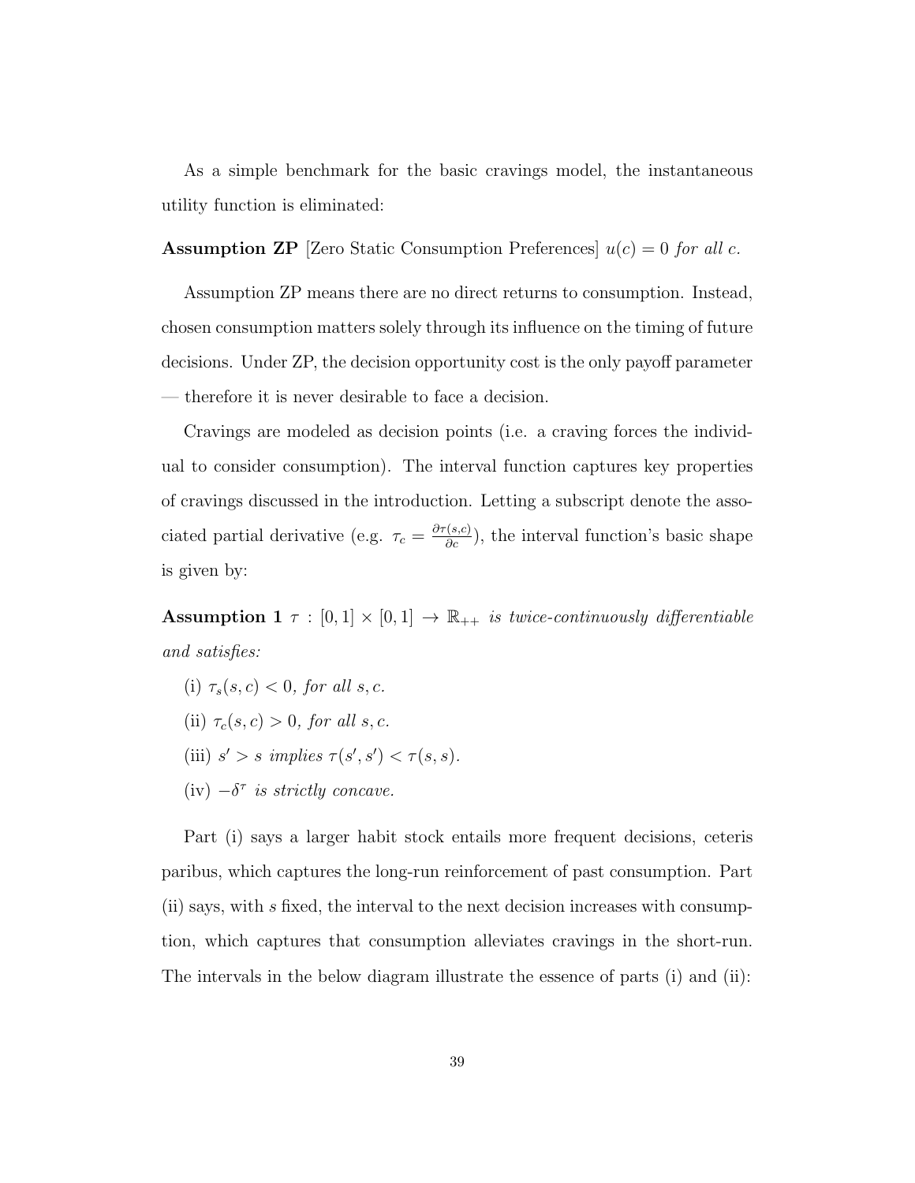As a simple benchmark for the basic cravings model, the instantaneous utility function is eliminated:

**Assumption ZP** [Zero Static Consumption Preferences] *$u(c) = 0$ for all $c$.*

Assumption ZP means there are no direct returns to consumption. Instead, chosen consumption matters solely through its influence on the timing of future decisions. Under ZP, the decision opportunity cost is the only payoff parameter — therefore it is never desirable to face a decision.

Cravings are modeled as decision points (i.e. a craving forces the individual to consider consumption). The interval function captures key properties of cravings discussed in the introduction. Letting a subscript denote the associated partial derivative (e.g. $\tau_c = \frac{\partial \tau(s,c)}{\partial c}$), the interval function's basic shape is given by:

**Assumption 1** *$\tau : [0,1] \times [0,1] \rightarrow \mathbb{R}_{++}$ is twice-continuously differentiable and satisfies:*

(i) *$\tau_s(s,c) < 0$, for all $s, c$.*

(ii) *$\tau_c(s,c) > 0$, for all $s, c$.*

(iii) *$s' > s$ implies $\tau(s', s') < \tau(s, s)$.*

(iv) *$-\delta^{\tau}$ is strictly concave.*

Part (i) says a larger habit stock entails more frequent decisions, ceteris paribus, which captures the long-run reinforcement of past consumption. Part (ii) says, with $s$ fixed, the interval to the next decision increases with consumption, which captures that consumption alleviates cravings in the short-run. The intervals in the below diagram illustrate the essence of parts (i) and (ii):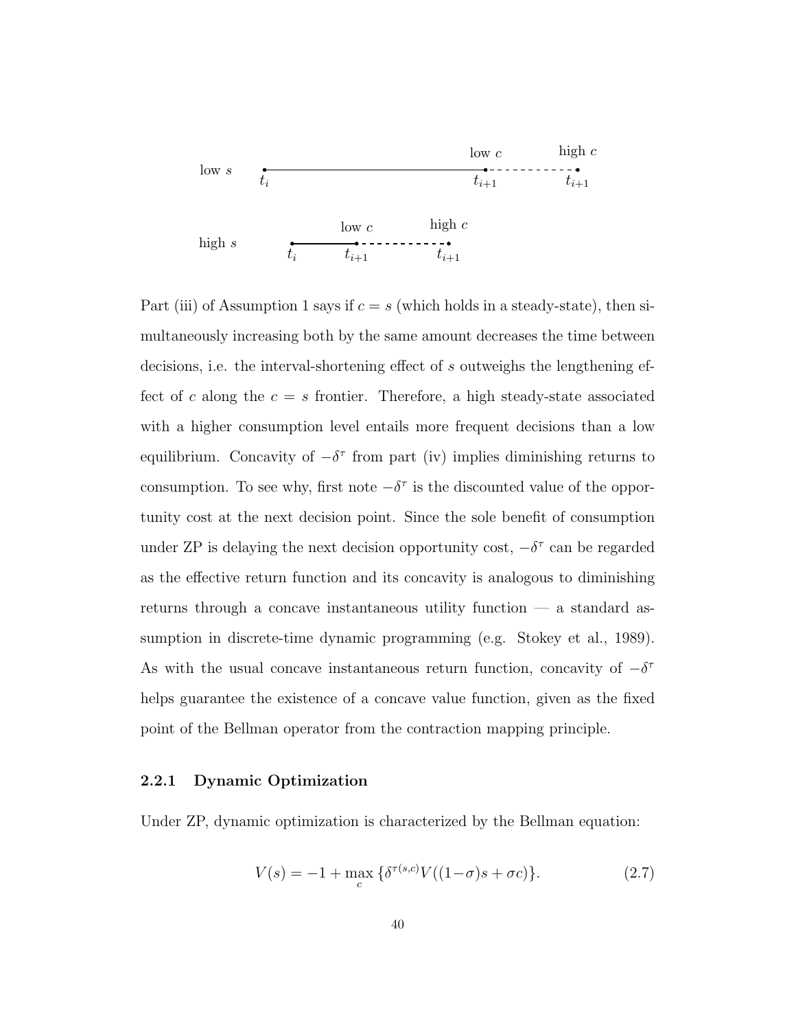Part (iii) of Assumption 1 says if $c = s$ (which holds in a steady-state), then simultaneously increasing both by the same amount decreases the time between decisions, i.e. the interval-shortening effect of $s$ outweighs the lengthening effect of $c$ along the $c = s$ frontier. Therefore, a high steady-state associated with a higher consumption level entails more frequent decisions than a low equilibrium. Concavity of $-\delta^{\tau}$ from part (iv) implies diminishing returns to consumption. To see why, first note $-\delta^{\tau}$ is the discounted value of the opportunity cost at the next decision point. Since the sole benefit of consumption under ZP is delaying the next decision opportunity cost, $-\delta^{\tau}$ can be regarded as the effective return function and its concavity is analogous to diminishing returns through a concave instantaneous utility function — a standard assumption in discrete-time dynamic programming (e.g. Stokey et al., 1989). As with the usual concave instantaneous return function, concavity of $-\delta^{\tau}$ helps guarantee the existence of a concave value function, given as the fixed point of the Bellman operator from the contraction mapping principle.

### 2.2.1 Dynamic Optimization

Under ZP, dynamic optimization is characterized by the Bellman equation:

$$V(s) = -1 + \max_{c} \{\delta^{\tau(s,c)} V((1-\sigma)s + \sigma c)\}. \tag{2.7}$$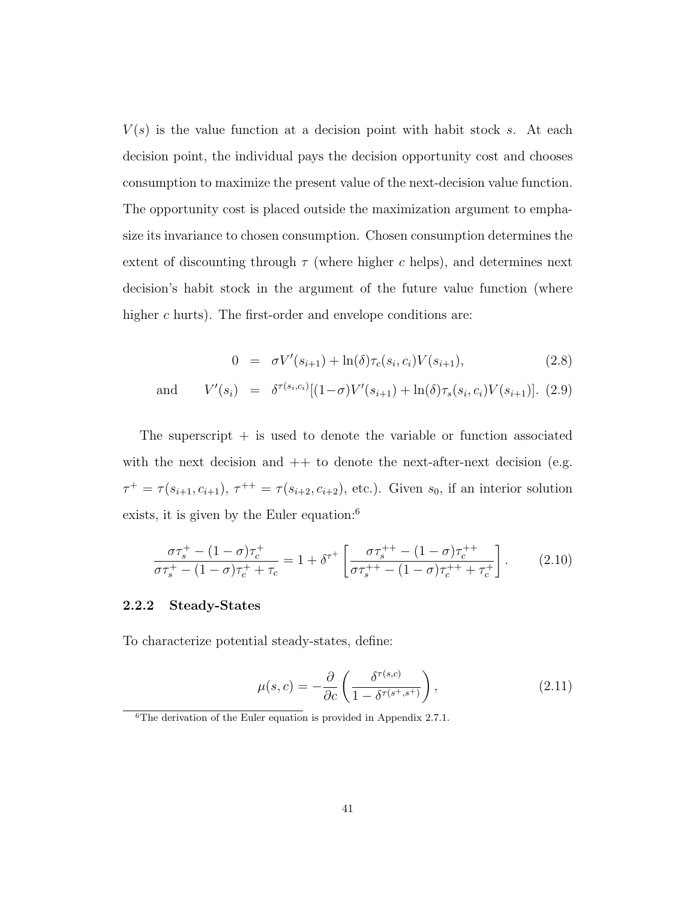$V(s)$ is the value function at a decision point with habit stock $s$. At each decision point, the individual pays the decision opportunity cost and chooses consumption to maximize the present value of the next-decision value function. The opportunity cost is placed outside the maximization argument to emphasize its invariance to chosen consumption. Chosen consumption determines the extent of discounting through $\tau$ (where higher $c$ helps), and determines next decision's habit stock in the argument of the future value function (where higher $c$ hurts). The first-order and envelope conditions are:

$$
\begin{aligned}
0 &= \sigma V'(s_{i+1}) + \ln(\delta)\tau_c(s_i, c_i)V(s_{i+1}), \qquad (2.8)\\
\text{and} \qquad V'(s_i) &= \delta^{\tau(s_i,c_i)}[(1-\sigma)V'(s_{i+1}) + \ln(\delta)\tau_s(s_i, c_i)V(s_{i+1})]. \qquad (2.9)
\end{aligned}
$$

The superscript $+$ is used to denote the variable or function associated with the next decision and $++$ to denote the next-after-next decision (e.g. $\tau^+ = \tau(s_{i+1}, c_{i+1})$, $\tau^{++} = \tau(s_{i+2}, c_{i+2})$, etc.). Given $s_0$, if an interior solution exists, it is given by the Euler equation:[6]

$$
\frac{\sigma\tau_s^+ - (1-\sigma)\tau_c^+}{\sigma\tau_s^+ - (1-\sigma)\tau_c^+ + \tau_c} = 1 + \delta^{\tau^+}\left[\frac{\sigma\tau_s^{++} - (1-\sigma)\tau_c^{++}}{\sigma\tau_s^{++} - (1-\sigma)\tau_c^{++} + \tau_c^+}\right]. \qquad (2.10)
$$

### 2.2.2 Steady-States

To characterize potential steady-states, define:

$$
\mu(s,c) = -\frac{\partial}{\partial c}\left(\frac{\delta^{\tau(s,c)}}{1-\delta^{\tau(s^+,s^+)}}\right), \qquad (2.11)
$$

[6] The derivation of the Euler equation is provided in Appendix 2.7.1.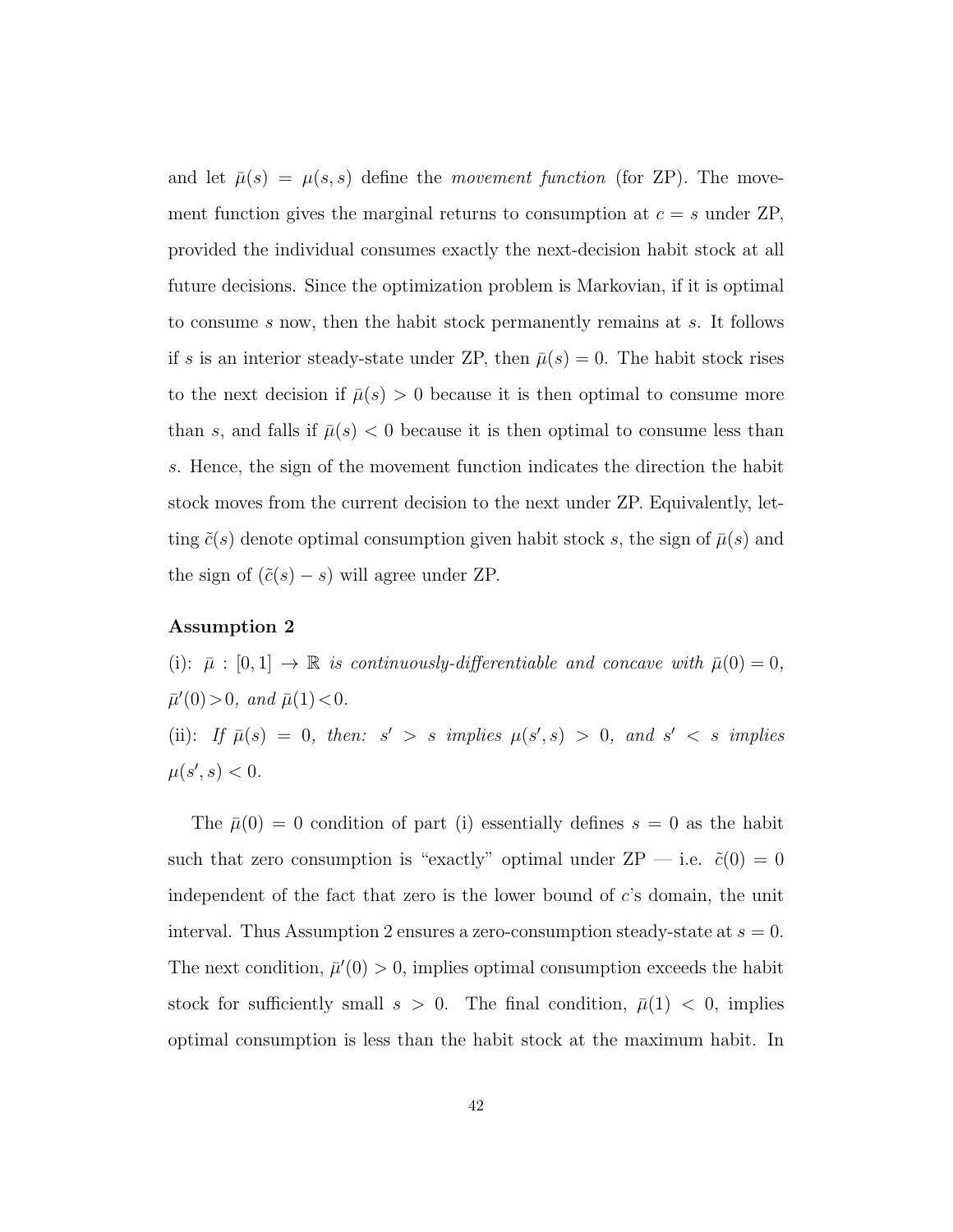and let $\bar{\mu}(s) = \mu(s,s)$ define the *movement function* (for ZP). The movement function gives the marginal returns to consumption at $c = s$ under ZP, provided the individual consumes exactly the next-decision habit stock at all future decisions. Since the optimization problem is Markovian, if it is optimal to consume $s$ now, then the habit stock permanently remains at $s$. It follows if $s$ is an interior steady-state under ZP, then $\bar{\mu}(s) = 0$. The habit stock rises to the next decision if $\bar{\mu}(s) > 0$ because it is then optimal to consume more than $s$, and falls if $\bar{\mu}(s) < 0$ because it is then optimal to consume less than $s$. Hence, the sign of the movement function indicates the direction the habit stock moves from the current decision to the next under ZP. Equivalently, letting $\tilde{c}(s)$ denote optimal consumption given habit stock $s$, the sign of $\bar{\mu}(s)$ and the sign of $(\tilde{c}(s) - s)$ will agree under ZP.

**Assumption 2**

(i): *$\bar{\mu} : [0,1] \rightarrow \mathbb{R}$ is continuously-differentiable and concave with $\bar{\mu}(0) = 0$, $\bar{\mu}'(0) > 0$, and $\bar{\mu}(1) < 0$.*

(ii): *If $\bar{\mu}(s) = 0$, then: $s' > s$ implies $\mu(s', s) > 0$, and $s' < s$ implies $\mu(s', s) < 0$.*

The $\bar{\mu}(0) = 0$ condition of part (i) essentially defines $s = 0$ as the habit such that zero consumption is "exactly" optimal under ZP — i.e. $\tilde{c}(0) = 0$ independent of the fact that zero is the lower bound of $c$'s domain, the unit interval. Thus Assumption 2 ensures a zero-consumption steady-state at $s = 0$. The next condition, $\bar{\mu}'(0) > 0$, implies optimal consumption exceeds the habit stock for sufficiently small $s > 0$. The final condition, $\bar{\mu}(1) < 0$, implies optimal consumption is less than the habit stock at the maximum habit. In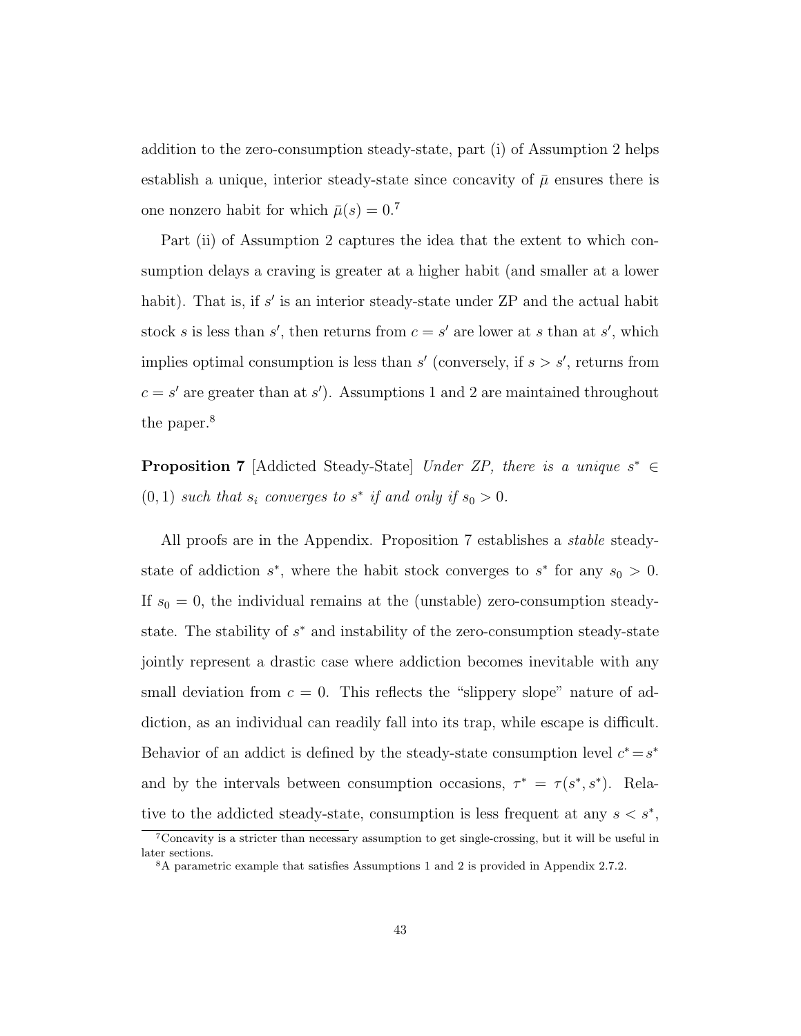addition to the zero-consumption steady-state, part (i) of Assumption 2 helps establish a unique, interior steady-state since concavity of $\bar{\mu}$ ensures there is one nonzero habit for which $\bar{\mu}(s) = 0$.[7]

Part (ii) of Assumption 2 captures the idea that the extent to which consumption delays a craving is greater at a higher habit (and smaller at a lower habit). That is, if $s'$ is an interior steady-state under ZP and the actual habit stock $s$ is less than $s'$, then returns from $c = s'$ are lower at $s$ than at $s'$, which implies optimal consumption is less than $s'$ (conversely, if $s > s'$, returns from $c = s'$ are greater than at $s'$). Assumptions 1 and 2 are maintained throughout the paper.[8]

**Proposition 7** [Addicted Steady-State] *Under ZP, there is a unique $s^* \in (0, 1)$ such that $s_i$ converges to $s^*$ if and only if $s_0 > 0$.*

All proofs are in the Appendix. Proposition 7 establishes a *stable* steady-state of addiction $s^*$, where the habit stock converges to $s^*$ for any $s_0 > 0$. If $s_0 = 0$, the individual remains at the (unstable) zero-consumption steady-state. The stability of $s^*$ and instability of the zero-consumption steady-state jointly represent a drastic case where addiction becomes inevitable with any small deviation from $c = 0$. This reflects the "slippery slope" nature of addiction, as an individual can readily fall into its trap, while escape is difficult. Behavior of an addict is defined by the steady-state consumption level $c^* = s^*$ and by the intervals between consumption occasions, $\tau^* = \tau(s^*, s^*)$. Relative to the addicted steady-state, consumption is less frequent at any $s < s^*$,

[7] Concavity is a stricter than necessary assumption to get single-crossing, but it will be useful in later sections.

[8] A parametric example that satisfies Assumptions 1 and 2 is provided in Appendix 2.7.2.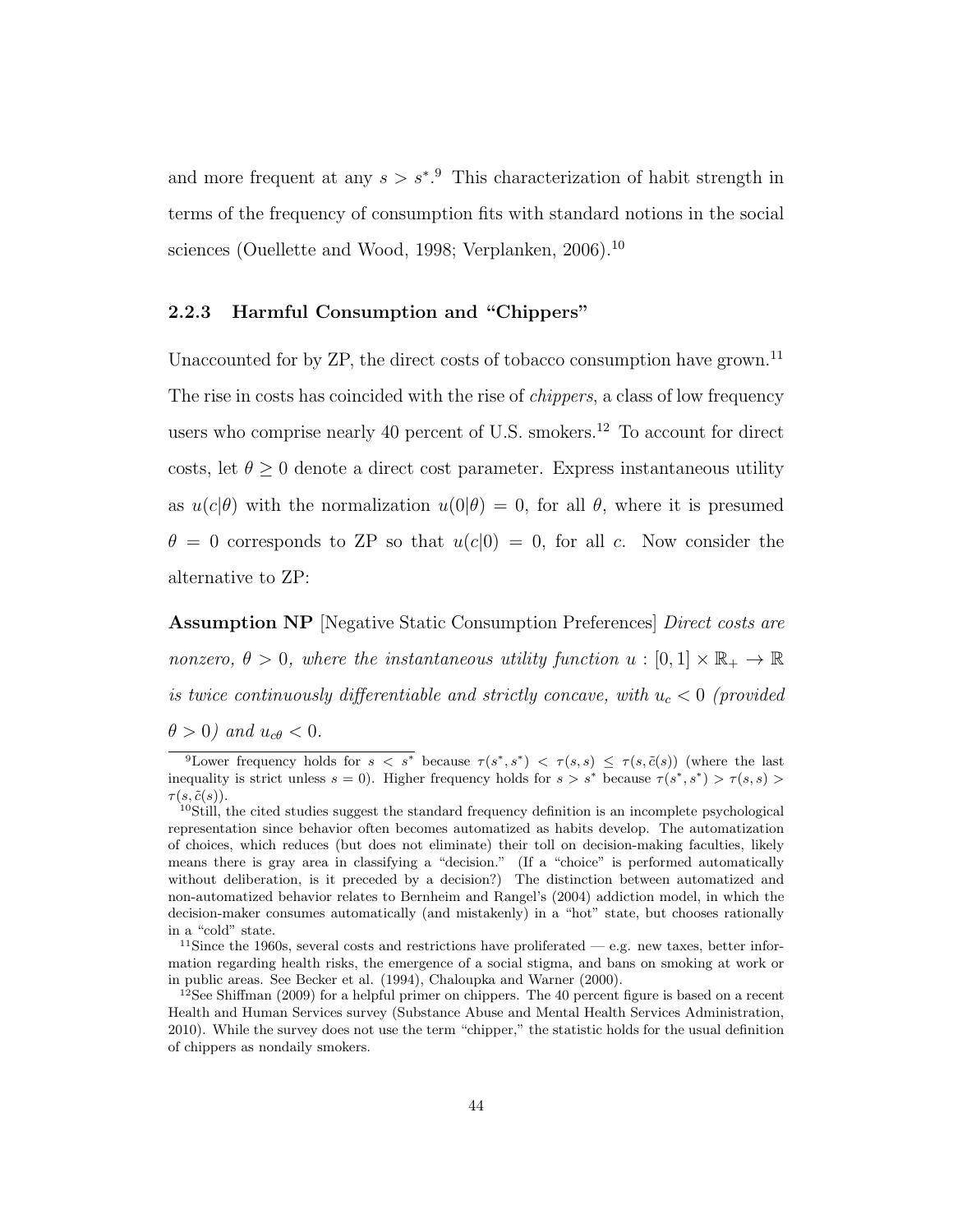and more frequent at any $s > s^*$.[9] This characterization of habit strength in terms of the frequency of consumption fits with standard notions in the social sciences (Ouellette and Wood, 1998; Verplanken, 2006).[10]

### 2.2.3 Harmful Consumption and "Chippers"

Unaccounted for by ZP, the direct costs of tobacco consumption have grown.[11] The rise in costs has coincided with the rise of *chippers*, a class of low frequency users who comprise nearly 40 percent of U.S. smokers.[12] To account for direct costs, let $\theta \geq 0$ denote a direct cost parameter. Express instantaneous utility as $u(c|\theta)$ with the normalization $u(0|\theta) = 0$, for all $\theta$, where it is presumed $\theta = 0$ corresponds to ZP so that $u(c|0) = 0$, for all $c$. Now consider the alternative to ZP:

**Assumption NP** [Negative Static Consumption Preferences] *Direct costs are nonzero, $\theta > 0$, where the instantaneous utility function $u : [0, 1] \times \mathbb{R}_+ \to \mathbb{R}$ is twice continuously differentiable and strictly concave, with $u_c < 0$ (provided $\theta > 0$) and $u_{c\theta} < 0$.*

---

[9] Lower frequency holds for $s < s^*$ because $\tau(s^*, s^*) < \tau(s, s) \leq \tau(s, \tilde{c}(s))$ (where the last inequality is strict unless $s = 0$). Higher frequency holds for $s > s^*$ because $\tau(s^*, s^*) > \tau(s, s) > \tau(s, \tilde{c}(s))$.

[10] Still, the cited studies suggest the standard frequency definition is an incomplete psychological representation since behavior often becomes automatized as habits develop. The automatization of choices, which reduces (but does not eliminate) their toll on decision-making faculties, likely means there is gray area in classifying a "decision." (If a "choice" is performed automatically without deliberation, is it preceded by a decision?) The distinction between automatized and non-automatized behavior relates to Bernheim and Rangel's (2004) addiction model, in which the decision-maker consumes automatically (and mistakenly) in a "hot" state, but chooses rationally in a "cold" state.

[11] Since the 1960s, several costs and restrictions have proliferated — e.g. new taxes, better information regarding health risks, the emergence of a social stigma, and bans on smoking at work or in public areas. See Becker et al. (1994), Chaloupka and Warner (2000).

[12] See Shiffman (2009) for a helpful primer on chippers. The 40 percent figure is based on a recent Health and Human Services survey (Substance Abuse and Mental Health Services Administration, 2010). While the survey does not use the term "chipper," the statistic holds for the usual definition of chippers as nondaily smokers.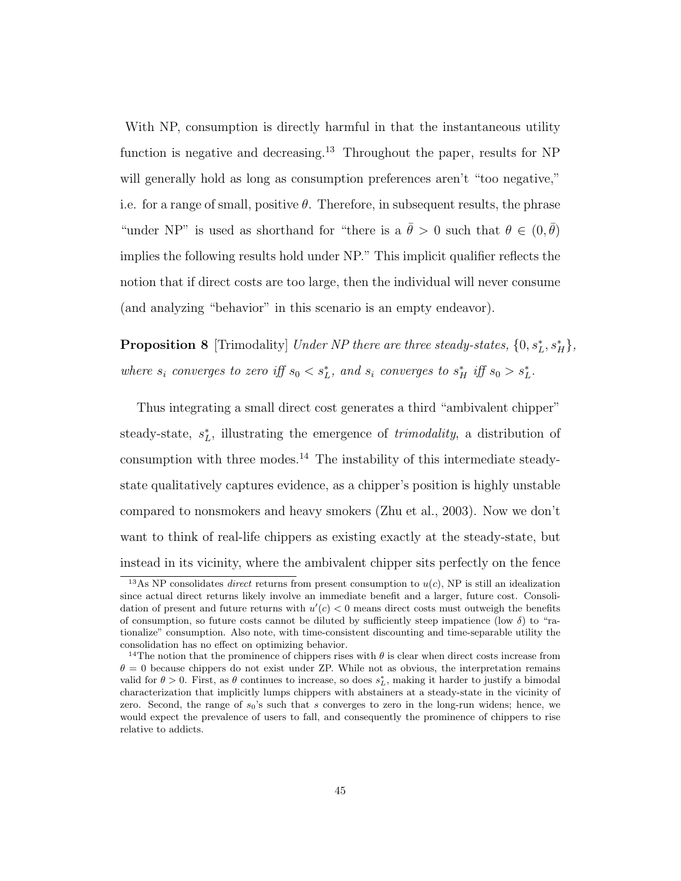With NP, consumption is directly harmful in that the instantaneous utility function is negative and decreasing.[13] Throughout the paper, results for NP will generally hold as long as consumption preferences aren't "too negative," i.e. for a range of small, positive $\theta$. Therefore, in subsequent results, the phrase "under NP" is used as shorthand for "there is a $\bar{\theta} > 0$ such that $\theta \in (0, \bar{\theta})$ implies the following results hold under NP." This implicit qualifier reflects the notion that if direct costs are too large, then the individual will never consume (and analyzing "behavior" in this scenario is an empty endeavor).

**Proposition 8** [Trimodality] *Under NP there are three steady-states,* $\{0, s_L^*, s_H^*\}$*, where* $s_i$ *converges to zero iff* $s_0 < s_L^*$*, and* $s_i$ *converges to* $s_H^*$ *iff* $s_0 > s_L^*$*.*

Thus integrating a small direct cost generates a third "ambivalent chipper" steady-state, $s_L^*$, illustrating the emergence of *trimodality*, a distribution of consumption with three modes.[14] The instability of this intermediate steady-state qualitatively captures evidence, as a chipper's position is highly unstable compared to nonsmokers and heavy smokers (Zhu et al., 2003). Now we don't want to think of real-life chippers as existing exactly at the steady-state, but instead in its vicinity, where the ambivalent chipper sits perfectly on the fence

[13] As NP consolidates *direct* returns from present consumption to $u(c)$, NP is still an idealization since actual direct returns likely involve an immediate benefit and a larger, future cost. Consolidation of present and future returns with $u'(c) < 0$ means direct costs must outweigh the benefits of consumption, so future costs cannot be diluted by sufficiently steep impatience (low $\delta$) to "rationalize" consumption. Also note, with time-consistent discounting and time-separable utility the consolidation has no effect on optimizing behavior.

[14] The notion that the prominence of chippers rises with $\theta$ is clear when direct costs increase from $\theta = 0$ because chippers do not exist under ZP. While not as obvious, the interpretation remains valid for $\theta > 0$. First, as $\theta$ continues to increase, so does $s_L^*$, making it harder to justify a bimodal characterization that implicitly lumps chippers with abstainers at a steady-state in the vicinity of zero. Second, the range of $s_0$'s such that $s$ converges to zero in the long-run widens; hence, we would expect the prevalence of users to fall, and consequently the prominence of chippers to rise relative to addicts.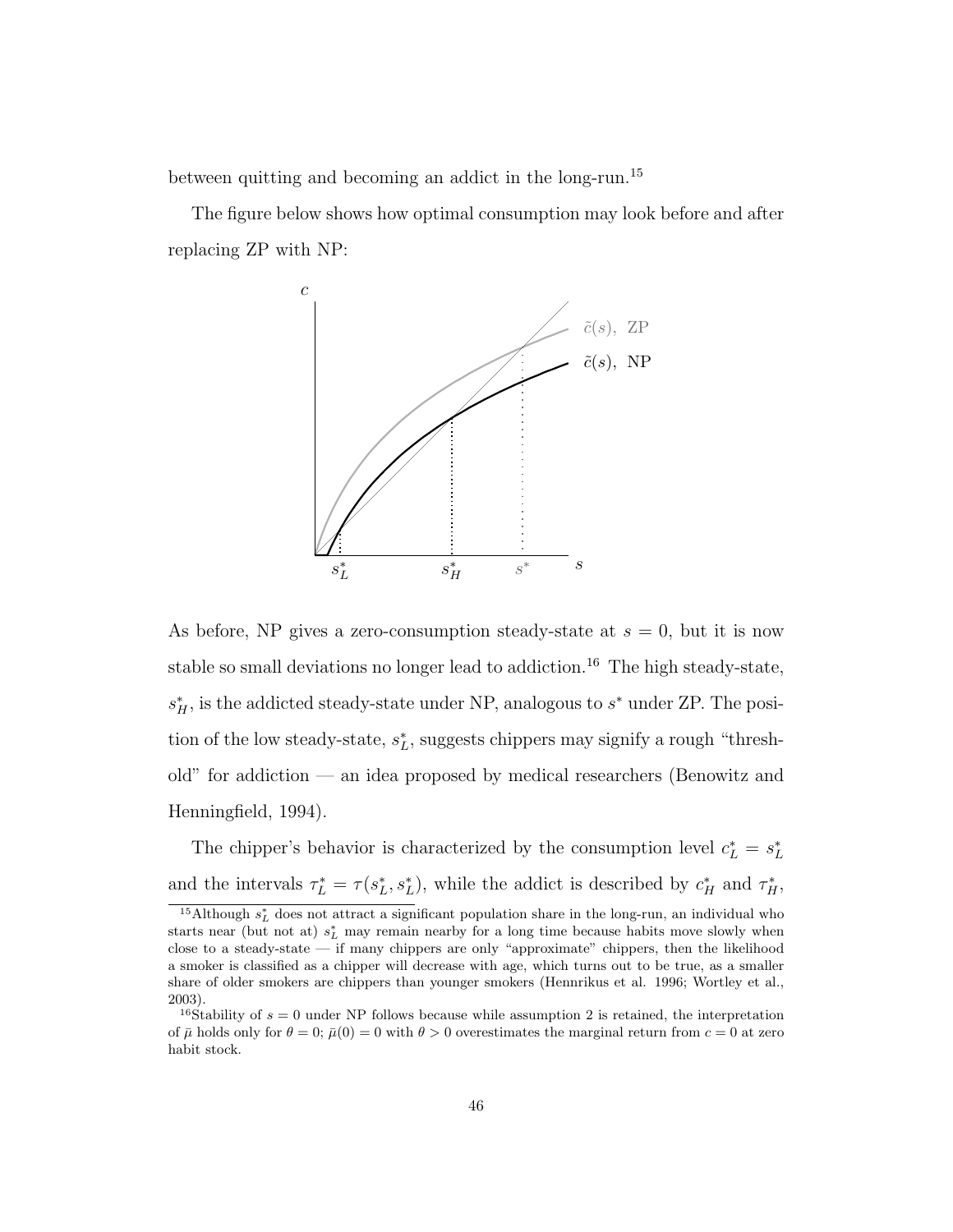between quitting and becoming an addict in the long-run.[15]

The figure below shows how optimal consumption may look before and after replacing ZP with NP:

As before, NP gives a zero-consumption steady-state at $s = 0$, but it is now stable so small deviations no longer lead to addiction.[16] The high steady-state, $s_H^*$, is the addicted steady-state under NP, analogous to $s^*$ under ZP. The position of the low steady-state, $s_L^*$, suggests chippers may signify a rough "threshold" for addiction — an idea proposed by medical researchers (Benowitz and Henningfield, 1994).

The chipper's behavior is characterized by the consumption level $c_L^* = s_L^*$ and the intervals $\tau_L^* = \tau(s_L^*, s_L^*)$, while the addict is described by $c_H^*$ and $\tau_H^*$,

---

[15] Although $s_L^*$ does not attract a significant population share in the long-run, an individual who starts near (but not at) $s_L^*$ may remain nearby for a long time because habits move slowly when close to a steady-state — if many chippers are only "approximate" chippers, then the likelihood a smoker is classified as a chipper will decrease with age, which turns out to be true, as a smaller share of older smokers are chippers than younger smokers (Hennrikus et al. 1996; Wortley et al., 2003).

[16] Stability of $s = 0$ under NP follows because while assumption 2 is retained, the interpretation of $\bar{\mu}$ holds only for $\theta = 0$; $\bar{\mu}(0) = 0$ with $\theta > 0$ overestimates the marginal return from $c = 0$ at zero habit stock.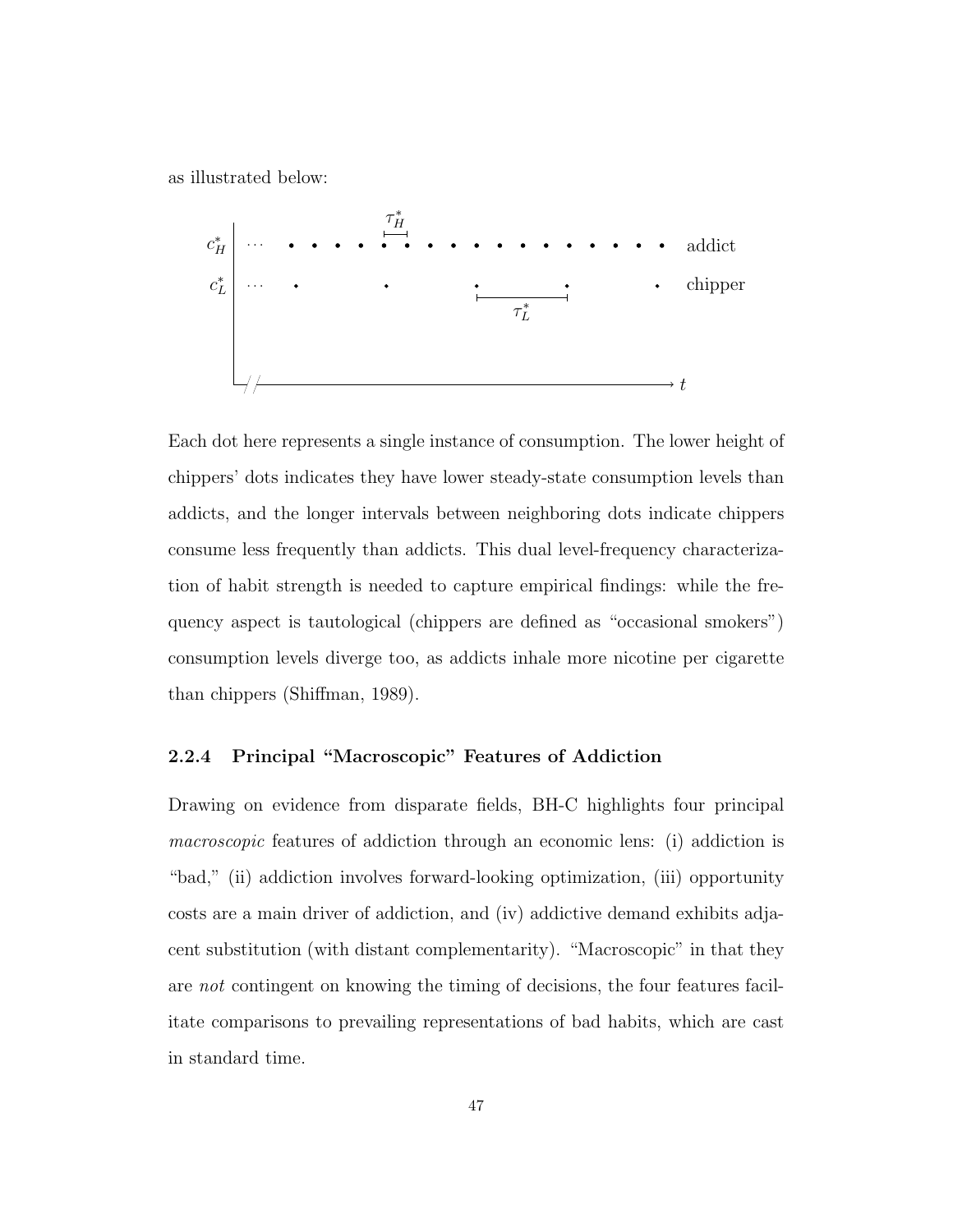as illustrated below:

Each dot here represents a single instance of consumption. The lower height of chippers' dots indicates they have lower steady-state consumption levels than addicts, and the longer intervals between neighboring dots indicate chippers consume less frequently than addicts. This dual level-frequency characterization of habit strength is needed to capture empirical findings: while the frequency aspect is tautological (chippers are defined as "occasional smokers") consumption levels diverge too, as addicts inhale more nicotine per cigarette than chippers (Shiffman, 1989).

### 2.2.4 Principal "Macroscopic" Features of Addiction

Drawing on evidence from disparate fields, BH-C highlights four principal *macroscopic* features of addiction through an economic lens: (i) addiction is "bad," (ii) addiction involves forward-looking optimization, (iii) opportunity costs are a main driver of addiction, and (iv) addictive demand exhibits adjacent substitution (with distant complementarity). "Macroscopic" in that they are *not* contingent on knowing the timing of decisions, the four features facilitate comparisons to prevailing representations of bad habits, which are cast in standard time.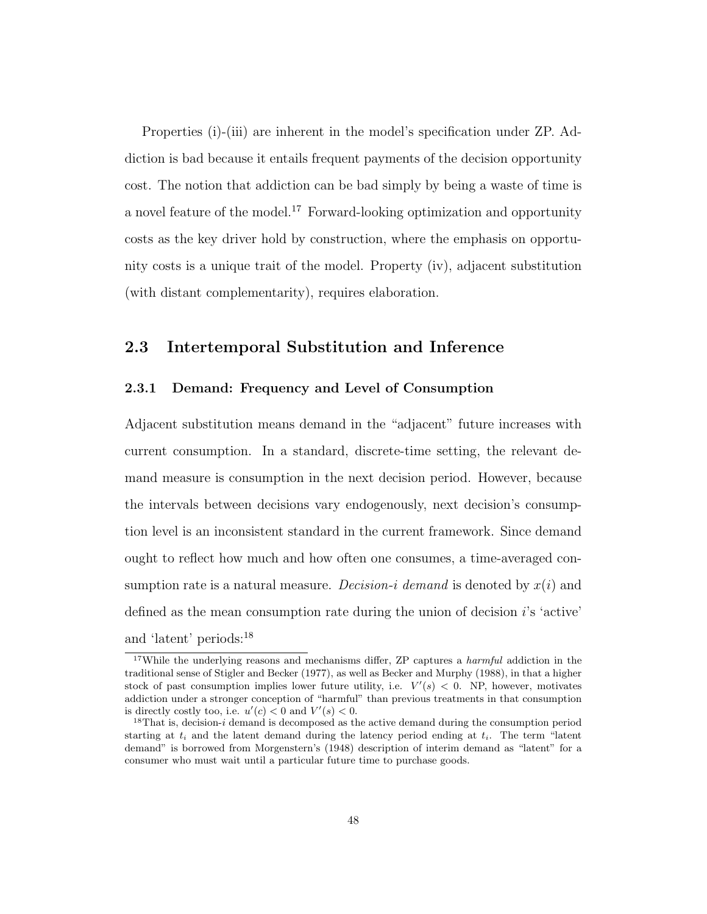Properties (i)-(iii) are inherent in the model's specification under ZP. Addiction is bad because it entails frequent payments of the decision opportunity cost. The notion that addiction can be bad simply by being a waste of time is a novel feature of the model.[17] Forward-looking optimization and opportunity costs as the key driver hold by construction, where the emphasis on opportunity costs is a unique trait of the model. Property (iv), adjacent substitution (with distant complementarity), requires elaboration.

## 2.3 Intertemporal Substitution and Inference

### 2.3.1 Demand: Frequency and Level of Consumption

Adjacent substitution means demand in the "adjacent" future increases with current consumption. In a standard, discrete-time setting, the relevant demand measure is consumption in the next decision period. However, because the intervals between decisions vary endogenously, next decision's consumption level is an inconsistent standard in the current framework. Since demand ought to reflect how much and how often one consumes, a time-averaged consumption rate is a natural measure. *Decision-i demand* is denoted by $x(i)$ and defined as the mean consumption rate during the union of decision $i$'s 'active' and 'latent' periods:[18]

---

[17] While the underlying reasons and mechanisms differ, ZP captures a *harmful* addiction in the traditional sense of Stigler and Becker (1977), as well as Becker and Murphy (1988), in that a higher stock of past consumption implies lower future utility, i.e. $V'(s) < 0$. NP, however, motivates addiction under a stronger conception of "harmful" than previous treatments in that consumption is directly costly too, i.e. $u'(c) < 0$ and $V'(s) < 0$.

[18] That is, decision-$i$ demand is decomposed as the active demand during the consumption period starting at $t_i$ and the latent demand during the latency period ending at $t_i$. The term "latent demand" is borrowed from Morgenstern's (1948) description of interim demand as "latent" for a consumer who must wait until a particular future time to purchase goods.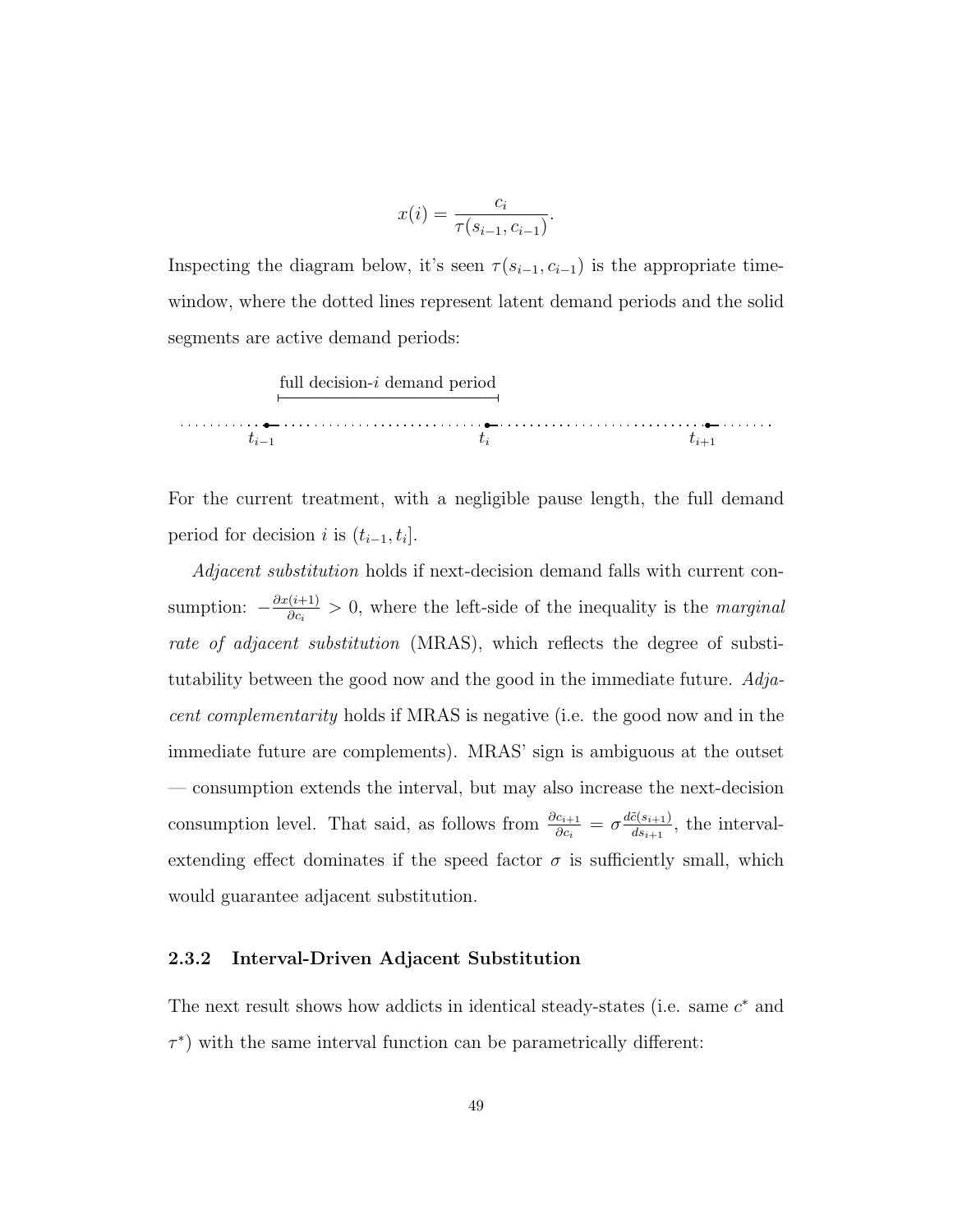$$x(i) = \frac{c_i}{\tau(s_{i-1}, c_{i-1})}.$$

Inspecting the diagram below, it's seen $\tau(s_{i-1}, c_{i-1})$ is the appropriate time-window, where the dotted lines represent latent demand periods and the solid segments are active demand periods:

full decision-$i$ demand period

$t_{i-1}$ $t_i$ $t_{i+1}$

For the current treatment, with a negligible pause length, the full demand period for decision $i$ is $(t_{i-1}, t_i]$.

*Adjacent substitution* holds if next-decision demand falls with current consumption: $-\frac{\partial x(i+1)}{\partial c_i} > 0$, where the left-side of the inequality is the *marginal rate of adjacent substitution* (MRAS), which reflects the degree of substitutability between the good now and the good in the immediate future. *Adjacent complementarity* holds if MRAS is negative (i.e. the good now and in the immediate future are complements). MRAS' sign is ambiguous at the outset — consumption extends the interval, but may also increase the next-decision consumption level. That said, as follows from $\frac{\partial c_{i+1}}{\partial c_i} = \sigma \frac{d\tilde{c}(s_{i+1})}{ds_{i+1}}$, the interval-extending effect dominates if the speed factor $\sigma$ is sufficiently small, which would guarantee adjacent substitution.

### 2.3.2 Interval-Driven Adjacent Substitution

The next result shows how addicts in identical steady-states (i.e. same $c^*$ and $\tau^*$) with the same interval function can be parametrically different: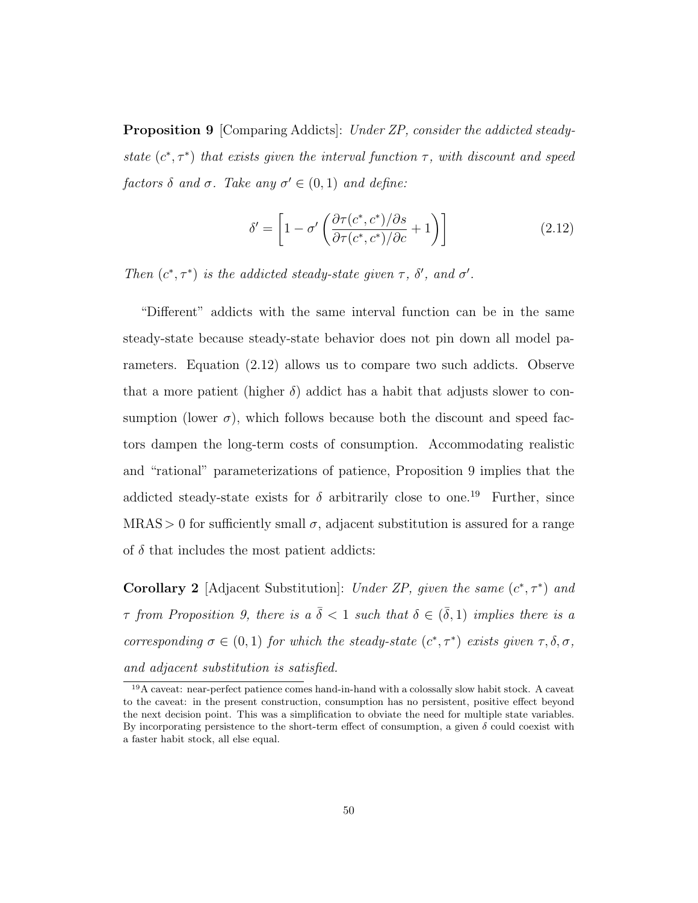**Proposition 9** [Comparing Addicts]: *Under ZP, consider the addicted steady-state $(c^*, \tau^*)$ that exists given the interval function $\tau$, with discount and speed factors $\delta$ and $\sigma$. Take any $\sigma' \in (0,1)$ and define:*

$$\delta' = \left[1 - \sigma' \left( \frac{\partial \tau(c^*, c^*)/\partial s}{\partial \tau(c^*, c^*)/\partial c} + 1 \right) \right] \tag{2.12}$$

*Then $(c^*, \tau^*)$ is the addicted steady-state given $\tau$, $\delta'$, and $\sigma'$.*

"Different" addicts with the same interval function can be in the same steady-state because steady-state behavior does not pin down all model parameters. Equation (2.12) allows us to compare two such addicts. Observe that a more patient (higher $\delta$) addict has a habit that adjusts slower to consumption (lower $\sigma$), which follows because both the discount and speed factors dampen the long-term costs of consumption. Accommodating realistic and "rational" parameterizations of patience, Proposition 9 implies that the addicted steady-state exists for $\delta$ arbitrarily close to one.[19] Further, since MRAS$> 0$ for sufficiently small $\sigma$, adjacent substitution is assured for a range of $\delta$ that includes the most patient addicts:

**Corollary 2** [Adjacent Substitution]: *Under ZP, given the same $(c^*, \tau^*)$ and $\tau$ from Proposition 9, there is a $\bar{\bar{\delta}} < 1$ such that $\delta \in (\bar{\bar{\delta}}, 1)$ implies there is a corresponding $\sigma \in (0,1)$ for which the steady-state $(c^*, \tau^*)$ exists given $\tau, \delta, \sigma$, and adjacent substitution is satisfied.*

[19] A caveat: near-perfect patience comes hand-in-hand with a colossally slow habit stock. A caveat to the caveat: in the present construction, consumption has no persistent, positive effect beyond the next decision point. This was a simplification to obviate the need for multiple state variables. By incorporating persistence to the short-term effect of consumption, a given $\delta$ could coexist with a faster habit stock, all else equal.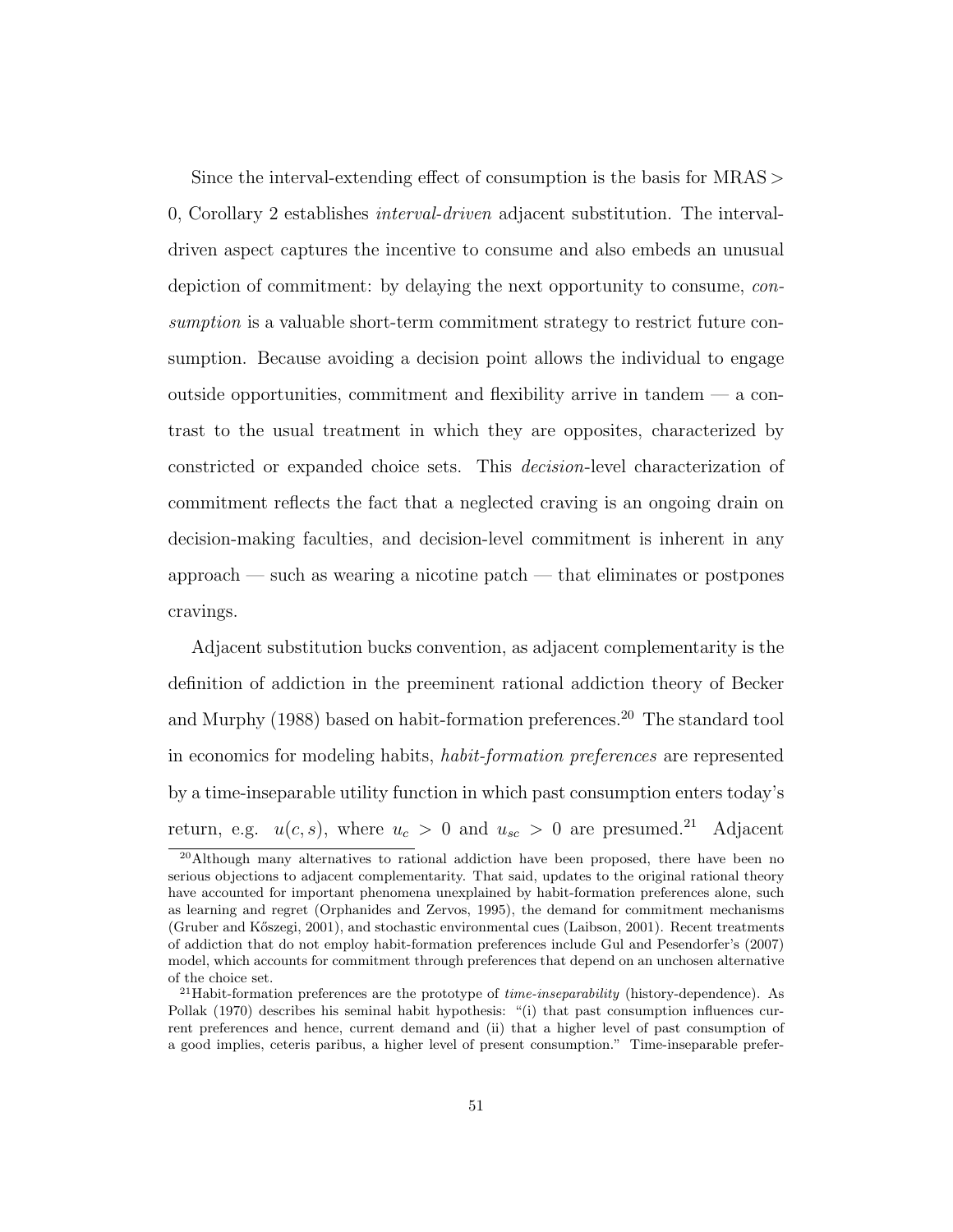Since the interval-extending effect of consumption is the basis for MRAS $>$ 0, Corollary 2 establishes *interval-driven* adjacent substitution. The interval-driven aspect captures the incentive to consume and also embeds an unusual depiction of commitment: by delaying the next opportunity to consume, *consumption* is a valuable short-term commitment strategy to restrict future consumption. Because avoiding a decision point allows the individual to engage outside opportunities, commitment and flexibility arrive in tandem — a contrast to the usual treatment in which they are opposites, characterized by constricted or expanded choice sets. This *decision*-level characterization of commitment reflects the fact that a neglected craving is an ongoing drain on decision-making faculties, and decision-level commitment is inherent in any approach — such as wearing a nicotine patch — that eliminates or postpones cravings.

Adjacent substitution bucks convention, as adjacent complementarity is the definition of addiction in the preeminent rational addiction theory of Becker and Murphy (1988) based on habit-formation preferences.[20] The standard tool in economics for modeling habits, *habit-formation preferences* are represented by a time-inseparable utility function in which past consumption enters today's return, e.g. $u(c, s)$, where $u_c > 0$ and $u_{sc} > 0$ are presumed.[21] Adjacent

[20] Although many alternatives to rational addiction have been proposed, there have been no serious objections to adjacent complementarity. That said, updates to the original rational theory have accounted for important phenomena unexplained by habit-formation preferences alone, such as learning and regret (Orphanides and Zervos, 1995), the demand for commitment mechanisms (Gruber and Kőszegi, 2001), and stochastic environmental cues (Laibson, 2001). Recent treatments of addiction that do not employ habit-formation preferences include Gul and Pesendorfer's (2007) model, which accounts for commitment through preferences that depend on an unchosen alternative of the choice set.

[21] Habit-formation preferences are the prototype of *time-inseparability* (history-dependence). As Pollak (1970) describes his seminal habit hypothesis: "(i) that past consumption influences current preferences and hence, current demand and (ii) that a higher level of past consumption of a good implies, ceteris paribus, a higher level of present consumption." Time-inseparable prefer-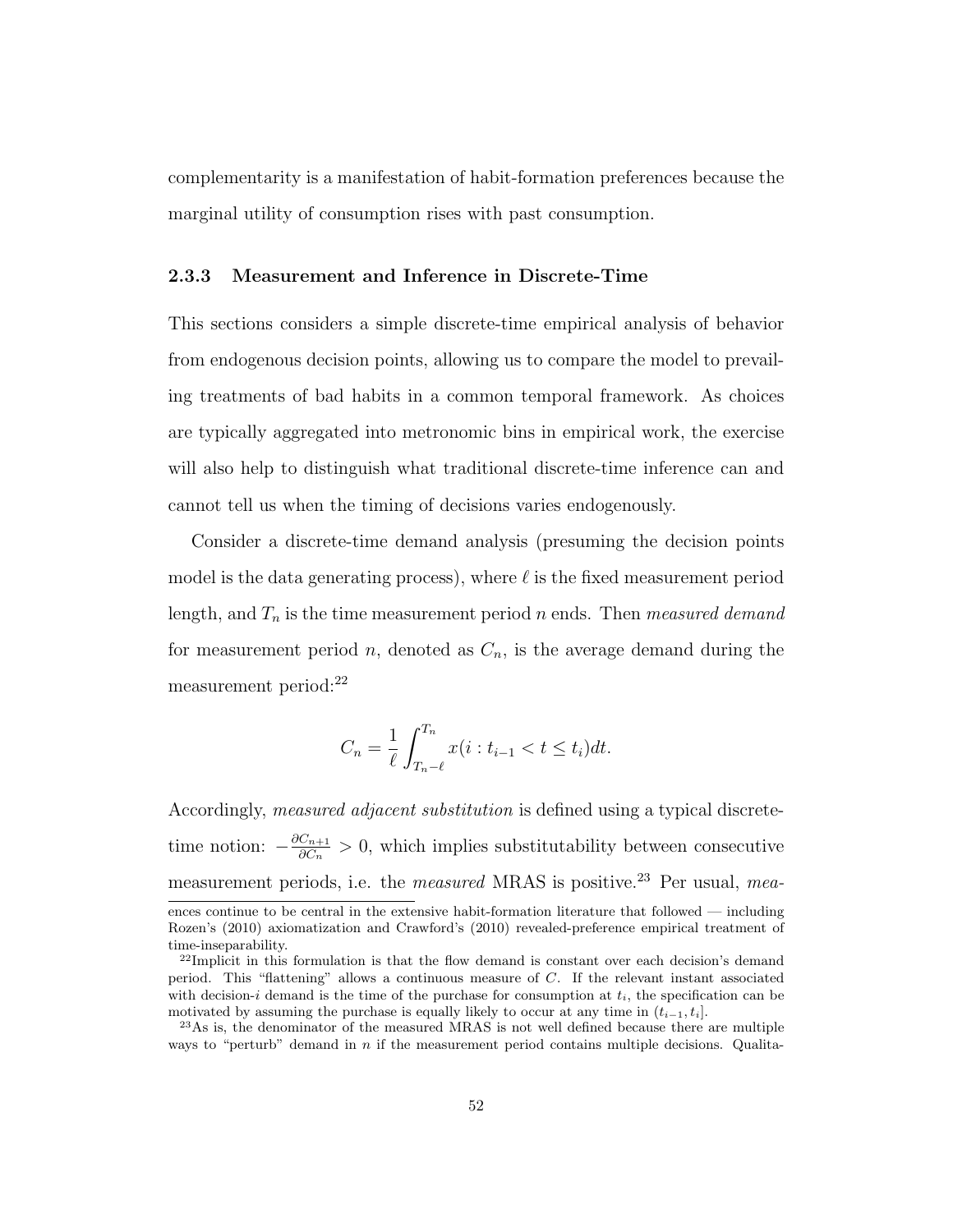complementarity is a manifestation of habit-formation preferences because the marginal utility of consumption rises with past consumption.

### 2.3.3 Measurement and Inference in Discrete-Time

This sections considers a simple discrete-time empirical analysis of behavior from endogenous decision points, allowing us to compare the model to prevailing treatments of bad habits in a common temporal framework. As choices are typically aggregated into metronomic bins in empirical work, the exercise will also help to distinguish what traditional discrete-time inference can and cannot tell us when the timing of decisions varies endogenously.

Consider a discrete-time demand analysis (presuming the decision points model is the data generating process), where $\ell$ is the fixed measurement period length, and $T_n$ is the time measurement period $n$ ends. Then *measured demand* for measurement period $n$, denoted as $C_n$, is the average demand during the measurement period:[22]

$$C_n = \frac{1}{\ell} \int_{T_n - \ell}^{T_n} x(i : t_{i-1} < t \leq t_i) dt.$$

Accordingly, *measured adjacent substitution* is defined using a typical discrete-time notion: $-\frac{\partial C_{n+1}}{\partial C_n} > 0$, which implies substitutability between consecutive measurement periods, i.e. the *measured* MRAS is positive.[23] Per usual, *mea-*

---

ences continue to be central in the extensive habit-formation literature that followed — including Rozen's (2010) axiomatization and Crawford's (2010) revealed-preference empirical treatment of time-inseparability.

[22]Implicit in this formulation is that the flow demand is constant over each decision's demand period. This "flattening" allows a continuous measure of $C$. If the relevant instant associated with decision-$i$ demand is the time of the purchase for consumption at $t_i$, the specification can be motivated by assuming the purchase is equally likely to occur at any time in $(t_{i-1}, t_i]$.

[23]As is, the denominator of the measured MRAS is not well defined because there are multiple ways to "perturb" demand in $n$ if the measurement period contains multiple decisions. Qualita-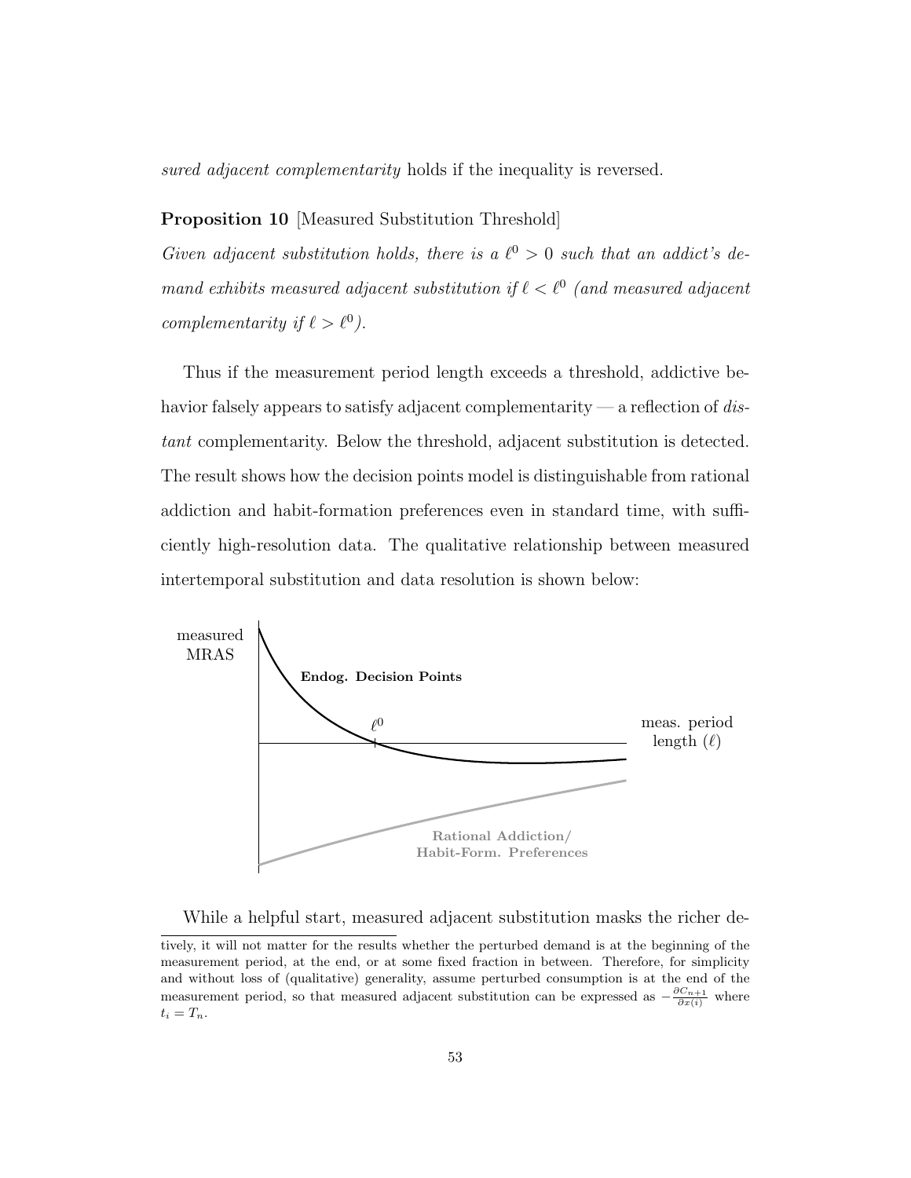*sured adjacent complementarity* holds if the inequality is reversed.

**Proposition 10** [Measured Substitution Threshold]

*Given adjacent substitution holds, there is a $\ell^0 > 0$ such that an addict's demand exhibits measured adjacent substitution if $\ell < \ell^0$ (and measured adjacent complementarity if $\ell > \ell^0$).*

Thus if the measurement period length exceeds a threshold, addictive behavior falsely appears to satisfy adjacent complementarity — a reflection of *distant* complementarity. Below the threshold, adjacent substitution is detected. The result shows how the decision points model is distinguishable from rational addiction and habit-formation preferences even in standard time, with sufficiently high-resolution data. The qualitative relationship between measured intertemporal substitution and data resolution is shown below:

While a helpful start, measured adjacent substitution masks the richer de-

---

tively, it will not matter for the results whether the perturbed demand is at the beginning of the measurement period, at the end, or at some fixed fraction in between. Therefore, for simplicity and without loss of (qualitative) generality, assume perturbed consumption is at the end of the measurement period, so that measured adjacent substitution can be expressed as $-\frac{\partial C_{n+1}}{\partial x(i)}$ where $t_i = T_n$.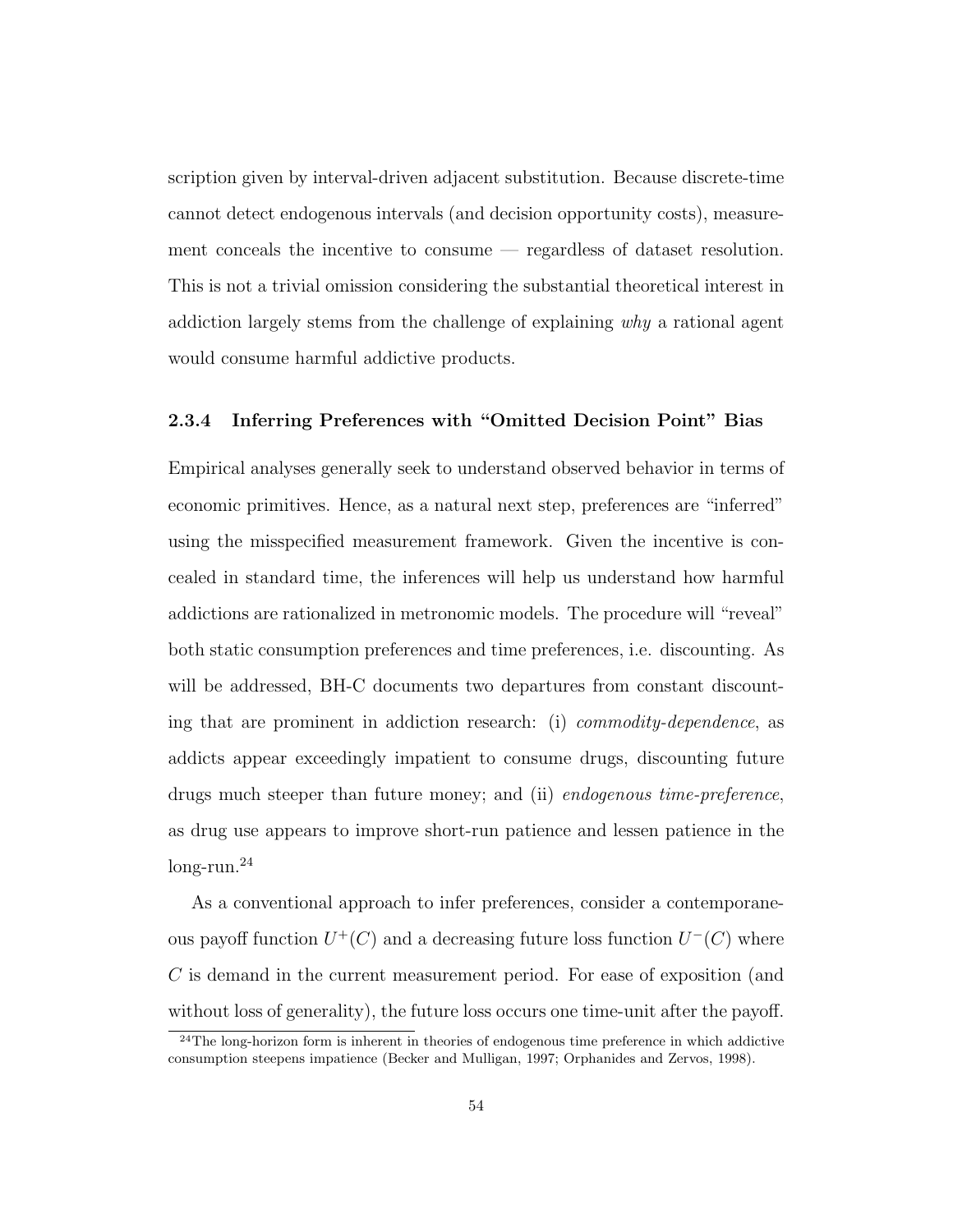scription given by interval-driven adjacent substitution. Because discrete-time cannot detect endogenous intervals (and decision opportunity costs), measurement conceals the incentive to consume — regardless of dataset resolution. This is not a trivial omission considering the substantial theoretical interest in addiction largely stems from the challenge of explaining *why* a rational agent would consume harmful addictive products.

### 2.3.4 Inferring Preferences with "Omitted Decision Point" Bias

Empirical analyses generally seek to understand observed behavior in terms of economic primitives. Hence, as a natural next step, preferences are "inferred" using the misspecified measurement framework. Given the incentive is concealed in standard time, the inferences will help us understand how harmful addictions are rationalized in metronomic models. The procedure will "reveal" both static consumption preferences and time preferences, i.e. discounting. As will be addressed, BH-C documents two departures from constant discounting that are prominent in addiction research: (i) *commodity-dependence*, as addicts appear exceedingly impatient to consume drugs, discounting future drugs much steeper than future money; and (ii) *endogenous time-preference*, as drug use appears to improve short-run patience and lessen patience in the long-run.[24]

As a conventional approach to infer preferences, consider a contemporaneous payoff function $U^+(C)$ and a decreasing future loss function $U^-(C)$ where $C$ is demand in the current measurement period. For ease of exposition (and without loss of generality), the future loss occurs one time-unit after the payoff.

[24] The long-horizon form is inherent in theories of endogenous time preference in which addictive consumption steepens impatience (Becker and Mulligan, 1997; Orphanides and Zervos, 1998).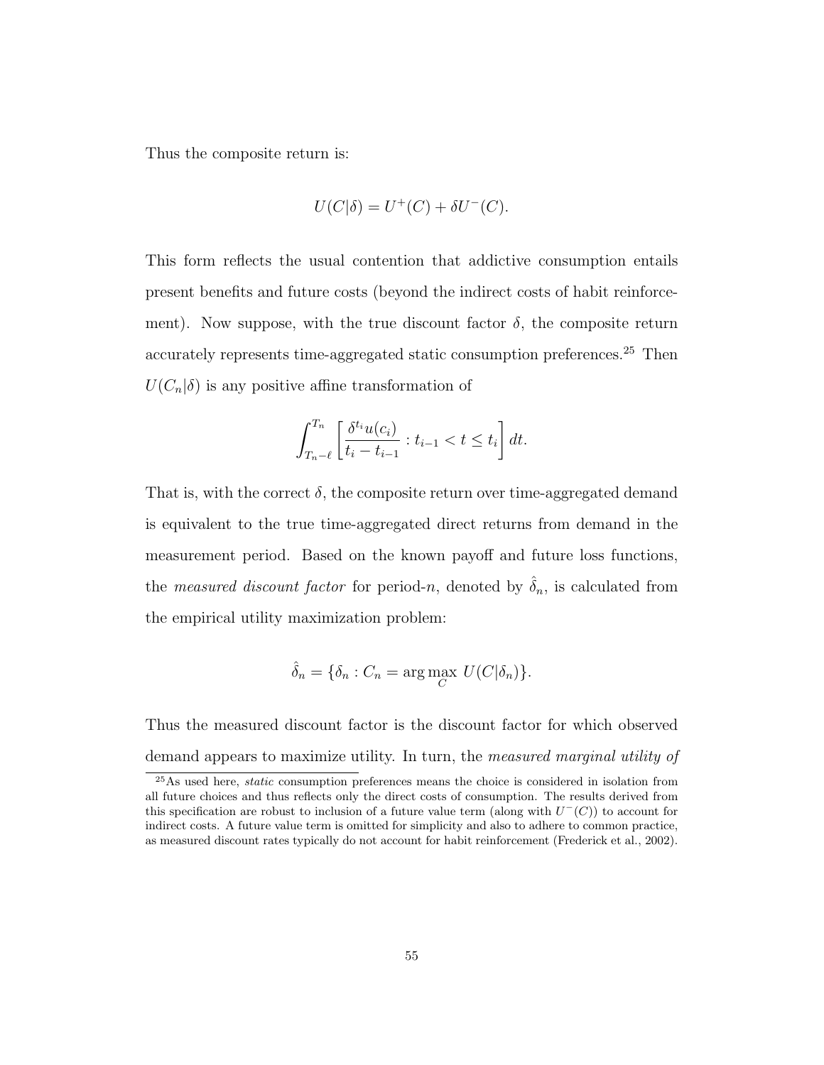Thus the composite return is:

$$U(C|\delta) = U^{+}(C) + \delta U^{-}(C).$$

This form reflects the usual contention that addictive consumption entails present benefits and future costs (beyond the indirect costs of habit reinforcement). Now suppose, with the true discount factor $\delta$, the composite return accurately represents time-aggregated static consumption preferences.[25] Then $U(C_n|\delta)$ is any positive affine transformation of

$$\int_{T_n-\ell}^{T_n} \left[ \frac{\delta^{t_i} u(c_i)}{t_i - t_{i-1}} : t_{i-1} < t \leq t_i \right] dt.$$

That is, with the correct $\delta$, the composite return over time-aggregated demand is equivalent to the true time-aggregated direct returns from demand in the measurement period. Based on the known payoff and future loss functions, the *measured discount factor* for period-$n$, denoted by $\hat{\delta}_n$, is calculated from the empirical utility maximization problem:

$$\hat{\delta}_n = \{\delta_n : C_n = \arg\max_{C} U(C|\delta_n)\}.$$

Thus the measured discount factor is the discount factor for which observed demand appears to maximize utility. In turn, the *measured marginal utility of*

[25]As used here, *static* consumption preferences means the choice is considered in isolation from all future choices and thus reflects only the direct costs of consumption. The results derived from this specification are robust to inclusion of a future value term (along with $U^{-}(C)$) to account for indirect costs. A future value term is omitted for simplicity and also to adhere to common practice, as measured discount rates typically do not account for habit reinforcement (Frederick et al., 2002).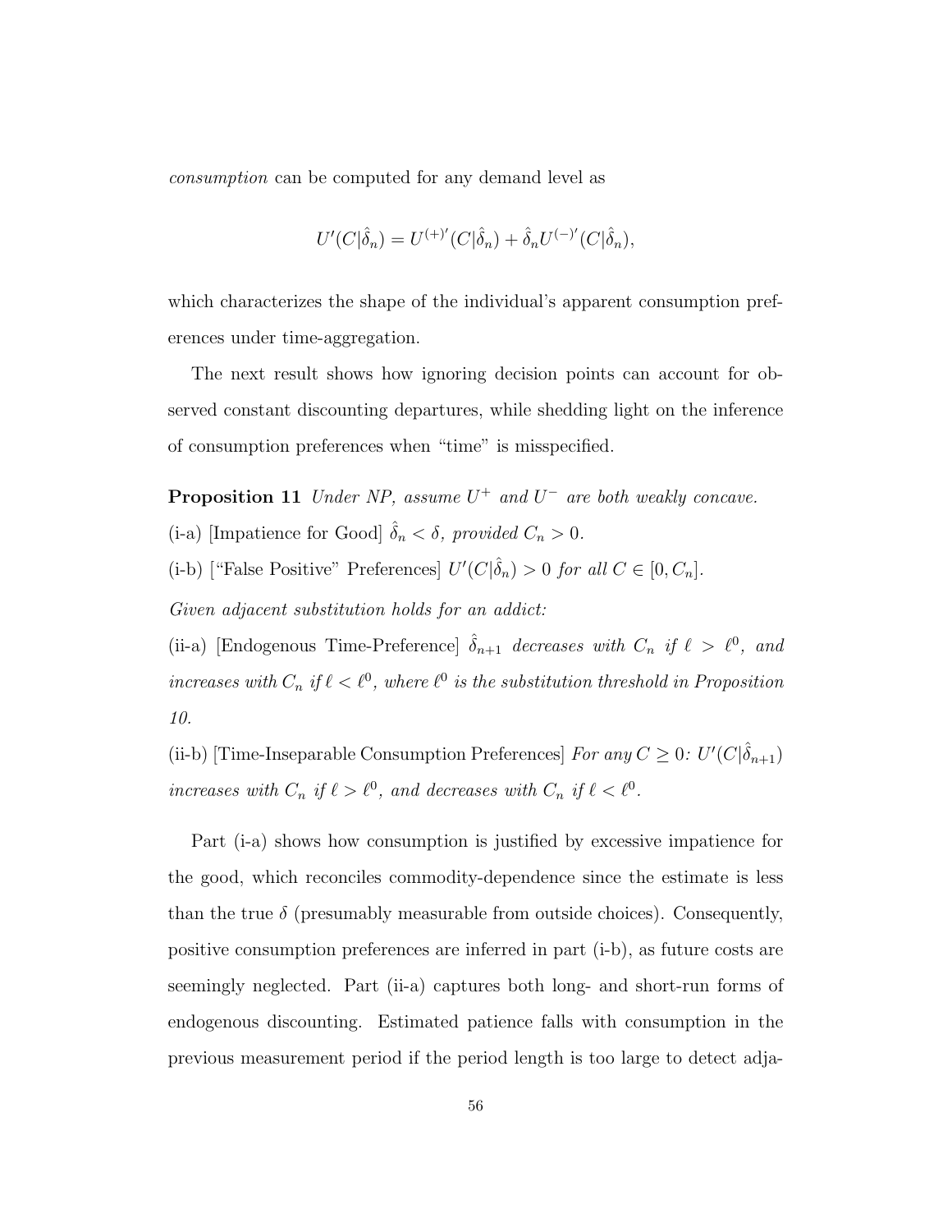*consumption* can be computed for any demand level as

$$U'(C|\hat{\delta}_n) = U^{(+)'}(C|\hat{\delta}_n) + \hat{\delta}_n U^{(-)'}(C|\hat{\delta}_n),$$

which characterizes the shape of the individual's apparent consumption preferences under time-aggregation.

The next result shows how ignoring decision points can account for observed constant discounting departures, while shedding light on the inference of consumption preferences when "time" is misspecified.

**Proposition 11** *Under NP, assume $U^+$ and $U^-$ are both weakly concave.*

(i-a) [Impatience for Good] *$\hat{\delta}_n < \delta$, provided $C_n > 0$.*

(i-b) ["False Positive" Preferences] *$U'(C|\hat{\delta}_n) > 0$ for all $C \in [0, C_n]$.*

*Given adjacent substitution holds for an addict:*

(ii-a) [Endogenous Time-Preference] *$\hat{\delta}_{n+1}$ decreases with $C_n$ if $\ell > \ell^0$, and increases with $C_n$ if $\ell < \ell^0$, where $\ell^0$ is the substitution threshold in Proposition 10.*

(ii-b) [Time-Inseparable Consumption Preferences] *For any $C \geq 0$: $U'(C|\hat{\delta}_{n+1})$ increases with $C_n$ if $\ell > \ell^0$, and decreases with $C_n$ if $\ell < \ell^0$.*

Part (i-a) shows how consumption is justified by excessive impatience for the good, which reconciles commodity-dependence since the estimate is less than the true $\delta$ (presumably measurable from outside choices). Consequently, positive consumption preferences are inferred in part (i-b), as future costs are seemingly neglected. Part (ii-a) captures both long- and short-run forms of endogenous discounting. Estimated patience falls with consumption in the previous measurement period if the period length is too large to detect adja-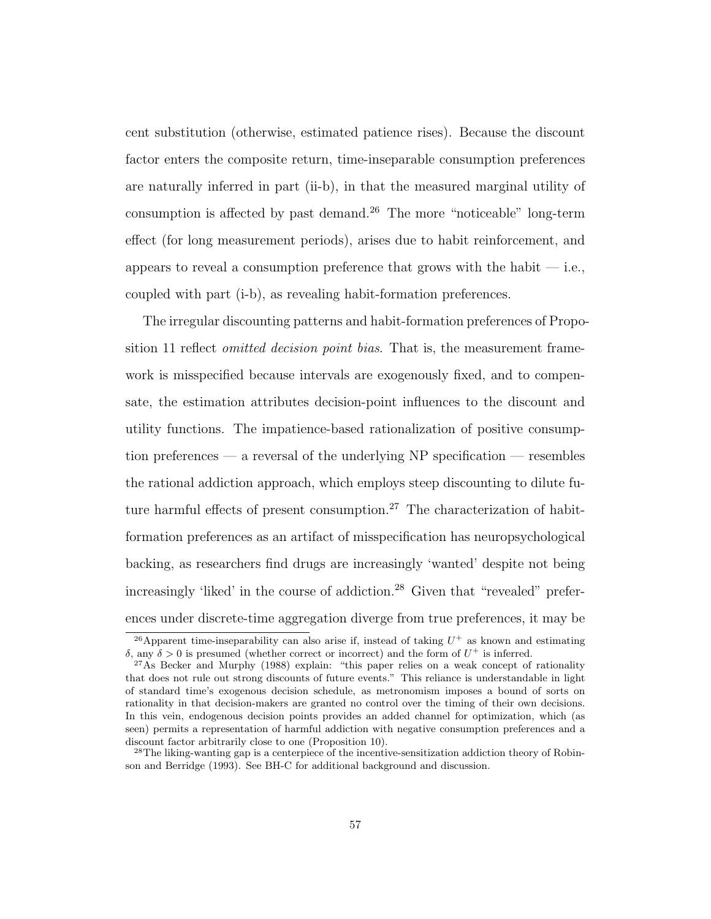cent substitution (otherwise, estimated patience rises). Because the discount factor enters the composite return, time-inseparable consumption preferences are naturally inferred in part (ii-b), in that the measured marginal utility of consumption is affected by past demand.[26] The more "noticeable" long-term effect (for long measurement periods), arises due to habit reinforcement, and appears to reveal a consumption preference that grows with the habit — i.e., coupled with part (i-b), as revealing habit-formation preferences.

The irregular discounting patterns and habit-formation preferences of Proposition 11 reflect *omitted decision point bias*. That is, the measurement framework is misspecified because intervals are exogenously fixed, and to compensate, the estimation attributes decision-point influences to the discount and utility functions. The impatience-based rationalization of positive consumption preferences — a reversal of the underlying NP specification — resembles the rational addiction approach, which employs steep discounting to dilute future harmful effects of present consumption.[27] The characterization of habit-formation preferences as an artifact of misspecification has neuropsychological backing, as researchers find drugs are increasingly 'wanted' despite not being increasingly 'liked' in the course of addiction.[28] Given that "revealed" preferences under discrete-time aggregation diverge from true preferences, it may be

[26] Apparent time-inseparability can also arise if, instead of taking $U^+$ as known and estimating $\delta$, any $\delta > 0$ is presumed (whether correct or incorrect) and the form of $U^+$ is inferred.

[27] As Becker and Murphy (1988) explain: "this paper relies on a weak concept of rationality that does not rule out strong discounts of future events." This reliance is understandable in light of standard time's exogenous decision schedule, as metronomism imposes a bound of sorts on rationality in that decision-makers are granted no control over the timing of their own decisions. In this vein, endogenous decision points provides an added channel for optimization, which (as seen) permits a representation of harmful addiction with negative consumption preferences and a discount factor arbitrarily close to one (Proposition 10).

[28] The liking-wanting gap is a centerpiece of the incentive-sensitization addiction theory of Robinson and Berridge (1993). See BH-C for additional background and discussion.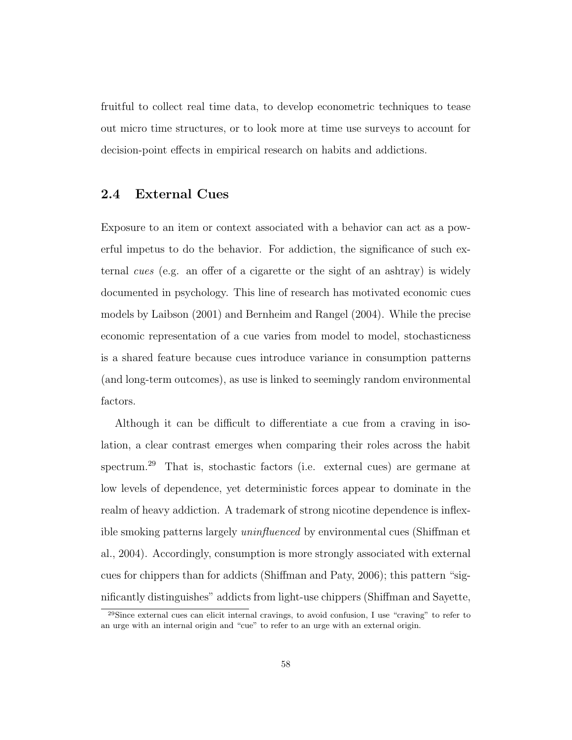fruitful to collect real time data, to develop econometric techniques to tease out micro time structures, or to look more at time use surveys to account for decision-point effects in empirical research on habits and addictions.

## 2.4 External Cues

Exposure to an item or context associated with a behavior can act as a powerful impetus to do the behavior. For addiction, the significance of such external *cues* (e.g. an offer of a cigarette or the sight of an ashtray) is widely documented in psychology. This line of research has motivated economic cues models by Laibson (2001) and Bernheim and Rangel (2004). While the precise economic representation of a cue varies from model to model, stochasticness is a shared feature because cues introduce variance in consumption patterns (and long-term outcomes), as use is linked to seemingly random environmental factors.

Although it can be difficult to differentiate a cue from a craving in isolation, a clear contrast emerges when comparing their roles across the habit spectrum.[29] That is, stochastic factors (i.e. external cues) are germane at low levels of dependence, yet deterministic forces appear to dominate in the realm of heavy addiction. A trademark of strong nicotine dependence is inflexible smoking patterns largely *uninfluenced* by environmental cues (Shiffman et al., 2004). Accordingly, consumption is more strongly associated with external cues for chippers than for addicts (Shiffman and Paty, 2006); this pattern "significantly distinguishes" addicts from light-use chippers (Shiffman and Sayette,

[29] Since external cues can elicit internal cravings, to avoid confusion, I use "craving" to refer to an urge with an internal origin and "cue" to refer to an urge with an external origin.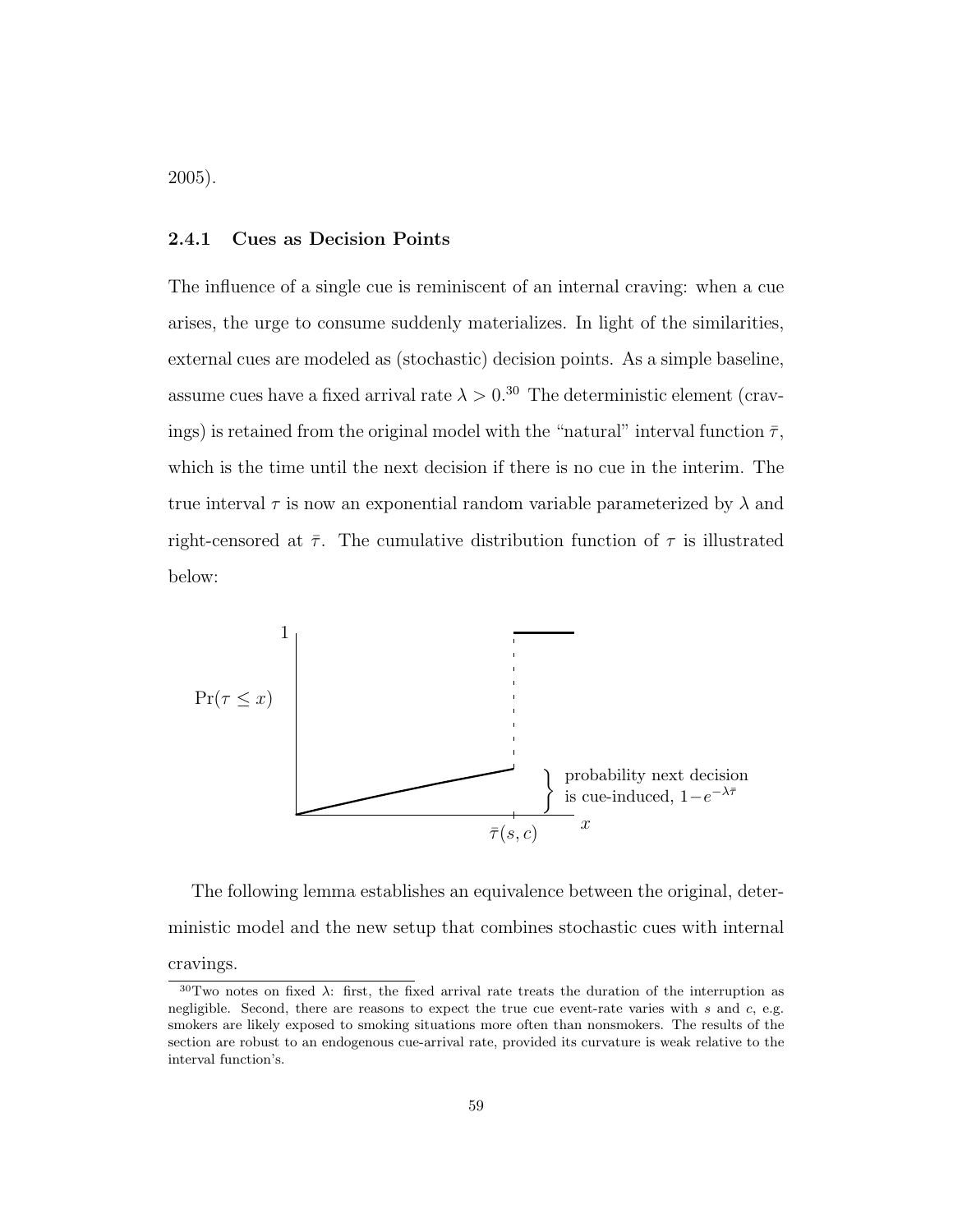2005).

### 2.4.1 Cues as Decision Points

The influence of a single cue is reminiscent of an internal craving: when a cue arises, the urge to consume suddenly materializes. In light of the similarities, external cues are modeled as (stochastic) decision points. As a simple baseline, assume cues have a fixed arrival rate $\lambda > 0$.[30] The deterministic element (cravings) is retained from the original model with the "natural" interval function $\bar{\tau}$, which is the time until the next decision if there is no cue in the interim. The true interval $\tau$ is now an exponential random variable parameterized by $\lambda$ and right-censored at $\bar{\tau}$. The cumulative distribution function of $\tau$ is illustrated below:

[Figure: plot of $\Pr(\tau \leq x)$ against $x$, rising from 0 up to $\bar{\tau}(s,c)$, then jumping to 1; the bracketed gap is labeled "probability next decision is cue-induced, $1-e^{-\lambda\bar{\tau}}$"]

The following lemma establishes an equivalence between the original, deterministic model and the new setup that combines stochastic cues with internal cravings.

[30] Two notes on fixed $\lambda$: first, the fixed arrival rate treats the duration of the interruption as negligible. Second, there are reasons to expect the true cue event-rate varies with $s$ and $c$, e.g. smokers are likely exposed to smoking situations more often than nonsmokers. The results of the section are robust to an endogenous cue-arrival rate, provided its curvature is weak relative to the interval function's.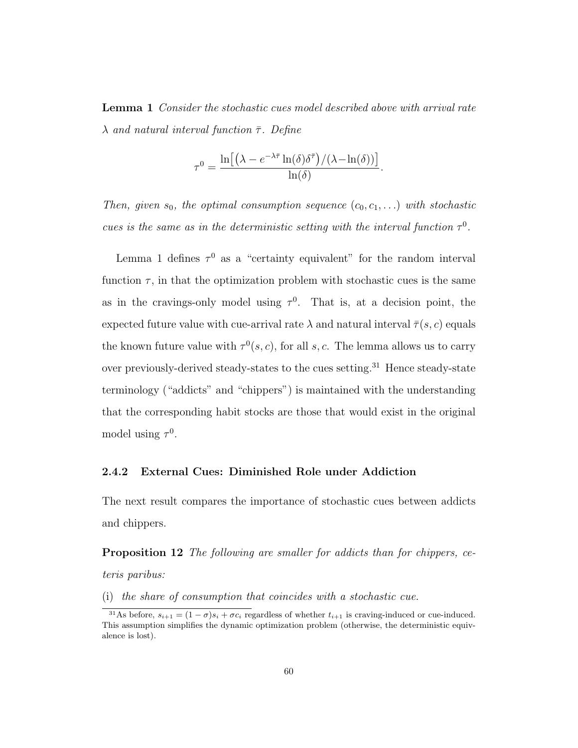**Lemma 1** *Consider the stochastic cues model described above with arrival rate $\lambda$ and natural interval function $\bar{\tau}$. Define*

$$\tau^0 = \frac{\ln\left[\left(\lambda - e^{-\lambda\bar{\tau}}\ln(\delta)\delta^{\bar{\tau}}\right)/(\lambda - \ln(\delta))\right]}{\ln(\delta)}.$$

*Then, given $s_0$, the optimal consumption sequence $(c_0, c_1, \ldots)$ with stochastic cues is the same as in the deterministic setting with the interval function $\tau^0$.*

Lemma 1 defines $\tau^0$ as a "certainty equivalent" for the random interval function $\tau$, in that the optimization problem with stochastic cues is the same as in the cravings-only model using $\tau^0$. That is, at a decision point, the expected future value with cue-arrival rate $\lambda$ and natural interval $\bar{\tau}(s, c)$ equals the known future value with $\tau^0(s, c)$, for all $s, c$. The lemma allows us to carry over previously-derived steady-states to the cues setting.[31] Hence steady-state terminology ("addicts" and "chippers") is maintained with the understanding that the corresponding habit stocks are those that would exist in the original model using $\tau^0$.

### 2.4.2 External Cues: Diminished Role under Addiction

The next result compares the importance of stochastic cues between addicts and chippers.

**Proposition 12** *The following are smaller for addicts than for chippers, ceteris paribus:*

(i) *the share of consumption that coincides with a stochastic cue.*

[31] As before, $s_{i+1} = (1-\sigma)s_i + \sigma c_i$ regardless of whether $t_{i+1}$ is craving-induced or cue-induced. This assumption simplifies the dynamic optimization problem (otherwise, the deterministic equivalence is lost).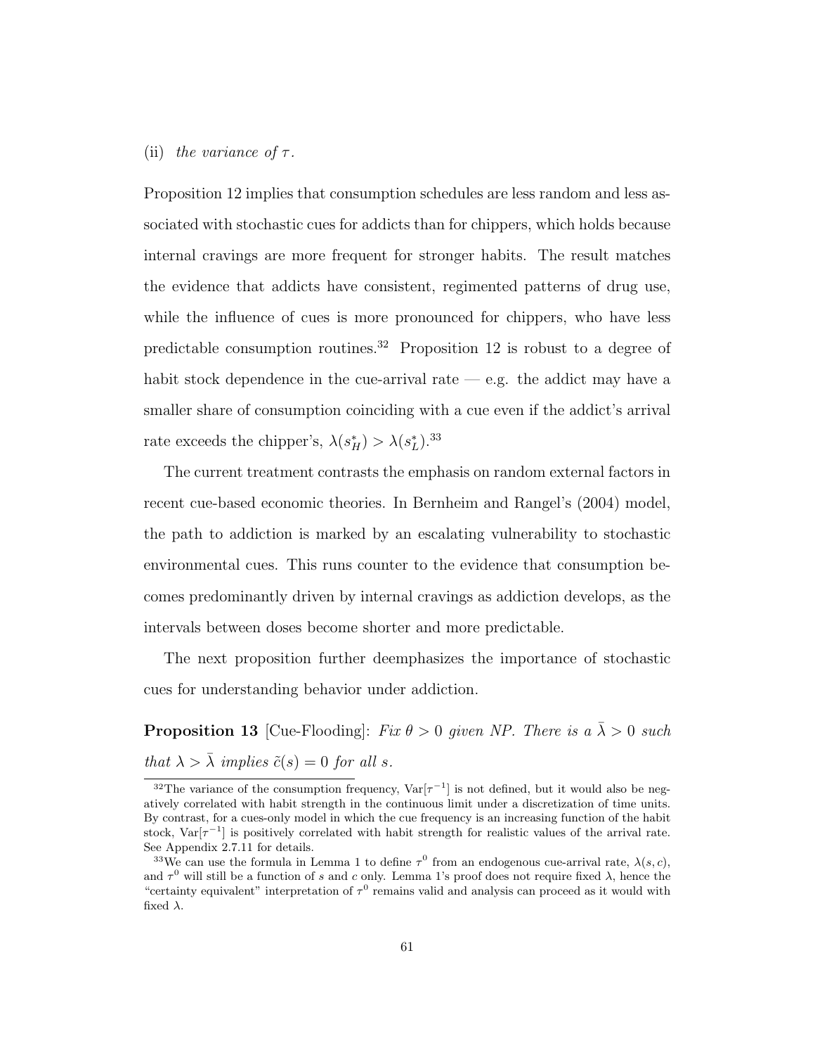(ii) *the variance of* $\tau$.

Proposition 12 implies that consumption schedules are less random and less associated with stochastic cues for addicts than for chippers, which holds because internal cravings are more frequent for stronger habits. The result matches the evidence that addicts have consistent, regimented patterns of drug use, while the influence of cues is more pronounced for chippers, who have less predictable consumption routines.[32] Proposition 12 is robust to a degree of habit stock dependence in the cue-arrival rate — e.g. the addict may have a smaller share of consumption coinciding with a cue even if the addict's arrival rate exceeds the chipper's, $\lambda(s_H^*) > \lambda(s_L^*)$.[33]

The current treatment contrasts the emphasis on random external factors in recent cue-based economic theories. In Bernheim and Rangel's (2004) model, the path to addiction is marked by an escalating vulnerability to stochastic environmental cues. This runs counter to the evidence that consumption becomes predominantly driven by internal cravings as addiction develops, as the intervals between doses become shorter and more predictable.

The next proposition further deemphasizes the importance of stochastic cues for understanding behavior under addiction.

**Proposition 13** [Cue-Flooding]: *Fix* $\theta > 0$ *given NP. There is a* $\bar{\lambda} > 0$ *such that* $\lambda > \bar{\lambda}$ *implies* $\tilde{c}(s) = 0$ *for all* $s$.

---

[32]The variance of the consumption frequency, $\text{Var}[\tau^{-1}]$ is not defined, but it would also be negatively correlated with habit strength in the continuous limit under a discretization of time units. By contrast, for a cues-only model in which the cue frequency is an increasing function of the habit stock, $\text{Var}[\tau^{-1}]$ is positively correlated with habit strength for realistic values of the arrival rate. See Appendix 2.7.11 for details.

[33]We can use the formula in Lemma 1 to define $\tau^0$ from an endogenous cue-arrival rate, $\lambda(s, c)$, and $\tau^0$ will still be a function of $s$ and $c$ only. Lemma 1's proof does not require fixed $\lambda$, hence the "certainty equivalent" interpretation of $\tau^0$ remains valid and analysis can proceed as it would with fixed $\lambda$.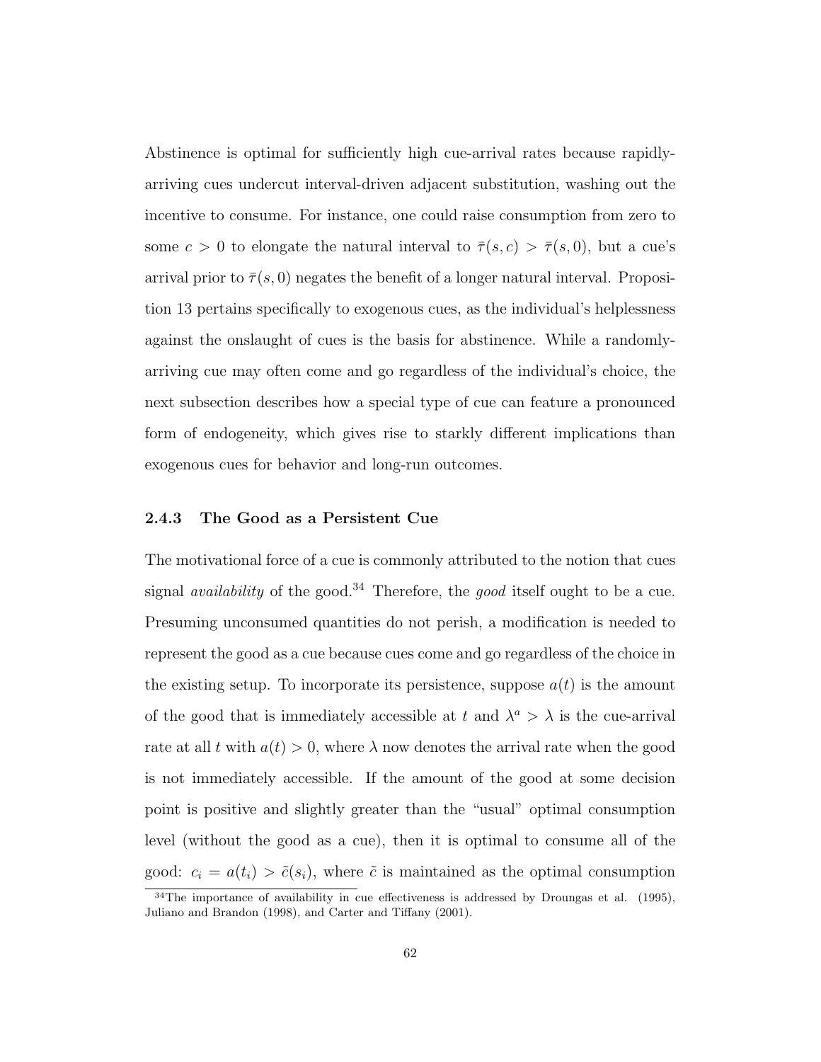Abstinence is optimal for sufficiently high cue-arrival rates because rapidly-arriving cues undercut interval-driven adjacent substitution, washing out the incentive to consume. For instance, one could raise consumption from zero to some $c > 0$ to elongate the natural interval to $\bar{\tau}(s, c) > \bar{\tau}(s, 0)$, but a cue's arrival prior to $\bar{\tau}(s, 0)$ negates the benefit of a longer natural interval. Proposition 13 pertains specifically to exogenous cues, as the individual's helplessness against the onslaught of cues is the basis for abstinence. While a randomly-arriving cue may often come and go regardless of the individual's choice, the next subsection describes how a special type of cue can feature a pronounced form of endogeneity, which gives rise to starkly different implications than exogenous cues for behavior and long-run outcomes.

### 2.4.3 The Good as a Persistent Cue

The motivational force of a cue is commonly attributed to the notion that cues signal *availability* of the good.[34] Therefore, the *good* itself ought to be a cue. Presuming unconsumed quantities do not perish, a modification is needed to represent the good as a cue because cues come and go regardless of the choice in the existing setup. To incorporate its persistence, suppose $a(t)$ is the amount of the good that is immediately accessible at $t$ and $\lambda^a > \lambda$ is the cue-arrival rate at all $t$ with $a(t) > 0$, where $\lambda$ now denotes the arrival rate when the good is not immediately accessible. If the amount of the good at some decision point is positive and slightly greater than the "usual" optimal consumption level (without the good as a cue), then it is optimal to consume all of the good: $c_i = a(t_i) > \tilde{c}(s_i)$, where $\tilde{c}$ is maintained as the optimal consumption

[34] The importance of availability in cue effectiveness is addressed by Droungas et al. (1995), Juliano and Brandon (1998), and Carter and Tiffany (2001).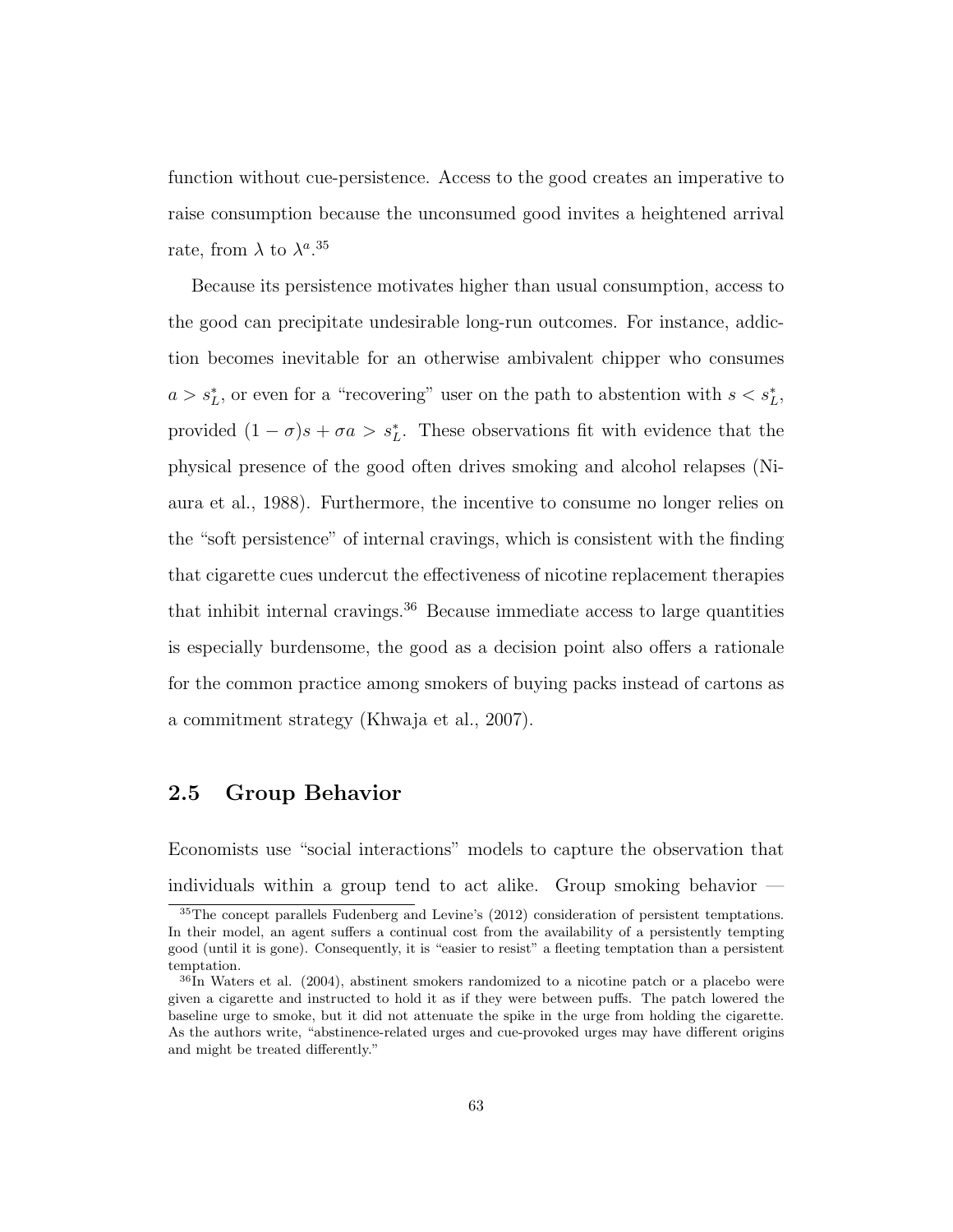function without cue-persistence. Access to the good creates an imperative to raise consumption because the unconsumed good invites a heightened arrival rate, from $\lambda$ to $\lambda^a$.[35]

Because its persistence motivates higher than usual consumption, access to the good can precipitate undesirable long-run outcomes. For instance, addiction becomes inevitable for an otherwise ambivalent chipper who consumes $a > s_L^*$, or even for a "recovering" user on the path to abstention with $s < s_L^*$, provided $(1 - \sigma)s + \sigma a > s_L^*$. These observations fit with evidence that the physical presence of the good often drives smoking and alcohol relapses (Niaura et al., 1988). Furthermore, the incentive to consume no longer relies on the "soft persistence" of internal cravings, which is consistent with the finding that cigarette cues undercut the effectiveness of nicotine replacement therapies that inhibit internal cravings.[36] Because immediate access to large quantities is especially burdensome, the good as a decision point also offers a rationale for the common practice among smokers of buying packs instead of cartons as a commitment strategy (Khwaja et al., 2007).

## 2.5 Group Behavior

Economists use "social interactions" models to capture the observation that individuals within a group tend to act alike. Group smoking behavior —

[35] The concept parallels Fudenberg and Levine's (2012) consideration of persistent temptations. In their model, an agent suffers a continual cost from the availability of a persistently tempting good (until it is gone). Consequently, it is "easier to resist" a fleeting temptation than a persistent temptation.

[36] In Waters et al. (2004), abstinent smokers randomized to a nicotine patch or a placebo were given a cigarette and instructed to hold it as if they were between puffs. The patch lowered the baseline urge to smoke, but it did not attenuate the spike in the urge from holding the cigarette. As the authors write, "abstinence-related urges and cue-provoked urges may have different origins and might be treated differently."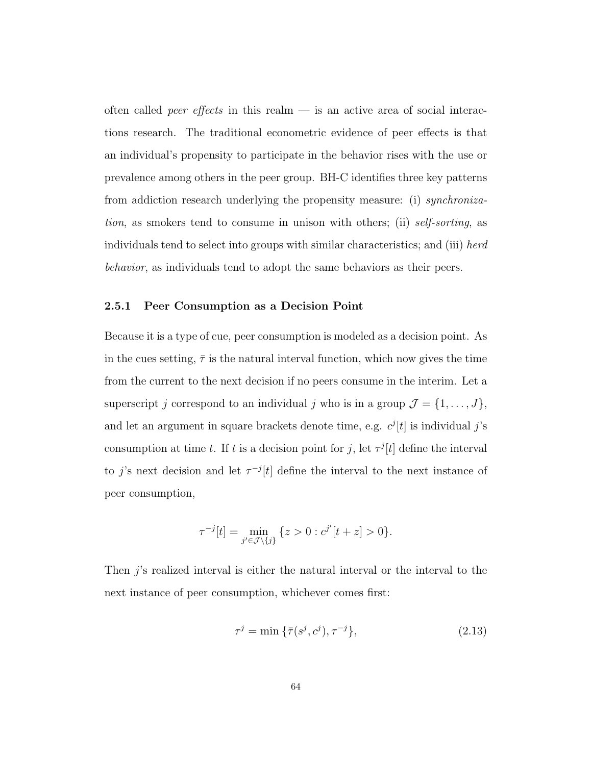often called *peer effects* in this realm — is an active area of social interactions research. The traditional econometric evidence of peer effects is that an individual's propensity to participate in the behavior rises with the use or prevalence among others in the peer group. BH-C identifies three key patterns from addiction research underlying the propensity measure: (i) *synchronization*, as smokers tend to consume in unison with others; (ii) *self-sorting*, as individuals tend to select into groups with similar characteristics; and (iii) *herd behavior*, as individuals tend to adopt the same behaviors as their peers.

### 2.5.1 Peer Consumption as a Decision Point

Because it is a type of cue, peer consumption is modeled as a decision point. As in the cues setting, $\bar{\tau}$ is the natural interval function, which now gives the time from the current to the next decision if no peers consume in the interim. Let a superscript $j$ correspond to an individual $j$ who is in a group $\mathcal{J} = \{1, \ldots, J\}$, and let an argument in square brackets denote time, e.g. $c^j[t]$ is individual $j$'s consumption at time $t$. If $t$ is a decision point for $j$, let $\tau^j[t]$ define the interval to $j$'s next decision and let $\tau^{-j}[t]$ define the interval to the next instance of peer consumption,

$$\tau^{-j}[t] = \min_{j' \in \mathcal{J} \setminus \{j\}} \{z > 0 : c^{j'}[t + z] > 0\}.$$

Then $j$'s realized interval is either the natural interval or the interval to the next instance of peer consumption, whichever comes first:

$$\tau^j = \min\{\bar{\tau}(s^j, c^j), \tau^{-j}\}, \tag{2.13}$$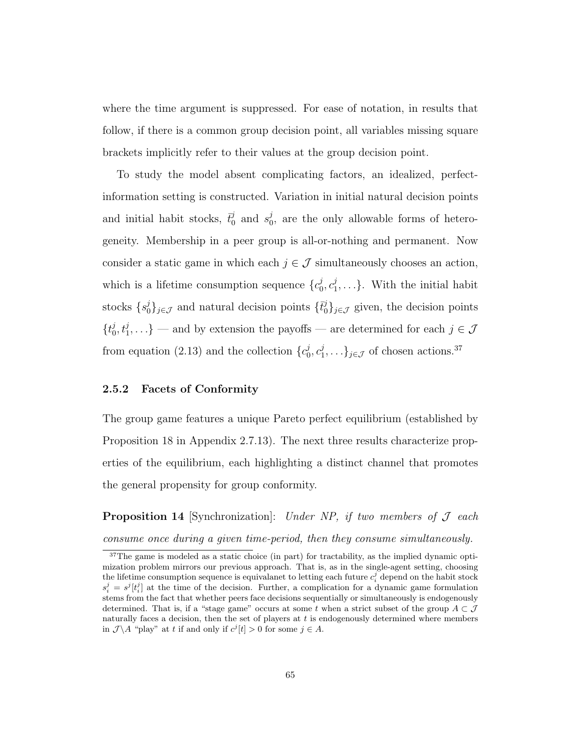where the time argument is suppressed. For ease of notation, in results that follow, if there is a common group decision point, all variables missing square brackets implicitly refer to their values at the group decision point.

To study the model absent complicating factors, an idealized, perfect-information setting is constructed. Variation in initial natural decision points and initial habit stocks, $\bar{t}^j_0$ and $s^j_0$, are the only allowable forms of heterogeneity. Membership in a peer group is all-or-nothing and permanent. Now consider a static game in which each $j \in \mathcal{J}$ simultaneously chooses an action, which is a lifetime consumption sequence $\{c^j_0, c^j_1, \ldots\}$. With the initial habit stocks $\{s^j_0\}_{j\in\mathcal{J}}$ and natural decision points $\{\bar{t}^j_0\}_{j\in\mathcal{J}}$ given, the decision points $\{t^j_0, t^j_1, \ldots\}$ — and by extension the payoffs — are determined for each $j \in \mathcal{J}$ from equation (2.13) and the collection $\{c^j_0, c^j_1, \ldots\}_{j\in\mathcal{J}}$ of chosen actions.[37]

### 2.5.2 Facets of Conformity

The group game features a unique Pareto perfect equilibrium (established by Proposition 18 in Appendix 2.7.13). The next three results characterize properties of the equilibrium, each highlighting a distinct channel that promotes the general propensity for group conformity.

**Proposition 14** [Synchronization]: *Under NP, if two members of $\mathcal{J}$ each consume once during a given time-period, then they consume simultaneously.*

---

[37] The game is modeled as a static choice (in part) for tractability, as the implied dynamic optimization problem mirrors our previous approach. That is, as in the single-agent setting, choosing the lifetime consumption sequence is equivalanet to letting each future $c^j_i$ depend on the habit stock $s^j_i = s^j[t^j_i]$ at the time of the decision. Further, a complication for a dynamic game formulation stems from the fact that whether peers face decisions sequentially or simultaneously is endogenously determined. That is, if a "stage game" occurs at some $t$ when a strict subset of the group $A \subset \mathcal{J}$ naturally faces a decision, then the set of players at $t$ is endogenously determined where members in $\mathcal{J}\backslash A$ "play" at $t$ if and only if $c^j[t] > 0$ for some $j \in A$.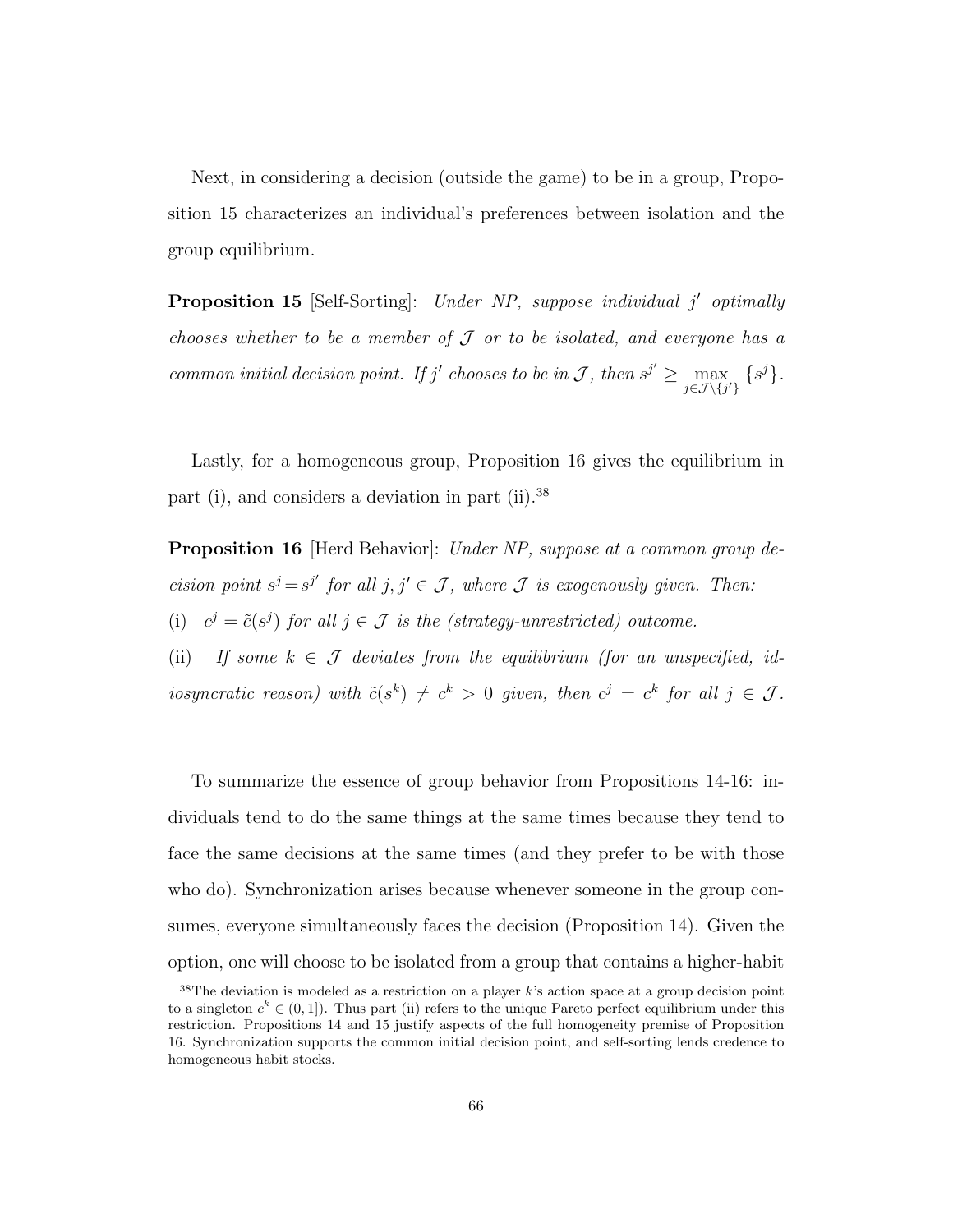Next, in considering a decision (outside the game) to be in a group, Proposition 15 characterizes an individual's preferences between isolation and the group equilibrium.

**Proposition 15** [Self-Sorting]: *Under NP, suppose individual $j'$ optimally chooses whether to be a member of $\mathcal{J}$ or to be isolated, and everyone has a common initial decision point. If $j'$ chooses to be in $\mathcal{J}$, then $s^{j'} \geq \max_{j \in \mathcal{J} \setminus \{j'\}} \{s^j\}$.*

Lastly, for a homogeneous group, Proposition 16 gives the equilibrium in part (i), and considers a deviation in part (ii).[38]

**Proposition 16** [Herd Behavior]: *Under NP, suppose at a common group decision point $s^j = s^{j'}$ for all $j, j' \in \mathcal{J}$, where $\mathcal{J}$ is exogenously given. Then:*

(i) $c^j = \tilde{c}(s^j)$ *for all $j \in \mathcal{J}$ is the (strategy-unrestricted) outcome.*

(ii) *If some $k \in \mathcal{J}$ deviates from the equilibrium (for an unspecified, idiosyncratic reason) with $\tilde{c}(s^k) \neq c^k > 0$ given, then $c^j = c^k$ for all $j \in \mathcal{J}$.*

To summarize the essence of group behavior from Propositions 14-16: individuals tend to do the same things at the same times because they tend to face the same decisions at the same times (and they prefer to be with those who do). Synchronization arises because whenever someone in the group consumes, everyone simultaneously faces the decision (Proposition 14). Given the option, one will choose to be isolated from a group that contains a higher-habit

[38] The deviation is modeled as a restriction on a player $k$'s action space at a group decision point to a singleton $c^k \in (0, 1]$). Thus part (ii) refers to the unique Pareto perfect equilibrium under this restriction. Propositions 14 and 15 justify aspects of the full homogeneity premise of Proposition 16. Synchronization supports the common initial decision point, and self-sorting lends credence to homogeneous habit stocks.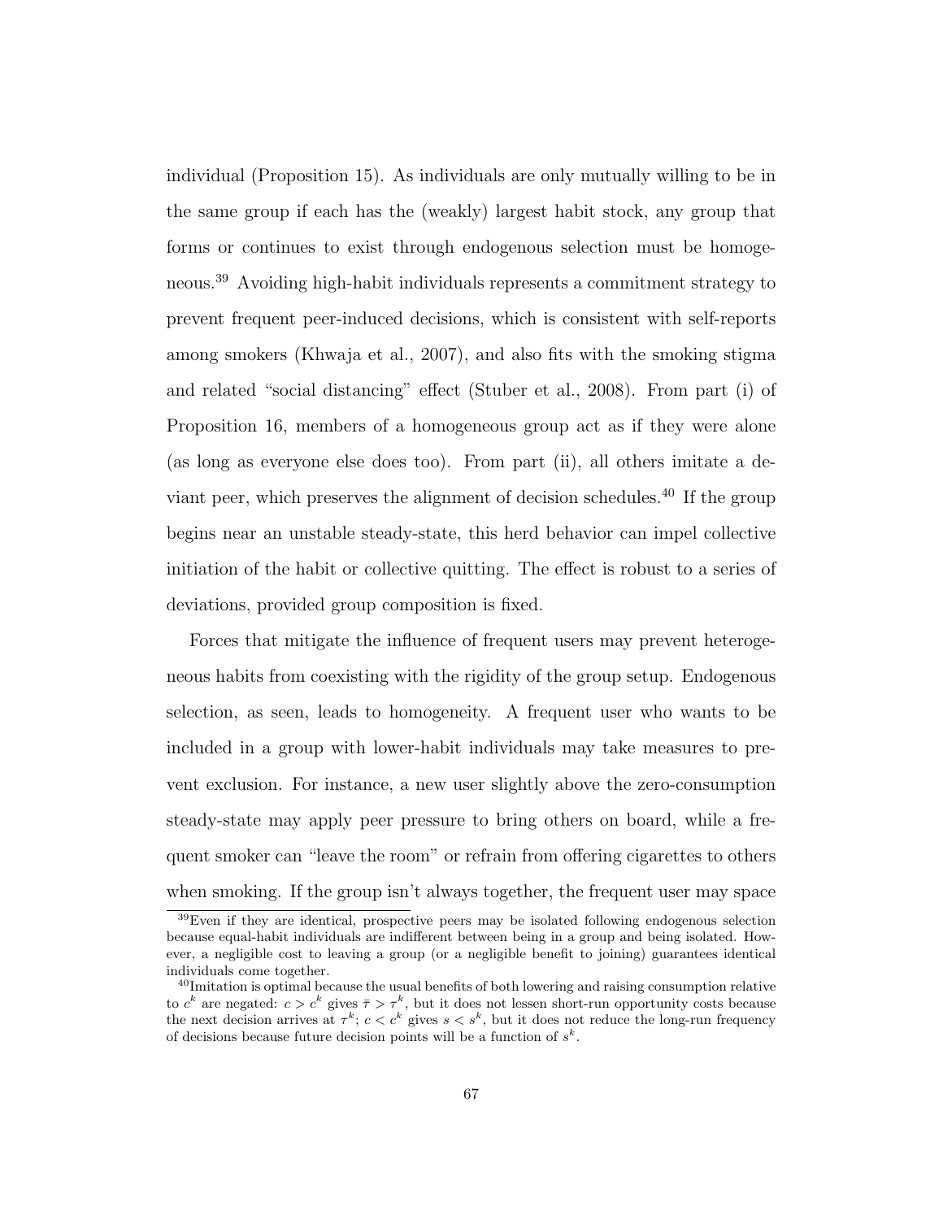individual (Proposition 15). As individuals are only mutually willing to be in the same group if each has the (weakly) largest habit stock, any group that forms or continues to exist through endogenous selection must be homogeneous.[39] Avoiding high-habit individuals represents a commitment strategy to prevent frequent peer-induced decisions, which is consistent with self-reports among smokers (Khwaja et al., 2007), and also fits with the smoking stigma and related "social distancing" effect (Stuber et al., 2008). From part (i) of Proposition 16, members of a homogeneous group act as if they were alone (as long as everyone else does too). From part (ii), all others imitate a deviant peer, which preserves the alignment of decision schedules.[40] If the group begins near an unstable steady-state, this herd behavior can impel collective initiation of the habit or collective quitting. The effect is robust to a series of deviations, provided group composition is fixed.

Forces that mitigate the influence of frequent users may prevent heterogeneous habits from coexisting with the rigidity of the group setup. Endogenous selection, as seen, leads to homogeneity. A frequent user who wants to be included in a group with lower-habit individuals may take measures to prevent exclusion. For instance, a new user slightly above the zero-consumption steady-state may apply peer pressure to bring others on board, while a frequent smoker can "leave the room" or refrain from offering cigarettes to others when smoking. If the group isn't always together, the frequent user may space

[39] Even if they are identical, prospective peers may be isolated following endogenous selection because equal-habit individuals are indifferent between being in a group and being isolated. However, a negligible cost to leaving a group (or a negligible benefit to joining) guarantees identical individuals come together.

[40] Imitation is optimal because the usual benefits of both lowering and raising consumption relative to $c^k$ are negated: $c > c^k$ gives $\bar{\tau} > \tau^k$, but it does not lessen short-run opportunity costs because the next decision arrives at $\tau^k$; $c < c^k$ gives $s < s^k$, but it does not reduce the long-run frequency of decisions because future decision points will be a function of $s^k$.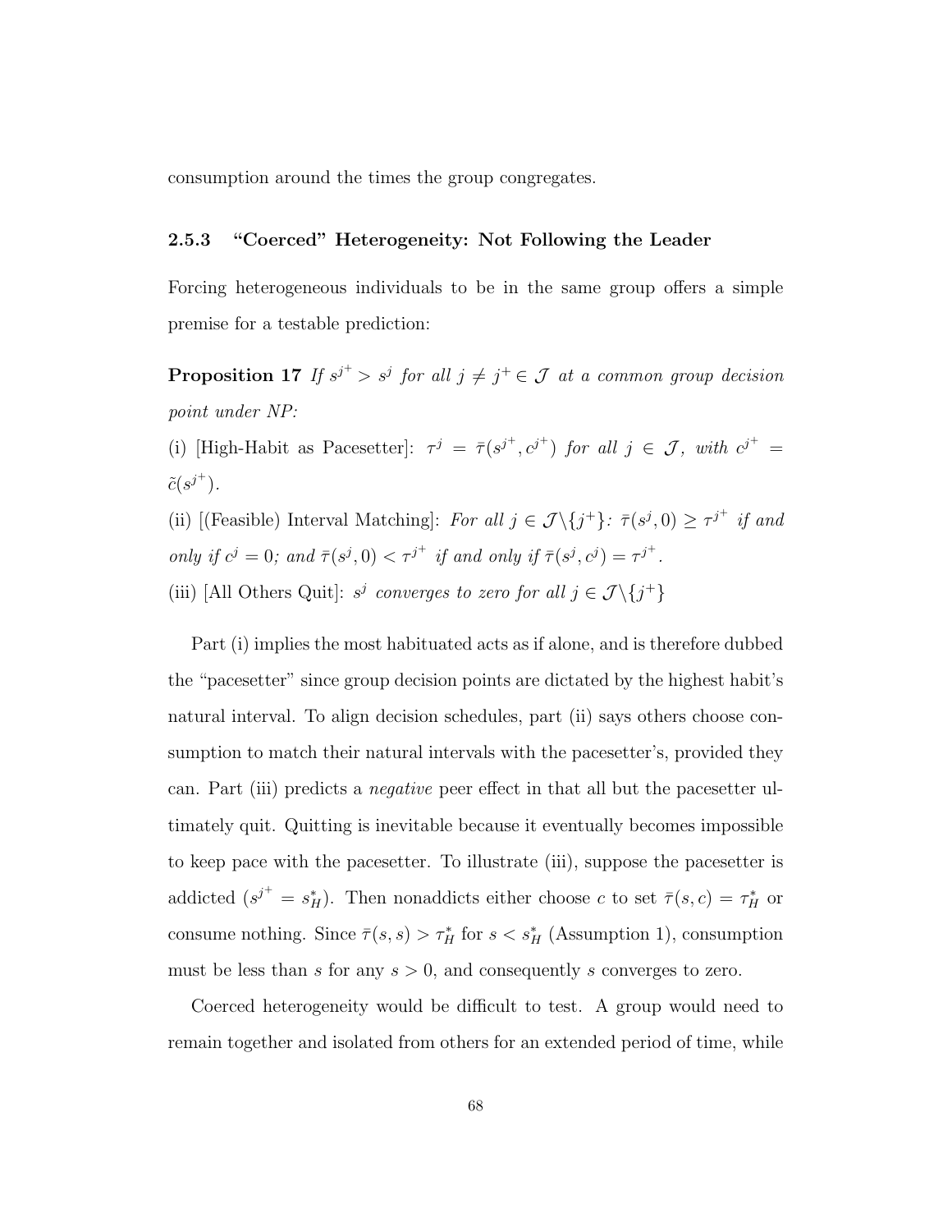consumption around the times the group congregates.

### 2.5.3 "Coerced" Heterogeneity: Not Following the Leader

Forcing heterogeneous individuals to be in the same group offers a simple premise for a testable prediction:

**Proposition 17** *If $s^{j^+} > s^j$ for all $j \neq j^+ \in \mathcal{J}$ at a common group decision point under NP:*

(i) [High-Habit as Pacesetter]: *$\tau^j = \bar{\tau}(s^{j^+}, c^{j^+})$ for all $j \in \mathcal{J}$, with $c^{j^+} = \tilde{c}(s^{j^+})$.*

(ii) [(Feasible) Interval Matching]: *For all $j \in \mathcal{J} \backslash \{j^+\}$: $\bar{\tau}(s^j, 0) \geq \tau^{j^+}$ if and only if $c^j = 0$; and $\bar{\tau}(s^j, 0) < \tau^{j^+}$ if and only if $\bar{\tau}(s^j, c^j) = \tau^{j^+}$.*

(iii) [All Others Quit]: *$s^j$ converges to zero for all $j \in \mathcal{J} \backslash \{j^+\}$*

Part (i) implies the most habituated acts as if alone, and is therefore dubbed the "pacesetter" since group decision points are dictated by the highest habit's natural interval. To align decision schedules, part (ii) says others choose consumption to match their natural intervals with the pacesetter's, provided they can. Part (iii) predicts a *negative* peer effect in that all but the pacesetter ultimately quit. Quitting is inevitable because it eventually becomes impossible to keep pace with the pacesetter. To illustrate (iii), suppose the pacesetter is addicted ($s^{j^+} = s_H^*$). Then nonaddicts either choose $c$ to set $\bar{\tau}(s, c) = \tau_H^*$ or consume nothing. Since $\bar{\tau}(s, s) > \tau_H^*$ for $s < s_H^*$ (Assumption 1), consumption must be less than $s$ for any $s > 0$, and consequently $s$ converges to zero.

Coerced heterogeneity would be difficult to test. A group would need to remain together and isolated from others for an extended period of time, while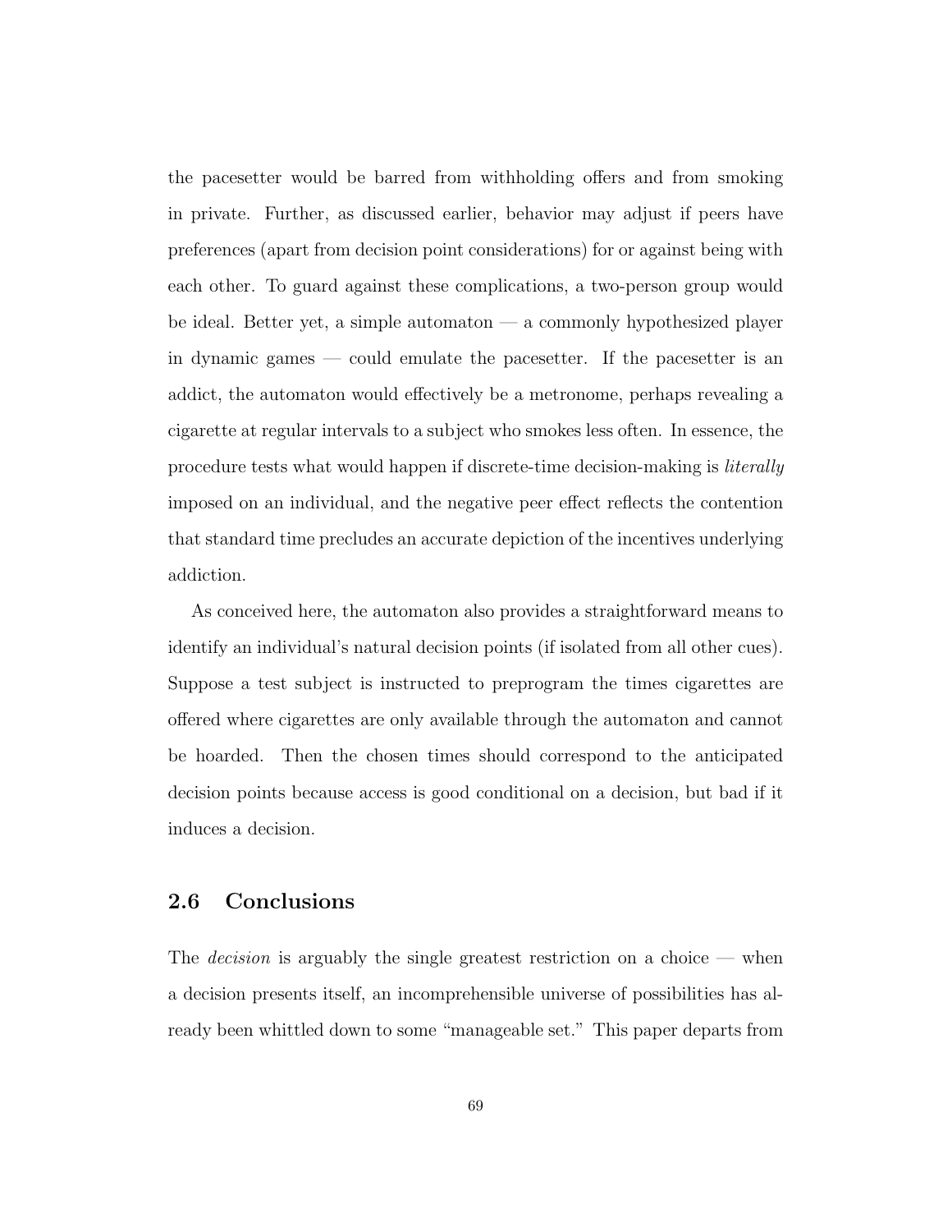the pacesetter would be barred from withholding offers and from smoking in private. Further, as discussed earlier, behavior may adjust if peers have preferences (apart from decision point considerations) for or against being with each other. To guard against these complications, a two-person group would be ideal. Better yet, a simple automaton — a commonly hypothesized player in dynamic games — could emulate the pacesetter. If the pacesetter is an addict, the automaton would effectively be a metronome, perhaps revealing a cigarette at regular intervals to a subject who smokes less often. In essence, the procedure tests what would happen if discrete-time decision-making is *literally* imposed on an individual, and the negative peer effect reflects the contention that standard time precludes an accurate depiction of the incentives underlying addiction.

As conceived here, the automaton also provides a straightforward means to identify an individual's natural decision points (if isolated from all other cues). Suppose a test subject is instructed to preprogram the times cigarettes are offered where cigarettes are only available through the automaton and cannot be hoarded. Then the chosen times should correspond to the anticipated decision points because access is good conditional on a decision, but bad if it induces a decision.

## 2.6 Conclusions

The *decision* is arguably the single greatest restriction on a choice — when a decision presents itself, an incomprehensible universe of possibilities has already been whittled down to some "manageable set." This paper departs from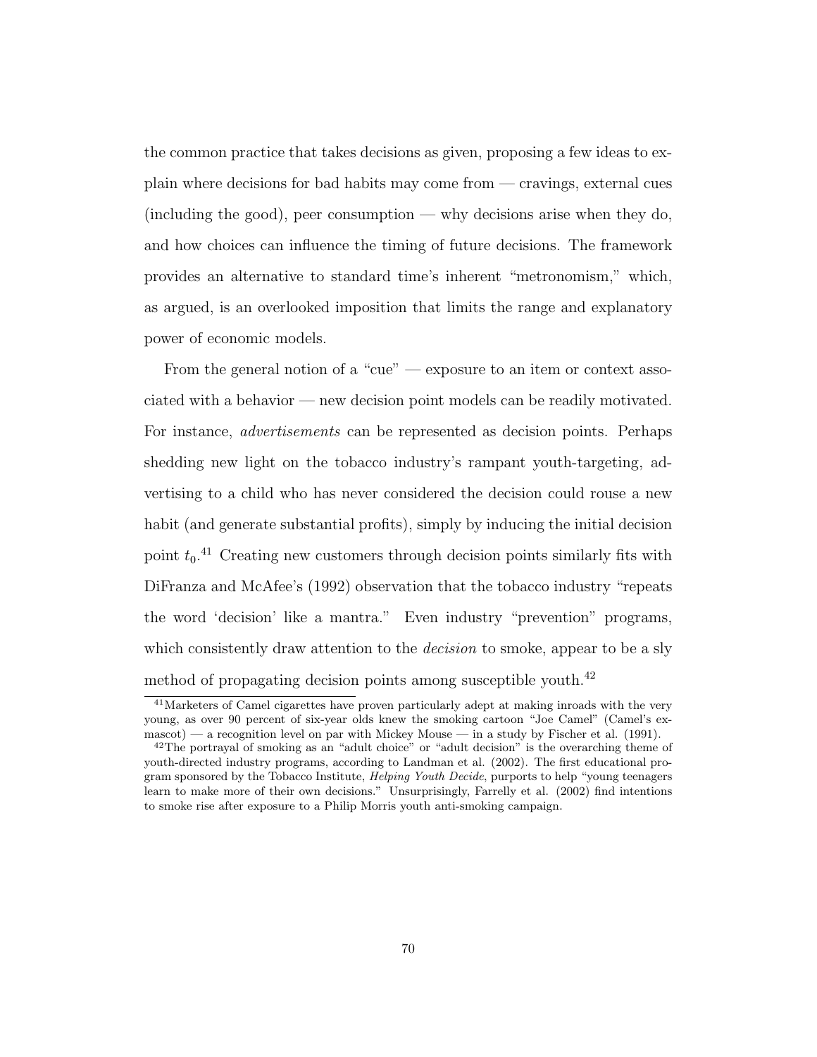the common practice that takes decisions as given, proposing a few ideas to explain where decisions for bad habits may come from — cravings, external cues (including the good), peer consumption — why decisions arise when they do, and how choices can influence the timing of future decisions. The framework provides an alternative to standard time's inherent "metronomism," which, as argued, is an overlooked imposition that limits the range and explanatory power of economic models.

From the general notion of a "cue" — exposure to an item or context associated with a behavior — new decision point models can be readily motivated. For instance, *advertisements* can be represented as decision points. Perhaps shedding new light on the tobacco industry's rampant youth-targeting, advertising to a child who has never considered the decision could rouse a new habit (and generate substantial profits), simply by inducing the initial decision point $t_0$.[41] Creating new customers through decision points similarly fits with DiFranza and McAfee's (1992) observation that the tobacco industry "repeats the word 'decision' like a mantra." Even industry "prevention" programs, which consistently draw attention to the *decision* to smoke, appear to be a sly method of propagating decision points among susceptible youth.[42]

[41] Marketers of Camel cigarettes have proven particularly adept at making inroads with the very young, as over 90 percent of six-year olds knew the smoking cartoon "Joe Camel" (Camel's ex-mascot) — a recognition level on par with Mickey Mouse — in a study by Fischer et al. (1991).

[42] The portrayal of smoking as an "adult choice" or "adult decision" is the overarching theme of youth-directed industry programs, according to Landman et al. (2002). The first educational program sponsored by the Tobacco Institute, *Helping Youth Decide*, purports to help "young teenagers learn to make more of their own decisions." Unsurprisingly, Farrelly et al. (2002) find intentions to smoke rise after exposure to a Philip Morris youth anti-smoking campaign.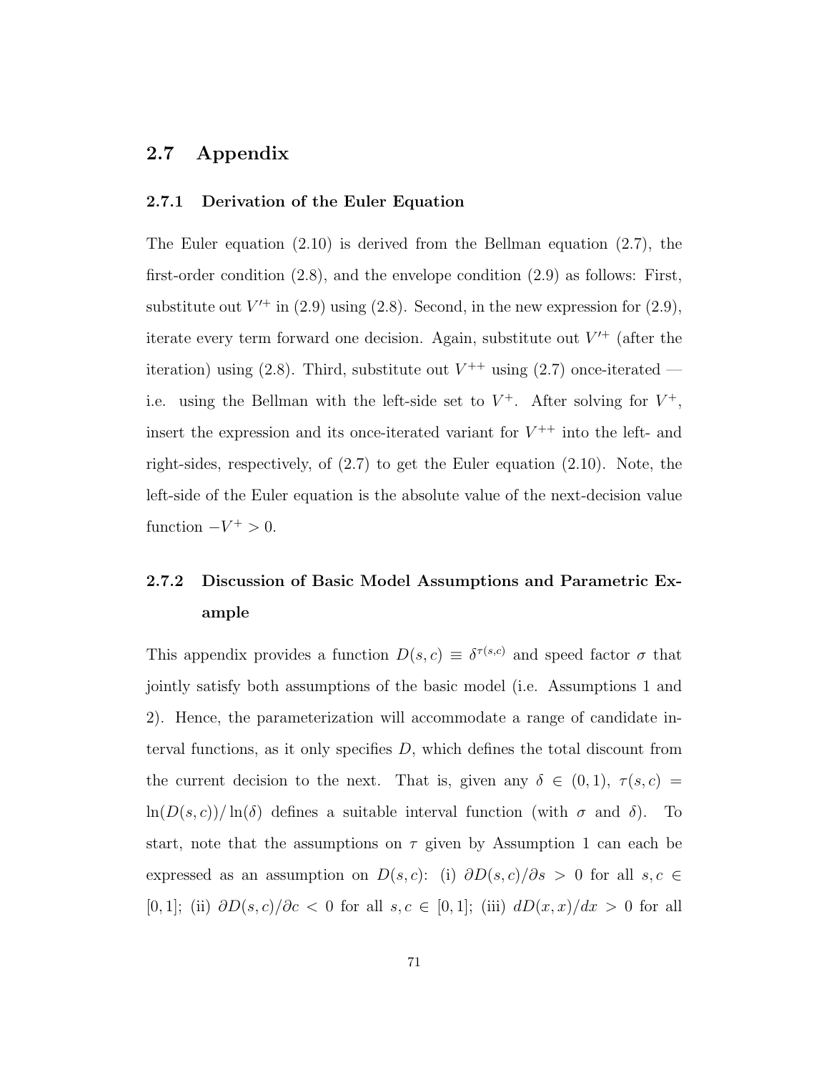## 2.7 Appendix

### 2.7.1 Derivation of the Euler Equation

The Euler equation (2.10) is derived from the Bellman equation (2.7), the first-order condition (2.8), and the envelope condition (2.9) as follows: First, substitute out $V'^{+}$ in (2.9) using (2.8). Second, in the new expression for (2.9), iterate every term forward one decision. Again, substitute out $V'^{+}$ (after the iteration) using (2.8). Third, substitute out $V^{++}$ using (2.7) once-iterated — i.e. using the Bellman with the left-side set to $V^{+}$. After solving for $V^{+}$, insert the expression and its once-iterated variant for $V^{++}$ into the left- and right-sides, respectively, of (2.7) to get the Euler equation (2.10). Note, the left-side of the Euler equation is the absolute value of the next-decision value function $-V^{+} > 0$.

### 2.7.2 Discussion of Basic Model Assumptions and Parametric Example

This appendix provides a function $D(s, c) \equiv \delta^{\tau(s,c)}$ and speed factor $\sigma$ that jointly satisfy both assumptions of the basic model (i.e. Assumptions 1 and 2). Hence, the parameterization will accommodate a range of candidate interval functions, as it only specifies $D$, which defines the total discount from the current decision to the next. That is, given any $\delta \in (0, 1)$, $\tau(s, c) = \ln(D(s, c))/\ln(\delta)$ defines a suitable interval function (with $\sigma$ and $\delta$). To start, note that the assumptions on $\tau$ given by Assumption 1 can each be expressed as an assumption on $D(s, c)$: (i) $\partial D(s, c)/\partial s > 0$ for all $s, c \in [0, 1]$; (ii) $\partial D(s, c)/\partial c < 0$ for all $s, c \in [0, 1]$; (iii) $dD(x, x)/dx > 0$ for all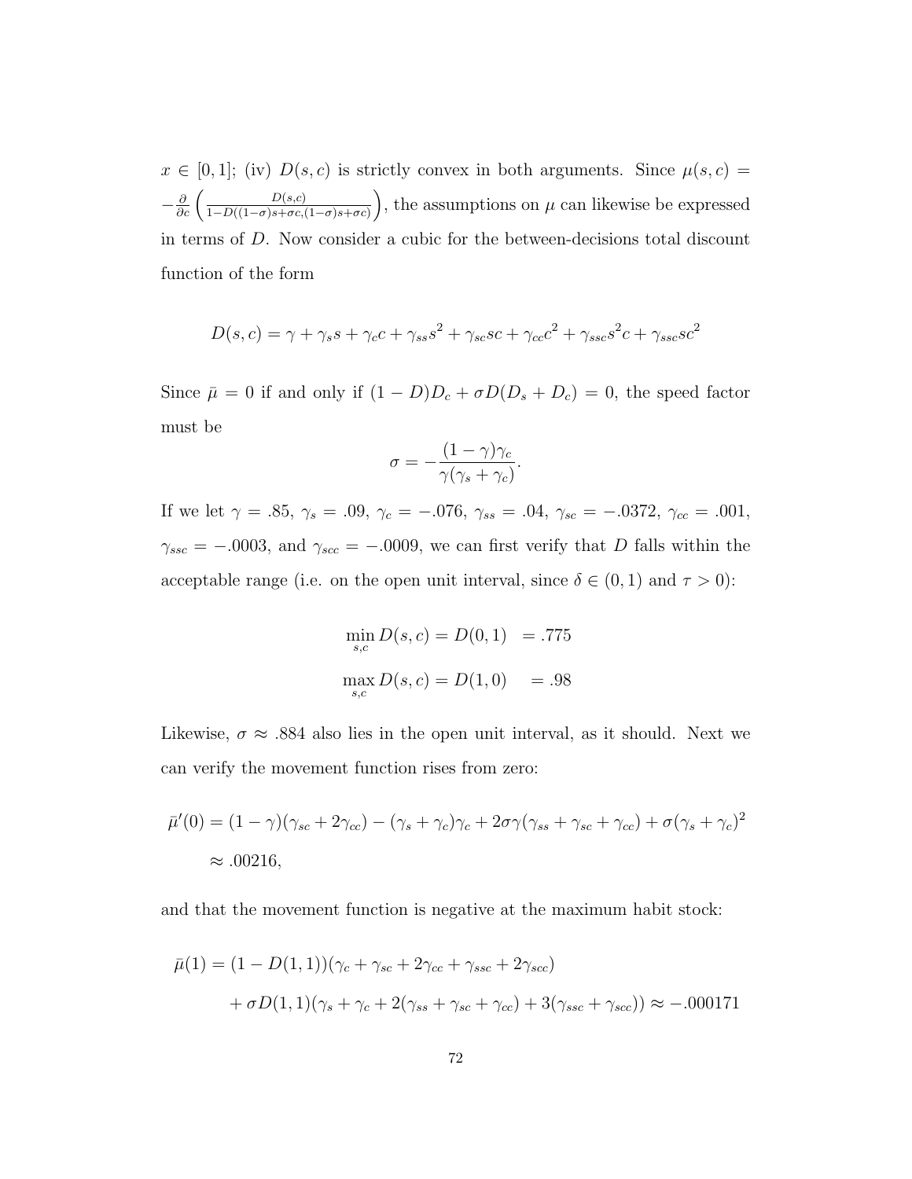$x \in [0,1]$; (iv) $D(s,c)$ is strictly convex in both arguments. Since $\mu(s,c) = -\frac{\partial}{\partial c}\left(\frac{D(s,c)}{1-D((1-\sigma)s+\sigma c,(1-\sigma)s+\sigma c)}\right)$, the assumptions on $\mu$ can likewise be expressed in terms of $D$. Now consider a cubic for the between-decisions total discount function of the form

$$D(s,c) = \gamma + \gamma_s s + \gamma_c c + \gamma_{ss} s^2 + \gamma_{sc} sc + \gamma_{cc} c^2 + \gamma_{ssc} s^2 c + \gamma_{ssc} sc^2$$

Since $\bar{\mu} = 0$ if and only if $(1-D)D_c + \sigma D(D_s + D_c) = 0$, the speed factor must be

$$\sigma = -\frac{(1-\gamma)\gamma_c}{\gamma(\gamma_s + \gamma_c)}.$$

If we let $\gamma = .85$, $\gamma_s = .09$, $\gamma_c = -.076$, $\gamma_{ss} = .04$, $\gamma_{sc} = -.0372$, $\gamma_{cc} = .001$, $\gamma_{ssc} = -.0003$, and $\gamma_{scc} = -.0009$, we can first verify that $D$ falls within the acceptable range (i.e. on the open unit interval, since $\delta \in (0,1)$ and $\tau > 0$):

$$\min_{s,c} D(s,c) = D(0,1) \quad = .775$$

$$\max_{s,c} D(s,c) = D(1,0) \quad = .98$$

Likewise, $\sigma \approx .884$ also lies in the open unit interval, as it should. Next we can verify the movement function rises from zero:

$$\begin{aligned}\bar{\mu}'(0) &= (1-\gamma)(\gamma_{sc} + 2\gamma_{cc}) - (\gamma_s + \gamma_c)\gamma_c + 2\sigma\gamma(\gamma_{ss} + \gamma_{sc} + \gamma_{cc}) + \sigma(\gamma_s + \gamma_c)^2 \\ &\approx .00216,\end{aligned}$$

and that the movement function is negative at the maximum habit stock:

$$\begin{aligned}\bar{\mu}(1) &= (1 - D(1,1))(\gamma_c + \gamma_{sc} + 2\gamma_{cc} + \gamma_{ssc} + 2\gamma_{scc}) \\ &\quad + \sigma D(1,1)(\gamma_s + \gamma_c + 2(\gamma_{ss} + \gamma_{sc} + \gamma_{cc}) + 3(\gamma_{ssc} + \gamma_{scc})) \approx -.000171\end{aligned}$$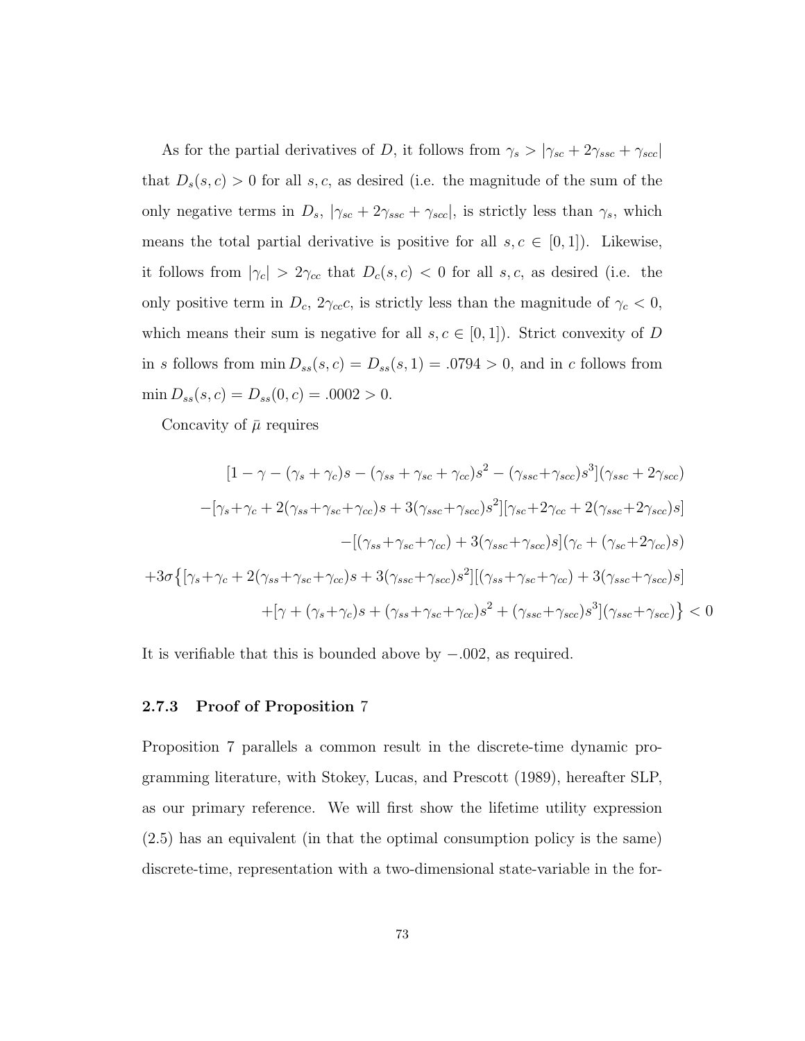As for the partial derivatives of $D$, it follows from $\gamma_s > |\gamma_{sc} + 2\gamma_{ssc} + \gamma_{scc}|$ that $D_s(s, c) > 0$ for all $s, c$, as desired (i.e. the magnitude of the sum of the only negative terms in $D_s$, $|\gamma_{sc} + 2\gamma_{ssc} + \gamma_{scc}|$, is strictly less than $\gamma_s$, which means the total partial derivative is positive for all $s, c \in [0, 1]$). Likewise, it follows from $|\gamma_c| > 2\gamma_{cc}$ that $D_c(s, c) < 0$ for all $s, c$, as desired (i.e. the only positive term in $D_c$, $2\gamma_{cc}c$, is strictly less than the magnitude of $\gamma_c < 0$, which means their sum is negative for all $s, c \in [0, 1]$). Strict convexity of $D$ in $s$ follows from $\min D_{ss}(s, c) = D_{ss}(s, 1) = .0794 > 0$, and in $c$ follows from $\min D_{ss}(s, c) = D_{ss}(0, c) = .0002 > 0$.

Concavity of $\bar{\mu}$ requires

$$
\begin{aligned}
&[1 - \gamma - (\gamma_s + \gamma_c)s - (\gamma_{ss} + \gamma_{sc} + \gamma_{cc})s^2 - (\gamma_{ssc}+\gamma_{scc})s^3](\gamma_{ssc} + 2\gamma_{scc}) \\
&-[\gamma_s+\gamma_c + 2(\gamma_{ss}+\gamma_{sc}+\gamma_{cc})s + 3(\gamma_{ssc}+\gamma_{scc})s^2][\gamma_{sc}+2\gamma_{cc} + 2(\gamma_{ssc}+2\gamma_{scc})s] \\
&-[(\gamma_{ss}+\gamma_{sc}+\gamma_{cc}) + 3(\gamma_{ssc}+\gamma_{scc})s](\gamma_c + (\gamma_{sc}+2\gamma_{cc})s) \\
&+3\sigma\big\{[\gamma_s+\gamma_c + 2(\gamma_{ss}+\gamma_{sc}+\gamma_{cc})s + 3(\gamma_{ssc}+\gamma_{scc})s^2][(\gamma_{ss}+\gamma_{sc}+\gamma_{cc}) + 3(\gamma_{ssc}+\gamma_{scc})s] \\
&+[\gamma + (\gamma_s+\gamma_c)s + (\gamma_{ss}+\gamma_{sc}+\gamma_{cc})s^2 + (\gamma_{ssc}+\gamma_{scc})s^3](\gamma_{ssc}+\gamma_{scc})\big\} < 0
\end{aligned}
$$

It is verifiable that this is bounded above by $-.002$, as required.

### 2.7.3 Proof of Proposition 7

Proposition 7 parallels a common result in the discrete-time dynamic programming literature, with Stokey, Lucas, and Prescott (1989), hereafter SLP, as our primary reference. We will first show the lifetime utility expression (2.5) has an equivalent (in that the optimal consumption policy is the same) discrete-time, representation with a two-dimensional state-variable in the for-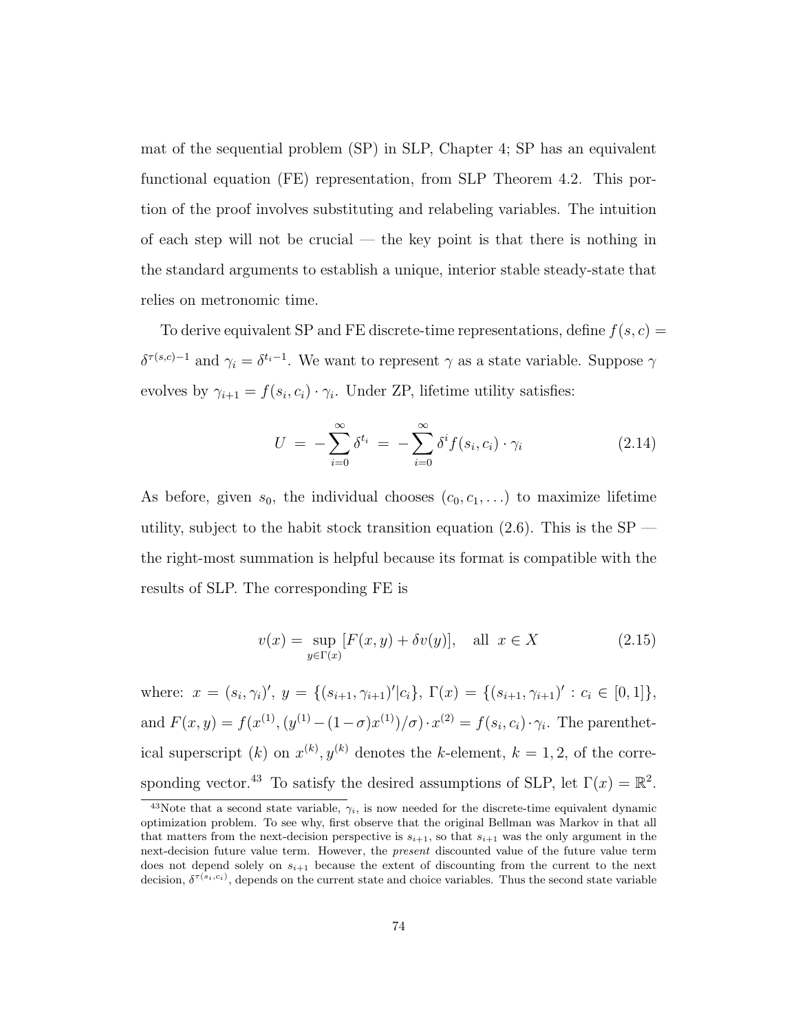mat of the sequential problem (SP) in SLP, Chapter 4; SP has an equivalent functional equation (FE) representation, from SLP Theorem 4.2. This portion of the proof involves substituting and relabeling variables. The intuition of each step will not be crucial — the key point is that there is nothing in the standard arguments to establish a unique, interior stable steady-state that relies on metronomic time.

To derive equivalent SP and FE discrete-time representations, define $f(s, c) = \delta^{\tau(s,c)-1}$ and $\gamma_i = \delta^{t_i - 1}$. We want to represent $\gamma$ as a state variable. Suppose $\gamma$ evolves by $\gamma_{i+1} = f(s_i, c_i) \cdot \gamma_i$. Under ZP, lifetime utility satisfies:

$$U \; = \; -\sum_{i=0}^{\infty} \delta^{t_i} \; = \; -\sum_{i=0}^{\infty} \delta^i f(s_i, c_i) \cdot \gamma_i \tag{2.14}$$

As before, given $s_0$, the individual chooses $(c_0, c_1, \ldots)$ to maximize lifetime utility, subject to the habit stock transition equation (2.6). This is the SP — the right-most summation is helpful because its format is compatible with the results of SLP. The corresponding FE is

$$v(x) = \sup_{y \in \Gamma(x)} [F(x, y) + \delta v(y)], \quad \text{all } \; x \in X \tag{2.15}$$

where: $x = (s_i, \gamma_i)'$, $y = \{(s_{i+1}, \gamma_{i+1})' | c_i\}$, $\Gamma(x) = \{(s_{i+1}, \gamma_{i+1})' : c_i \in [0, 1]\}$, and $F(x, y) = f(x^{(1)}, (y^{(1)} - (1-\sigma)x^{(1)})/\sigma) \cdot x^{(2)} = f(s_i, c_i) \cdot \gamma_i$. The parenthetical superscript $(k)$ on $x^{(k)}, y^{(k)}$ denotes the $k$-element, $k = 1, 2$, of the corresponding vector.[43] To satisfy the desired assumptions of SLP, let $\Gamma(x) = \mathbb{R}^2$.

[43] Note that a second state variable, $\gamma_i$, is now needed for the discrete-time equivalent dynamic optimization problem. To see why, first observe that the original Bellman was Markov in that all that matters from the next-decision perspective is $s_{i+1}$, so that $s_{i+1}$ was the only argument in the next-decision future value term. However, the *present* discounted value of the future value term does not depend solely on $s_{i+1}$ because the extent of discounting from the current to the next decision, $\delta^{\tau(s_i, c_i)}$, depends on the current state and choice variables. Thus the second state variable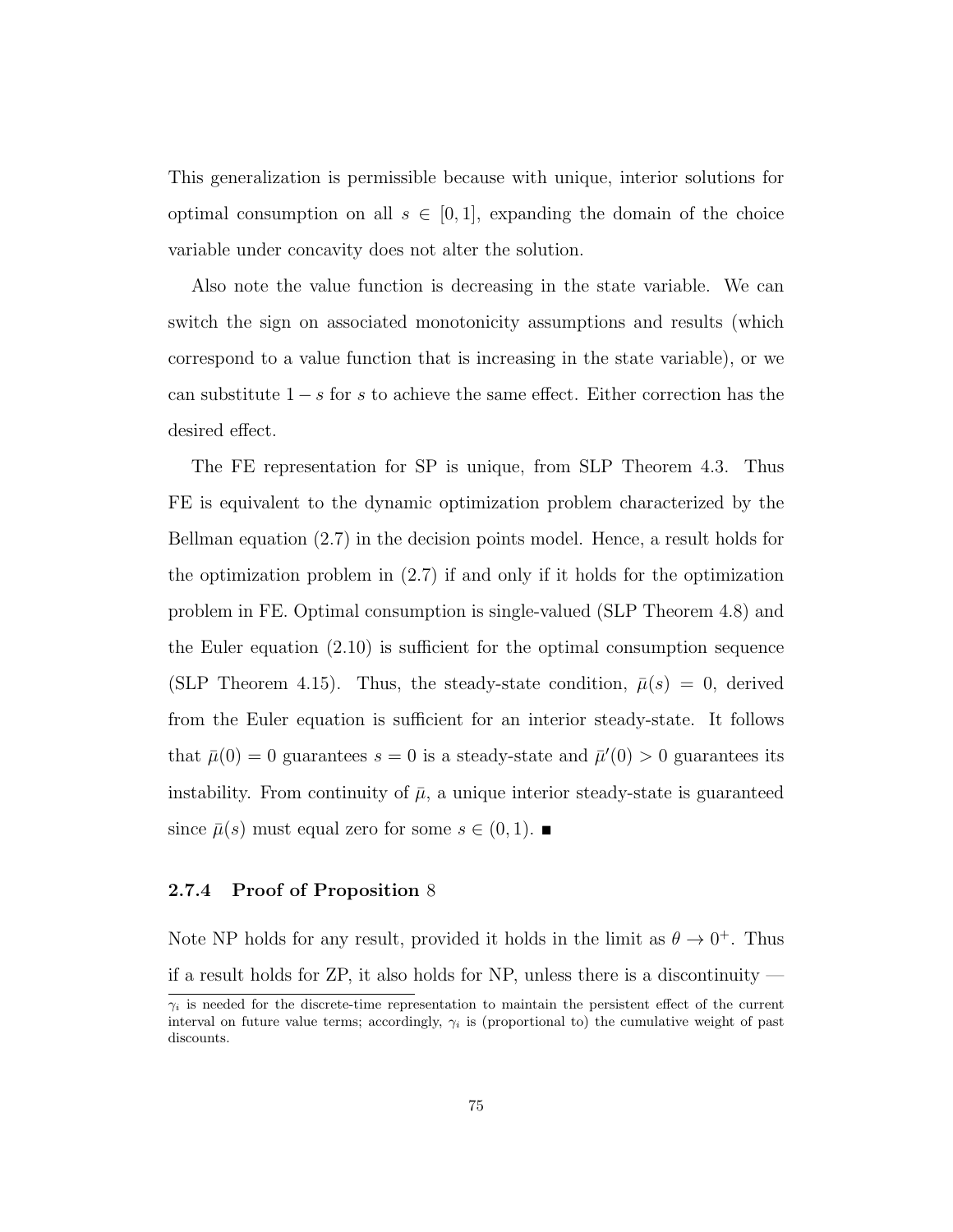This generalization is permissible because with unique, interior solutions for optimal consumption on all $s \in [0, 1]$, expanding the domain of the choice variable under concavity does not alter the solution.

Also note the value function is decreasing in the state variable. We can switch the sign on associated monotonicity assumptions and results (which correspond to a value function that is increasing in the state variable), or we can substitute $1 - s$ for $s$ to achieve the same effect. Either correction has the desired effect.

The FE representation for SP is unique, from SLP Theorem 4.3. Thus FE is equivalent to the dynamic optimization problem characterized by the Bellman equation (2.7) in the decision points model. Hence, a result holds for the optimization problem in (2.7) if and only if it holds for the optimization problem in FE. Optimal consumption is single-valued (SLP Theorem 4.8) and the Euler equation (2.10) is sufficient for the optimal consumption sequence (SLP Theorem 4.15). Thus, the steady-state condition, $\bar{\mu}(s) = 0$, derived from the Euler equation is sufficient for an interior steady-state. It follows that $\bar{\mu}(0) = 0$ guarantees $s = 0$ is a steady-state and $\bar{\mu}'(0) > 0$ guarantees its instability. From continuity of $\bar{\mu}$, a unique interior steady-state is guaranteed since $\bar{\mu}(s)$ must equal zero for some $s \in (0, 1)$. ∎

### 2.7.4 Proof of Proposition 8

Note NP holds for any result, provided it holds in the limit as $\theta \to 0^+$. Thus if a result holds for ZP, it also holds for NP, unless there is a discontinuity —

$\gamma_i$ is needed for the discrete-time representation to maintain the persistent effect of the current interval on future value terms; accordingly, $\gamma_i$ is (proportional to) the cumulative weight of past discounts.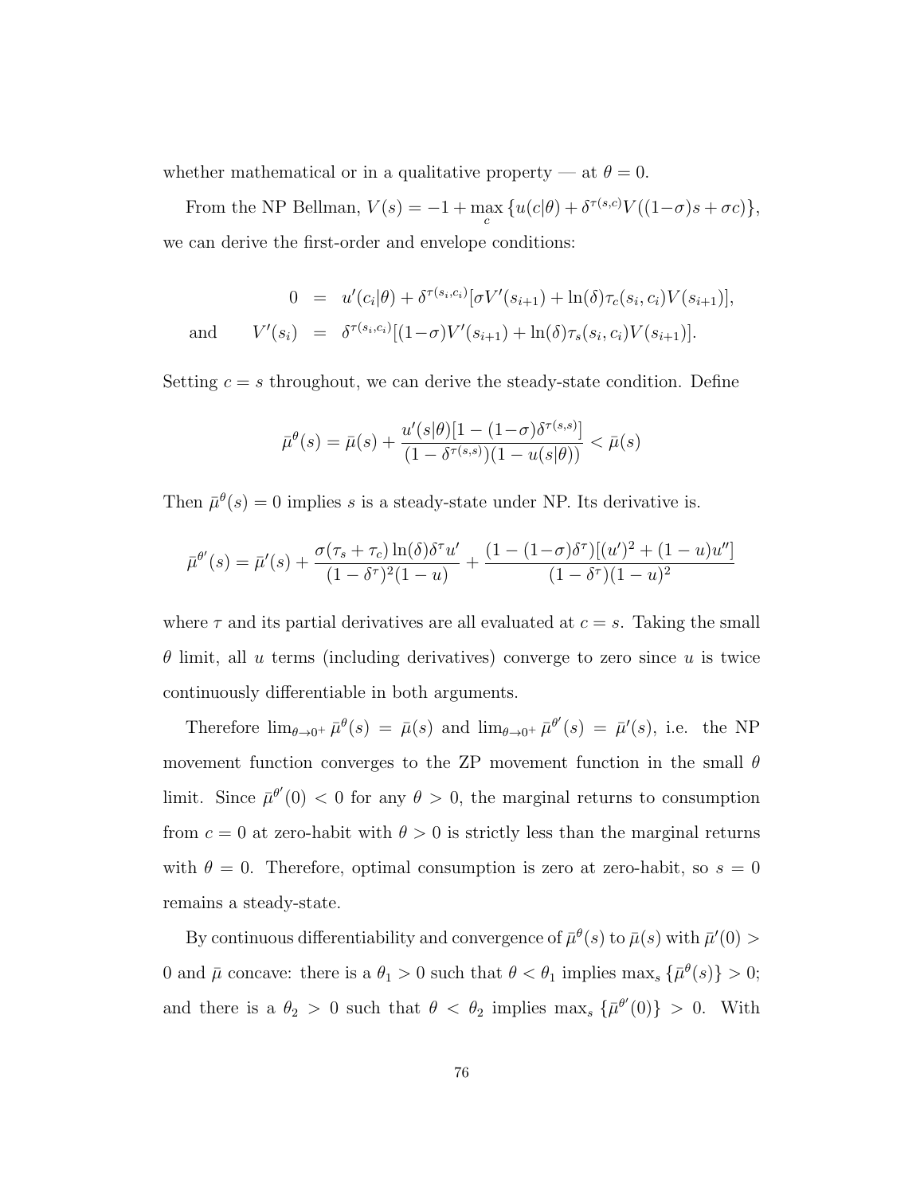whether mathematical or in a qualitative property — at $\theta = 0$.

From the NP Bellman, $V(s) = -1 + \max_c \{u(c|\theta) + \delta^{\tau(s,c)} V((1-\sigma)s + \sigma c)\}$, we can derive the first-order and envelope conditions:

$$
\begin{aligned}
0 &= u'(c_i|\theta) + \delta^{\tau(s_i,c_i)}[\sigma V'(s_{i+1}) + \ln(\delta)\tau_c(s_i,c_i)V(s_{i+1})], \\
\text{and} \qquad V'(s_i) &= \delta^{\tau(s_i,c_i)}[(1-\sigma)V'(s_{i+1}) + \ln(\delta)\tau_s(s_i,c_i)V(s_{i+1})].
\end{aligned}
$$

Setting $c = s$ throughout, we can derive the steady-state condition. Define

$$
\bar{\mu}^{\theta}(s) = \bar{\mu}(s) + \frac{u'(s|\theta)[1 - (1-\sigma)\delta^{\tau(s,s)}]}{(1 - \delta^{\tau(s,s)})(1 - u(s|\theta))} < \bar{\mu}(s)
$$

Then $\bar{\mu}^{\theta}(s) = 0$ implies $s$ is a steady-state under NP. Its derivative is.

$$
\bar{\mu}^{\theta'}(s) = \bar{\mu}'(s) + \frac{\sigma(\tau_s + \tau_c)\ln(\delta)\delta^{\tau}u'}{(1-\delta^{\tau})^2(1-u)} + \frac{(1-(1-\sigma)\delta^{\tau})[(u')^2 + (1-u)u'']}{(1-\delta^{\tau})(1-u)^2}
$$

where $\tau$ and its partial derivatives are all evaluated at $c = s$. Taking the small $\theta$ limit, all $u$ terms (including derivatives) converge to zero since $u$ is twice continuously differentiable in both arguments.

Therefore $\lim_{\theta \to 0^+} \bar{\mu}^{\theta}(s) = \bar{\mu}(s)$ and $\lim_{\theta \to 0^+} \bar{\mu}^{\theta'}(s) = \bar{\mu}'(s)$, i.e. the NP movement function converges to the ZP movement function in the small $\theta$ limit. Since $\bar{\mu}^{\theta'}(0) < 0$ for any $\theta > 0$, the marginal returns to consumption from $c = 0$ at zero-habit with $\theta > 0$ is strictly less than the marginal returns with $\theta = 0$. Therefore, optimal consumption is zero at zero-habit, so $s = 0$ remains a steady-state.

By continuous differentiability and convergence of $\bar{\mu}^{\theta}(s)$ to $\bar{\mu}(s)$ with $\bar{\mu}'(0) > 0$ and $\bar{\mu}$ concave: there is a $\theta_1 > 0$ such that $\theta < \theta_1$ implies $\max_s \{\bar{\mu}^{\theta}(s)\} > 0$; and there is a $\theta_2 > 0$ such that $\theta < \theta_2$ implies $\max_s \{\bar{\mu}^{\theta'}(0)\} > 0$. With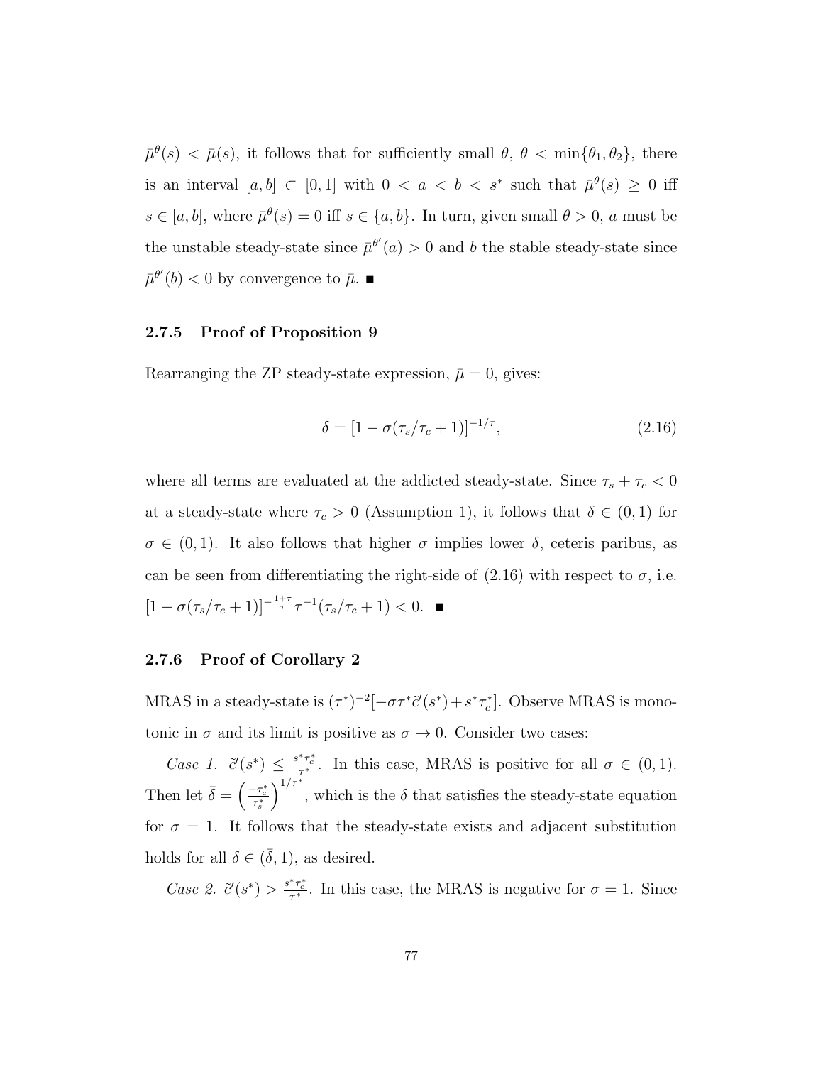$\bar{\mu}^{\theta}(s) < \bar{\mu}(s)$, it follows that for sufficiently small $\theta$, $\theta < \min\{\theta_1, \theta_2\}$, there is an interval $[a, b] \subset [0, 1]$ with $0 < a < b < s^*$ such that $\bar{\mu}^{\theta}(s) \geq 0$ iff $s \in [a, b]$, where $\bar{\mu}^{\theta}(s) = 0$ iff $s \in \{a, b\}$. In turn, given small $\theta > 0$, $a$ must be the unstable steady-state since $\bar{\mu}^{\theta'}(a) > 0$ and $b$ the stable steady-state since $\bar{\mu}^{\theta'}(b) < 0$ by convergence to $\bar{\mu}$. ∎

### 2.7.5 Proof of Proposition 9

Rearranging the ZP steady-state expression, $\bar{\mu} = 0$, gives:

$$\delta = [1 - \sigma(\tau_s/\tau_c + 1)]^{-1/\tau}, \tag{2.16}$$

where all terms are evaluated at the addicted steady-state. Since $\tau_s + \tau_c < 0$ at a steady-state where $\tau_c > 0$ (Assumption 1), it follows that $\delta \in (0, 1)$ for $\sigma \in (0, 1)$. It also follows that higher $\sigma$ implies lower $\delta$, ceteris paribus, as can be seen from differentiating the right-side of (2.16) with respect to $\sigma$, i.e. $[1 - \sigma(\tau_s/\tau_c + 1)]^{-\frac{1+\tau}{\tau}} \tau^{-1}(\tau_s/\tau_c + 1) < 0$. ∎

### 2.7.6 Proof of Corollary 2

MRAS in a steady-state is $(\tau^*)^{-2}[-\sigma\tau^*\tilde{c}'(s^*) + s^*\tau_c^*]$. Observe MRAS is monotonic in $\sigma$ and its limit is positive as $\sigma \to 0$. Consider two cases:

*Case 1.* $\tilde{c}'(s^*) \leq \frac{s^*\tau_c^*}{\tau^*}$. In this case, MRAS is positive for all $\sigma \in (0, 1)$. Then let $\bar{\delta} = \left(\frac{-\tau_c^*}{\tau_s^*}\right)^{1/\tau^*}$, which is the $\delta$ that satisfies the steady-state equation for $\sigma = 1$. It follows that the steady-state exists and adjacent substitution holds for all $\delta \in (\bar{\delta}, 1)$, as desired.

*Case 2.* $\tilde{c}'(s^*) > \frac{s^*\tau_c^*}{\tau^*}$. In this case, the MRAS is negative for $\sigma = 1$. Since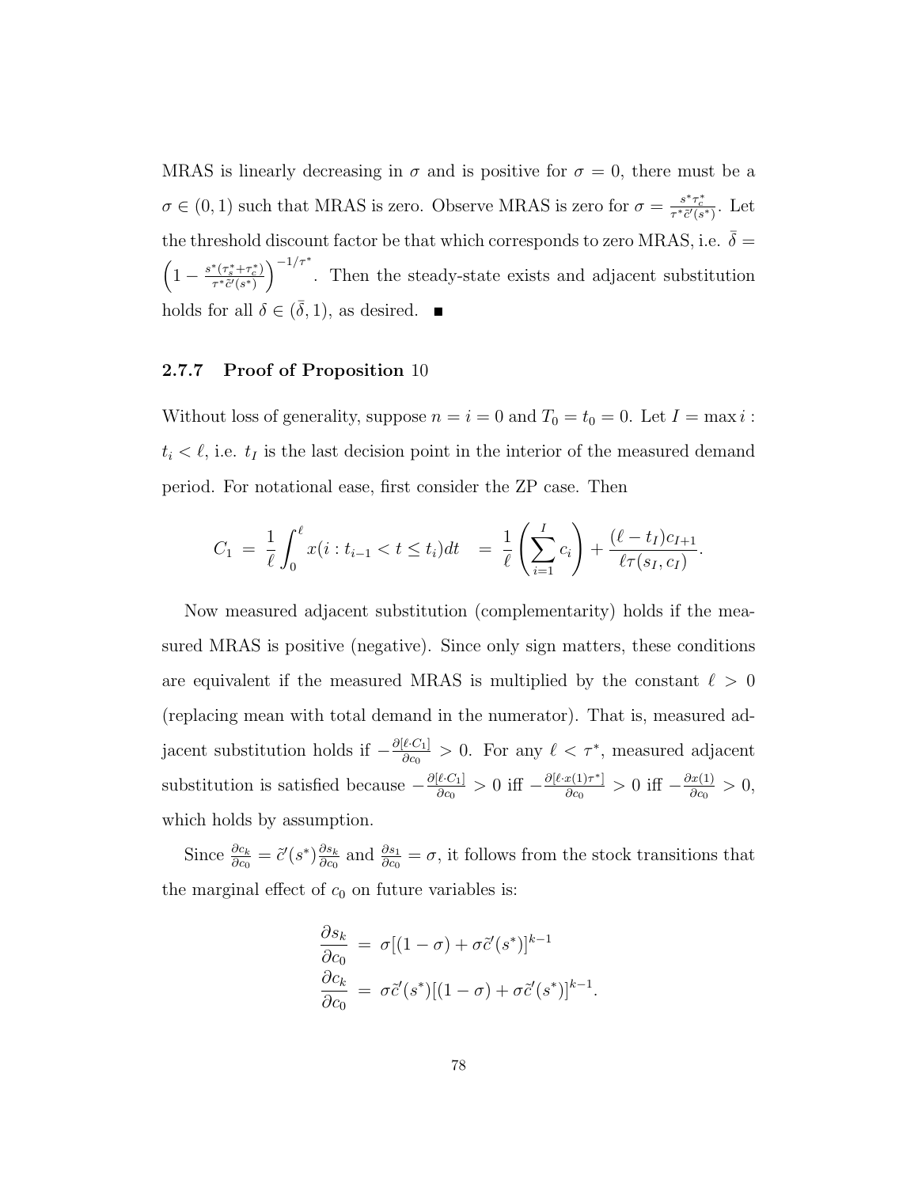MRAS is linearly decreasing in $\sigma$ and is positive for $\sigma = 0$, there must be a $\sigma \in (0,1)$ such that MRAS is zero. Observe MRAS is zero for $\sigma = \frac{s^*\tau_c^*}{\tau^*\tilde{c}'(s^*)}$. Let the threshold discount factor be that which corresponds to zero MRAS, i.e. $\bar{\delta} = \left(1 - \frac{s^*(\tau_s^*+\tau_c^*)}{\tau^*\tilde{c}'(s^*)}\right)^{-1/\tau^*}$. Then the steady-state exists and adjacent substitution holds for all $\delta \in (\bar{\delta}, 1)$, as desired. ■

### 2.7.7 Proof of Proposition 10

Without loss of generality, suppose $n = i = 0$ and $T_0 = t_0 = 0$. Let $I = \max i : t_i < \ell$, i.e. $t_I$ is the last decision point in the interior of the measured demand period. For notational ease, first consider the ZP case. Then

$$C_1 \;=\; \frac{1}{\ell}\int_0^{\ell} x(i : t_{i-1} < t \leq t_i)dt \quad = \; \frac{1}{\ell}\left(\sum_{i=1}^{I} c_i\right) + \frac{(\ell - t_I)c_{I+1}}{\ell\tau(s_I, c_I)}.$$

Now measured adjacent substitution (complementarity) holds if the measured MRAS is positive (negative). Since only sign matters, these conditions are equivalent if the measured MRAS is multiplied by the constant $\ell > 0$ (replacing mean with total demand in the numerator). That is, measured adjacent substitution holds if $-\frac{\partial[\ell \cdot C_1]}{\partial c_0} > 0$. For any $\ell < \tau^*$, measured adjacent substitution is satisfied because $-\frac{\partial[\ell \cdot C_1]}{\partial c_0} > 0$ iff $-\frac{\partial[\ell \cdot x(1)\tau^*]}{\partial c_0} > 0$ iff $-\frac{\partial x(1)}{\partial c_0} > 0$, which holds by assumption.

Since $\frac{\partial c_k}{\partial c_0} = \tilde{c}'(s^*)\frac{\partial s_k}{\partial c_0}$ and $\frac{\partial s_1}{\partial c_0} = \sigma$, it follows from the stock transitions that the marginal effect of $c_0$ on future variables is:

$$\frac{\partial s_k}{\partial c_0} \;=\; \sigma[(1-\sigma) + \sigma\tilde{c}'(s^*)]^{k-1}$$
$$\frac{\partial c_k}{\partial c_0} \;=\; \sigma\tilde{c}'(s^*)[(1-\sigma) + \sigma\tilde{c}'(s^*)]^{k-1}.$$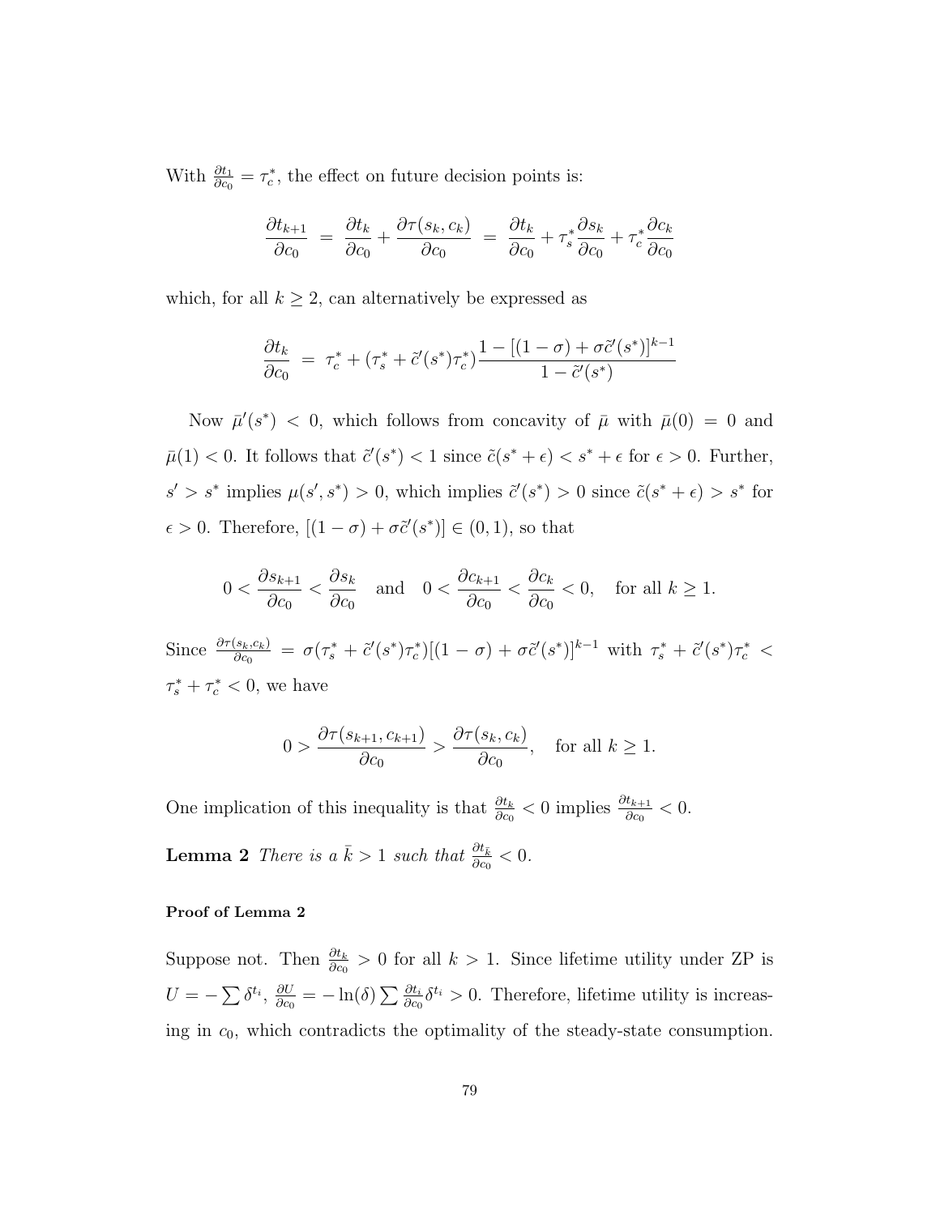With $\frac{\partial t_1}{\partial c_0} = \tau_c^*$, the effect on future decision points is:

$$\frac{\partial t_{k+1}}{\partial c_0} \; = \; \frac{\partial t_k}{\partial c_0} + \frac{\partial \tau(s_k, c_k)}{\partial c_0} \; = \; \frac{\partial t_k}{\partial c_0} + \tau_s^* \frac{\partial s_k}{\partial c_0} + \tau_c^* \frac{\partial c_k}{\partial c_0}$$

which, for all $k \geq 2$, can alternatively be expressed as

$$\frac{\partial t_k}{\partial c_0} \; = \; \tau_c^* + (\tau_s^* + \tilde{c}'(s^*)\tau_c^*) \frac{1 - [(1-\sigma) + \sigma \tilde{c}'(s^*)]^{k-1}}{1 - \tilde{c}'(s^*)}$$

Now $\bar{\mu}'(s^*) < 0$, which follows from concavity of $\bar{\mu}$ with $\bar{\mu}(0) = 0$ and $\bar{\mu}(1) < 0$. It follows that $\tilde{c}'(s^*) < 1$ since $\tilde{c}(s^* + \epsilon) < s^* + \epsilon$ for $\epsilon > 0$. Further, $s' > s^*$ implies $\mu(s', s^*) > 0$, which implies $\tilde{c}'(s^*) > 0$ since $\tilde{c}(s^* + \epsilon) > s^*$ for $\epsilon > 0$. Therefore, $[(1-\sigma) + \sigma \tilde{c}'(s^*)] \in (0, 1)$, so that

$$0 < \frac{\partial s_{k+1}}{\partial c_0} < \frac{\partial s_k}{\partial c_0} \quad \text{and} \quad 0 < \frac{\partial c_{k+1}}{\partial c_0} < \frac{\partial c_k}{\partial c_0} < 0, \quad \text{for all } k \geq 1.$$

Since $\frac{\partial \tau(s_k, c_k)}{\partial c_0} = \sigma(\tau_s^* + \tilde{c}'(s^*)\tau_c^*)[(1-\sigma) + \sigma \tilde{c}'(s^*)]^{k-1}$ with $\tau_s^* + \tilde{c}'(s^*)\tau_c^* < \tau_s^* + \tau_c^* < 0$, we have

$$0 > \frac{\partial \tau(s_{k+1}, c_{k+1})}{\partial c_0} > \frac{\partial \tau(s_k, c_k)}{\partial c_0}, \quad \text{for all } k \geq 1.$$

One implication of this inequality is that $\frac{\partial t_k}{\partial c_0} < 0$ implies $\frac{\partial t_{k+1}}{\partial c_0} < 0$.

**Lemma 2** *There is a $\bar{k} > 1$ such that $\frac{\partial t_{\bar{k}}}{\partial c_0} < 0$.*

#### Proof of Lemma 2

Suppose not. Then $\frac{\partial t_k}{\partial c_0} > 0$ for all $k > 1$. Since lifetime utility under ZP is $U = -\sum \delta^{t_i}$, $\frac{\partial U}{\partial c_0} = -\ln(\delta) \sum \frac{\partial t_i}{\partial c_0} \delta^{t_i} > 0$. Therefore, lifetime utility is increasing in $c_0$, which contradicts the optimality of the steady-state consumption.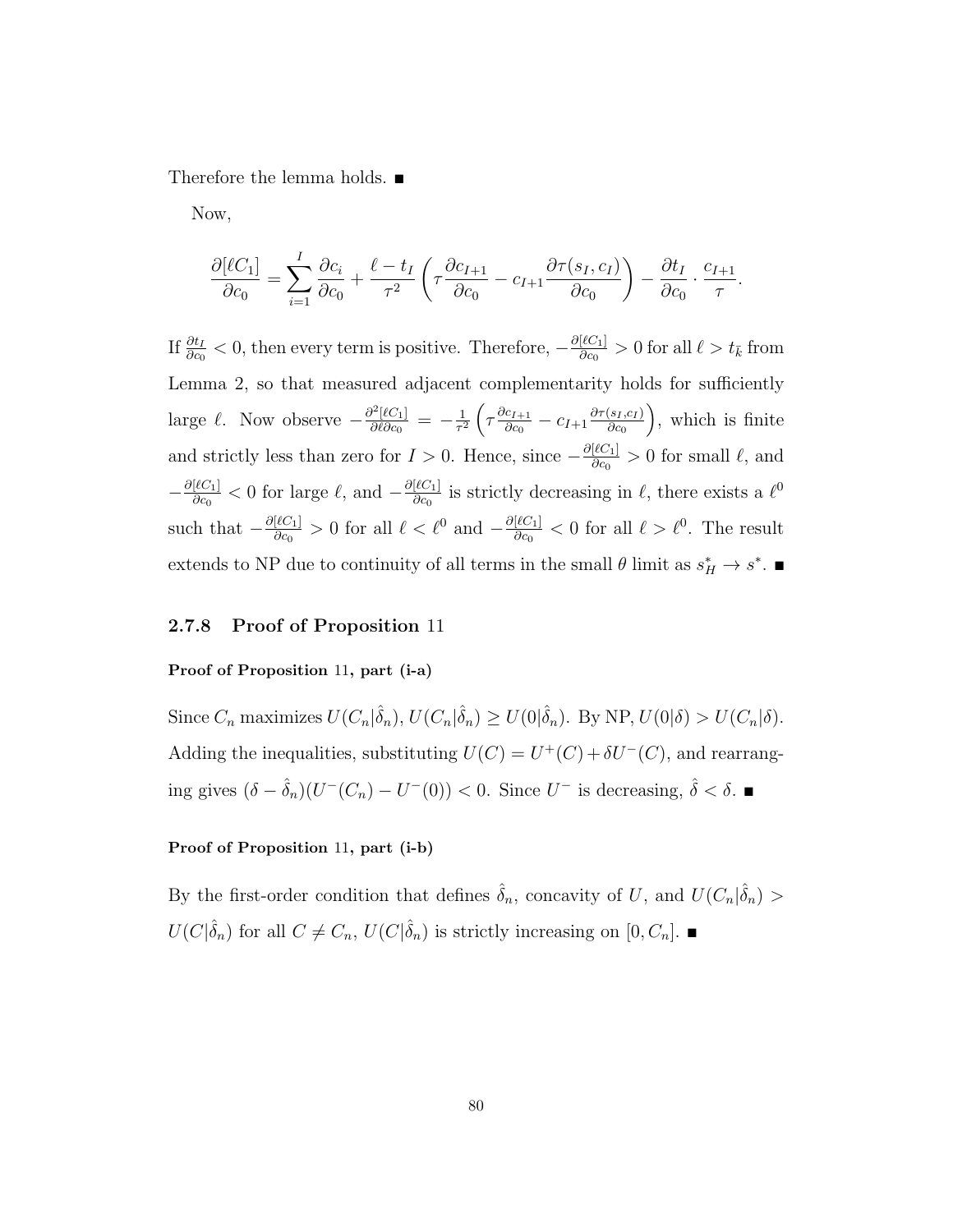Therefore the lemma holds. ■

Now,

$$\frac{\partial[\ell C_1]}{\partial c_0} = \sum_{i=1}^{I} \frac{\partial c_i}{\partial c_0} + \frac{\ell - t_I}{\tau^2}\left(\tau \frac{\partial c_{I+1}}{\partial c_0} - c_{I+1}\frac{\partial \tau(s_I, c_I)}{\partial c_0}\right) - \frac{\partial t_I}{\partial c_0} \cdot \frac{c_{I+1}}{\tau}.$$

If $\frac{\partial t_I}{\partial c_0} < 0$, then every term is positive. Therefore, $-\frac{\partial[\ell C_1]}{\partial c_0} > 0$ for all $\ell > t_{\bar{k}}$ from Lemma 2, so that measured adjacent complementarity holds for sufficiently large $\ell$. Now observe $-\frac{\partial^2[\ell C_1]}{\partial \ell \partial c_0} = -\frac{1}{\tau^2}\left(\tau \frac{\partial c_{I+1}}{\partial c_0} - c_{I+1}\frac{\partial \tau(s_I, c_I)}{\partial c_0}\right)$, which is finite and strictly less than zero for $I > 0$. Hence, since $-\frac{\partial[\ell C_1]}{\partial c_0} > 0$ for small $\ell$, and $-\frac{\partial[\ell C_1]}{\partial c_0} < 0$ for large $\ell$, and $-\frac{\partial[\ell C_1]}{\partial c_0}$ is strictly decreasing in $\ell$, there exists a $\ell^0$ such that $-\frac{\partial[\ell C_1]}{\partial c_0} > 0$ for all $\ell < \ell^0$ and $-\frac{\partial[\ell C_1]}{\partial c_0} < 0$ for all $\ell > \ell^0$. The result extends to NP due to continuity of all terms in the small $\theta$ limit as $s_H^* \to s^*$. ■

### 2.7.8 Proof of Proposition 11

**Proof of Proposition 11, part (i-a)**

Since $C_n$ maximizes $U(C_n|\hat{\delta}_n)$, $U(C_n|\hat{\delta}_n) \geq U(0|\hat{\delta}_n)$. By NP, $U(0|\delta) > U(C_n|\delta)$. Adding the inequalities, substituting $U(C) = U^+(C) + \delta U^-(C)$, and rearranging gives $(\delta - \hat{\delta}_n)(U^-(C_n) - U^-(0)) < 0$. Since $U^-$ is decreasing, $\hat{\delta} < \delta$. ■

**Proof of Proposition 11, part (i-b)**

By the first-order condition that defines $\hat{\delta}_n$, concavity of $U$, and $U(C_n|\hat{\delta}_n) > U(C|\hat{\delta}_n)$ for all $C \neq C_n$, $U(C|\hat{\delta}_n)$ is strictly increasing on $[0, C_n]$. ■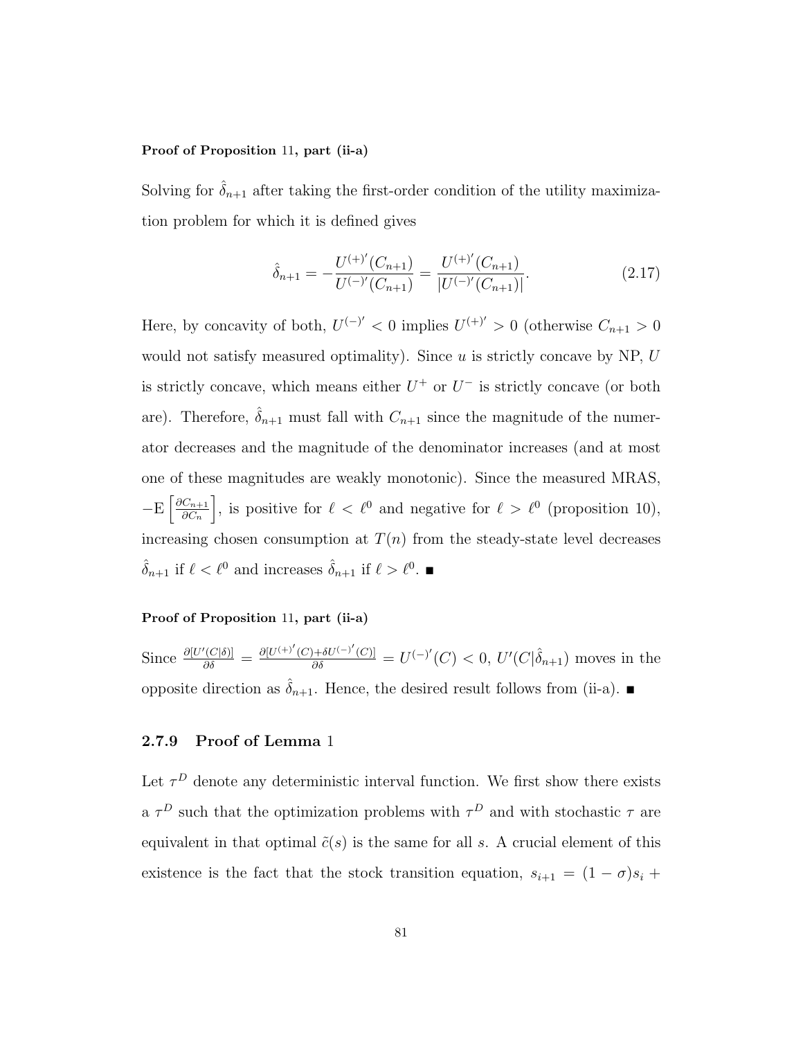**Proof of Proposition 11, part (ii-a)**

Solving for $\hat{\delta}_{n+1}$ after taking the first-order condition of the utility maximization problem for which it is defined gives

$$\hat{\delta}_{n+1} = -\frac{U^{(+)'}(C_{n+1})}{U^{(-)'}(C_{n+1})} = \frac{U^{(+)'}(C_{n+1})}{|U^{(-)'}(C_{n+1})|}. \tag{2.17}$$

Here, by concavity of both, $U^{(-)'} < 0$ implies $U^{(+)'} > 0$ (otherwise $C_{n+1} > 0$ would not satisfy measured optimality). Since $u$ is strictly concave by NP, $U$ is strictly concave, which means either $U^{+}$ or $U^{-}$ is strictly concave (or both are). Therefore, $\hat{\delta}_{n+1}$ must fall with $C_{n+1}$ since the magnitude of the numerator decreases and the magnitude of the denominator increases (and at most one of these magnitudes are weakly monotonic). Since the measured MRAS, $-\mathrm{E}\left[\frac{\partial C_{n+1}}{\partial C_n}\right]$, is positive for $\ell < \ell^0$ and negative for $\ell > \ell^0$ (proposition 10), increasing chosen consumption at $T(n)$ from the steady-state level decreases $\hat{\delta}_{n+1}$ if $\ell < \ell^0$ and increases $\hat{\delta}_{n+1}$ if $\ell > \ell^0$. ∎

**Proof of Proposition 11, part (ii-a)**

Since $\frac{\partial[U'(C|\delta)]}{\partial \delta} = \frac{\partial[U^{(+)'}(C)+\delta U^{(-)'}(C)]}{\partial \delta} = U^{(-)'}(C) < 0$, $U'(C|\hat{\delta}_{n+1})$ moves in the opposite direction as $\hat{\delta}_{n+1}$. Hence, the desired result follows from (ii-a). ∎

### 2.7.9 Proof of Lemma 1

Let $\tau^D$ denote any deterministic interval function. We first show there exists a $\tau^D$ such that the optimization problems with $\tau^D$ and with stochastic $\tau$ are equivalent in that optimal $\tilde{c}(s)$ is the same for all $s$. A crucial element of this existence is the fact that the stock transition equation, $s_{i+1} = (1-\sigma)s_i +$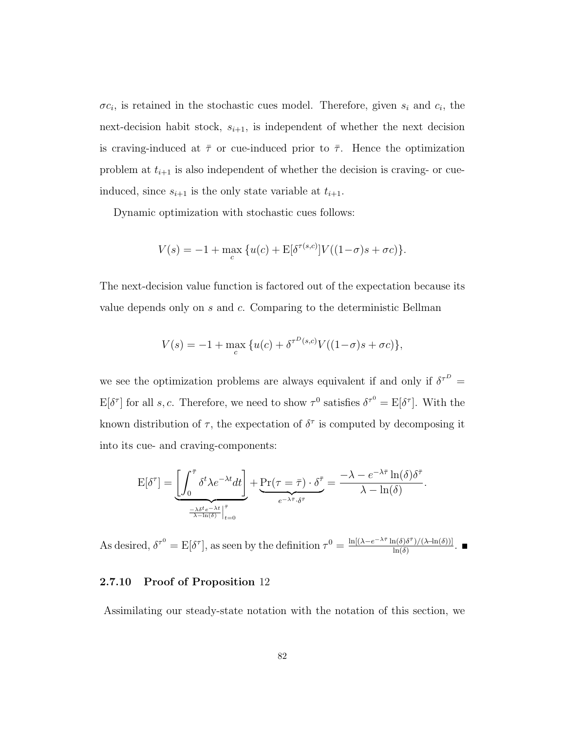$\sigma c_i$, is retained in the stochastic cues model. Therefore, given $s_i$ and $c_i$, the next-decision habit stock, $s_{i+1}$, is independent of whether the next decision is craving-induced at $\bar{\tau}$ or cue-induced prior to $\bar{\tau}$. Hence the optimization problem at $t_{i+1}$ is also independent of whether the decision is craving- or cue-induced, since $s_{i+1}$ is the only state variable at $t_{i+1}$.

Dynamic optimization with stochastic cues follows:

$$V(s) = -1 + \max_{c} \{u(c) + \mathrm{E}[\delta^{\tau(s,c)}]V((1-\sigma)s + \sigma c)\}.$$

The next-decision value function is factored out of the expectation because its value depends only on $s$ and $c$. Comparing to the deterministic Bellman

$$V(s) = -1 + \max_{c} \{u(c) + \delta^{\tau^{D}(s,c)}V((1-\sigma)s + \sigma c)\},$$

we see the optimization problems are always equivalent if and only if $\delta^{\tau^D} = \mathrm{E}[\delta^{\tau}]$ for all $s, c$. Therefore, we need to show $\tau^0$ satisfies $\delta^{\tau^0} = \mathrm{E}[\delta^{\tau}]$. With the known distribution of $\tau$, the expectation of $\delta^{\tau}$ is computed by decomposing it into its cue- and craving-components:

$$\mathrm{E}[\delta^{\tau}] = \underbrace{\left[\int_0^{\bar{\tau}} \delta^t \lambda e^{-\lambda t} dt\right]}_{\frac{-\lambda \delta^t e^{-\lambda t}}{\lambda - \ln(\delta)}\Big|_{t=0}^{\bar{\tau}}} + \underbrace{\Pr(\tau = \bar{\tau}) \cdot \delta^{\bar{\tau}}}_{e^{-\lambda\bar{\tau}} \cdot \delta^{\bar{\tau}}} = \frac{-\lambda - e^{-\lambda\bar{\tau}} \ln(\delta)\delta^{\bar{\tau}}}{\lambda - \ln(\delta)}.$$

As desired, $\delta^{\tau^0} = \mathrm{E}[\delta^{\tau}]$, as seen by the definition $\tau^0 = \frac{\ln[(\lambda - e^{-\lambda\bar{\tau}} \ln(\delta)\delta^{\bar{\tau}})/(\lambda - \ln(\delta))]}{\ln(\delta)}$. ■

### 2.7.10 Proof of Proposition 12

Assimilating our steady-state notation with the notation of this section, we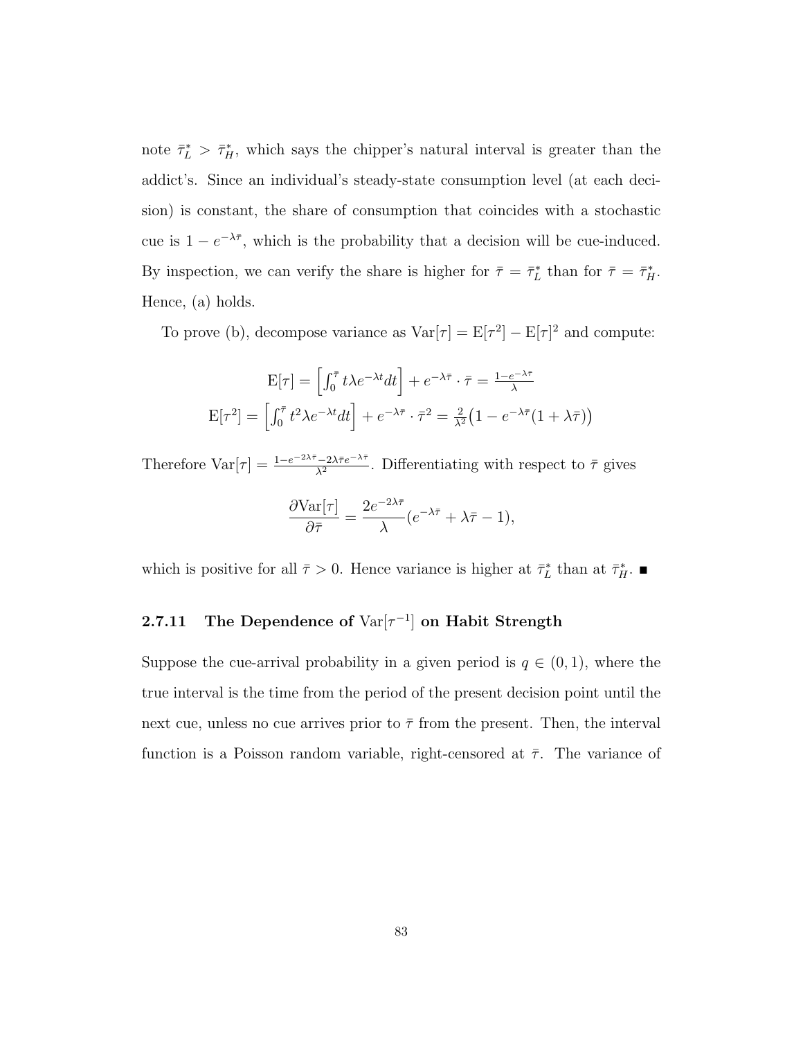note $\bar{\tau}_L^* > \bar{\tau}_H^*$, which says the chipper's natural interval is greater than the addict's. Since an individual's steady-state consumption level (at each decision) is constant, the share of consumption that coincides with a stochastic cue is $1 - e^{-\lambda\bar{\tau}}$, which is the probability that a decision will be cue-induced. By inspection, we can verify the share is higher for $\bar{\tau} = \bar{\tau}_L^*$ than for $\bar{\tau} = \bar{\tau}_H^*$. Hence, (a) holds.

To prove (b), decompose variance as $\mathrm{Var}[\tau] = \mathrm{E}[\tau^2] - \mathrm{E}[\tau]^2$ and compute:

$$\mathrm{E}[\tau] = \left[\int_0^{\bar{\tau}} t\lambda e^{-\lambda t} dt\right] + e^{-\lambda\bar{\tau}} \cdot \bar{\tau} = \tfrac{1-e^{-\lambda\bar{\tau}}}{\lambda}$$

$$\mathrm{E}[\tau^2] = \left[\int_0^{\bar{\tau}} t^2\lambda e^{-\lambda t} dt\right] + e^{-\lambda\bar{\tau}} \cdot \bar{\tau}^2 = \tfrac{2}{\lambda^2}\big(1 - e^{-\lambda\bar{\tau}}(1+\lambda\bar{\tau})\big)$$

Therefore $\mathrm{Var}[\tau] = \frac{1-e^{-2\lambda\bar{\tau}}-2\lambda\bar{\tau}e^{-\lambda\bar{\tau}}}{\lambda^2}$. Differentiating with respect to $\bar{\tau}$ gives

$$\frac{\partial \mathrm{Var}[\tau]}{\partial \bar{\tau}} = \frac{2e^{-2\lambda\bar{\tau}}}{\lambda}(e^{-\lambda\bar{\tau}} + \lambda\bar{\tau} - 1),$$

which is positive for all $\bar{\tau} > 0$. Hence variance is higher at $\bar{\tau}_L^*$ than at $\bar{\tau}_H^*$. ∎

### 2.7.11 The Dependence of $\mathrm{Var}[\tau^{-1}]$ on Habit Strength

Suppose the cue-arrival probability in a given period is $q \in (0, 1)$, where the true interval is the time from the period of the present decision point until the next cue, unless no cue arrives prior to $\bar{\tau}$ from the present. Then, the interval function is a Poisson random variable, right-censored at $\bar{\tau}$. The variance of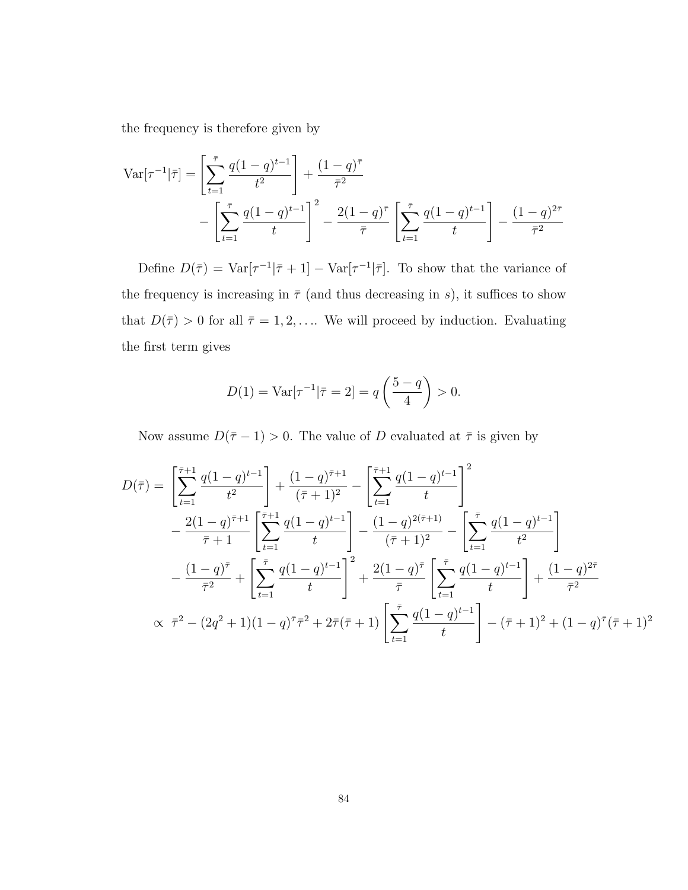the frequency is therefore given by

$$
\begin{aligned}
\mathrm{Var}[\tau^{-1}|\bar{\tau}] = &\left[\sum_{t=1}^{\bar{\tau}} \frac{q(1-q)^{t-1}}{t^2}\right] + \frac{(1-q)^{\bar{\tau}}}{\bar{\tau}^2} \\
&- \left[\sum_{t=1}^{\bar{\tau}} \frac{q(1-q)^{t-1}}{t}\right]^2 - \frac{2(1-q)^{\bar{\tau}}}{\bar{\tau}} \left[\sum_{t=1}^{\bar{\tau}} \frac{q(1-q)^{t-1}}{t}\right] - \frac{(1-q)^{2\bar{\tau}}}{\bar{\tau}^2}
\end{aligned}
$$

Define $D(\bar{\tau}) = \mathrm{Var}[\tau^{-1}|\bar{\tau}+1] - \mathrm{Var}[\tau^{-1}|\bar{\tau}]$. To show that the variance of the frequency is increasing in $\bar{\tau}$ (and thus decreasing in $s$), it suffices to show that $D(\bar{\tau}) > 0$ for all $\bar{\tau} = 1, 2, \ldots$. We will proceed by induction. Evaluating the first term gives

$$
D(1) = \mathrm{Var}[\tau^{-1}|\bar{\tau} = 2] = q\left(\frac{5-q}{4}\right) > 0.
$$

Now assume $D(\bar{\tau}-1) > 0$. The value of $D$ evaluated at $\bar{\tau}$ is given by

$$
\begin{aligned}
D(\bar{\tau}) = &\left[\sum_{t=1}^{\bar{\tau}+1} \frac{q(1-q)^{t-1}}{t^2}\right] + \frac{(1-q)^{\bar{\tau}+1}}{(\bar{\tau}+1)^2} - \left[\sum_{t=1}^{\bar{\tau}+1} \frac{q(1-q)^{t-1}}{t}\right]^2 \\
&- \frac{2(1-q)^{\bar{\tau}+1}}{\bar{\tau}+1} \left[\sum_{t=1}^{\bar{\tau}+1} \frac{q(1-q)^{t-1}}{t}\right] - \frac{(1-q)^{2(\bar{\tau}+1)}}{(\bar{\tau}+1)^2} - \left[\sum_{t=1}^{\bar{\tau}} \frac{q(1-q)^{t-1}}{t^2}\right] \\
&- \frac{(1-q)^{\bar{\tau}}}{\bar{\tau}^2} + \left[\sum_{t=1}^{\bar{\tau}} \frac{q(1-q)^{t-1}}{t}\right]^2 + \frac{2(1-q)^{\bar{\tau}}}{\bar{\tau}} \left[\sum_{t=1}^{\bar{\tau}} \frac{q(1-q)^{t-1}}{t}\right] + \frac{(1-q)^{2\bar{\tau}}}{\bar{\tau}^2} \\
\propto\ &\bar{\tau}^2 - (2q^2+1)(1-q)^{\bar{\tau}}\bar{\tau}^2 + 2\bar{\tau}(\bar{\tau}+1)\left[\sum_{t=1}^{\bar{\tau}} \frac{q(1-q)^{t-1}}{t}\right] - (\bar{\tau}+1)^2 + (1-q)^{\bar{\tau}}(\bar{\tau}+1)^2
\end{aligned}
$$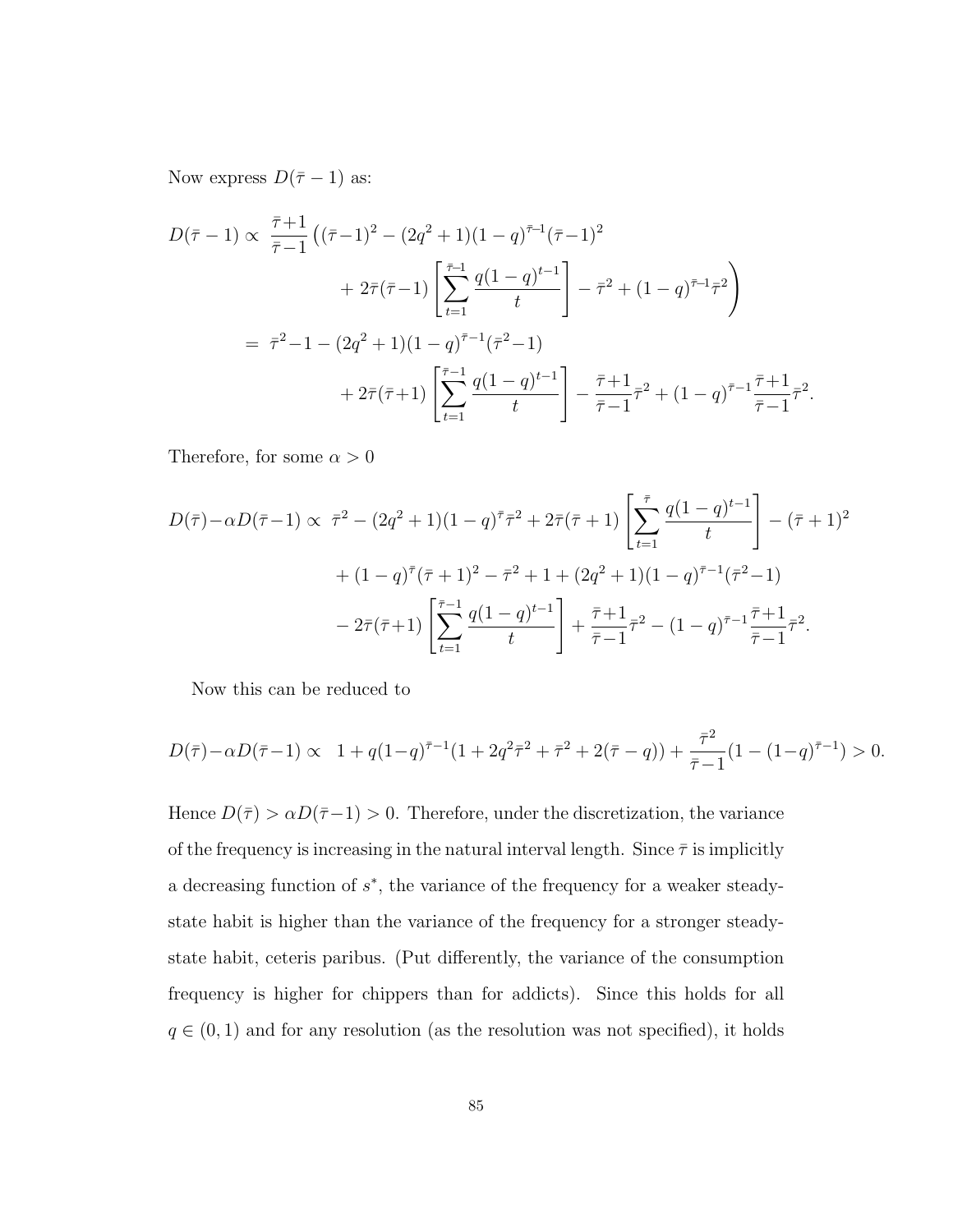Now express $D(\bar{\tau}-1)$ as:

$$
\begin{aligned}
D(\bar{\tau}-1) \propto\ & \frac{\bar{\tau}+1}{\bar{\tau}-1}\Big((\bar{\tau}-1)^2 - (2q^2+1)(1-q)^{\bar{\tau}-1}(\bar{\tau}-1)^2 \\
&\quad + 2\bar{\tau}(\bar{\tau}-1)\left[\sum_{t=1}^{\bar{\tau}-1}\frac{q(1-q)^{t-1}}{t}\right] - \bar{\tau}^2 + (1-q)^{\bar{\tau}-1}\bar{\tau}^2\Big) \\
=\ & \bar{\tau}^2 - 1 - (2q^2+1)(1-q)^{\bar{\tau}-1}(\bar{\tau}^2-1) \\
&\quad + 2\bar{\tau}(\bar{\tau}+1)\left[\sum_{t=1}^{\bar{\tau}-1}\frac{q(1-q)^{t-1}}{t}\right] - \frac{\bar{\tau}+1}{\bar{\tau}-1}\bar{\tau}^2 + (1-q)^{\bar{\tau}-1}\frac{\bar{\tau}+1}{\bar{\tau}-1}\bar{\tau}^2.
\end{aligned}
$$

Therefore, for some $\alpha > 0$

$$
\begin{aligned}
D(\bar{\tau}) - \alpha D(\bar{\tau}-1) \propto\ & \bar{\tau}^2 - (2q^2+1)(1-q)^{\bar{\tau}}\bar{\tau}^2 + 2\bar{\tau}(\bar{\tau}+1)\left[\sum_{t=1}^{\bar{\tau}}\frac{q(1-q)^{t-1}}{t}\right] - (\bar{\tau}+1)^2 \\
&+ (1-q)^{\bar{\tau}}(\bar{\tau}+1)^2 - \bar{\tau}^2 + 1 + (2q^2+1)(1-q)^{\bar{\tau}-1}(\bar{\tau}^2-1) \\
&- 2\bar{\tau}(\bar{\tau}+1)\left[\sum_{t=1}^{\bar{\tau}-1}\frac{q(1-q)^{t-1}}{t}\right] + \frac{\bar{\tau}+1}{\bar{\tau}-1}\bar{\tau}^2 - (1-q)^{\bar{\tau}-1}\frac{\bar{\tau}+1}{\bar{\tau}-1}\bar{\tau}^2.
\end{aligned}
$$

Now this can be reduced to

$$
D(\bar{\tau}) - \alpha D(\bar{\tau}-1) \propto\ 1 + q(1-q)^{\bar{\tau}-1}(1 + 2q^2\bar{\tau}^2 + \bar{\tau}^2 + 2(\bar{\tau}-q)) + \frac{\bar{\tau}^2}{\bar{\tau}-1}(1-(1-q)^{\bar{\tau}-1}) > 0.
$$

Hence $D(\bar{\tau}) > \alpha D(\bar{\tau}-1) > 0$. Therefore, under the discretization, the variance of the frequency is increasing in the natural interval length. Since $\bar{\tau}$ is implicitly a decreasing function of $s^*$, the variance of the frequency for a weaker steady-state habit is higher than the variance of the frequency for a stronger steady-state habit, ceteris paribus. (Put differently, the variance of the consumption frequency is higher for chippers than for addicts). Since this holds for all $q \in (0,1)$ and for any resolution (as the resolution was not specified), it holds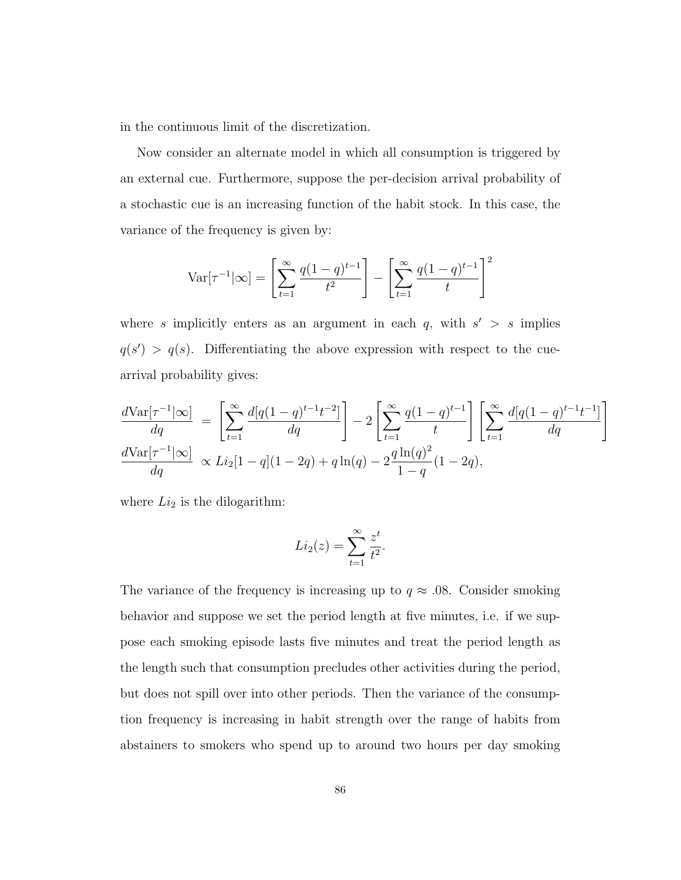in the continuous limit of the discretization.

Now consider an alternate model in which all consumption is triggered by an external cue. Furthermore, suppose the per-decision arrival probability of a stochastic cue is an increasing function of the habit stock. In this case, the variance of the frequency is given by:

$$\text{Var}[\tau^{-1}|\infty] = \left[\sum_{t=1}^{\infty} \frac{q(1-q)^{t-1}}{t^2}\right] - \left[\sum_{t=1}^{\infty} \frac{q(1-q)^{t-1}}{t}\right]^2$$

where $s$ implicitly enters as an argument in each $q$, with $s' > s$ implies $q(s') > q(s)$. Differentiating the above expression with respect to the cue-arrival probability gives:

$$\begin{aligned}
\frac{d\text{Var}[\tau^{-1}|\infty]}{dq} &= \left[\sum_{t=1}^{\infty} \frac{d[q(1-q)^{t-1}t^{-2}]}{dq}\right] - 2\left[\sum_{t=1}^{\infty} \frac{q(1-q)^{t-1}}{t}\right]\left[\sum_{t=1}^{\infty} \frac{d[q(1-q)^{t-1}t^{-1}]}{dq}\right] \\
\frac{d\text{Var}[\tau^{-1}|\infty]}{dq} &\propto Li_2[1-q](1-2q) + q\ln(q) - 2\frac{q\ln(q)^2}{1-q}(1-2q),
\end{aligned}$$

where $Li_2$ is the dilogarithm:

$$Li_2(z) = \sum_{t=1}^{\infty} \frac{z^t}{t^2}.$$

The variance of the frequency is increasing up to $q \approx .08$. Consider smoking behavior and suppose we set the period length at five minutes, i.e. if we suppose each smoking episode lasts five minutes and treat the period length as the length such that consumption precludes other activities during the period, but does not spill over into other periods. Then the variance of the consumption frequency is increasing in habit strength over the range of habits from abstainers to smokers who spend up to around two hours per day smoking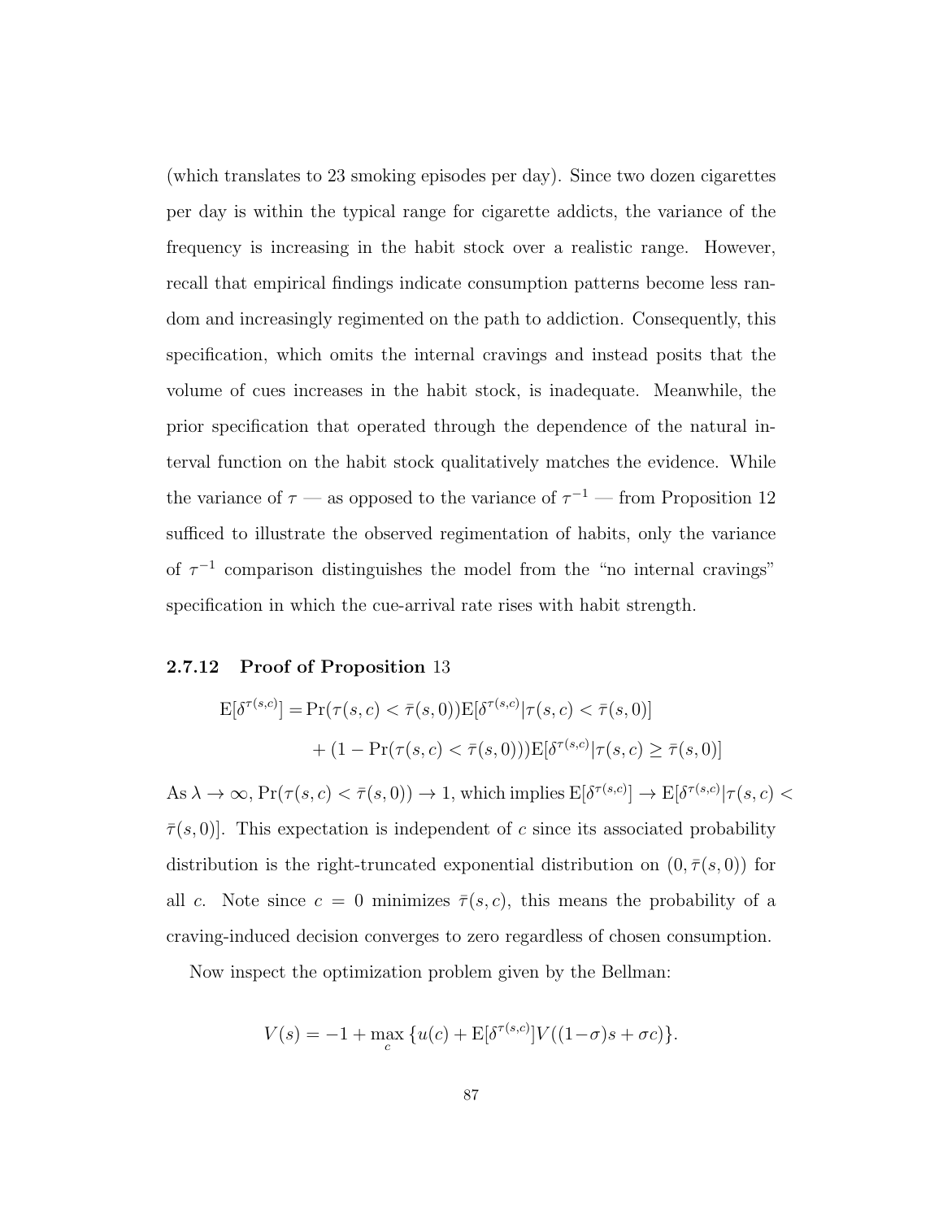(which translates to 23 smoking episodes per day). Since two dozen cigarettes per day is within the typical range for cigarette addicts, the variance of the frequency is increasing in the habit stock over a realistic range. However, recall that empirical findings indicate consumption patterns become less random and increasingly regimented on the path to addiction. Consequently, this specification, which omits the internal cravings and instead posits that the volume of cues increases in the habit stock, is inadequate. Meanwhile, the prior specification that operated through the dependence of the natural interval function on the habit stock qualitatively matches the evidence. While the variance of $\tau$ — as opposed to the variance of $\tau^{-1}$ — from Proposition 12 sufficed to illustrate the observed regimentation of habits, only the variance of $\tau^{-1}$ comparison distinguishes the model from the "no internal cravings" specification in which the cue-arrival rate rises with habit strength.

### 2.7.12 Proof of Proposition 13

$$
\begin{aligned}
\mathrm{E}[\delta^{\tau(s,c)}] = {} & \Pr(\tau(s,c) < \bar{\tau}(s,0))\mathrm{E}[\delta^{\tau(s,c)} | \tau(s,c) < \bar{\tau}(s,0)] \\
& + (1 - \Pr(\tau(s,c) < \bar{\tau}(s,0)))\mathrm{E}[\delta^{\tau(s,c)} | \tau(s,c) \geq \bar{\tau}(s,0)]
\end{aligned}
$$

As $\lambda \to \infty$, $\Pr(\tau(s,c) < \bar{\tau}(s,0)) \to 1$, which implies $\mathrm{E}[\delta^{\tau(s,c)}] \to \mathrm{E}[\delta^{\tau(s,c)} | \tau(s,c) < \bar{\tau}(s,0)]$. This expectation is independent of $c$ since its associated probability distribution is the right-truncated exponential distribution on $(0, \bar{\tau}(s,0))$ for all $c$. Note since $c = 0$ minimizes $\bar{\tau}(s,c)$, this means the probability of a craving-induced decision converges to zero regardless of chosen consumption.

Now inspect the optimization problem given by the Bellman:

$$
V(s) = -1 + \max_{c} \{u(c) + \mathrm{E}[\delta^{\tau(s,c)}]V((1-\sigma)s + \sigma c)\}.
$$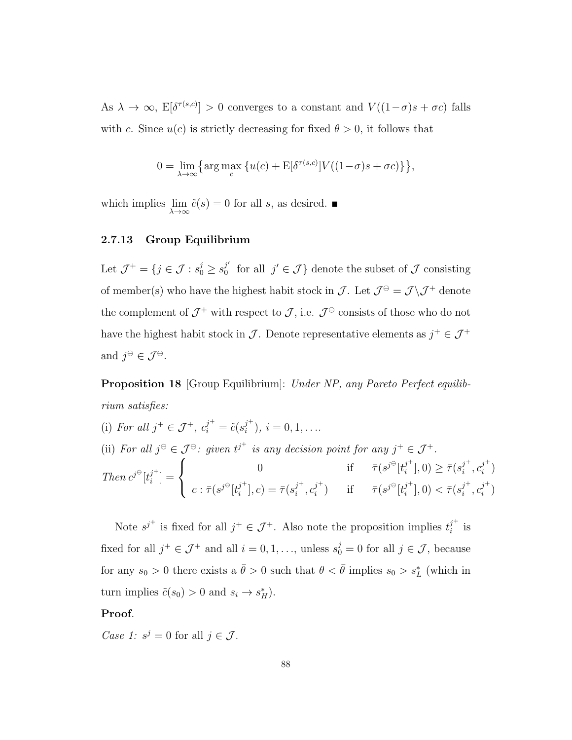As $\lambda \to \infty$, $\mathrm{E}[\delta^{\tau(s,c)}] > 0$ converges to a constant and $V((1-\sigma)s + \sigma c)$ falls with $c$. Since $u(c)$ is strictly decreasing for fixed $\theta > 0$, it follows that

$$0 = \lim_{\lambda \to \infty} \left\{ \arg\max_{c} \left\{ u(c) + \mathrm{E}[\delta^{\tau(s,c)}] V((1-\sigma)s + \sigma c) \right\} \right\},$$

which implies $\lim_{\lambda \to \infty} \tilde{c}(s) = 0$ for all $s$, as desired. ■

### 2.7.13 Group Equilibrium

Let $\mathcal{J}^+ = \{ j \in \mathcal{J} : s_0^j \geq s_0^{j'} \text{ for all } j' \in \mathcal{J} \}$ denote the subset of $\mathcal{J}$ consisting of member(s) who have the highest habit stock in $\mathcal{J}$. Let $\mathcal{J}^\ominus = \mathcal{J} \backslash \mathcal{J}^+$ denote the complement of $\mathcal{J}^+$ with respect to $\mathcal{J}$, i.e. $\mathcal{J}^\ominus$ consists of those who do not have the highest habit stock in $\mathcal{J}$. Denote representative elements as $j^+ \in \mathcal{J}^+$ and $j^\ominus \in \mathcal{J}^\ominus$.

**Proposition 18** [Group Equilibrium]: *Under NP, any Pareto Perfect equilibrium satisfies:*

(i) *For all $j^+ \in \mathcal{J}^+$, $c_i^{j^+} = \tilde{c}(s_i^{j^+})$, $i = 0, 1, \ldots$.*

(ii) *For all $j^\ominus \in \mathcal{J}^\ominus$: given $t^{j^+}$ is any decision point for any $j^+ \in \mathcal{J}^+$. Then*

$$c^{j^\ominus}[t_i^{j^+}] = \begin{cases} 0 & \text{if} \quad \bar{\tau}(s^{j^\ominus}[t_i^{j^+}], 0) \geq \bar{\tau}(s_i^{j^+}, c_i^{j^+}) \\ c : \bar{\tau}(s^{j^\ominus}[t_i^{j^+}], c) = \bar{\tau}(s_i^{j^+}, c_i^{j^+}) & \text{if} \quad \bar{\tau}(s^{j^\ominus}[t_i^{j^+}], 0) < \bar{\tau}(s_i^{j^+}, c_i^{j^+}) \end{cases}$$

Note $s^{j^+}$ is fixed for all $j^+ \in \mathcal{J}^+$. Also note the proposition implies $t_i^{j^+}$ is fixed for all $j^+ \in \mathcal{J}^+$ and all $i = 0, 1, \ldots$, unless $s_0^j = 0$ for all $j \in \mathcal{J}$, because for any $s_0 > 0$ there exists a $\bar{\theta} > 0$ such that $\theta < \bar{\theta}$ implies $s_0 > s_L^*$ (which in turn implies $\tilde{c}(s_0) > 0$ and $s_i \to s_H^*$).

**Proof**.

*Case 1: $s^j = 0$ for all $j \in \mathcal{J}$.*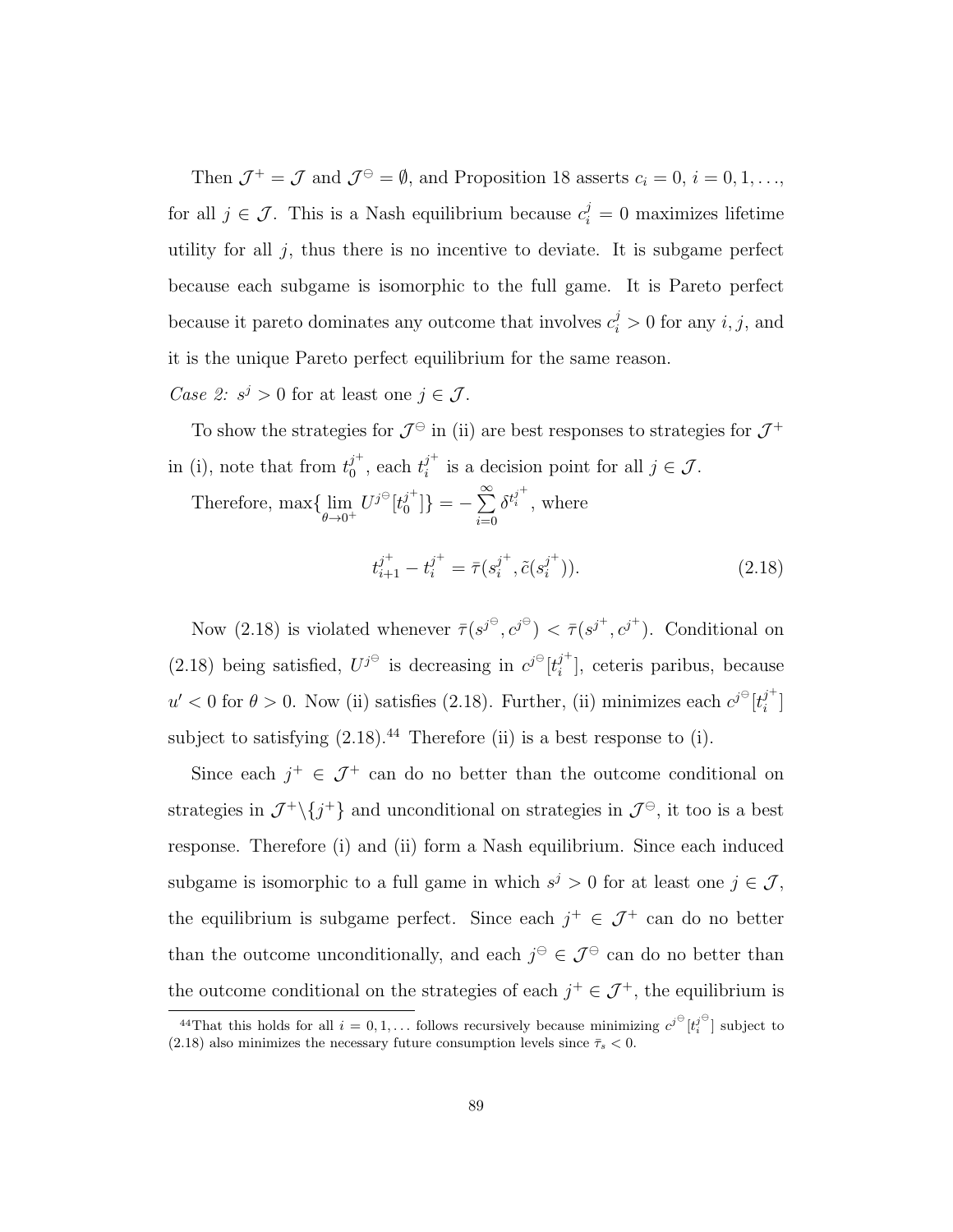Then $\mathcal{J}^+ = \mathcal{J}$ and $\mathcal{J}^\ominus = \emptyset$, and Proposition 18 asserts $c_i = 0$, $i = 0, 1, \ldots$, for all $j \in \mathcal{J}$. This is a Nash equilibrium because $c_i^j = 0$ maximizes lifetime utility for all $j$, thus there is no incentive to deviate. It is subgame perfect because each subgame is isomorphic to the full game. It is Pareto perfect because it pareto dominates any outcome that involves $c_i^j > 0$ for any $i, j$, and it is the unique Pareto perfect equilibrium for the same reason.

*Case 2:* $s^j > 0$ for at least one $j \in \mathcal{J}$.

To show the strategies for $\mathcal{J}^\ominus$ in (ii) are best responses to strategies for $\mathcal{J}^+$ in (i), note that from $t_0^{j^+}$, each $t_i^{j^+}$ is a decision point for all $j \in \mathcal{J}$.

Therefore, $\max\{\lim_{\theta \to 0^+} U^{j^\ominus}[t_0^{j^+}]\} = -\sum_{i=0}^{\infty} \delta^{t_i^{j^+}}$, where

$$t_{i+1}^{j^+} - t_i^{j^+} = \bar{\tau}(s_i^{j^+}, \tilde{c}(s_i^{j^+})). \tag{2.18}$$

Now (2.18) is violated whenever $\bar{\tau}(s^{j^\ominus}, c^{j^\ominus}) < \bar{\tau}(s^{j^+}, c^{j^+})$. Conditional on (2.18) being satisfied, $U^{j^\ominus}$ is decreasing in $c^{j^\ominus}[t_i^{j^+}]$, ceteris paribus, because $u' < 0$ for $\theta > 0$. Now (ii) satisfies (2.18). Further, (ii) minimizes each $c^{j^\ominus}[t_i^{j^+}]$ subject to satisfying (2.18).[44] Therefore (ii) is a best response to (i).

Since each $j^+ \in \mathcal{J}^+$ can do no better than the outcome conditional on strategies in $\mathcal{J}^+ \backslash \{j^+\}$ and unconditional on strategies in $\mathcal{J}^\ominus$, it too is a best response. Therefore (i) and (ii) form a Nash equilibrium. Since each induced subgame is isomorphic to a full game in which $s^j > 0$ for at least one $j \in \mathcal{J}$, the equilibrium is subgame perfect. Since each $j^+ \in \mathcal{J}^+$ can do no better than the outcome unconditionally, and each $j^\ominus \in \mathcal{J}^\ominus$ can do no better than the outcome conditional on the strategies of each $j^+ \in \mathcal{J}^+$, the equilibrium is

[44] That this holds for all $i = 0, 1, \ldots$ follows recursively because minimizing $c^{j^\ominus}[t_i^{j^\ominus}]$ subject to (2.18) also minimizes the necessary future consumption levels since $\bar{\tau}_s < 0$.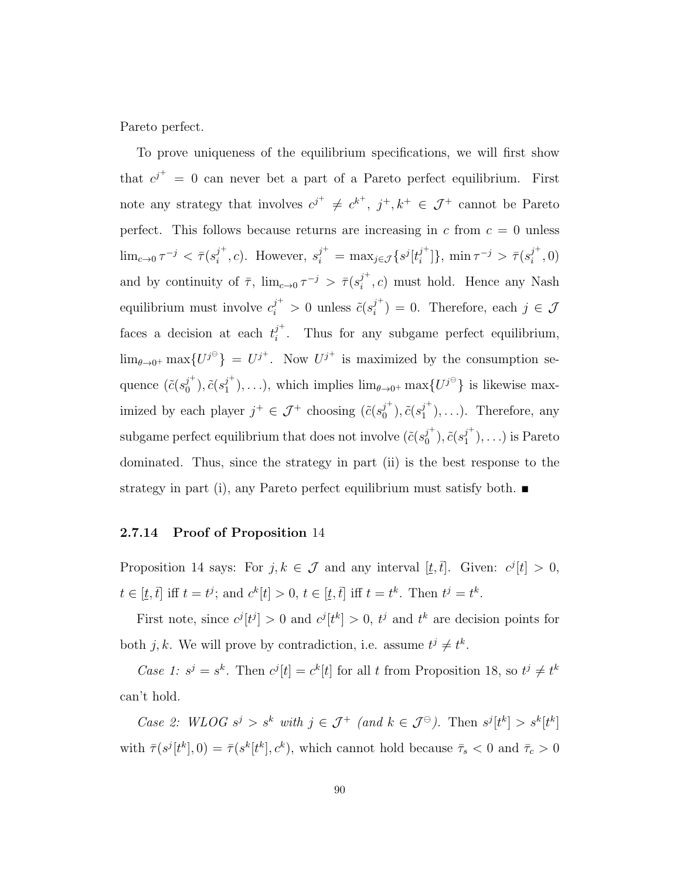Pareto perfect.

To prove uniqueness of the equilibrium specifications, we will first show that $c^{j^+} = 0$ can never bet a part of a Pareto perfect equilibrium. First note any strategy that involves $c^{j^+} \neq c^{k^+}$, $j^+, k^+ \in \mathcal{J}^+$ cannot be Pareto perfect. This follows because returns are increasing in $c$ from $c = 0$ unless $\lim_{c \to 0} \tau^{-j} < \bar{\tau}(s_i^{j^+}, c)$. However, $s_i^{j^+} = \max_{j \in \mathcal{J}}\{s^j[t_i^{j^+}]\}$, $\min \tau^{-j} > \bar{\tau}(s_i^{j^+}, 0)$ and by continuity of $\bar{\tau}$, $\lim_{c \to 0} \tau^{-j} > \bar{\tau}(s_i^{j^+}, c)$ must hold. Hence any Nash equilibrium must involve $c_i^{j^+} > 0$ unless $\tilde{c}(s_i^{j^+}) = 0$. Therefore, each $j \in \mathcal{J}$ faces a decision at each $t_i^{j^+}$. Thus for any subgame perfect equilibrium, $\lim_{\theta \to 0^+} \max\{U^{j^\ominus}\} = U^{j^+}$. Now $U^{j^+}$ is maximized by the consumption sequence $(\tilde{c}(s_0^{j^+}), \tilde{c}(s_1^{j^+}), \ldots)$, which implies $\lim_{\theta \to 0^+} \max\{U^{j^\ominus}\}$ is likewise maximized by each player $j^+ \in \mathcal{J}^+$ choosing $(\tilde{c}(s_0^{j^+}), \tilde{c}(s_1^{j^+}), \ldots)$. Therefore, any subgame perfect equilibrium that does not involve $(\tilde{c}(s_0^{j^+}), \tilde{c}(s_1^{j^+}), \ldots)$ is Pareto dominated. Thus, since the strategy in part (ii) is the best response to the strategy in part (i), any Pareto perfect equilibrium must satisfy both. ■

### 2.7.14 Proof of Proposition 14

Proposition 14 says: For $j, k \in \mathcal{J}$ and any interval $[\underline{t}, \bar{t}]$. Given: $c^j[t] > 0$, $t \in [\underline{t}, \bar{t}]$ iff $t = t^j$; and $c^k[t] > 0$, $t \in [\underline{t}, \bar{t}]$ iff $t = t^k$. Then $t^j = t^k$.

First note, since $c^j[t^j] > 0$ and $c^j[t^k] > 0$, $t^j$ and $t^k$ are decision points for both $j, k$. We will prove by contradiction, i.e. assume $t^j \neq t^k$.

*Case 1:* $s^j = s^k$. Then $c^j[t] = c^k[t]$ for all $t$ from Proposition 18, so $t^j \neq t^k$ can't hold.

*Case 2: WLOG* $s^j > s^k$ *with* $j \in \mathcal{J}^+$ *(and* $k \in \mathcal{J}^\ominus$*).* Then $s^j[t^k] > s^k[t^k]$ with $\bar{\tau}(s^j[t^k], 0) = \bar{\tau}(s^k[t^k], c^k)$, which cannot hold because $\bar{\tau}_s < 0$ and $\bar{\tau}_c > 0$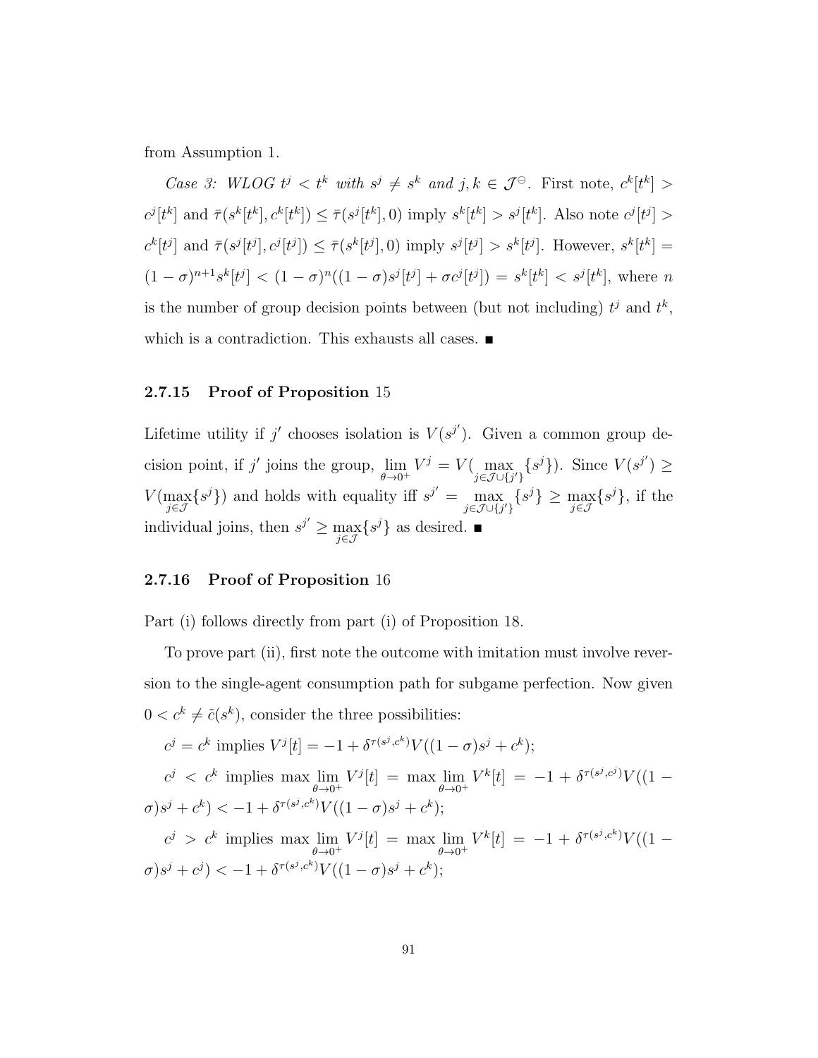from Assumption 1.

*Case 3: WLOG $t^j < t^k$ with $s^j \neq s^k$ and $j, k \in \mathcal{J}^{\ominus}$.* First note, $c^k[t^k] > c^j[t^k]$ and $\bar{\tau}(s^k[t^k], c^k[t^k]) \leq \bar{\tau}(s^j[t^k], 0)$ imply $s^k[t^k] > s^j[t^k]$. Also note $c^j[t^j] > c^k[t^j]$ and $\bar{\tau}(s^j[t^j], c^j[t^j]) \leq \bar{\tau}(s^k[t^j], 0)$ imply $s^j[t^j] > s^k[t^j]$. However, $s^k[t^k] = (1-\sigma)^{n+1} s^k[t^j] < (1-\sigma)^n((1-\sigma)s^j[t^j] + \sigma c^j[t^j]) = s^k[t^k] < s^j[t^k]$, where $n$ is the number of group decision points between (but not including) $t^j$ and $t^k$, which is a contradiction. This exhausts all cases. ■

### 2.7.15 Proof of Proposition 15

Lifetime utility if $j'$ chooses isolation is $V(s^{j'})$. Given a common group decision point, if $j'$ joins the group, $\lim_{\theta \to 0^+} V^j = V(\max_{j \in \mathcal{J} \cup \{j'\}} \{s^j\})$. Since $V(s^{j'}) \geq V(\max_{j \in \mathcal{J}} \{s^j\})$ and holds with equality iff $s^{j'} = \max_{j \in \mathcal{J} \cup \{j'\}} \{s^j\} \geq \max_{j \in \mathcal{J}} \{s^j\}$, if the individual joins, then $s^{j'} \geq \max_{j \in \mathcal{J}} \{s^j\}$ as desired. ■

### 2.7.16 Proof of Proposition 16

Part (i) follows directly from part (i) of Proposition 18.

To prove part (ii), first note the outcome with imitation must involve reversion to the single-agent consumption path for subgame perfection. Now given $0 < c^k \neq \tilde{c}(s^k)$, consider the three possibilities:

$c^j = c^k$ implies $V^j[t] = -1 + \delta^{\tau(s^j, c^k)} V((1-\sigma)s^j + c^k)$;

$c^j < c^k$ implies $\max \lim_{\theta \to 0^+} V^j[t] = \max \lim_{\theta \to 0^+} V^k[t] = -1 + \delta^{\tau(s^j, c^j)} V((1-\sigma)s^j + c^k) < -1 + \delta^{\tau(s^j, c^k)} V((1-\sigma)s^j + c^k)$;

$c^j > c^k$ implies $\max \lim_{\theta \to 0^+} V^j[t] = \max \lim_{\theta \to 0^+} V^k[t] = -1 + \delta^{\tau(s^j, c^k)} V((1-\sigma)s^j + c^j) < -1 + \delta^{\tau(s^j, c^k)} V((1-\sigma)s^j + c^k)$;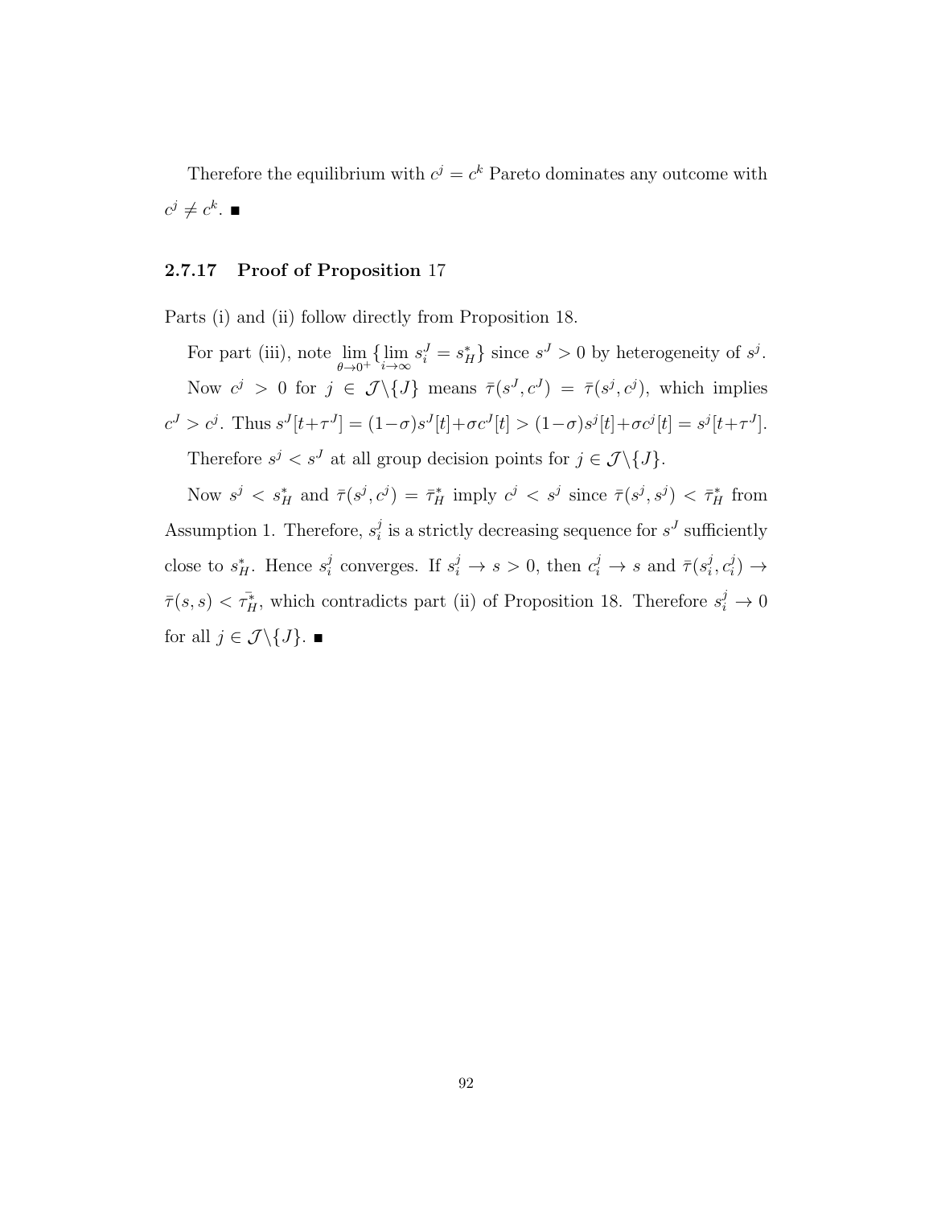Therefore the equilibrium with $c^j = c^k$ Pareto dominates any outcome with $c^j \neq c^k$. ■

### 2.7.17 Proof of Proposition 17

Parts (i) and (ii) follow directly from Proposition 18.

For part (iii), note $\lim_{\theta \to 0^+} \{\lim_{i \to \infty} s_i^J = s_H^*\}$ since $s^J > 0$ by heterogeneity of $s^j$.

Now $c^j > 0$ for $j \in \mathcal{J} \backslash \{J\}$ means $\bar{\tau}(s^J, c^J) = \bar{\tau}(s^j, c^j)$, which implies $c^J > c^j$. Thus $s^J[t+\tau^J] = (1-\sigma)s^J[t] + \sigma c^J[t] > (1-\sigma)s^j[t] + \sigma c^j[t] = s^j[t+\tau^J]$.

Therefore $s^j < s^J$ at all group decision points for $j \in \mathcal{J} \backslash \{J\}$.

Now $s^j < s_H^*$ and $\bar{\tau}(s^j, c^j) = \bar{\tau}_H^*$ imply $c^j < s^j$ since $\bar{\tau}(s^j, s^j) < \bar{\tau}_H^*$ from Assumption 1. Therefore, $s_i^j$ is a strictly decreasing sequence for $s^J$ sufficiently close to $s_H^*$. Hence $s_i^j$ converges. If $s_i^j \to s > 0$, then $c_i^j \to s$ and $\bar{\tau}(s_i^j, c_i^j) \to \bar{\tau}(s, s) < \bar{\tau}_H^*$, which contradicts part (ii) of Proposition 18. Therefore $s_i^j \to 0$ for all $j \in \mathcal{J} \backslash \{J\}$. ■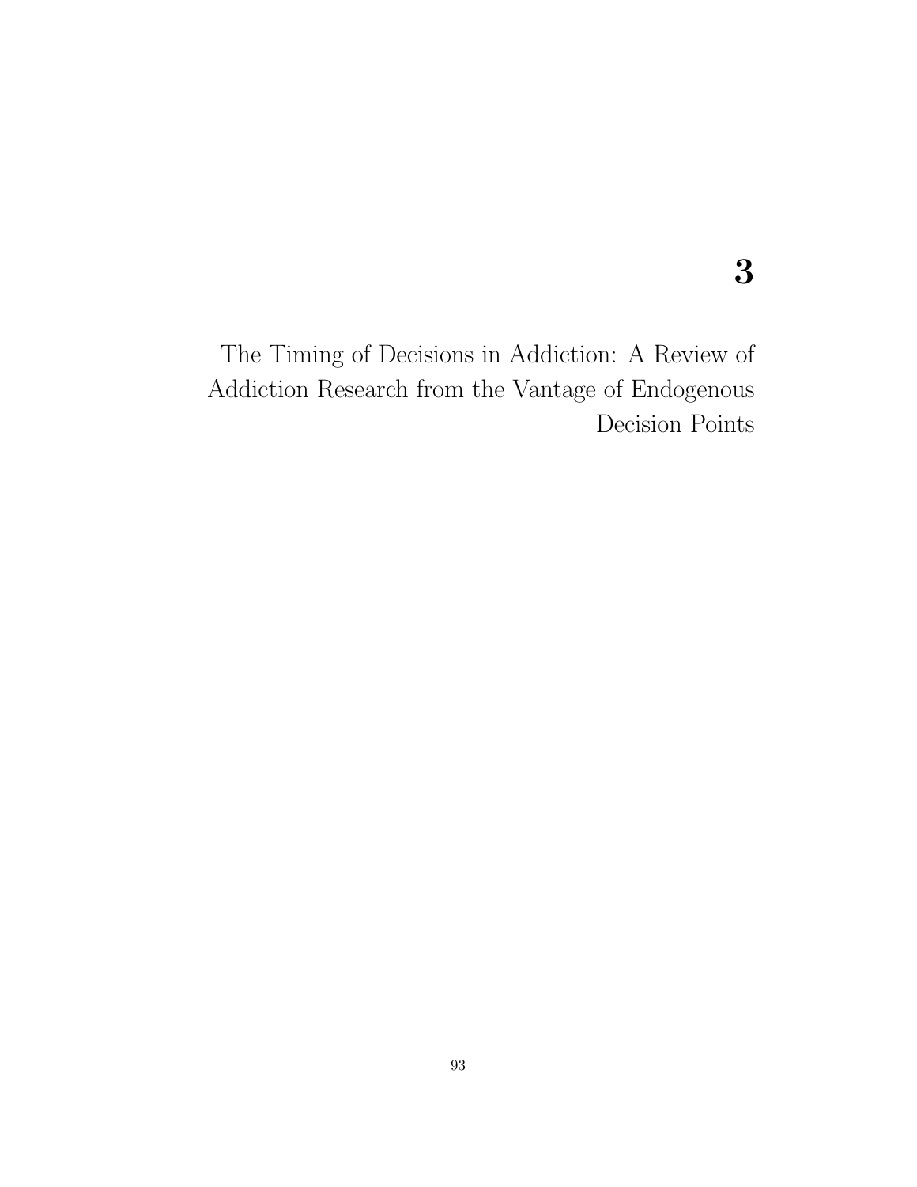# 3

# The Timing of Decisions in Addiction: A Review of Addiction Research from the Vantage of Endogenous Decision Points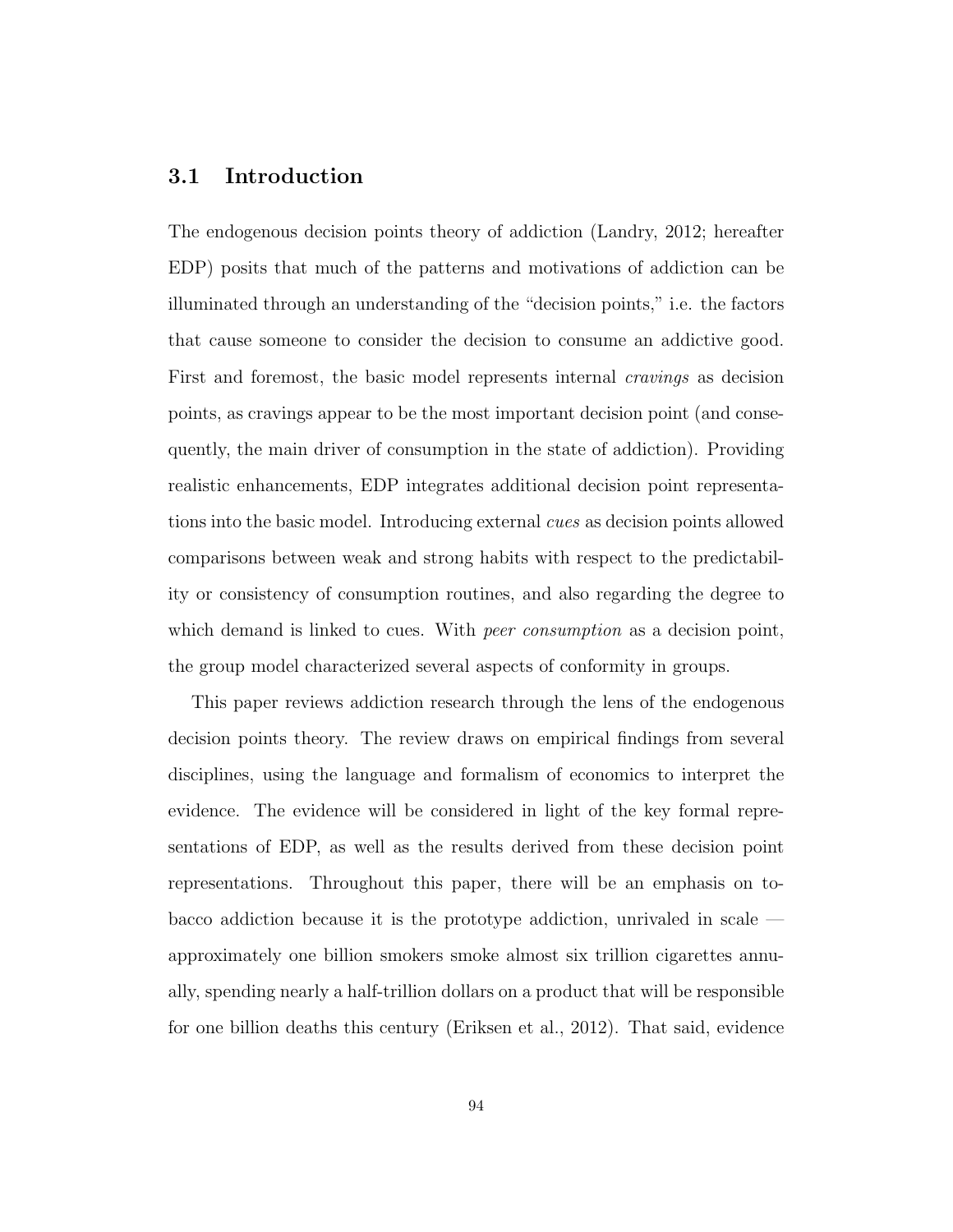## 3.1 Introduction

The endogenous decision points theory of addiction (Landry, 2012; hereafter EDP) posits that much of the patterns and motivations of addiction can be illuminated through an understanding of the "decision points," i.e. the factors that cause someone to consider the decision to consume an addictive good. First and foremost, the basic model represents internal *cravings* as decision points, as cravings appear to be the most important decision point (and consequently, the main driver of consumption in the state of addiction). Providing realistic enhancements, EDP integrates additional decision point representations into the basic model. Introducing external *cues* as decision points allowed comparisons between weak and strong habits with respect to the predictability or consistency of consumption routines, and also regarding the degree to which demand is linked to cues. With *peer consumption* as a decision point, the group model characterized several aspects of conformity in groups.

This paper reviews addiction research through the lens of the endogenous decision points theory. The review draws on empirical findings from several disciplines, using the language and formalism of economics to interpret the evidence. The evidence will be considered in light of the key formal representations of EDP, as well as the results derived from these decision point representations. Throughout this paper, there will be an emphasis on tobacco addiction because it is the prototype addiction, unrivaled in scale — approximately one billion smokers smoke almost six trillion cigarettes annually, spending nearly a half-trillion dollars on a product that will be responsible for one billion deaths this century (Eriksen et al., 2012). That said, evidence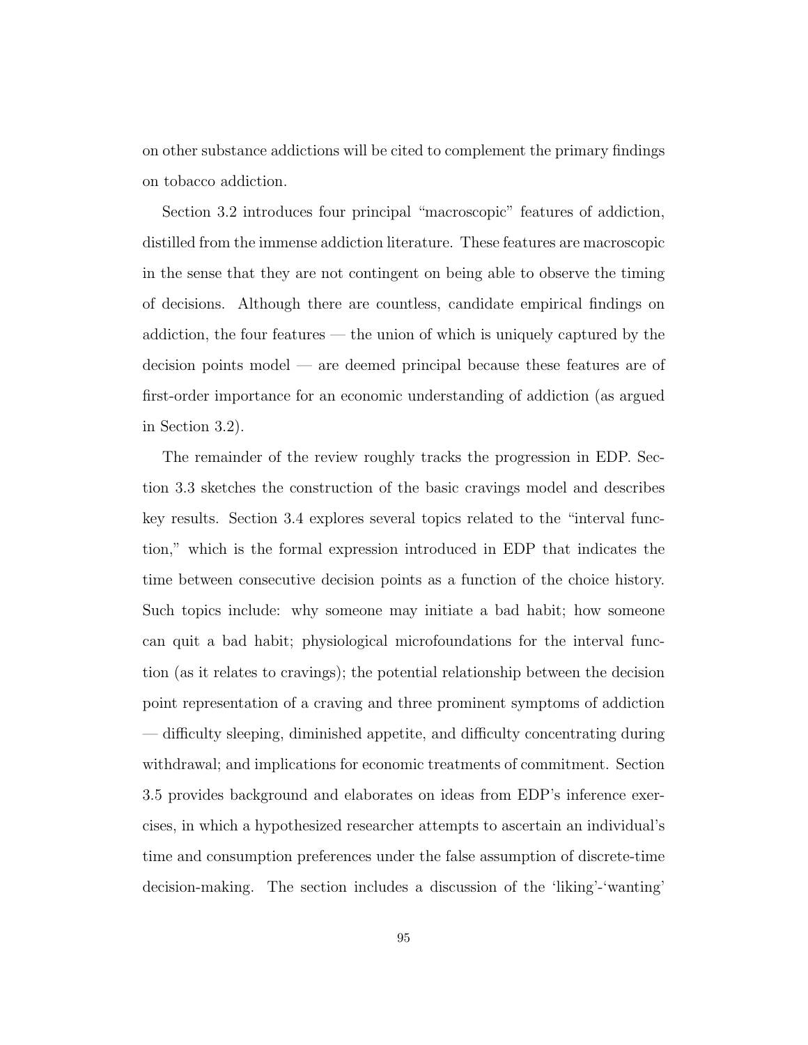on other substance addictions will be cited to complement the primary findings on tobacco addiction.

Section 3.2 introduces four principal "macroscopic" features of addiction, distilled from the immense addiction literature. These features are macroscopic in the sense that they are not contingent on being able to observe the timing of decisions. Although there are countless, candidate empirical findings on addiction, the four features — the union of which is uniquely captured by the decision points model — are deemed principal because these features are of first-order importance for an economic understanding of addiction (as argued in Section 3.2).

The remainder of the review roughly tracks the progression in EDP. Section 3.3 sketches the construction of the basic cravings model and describes key results. Section 3.4 explores several topics related to the "interval function," which is the formal expression introduced in EDP that indicates the time between consecutive decision points as a function of the choice history. Such topics include: why someone may initiate a bad habit; how someone can quit a bad habit; physiological microfoundations for the interval function (as it relates to cravings); the potential relationship between the decision point representation of a craving and three prominent symptoms of addiction — difficulty sleeping, diminished appetite, and difficulty concentrating during withdrawal; and implications for economic treatments of commitment. Section 3.5 provides background and elaborates on ideas from EDP's inference exercises, in which a hypothesized researcher attempts to ascertain an individual's time and consumption preferences under the false assumption of discrete-time decision-making. The section includes a discussion of the 'liking'-'wanting'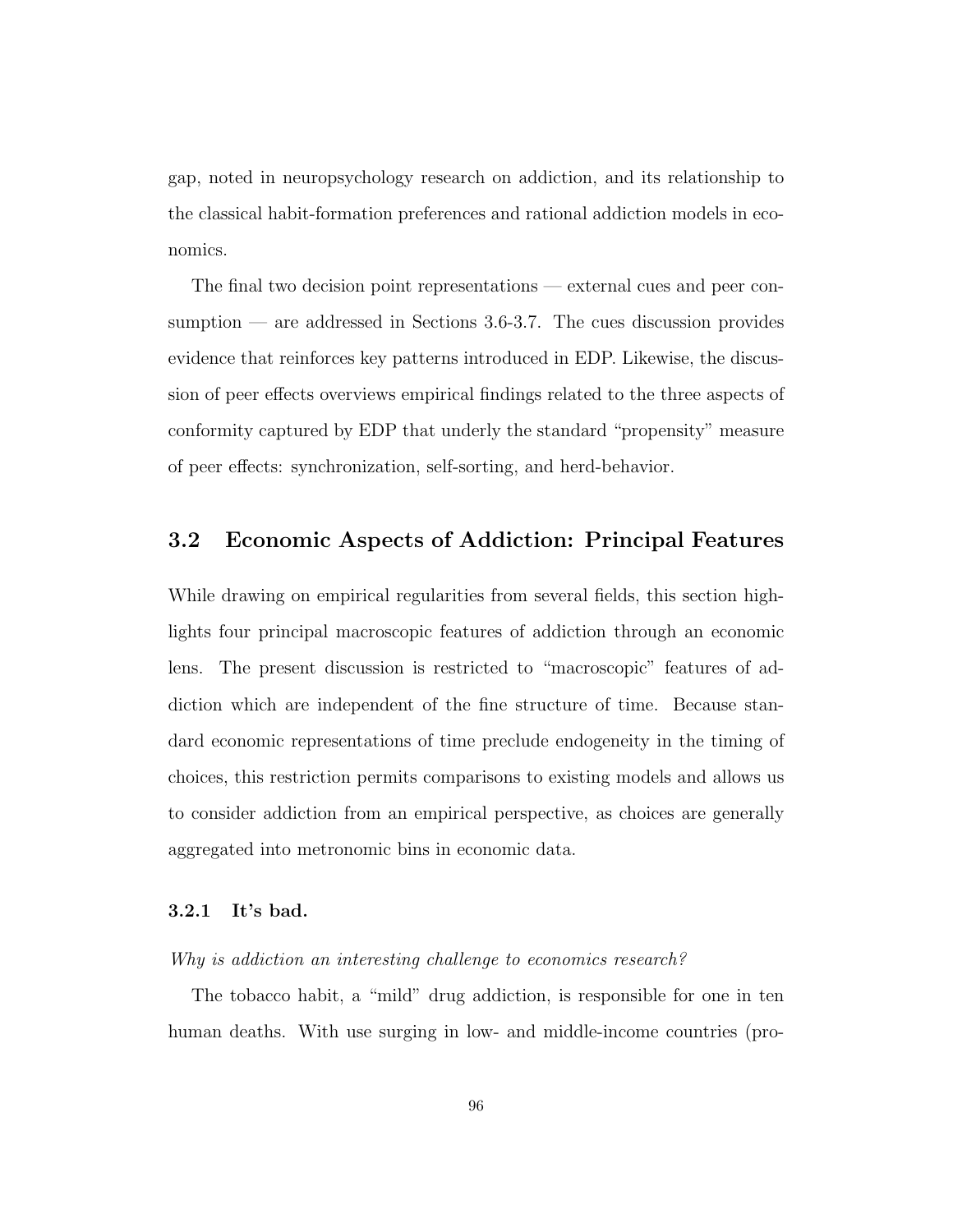gap, noted in neuropsychology research on addiction, and its relationship to the classical habit-formation preferences and rational addiction models in economics.

The final two decision point representations — external cues and peer consumption — are addressed in Sections 3.6-3.7. The cues discussion provides evidence that reinforces key patterns introduced in EDP. Likewise, the discussion of peer effects overviews empirical findings related to the three aspects of conformity captured by EDP that underly the standard "propensity" measure of peer effects: synchronization, self-sorting, and herd-behavior.

## 3.2 Economic Aspects of Addiction: Principal Features

While drawing on empirical regularities from several fields, this section highlights four principal macroscopic features of addiction through an economic lens. The present discussion is restricted to "macroscopic" features of addiction which are independent of the fine structure of time. Because standard economic representations of time preclude endogeneity in the timing of choices, this restriction permits comparisons to existing models and allows us to consider addiction from an empirical perspective, as choices are generally aggregated into metronomic bins in economic data.

### 3.2.1 It's bad.

*Why is addiction an interesting challenge to economics research?*

The tobacco habit, a "mild" drug addiction, is responsible for one in ten human deaths. With use surging in low- and middle-income countries (pro-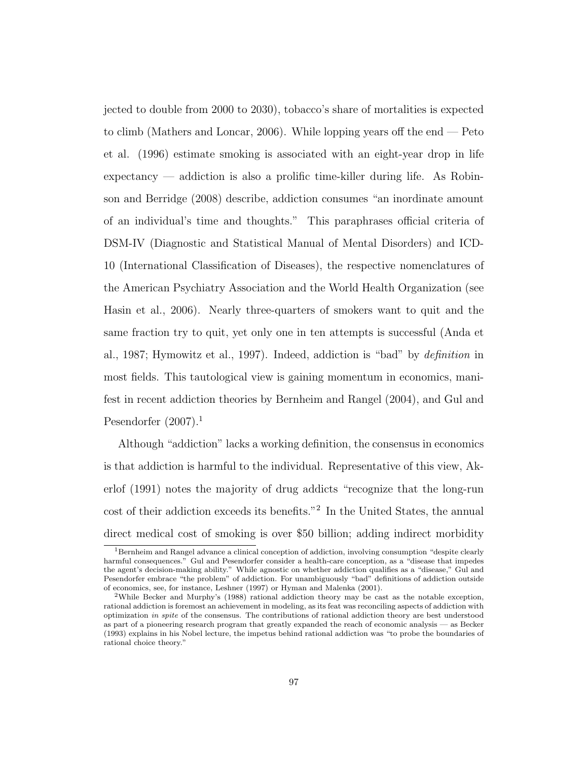jected to double from 2000 to 2030), tobacco's share of mortalities is expected to climb (Mathers and Loncar, 2006). While lopping years off the end — Peto et al. (1996) estimate smoking is associated with an eight-year drop in life expectancy — addiction is also a prolific time-killer during life. As Robinson and Berridge (2008) describe, addiction consumes "an inordinate amount of an individual's time and thoughts." This paraphrases official criteria of DSM-IV (Diagnostic and Statistical Manual of Mental Disorders) and ICD-10 (International Classification of Diseases), the respective nomenclatures of the American Psychiatry Association and the World Health Organization (see Hasin et al., 2006). Nearly three-quarters of smokers want to quit and the same fraction try to quit, yet only one in ten attempts is successful (Anda et al., 1987; Hymowitz et al., 1997). Indeed, addiction is "bad" by *definition* in most fields. This tautological view is gaining momentum in economics, manifest in recent addiction theories by Bernheim and Rangel (2004), and Gul and Pesendorfer (2007).[1]

Although "addiction" lacks a working definition, the consensus in economics is that addiction is harmful to the individual. Representative of this view, Akerlof (1991) notes the majority of drug addicts "recognize that the long-run cost of their addiction exceeds its benefits."[2] In the United States, the annual direct medical cost of smoking is over $50 billion; adding indirect morbidity

[1] Bernheim and Rangel advance a clinical conception of addiction, involving consumption "despite clearly harmful consequences." Gul and Pesendorfer consider a health-care conception, as a "disease that impedes the agent's decision-making ability." While agnostic on whether addiction qualifies as a "disease," Gul and Pesendorfer embrace "the problem" of addiction. For unambiguously "bad" definitions of addiction outside of economics, see, for instance, Leshner (1997) or Hyman and Malenka (2001).

[2] While Becker and Murphy's (1988) rational addiction theory may be cast as the notable exception, rational addiction is foremost an achievement in modeling, as its feat was reconciling aspects of addiction with optimization *in spite* of the consensus. The contributions of rational addiction theory are best understood as part of a pioneering research program that greatly expanded the reach of economic analysis — as Becker (1993) explains in his Nobel lecture, the impetus behind rational addiction was "to probe the boundaries of rational choice theory."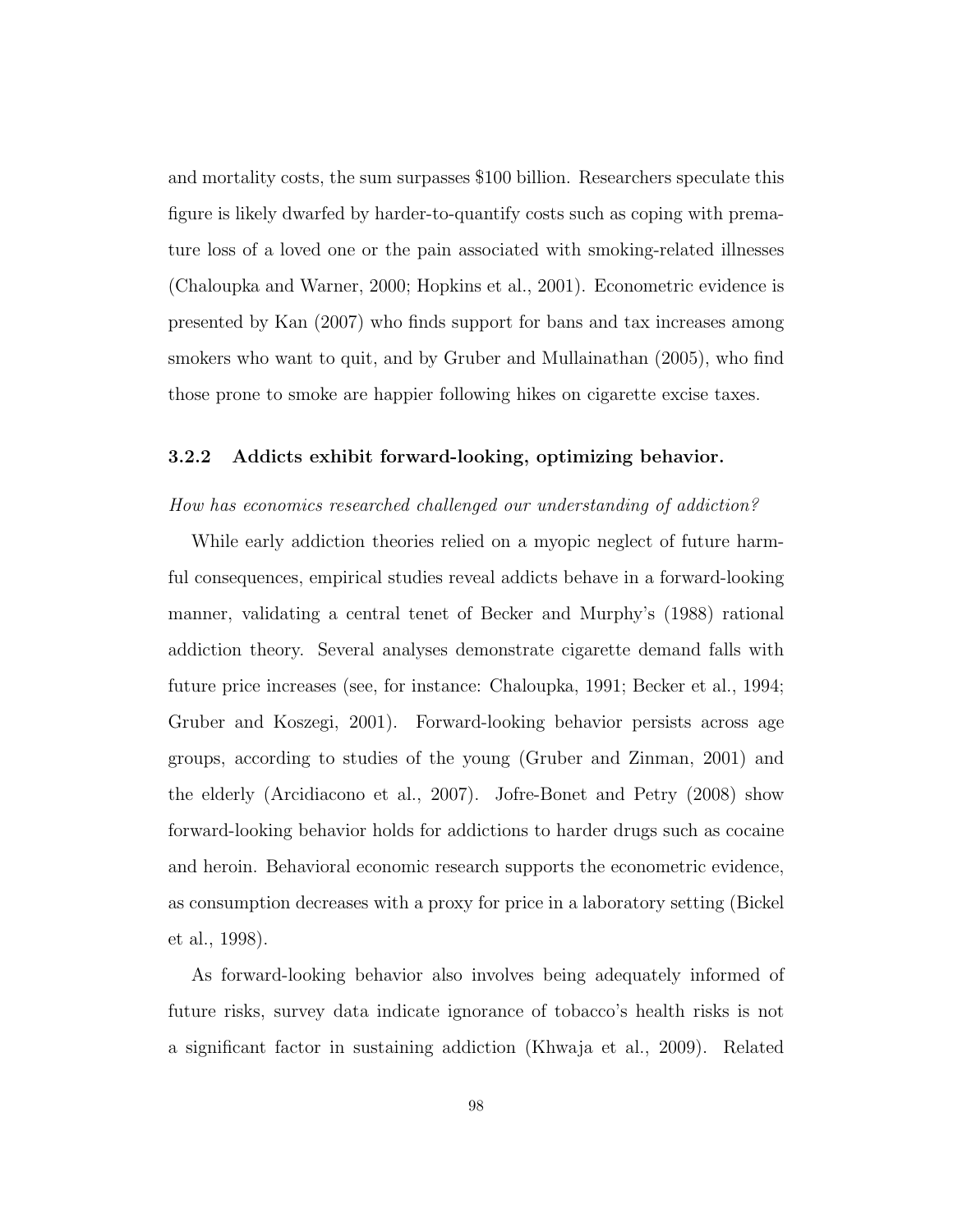and mortality costs, the sum surpasses $100 billion. Researchers speculate this figure is likely dwarfed by harder-to-quantify costs such as coping with premature loss of a loved one or the pain associated with smoking-related illnesses (Chaloupka and Warner, 2000; Hopkins et al., 2001). Econometric evidence is presented by Kan (2007) who finds support for bans and tax increases among smokers who want to quit, and by Gruber and Mullainathan (2005), who find those prone to smoke are happier following hikes on cigarette excise taxes.

### 3.2.2 Addicts exhibit forward-looking, optimizing behavior.

*How has economics researched challenged our understanding of addiction?*

While early addiction theories relied on a myopic neglect of future harmful consequences, empirical studies reveal addicts behave in a forward-looking manner, validating a central tenet of Becker and Murphy's (1988) rational addiction theory. Several analyses demonstrate cigarette demand falls with future price increases (see, for instance: Chaloupka, 1991; Becker et al., 1994; Gruber and Koszegi, 2001). Forward-looking behavior persists across age groups, according to studies of the young (Gruber and Zinman, 2001) and the elderly (Arcidiacono et al., 2007). Jofre-Bonet and Petry (2008) show forward-looking behavior holds for addictions to harder drugs such as cocaine and heroin. Behavioral economic research supports the econometric evidence, as consumption decreases with a proxy for price in a laboratory setting (Bickel et al., 1998).

As forward-looking behavior also involves being adequately informed of future risks, survey data indicate ignorance of tobacco's health risks is not a significant factor in sustaining addiction (Khwaja et al., 2009). Related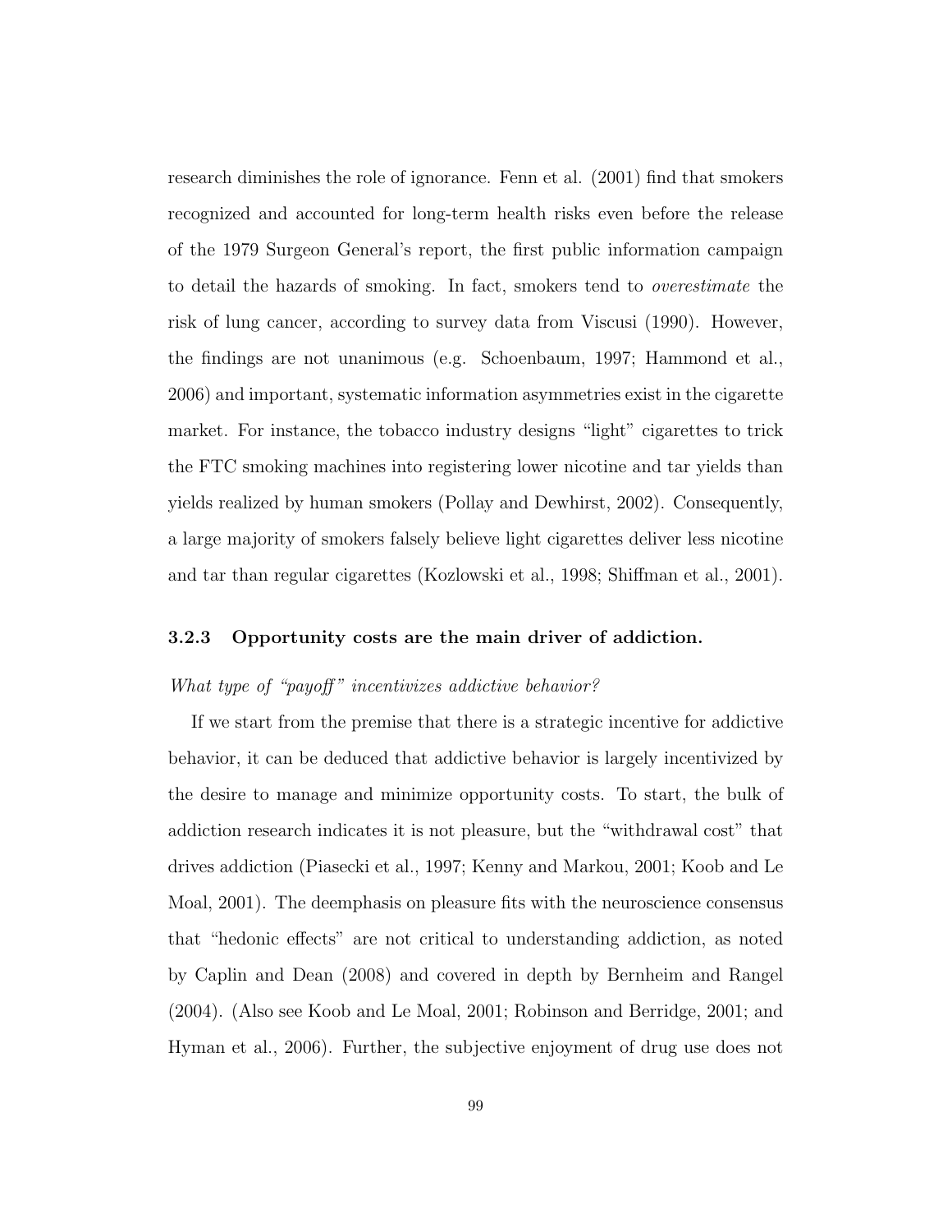research diminishes the role of ignorance. Fenn et al. (2001) find that smokers recognized and accounted for long-term health risks even before the release of the 1979 Surgeon General's report, the first public information campaign to detail the hazards of smoking. In fact, smokers tend to *overestimate* the risk of lung cancer, according to survey data from Viscusi (1990). However, the findings are not unanimous (e.g. Schoenbaum, 1997; Hammond et al., 2006) and important, systematic information asymmetries exist in the cigarette market. For instance, the tobacco industry designs "light" cigarettes to trick the FTC smoking machines into registering lower nicotine and tar yields than yields realized by human smokers (Pollay and Dewhirst, 2002). Consequently, a large majority of smokers falsely believe light cigarettes deliver less nicotine and tar than regular cigarettes (Kozlowski et al., 1998; Shiffman et al., 2001).

### 3.2.3 Opportunity costs are the main driver of addiction.

*What type of "payoff" incentivizes addictive behavior?*

If we start from the premise that there is a strategic incentive for addictive behavior, it can be deduced that addictive behavior is largely incentivized by the desire to manage and minimize opportunity costs. To start, the bulk of addiction research indicates it is not pleasure, but the "withdrawal cost" that drives addiction (Piasecki et al., 1997; Kenny and Markou, 2001; Koob and Le Moal, 2001). The deemphasis on pleasure fits with the neuroscience consensus that "hedonic effects" are not critical to understanding addiction, as noted by Caplin and Dean (2008) and covered in depth by Bernheim and Rangel (2004). (Also see Koob and Le Moal, 2001; Robinson and Berridge, 2001; and Hyman et al., 2006). Further, the subjective enjoyment of drug use does not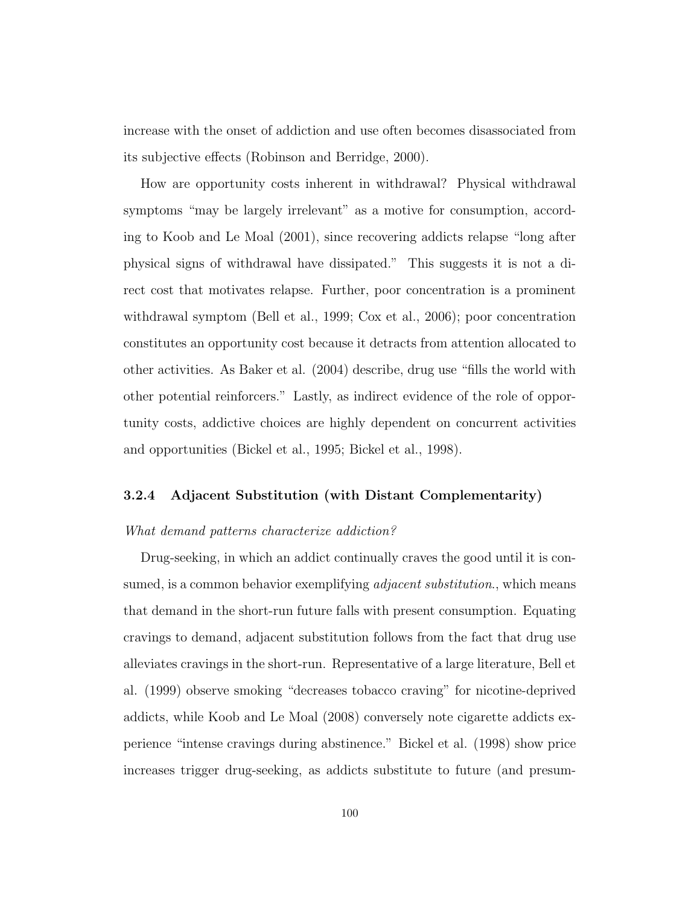increase with the onset of addiction and use often becomes disassociated from its subjective effects (Robinson and Berridge, 2000).

How are opportunity costs inherent in withdrawal? Physical withdrawal symptoms "may be largely irrelevant" as a motive for consumption, according to Koob and Le Moal (2001), since recovering addicts relapse "long after physical signs of withdrawal have dissipated." This suggests it is not a direct cost that motivates relapse. Further, poor concentration is a prominent withdrawal symptom (Bell et al., 1999; Cox et al., 2006); poor concentration constitutes an opportunity cost because it detracts from attention allocated to other activities. As Baker et al. (2004) describe, drug use "fills the world with other potential reinforcers." Lastly, as indirect evidence of the role of opportunity costs, addictive choices are highly dependent on concurrent activities and opportunities (Bickel et al., 1995; Bickel et al., 1998).

### 3.2.4 Adjacent Substitution (with Distant Complementarity)

*What demand patterns characterize addiction?*

Drug-seeking, in which an addict continually craves the good until it is consumed, is a common behavior exemplifying *adjacent substitution*., which means that demand in the short-run future falls with present consumption. Equating cravings to demand, adjacent substitution follows from the fact that drug use alleviates cravings in the short-run. Representative of a large literature, Bell et al. (1999) observe smoking "decreases tobacco craving" for nicotine-deprived addicts, while Koob and Le Moal (2008) conversely note cigarette addicts experience "intense cravings during abstinence." Bickel et al. (1998) show price increases trigger drug-seeking, as addicts substitute to future (and presum-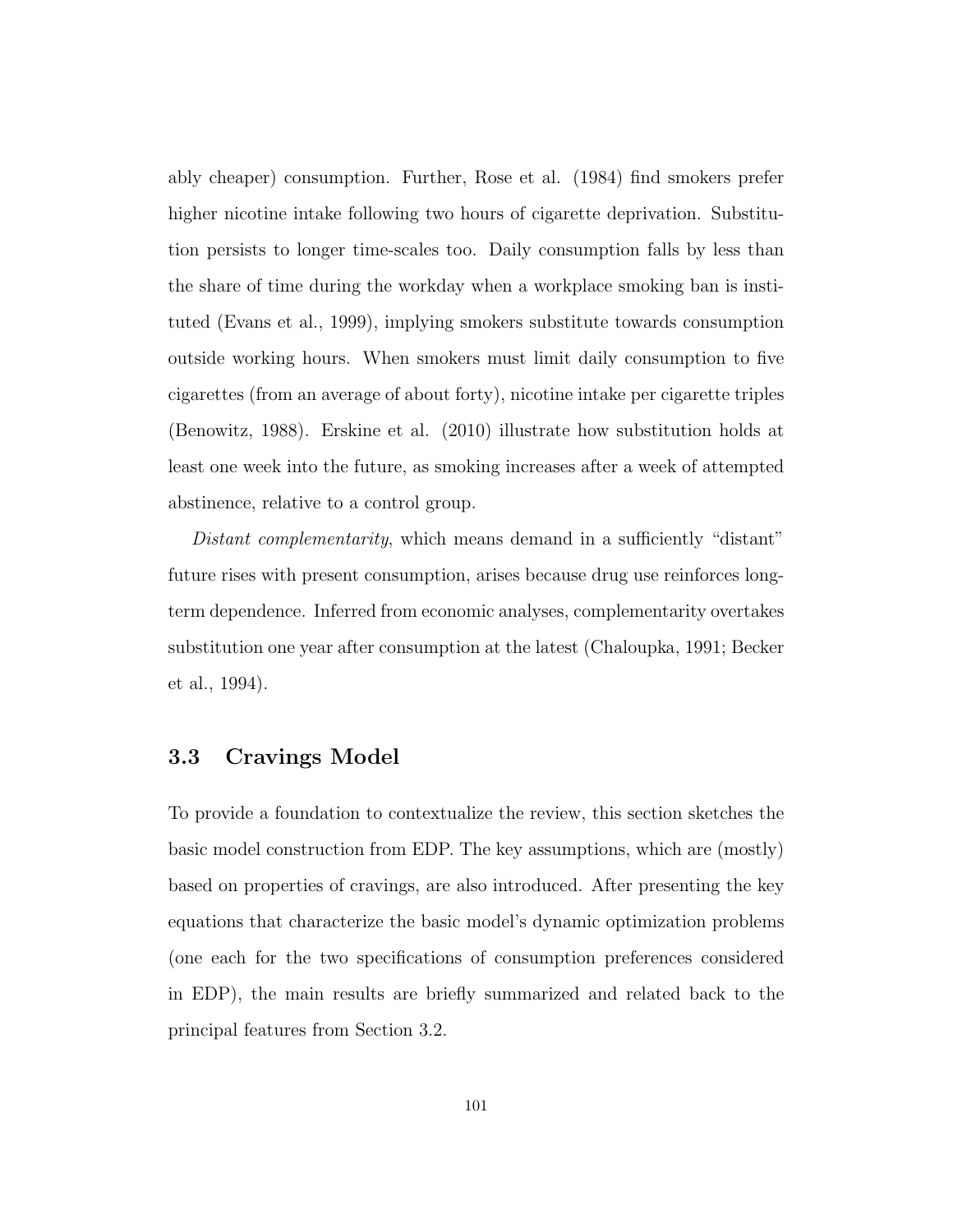ably cheaper) consumption. Further, Rose et al. (1984) find smokers prefer higher nicotine intake following two hours of cigarette deprivation. Substitution persists to longer time-scales too. Daily consumption falls by less than the share of time during the workday when a workplace smoking ban is instituted (Evans et al., 1999), implying smokers substitute towards consumption outside working hours. When smokers must limit daily consumption to five cigarettes (from an average of about forty), nicotine intake per cigarette triples (Benowitz, 1988). Erskine et al. (2010) illustrate how substitution holds at least one week into the future, as smoking increases after a week of attempted abstinence, relative to a control group.

*Distant complementarity*, which means demand in a sufficiently "distant" future rises with present consumption, arises because drug use reinforces long-term dependence. Inferred from economic analyses, complementarity overtakes substitution one year after consumption at the latest (Chaloupka, 1991; Becker et al., 1994).

## 3.3 Cravings Model

To provide a foundation to contextualize the review, this section sketches the basic model construction from EDP. The key assumptions, which are (mostly) based on properties of cravings, are also introduced. After presenting the key equations that characterize the basic model's dynamic optimization problems (one each for the two specifications of consumption preferences considered in EDP), the main results are briefly summarized and related back to the principal features from Section 3.2.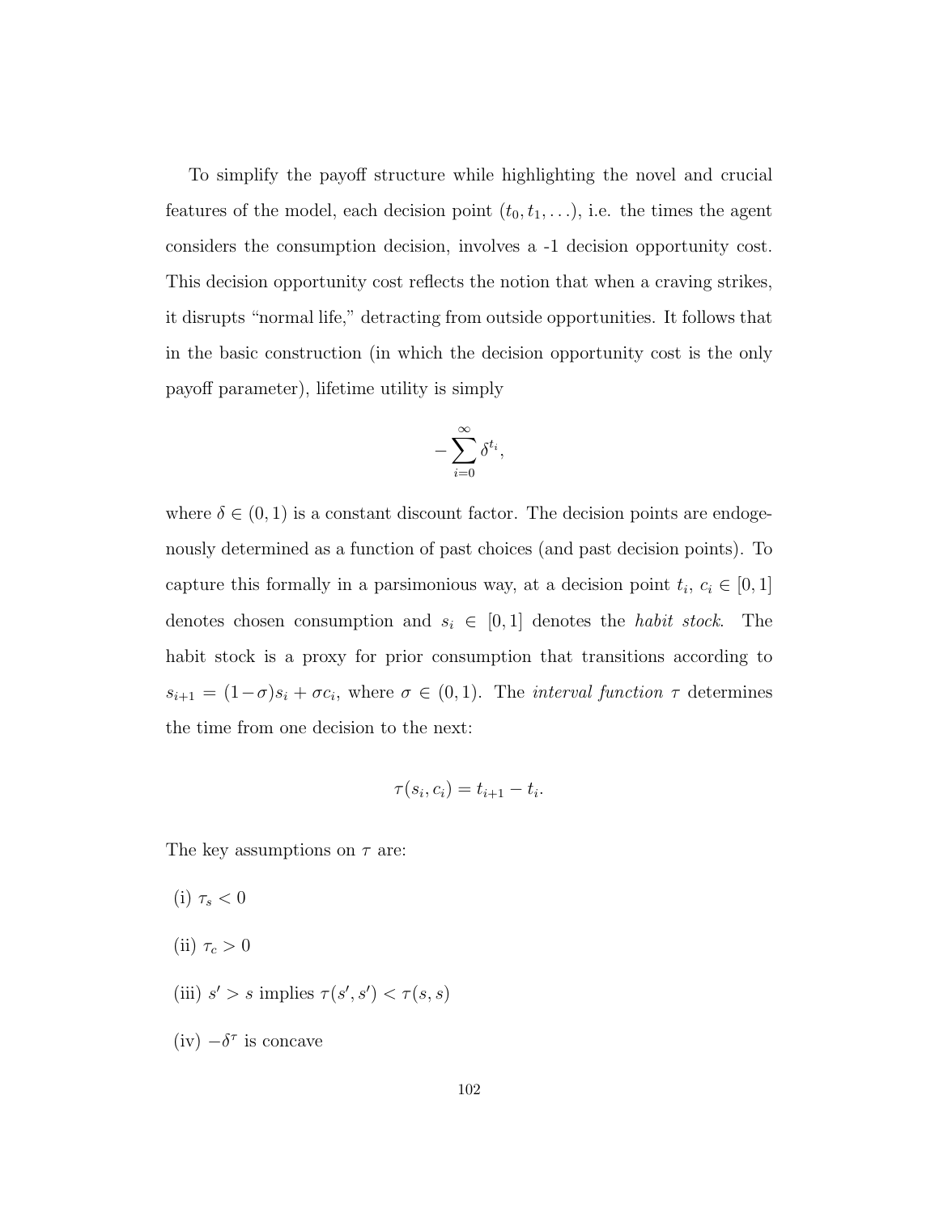To simplify the payoff structure while highlighting the novel and crucial features of the model, each decision point $(t_0, t_1, \ldots)$, i.e. the times the agent considers the consumption decision, involves a -1 decision opportunity cost. This decision opportunity cost reflects the notion that when a craving strikes, it disrupts "normal life," detracting from outside opportunities. It follows that in the basic construction (in which the decision opportunity cost is the only payoff parameter), lifetime utility is simply

$$-\sum_{i=0}^{\infty} \delta^{t_i},$$

where $\delta \in (0, 1)$ is a constant discount factor. The decision points are endogenously determined as a function of past choices (and past decision points). To capture this formally in a parsimonious way, at a decision point $t_i$, $c_i \in [0, 1]$ denotes chosen consumption and $s_i \in [0, 1]$ denotes the *habit stock*. The habit stock is a proxy for prior consumption that transitions according to $s_{i+1} = (1-\sigma)s_i + \sigma c_i$, where $\sigma \in (0, 1)$. The *interval function* $\tau$ determines the time from one decision to the next:

$$\tau(s_i, c_i) = t_{i+1} - t_i.$$

The key assumptions on $\tau$ are:

(i) $\tau_s < 0$

(ii) $\tau_c > 0$

(iii) $s' > s$ implies $\tau(s', s') < \tau(s, s)$

(iv) $-\delta^{\tau}$ is concave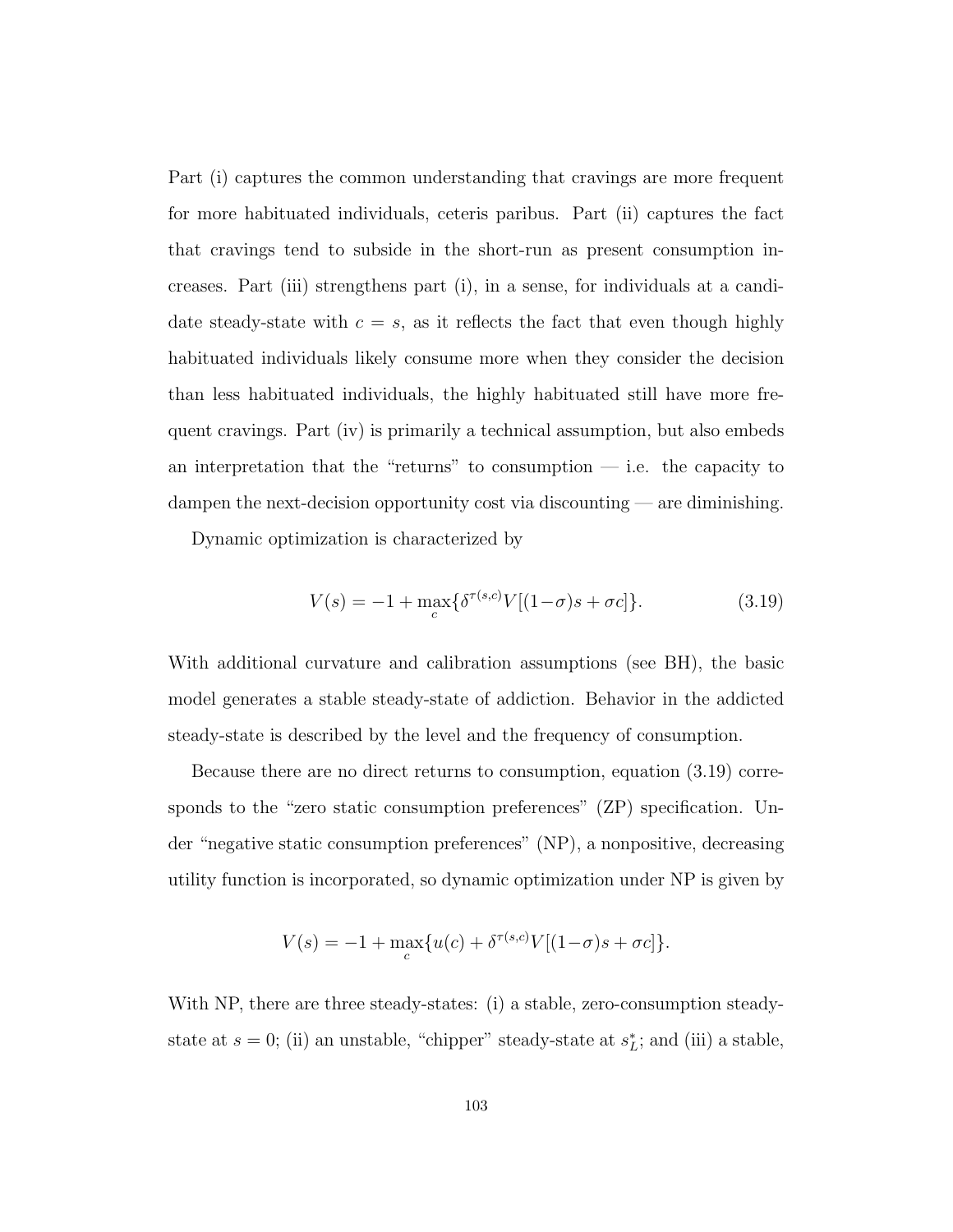Part (i) captures the common understanding that cravings are more frequent for more habituated individuals, ceteris paribus. Part (ii) captures the fact that cravings tend to subside in the short-run as present consumption increases. Part (iii) strengthens part (i), in a sense, for individuals at a candidate steady-state with $c = s$, as it reflects the fact that even though highly habituated individuals likely consume more when they consider the decision than less habituated individuals, the highly habituated still have more frequent cravings. Part (iv) is primarily a technical assumption, but also embeds an interpretation that the "returns" to consumption — i.e. the capacity to dampen the next-decision opportunity cost via discounting — are diminishing.

Dynamic optimization is characterized by

$$V(s) = -1 + \max_{c}\{\delta^{\tau(s,c)}V[(1-\sigma)s + \sigma c]\}. \tag{3.19}$$

With additional curvature and calibration assumptions (see BH), the basic model generates a stable steady-state of addiction. Behavior in the addicted steady-state is described by the level and the frequency of consumption.

Because there are no direct returns to consumption, equation (3.19) corresponds to the "zero static consumption preferences" (ZP) specification. Under "negative static consumption preferences" (NP), a nonpositive, decreasing utility function is incorporated, so dynamic optimization under NP is given by

$$V(s) = -1 + \max_{c}\{u(c) + \delta^{\tau(s,c)}V[(1-\sigma)s + \sigma c]\}.$$

With NP, there are three steady-states: (i) a stable, zero-consumption steady-state at $s = 0$; (ii) an unstable, "chipper" steady-state at $s_L^*$; and (iii) a stable,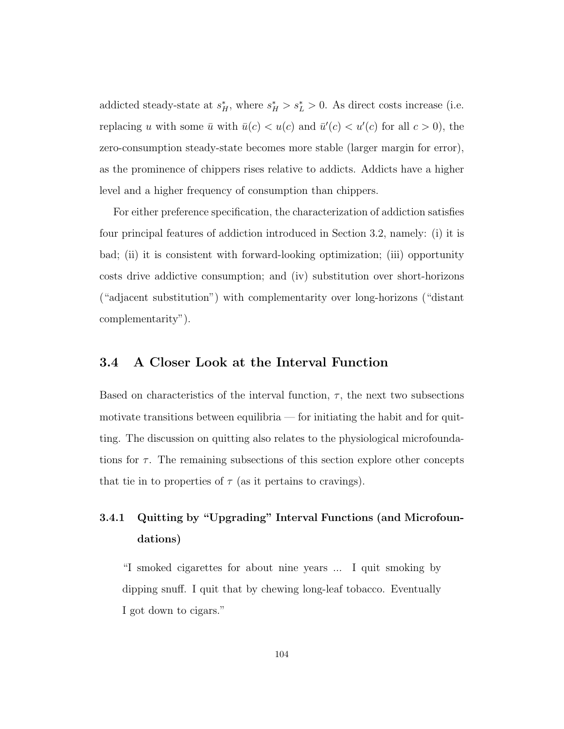addicted steady-state at $s_H^*$, where $s_H^* > s_L^* > 0$. As direct costs increase (i.e. replacing $u$ with some $\bar{u}$ with $\bar{u}(c) < u(c)$ and $\bar{u}'(c) < u'(c)$ for all $c > 0$), the zero-consumption steady-state becomes more stable (larger margin for error), as the prominence of chippers rises relative to addicts. Addicts have a higher level and a higher frequency of consumption than chippers.

For either preference specification, the characterization of addiction satisfies four principal features of addiction introduced in Section 3.2, namely: (i) it is bad; (ii) it is consistent with forward-looking optimization; (iii) opportunity costs drive addictive consumption; and (iv) substitution over short-horizons ("adjacent substitution") with complementarity over long-horizons ("distant complementarity").

## 3.4 A Closer Look at the Interval Function

Based on characteristics of the interval function, $\tau$, the next two subsections motivate transitions between equilibria — for initiating the habit and for quitting. The discussion on quitting also relates to the physiological microfoundations for $\tau$. The remaining subsections of this section explore other concepts that tie in to properties of $\tau$ (as it pertains to cravings).

### 3.4.1 Quitting by "Upgrading" Interval Functions (and Microfoundations)

> "I smoked cigarettes for about nine years ... I quit smoking by dipping snuff. I quit that by chewing long-leaf tobacco. Eventually I got down to cigars."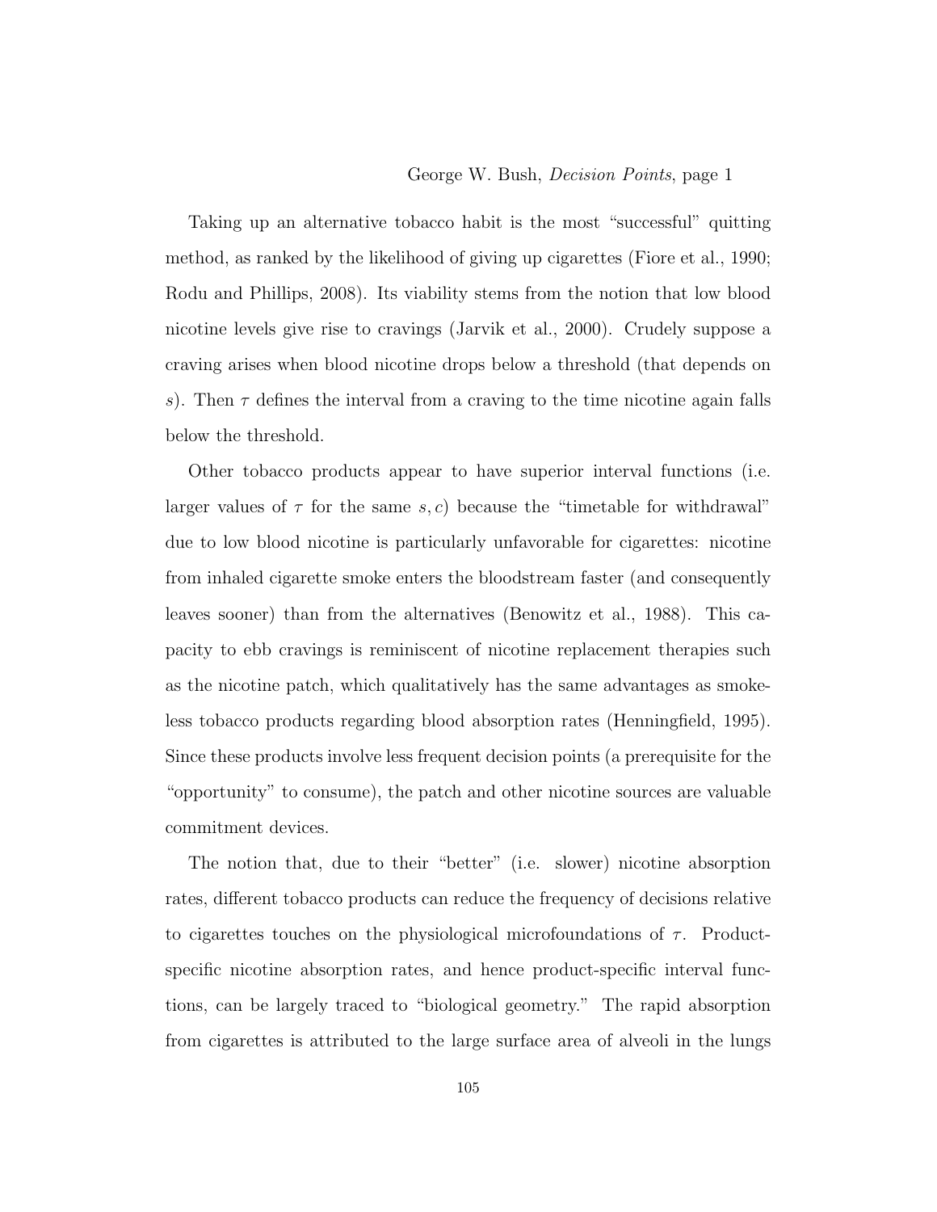George W. Bush, *Decision Points*, page 1

Taking up an alternative tobacco habit is the most "successful" quitting method, as ranked by the likelihood of giving up cigarettes (Fiore et al., 1990; Rodu and Phillips, 2008). Its viability stems from the notion that low blood nicotine levels give rise to cravings (Jarvik et al., 2000). Crudely suppose a craving arises when blood nicotine drops below a threshold (that depends on $s$). Then $\tau$ defines the interval from a craving to the time nicotine again falls below the threshold.

Other tobacco products appear to have superior interval functions (i.e. larger values of $\tau$ for the same $s, c$) because the "timetable for withdrawal" due to low blood nicotine is particularly unfavorable for cigarettes: nicotine from inhaled cigarette smoke enters the bloodstream faster (and consequently leaves sooner) than from the alternatives (Benowitz et al., 1988). This capacity to ebb cravings is reminiscent of nicotine replacement therapies such as the nicotine patch, which qualitatively has the same advantages as smokeless tobacco products regarding blood absorption rates (Henningfield, 1995). Since these products involve less frequent decision points (a prerequisite for the "opportunity" to consume), the patch and other nicotine sources are valuable commitment devices.

The notion that, due to their "better" (i.e. slower) nicotine absorption rates, different tobacco products can reduce the frequency of decisions relative to cigarettes touches on the physiological microfoundations of $\tau$. Product-specific nicotine absorption rates, and hence product-specific interval functions, can be largely traced to "biological geometry." The rapid absorption from cigarettes is attributed to the large surface area of alveoli in the lungs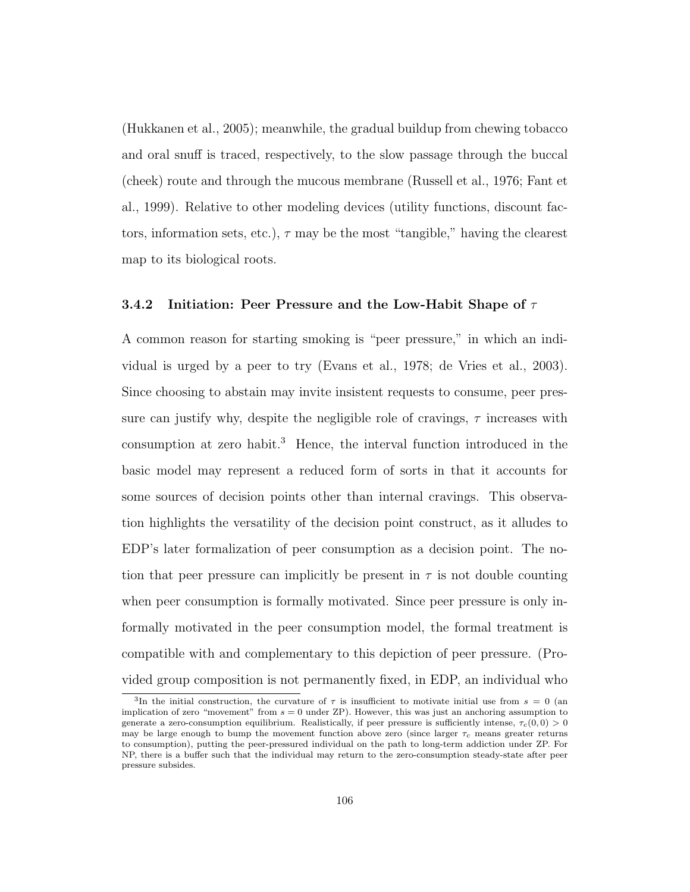(Hukkanen et al., 2005); meanwhile, the gradual buildup from chewing tobacco and oral snuff is traced, respectively, to the slow passage through the buccal (cheek) route and through the mucous membrane (Russell et al., 1976; Fant et al., 1999). Relative to other modeling devices (utility functions, discount factors, information sets, etc.), $\tau$ may be the most "tangible," having the clearest map to its biological roots.

### 3.4.2 Initiation: Peer Pressure and the Low-Habit Shape of $\tau$

A common reason for starting smoking is "peer pressure," in which an individual is urged by a peer to try (Evans et al., 1978; de Vries et al., 2003). Since choosing to abstain may invite insistent requests to consume, peer pressure can justify why, despite the negligible role of cravings, $\tau$ increases with consumption at zero habit.[3] Hence, the interval function introduced in the basic model may represent a reduced form of sorts in that it accounts for some sources of decision points other than internal cravings. This observation highlights the versatility of the decision point construct, as it alludes to EDP's later formalization of peer consumption as a decision point. The notion that peer pressure can implicitly be present in $\tau$ is not double counting when peer consumption is formally motivated. Since peer pressure is only informally motivated in the peer consumption model, the formal treatment is compatible with and complementary to this depiction of peer pressure. (Provided group composition is not permanently fixed, in EDP, an individual who

[3] In the initial construction, the curvature of $\tau$ is insufficient to motivate initial use from $s = 0$ (an implication of zero "movement" from $s = 0$ under ZP). However, this was just an anchoring assumption to generate a zero-consumption equilibrium. Realistically, if peer pressure is sufficiently intense, $\tau_c(0, 0) > 0$ may be large enough to bump the movement function above zero (since larger $\tau_c$ means greater returns to consumption), putting the peer-pressured individual on the path to long-term addiction under ZP. For NP, there is a buffer such that the individual may return to the zero-consumption steady-state after peer pressure subsides.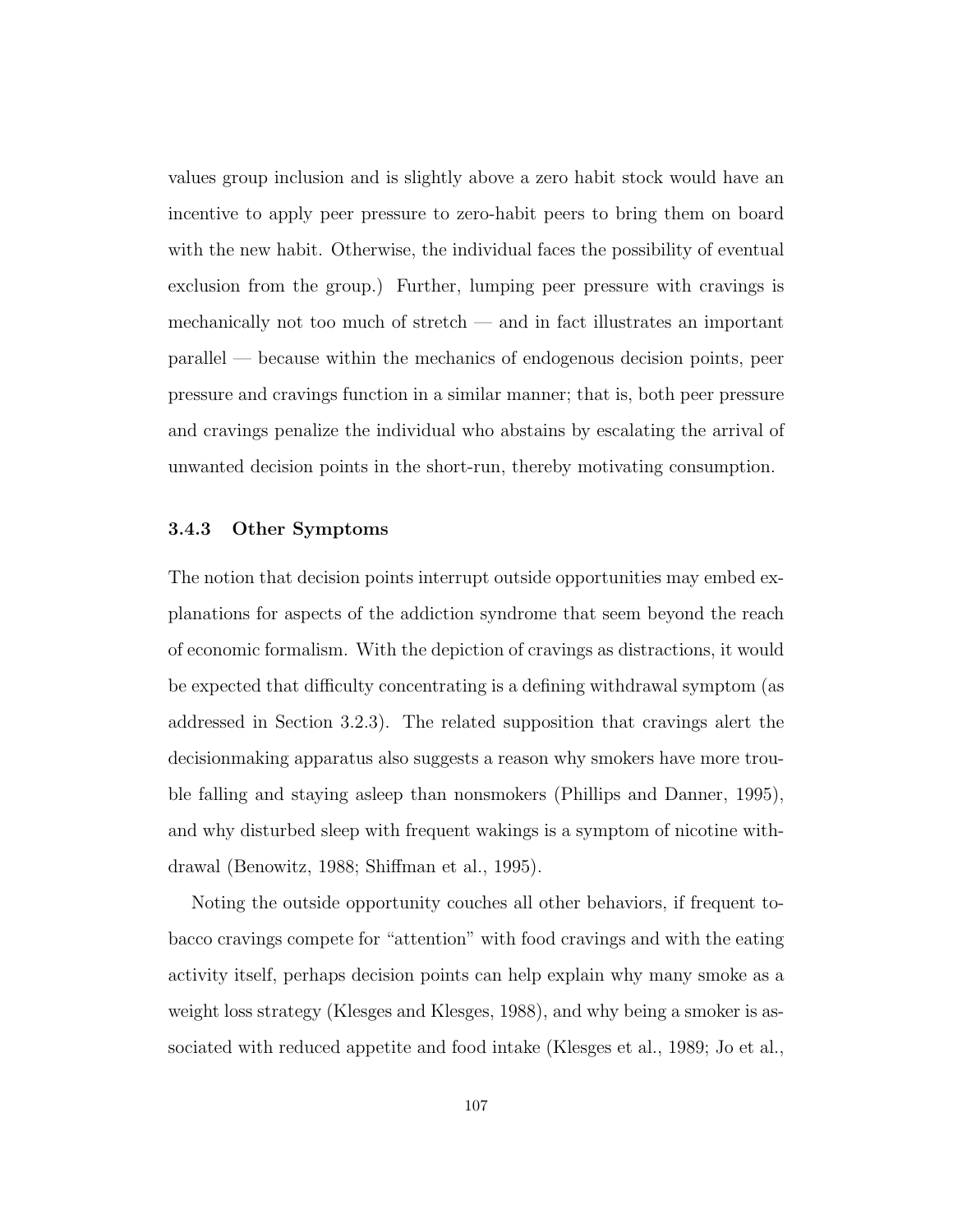values group inclusion and is slightly above a zero habit stock would have an incentive to apply peer pressure to zero-habit peers to bring them on board with the new habit. Otherwise, the individual faces the possibility of eventual exclusion from the group.) Further, lumping peer pressure with cravings is mechanically not too much of stretch — and in fact illustrates an important parallel — because within the mechanics of endogenous decision points, peer pressure and cravings function in a similar manner; that is, both peer pressure and cravings penalize the individual who abstains by escalating the arrival of unwanted decision points in the short-run, thereby motivating consumption.

### 3.4.3 Other Symptoms

The notion that decision points interrupt outside opportunities may embed explanations for aspects of the addiction syndrome that seem beyond the reach of economic formalism. With the depiction of cravings as distractions, it would be expected that difficulty concentrating is a defining withdrawal symptom (as addressed in Section 3.2.3). The related supposition that cravings alert the decisionmaking apparatus also suggests a reason why smokers have more trouble falling and staying asleep than nonsmokers (Phillips and Danner, 1995), and why disturbed sleep with frequent wakings is a symptom of nicotine withdrawal (Benowitz, 1988; Shiffman et al., 1995).

Noting the outside opportunity couches all other behaviors, if frequent tobacco cravings compete for "attention" with food cravings and with the eating activity itself, perhaps decision points can help explain why many smoke as a weight loss strategy (Klesges and Klesges, 1988), and why being a smoker is associated with reduced appetite and food intake (Klesges et al., 1989; Jo et al.,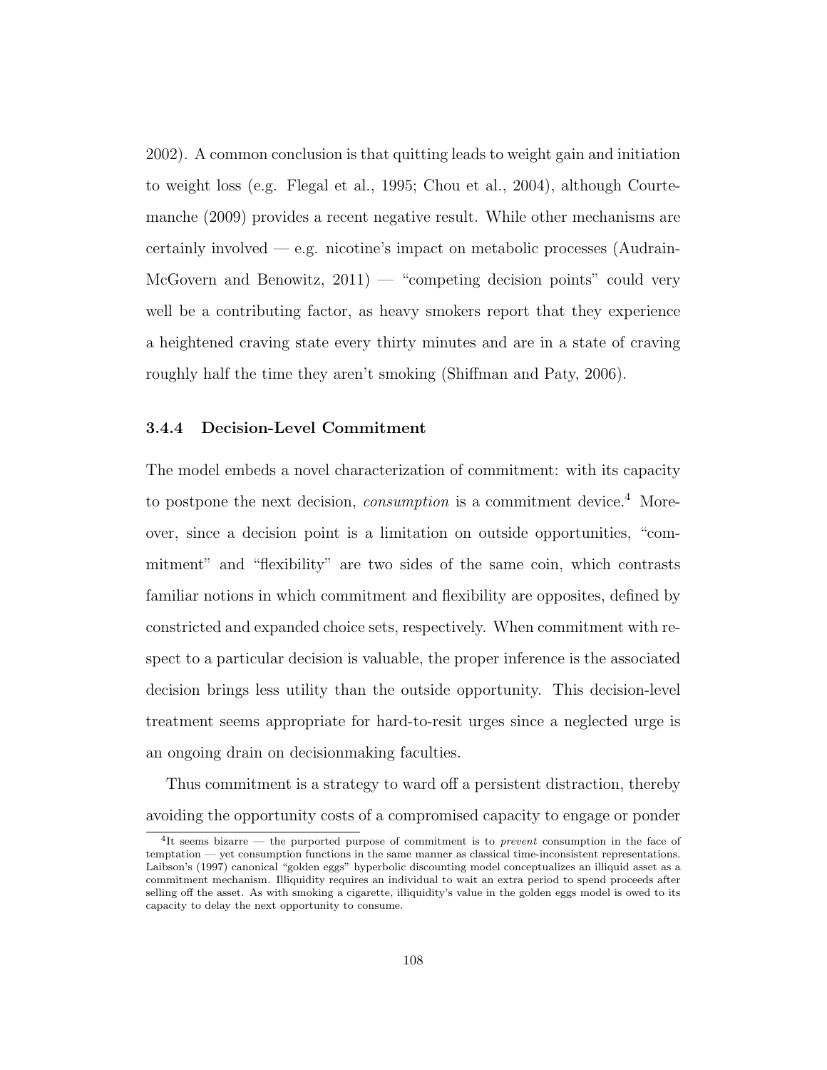2002). A common conclusion is that quitting leads to weight gain and initiation to weight loss (e.g. Flegal et al., 1995; Chou et al., 2004), although Courtemanche (2009) provides a recent negative result. While other mechanisms are certainly involved — e.g. nicotine's impact on metabolic processes (Audrain-McGovern and Benowitz, 2011) — "competing decision points" could very well be a contributing factor, as heavy smokers report that they experience a heightened craving state every thirty minutes and are in a state of craving roughly half the time they aren't smoking (Shiffman and Paty, 2006).

### 3.4.4 Decision-Level Commitment

The model embeds a novel characterization of commitment: with its capacity to postpone the next decision, *consumption* is a commitment device.[4] Moreover, since a decision point is a limitation on outside opportunities, "commitment" and "flexibility" are two sides of the same coin, which contrasts familiar notions in which commitment and flexibility are opposites, defined by constricted and expanded choice sets, respectively. When commitment with respect to a particular decision is valuable, the proper inference is the associated decision brings less utility than the outside opportunity. This decision-level treatment seems appropriate for hard-to-resit urges since a neglected urge is an ongoing drain on decisionmaking faculties.

Thus commitment is a strategy to ward off a persistent distraction, thereby avoiding the opportunity costs of a compromised capacity to engage or ponder

[4]It seems bizarre — the purported purpose of commitment is to *prevent* consumption in the face of temptation — yet consumption functions in the same manner as classical time-inconsistent representations. Laibson's (1997) canonical "golden eggs" hyperbolic discounting model conceptualizes an illiquid asset as a commitment mechanism. Illiquidity requires an individual to wait an extra period to spend proceeds after selling off the asset. As with smoking a cigarette, illiquidity's value in the golden eggs model is owed to its capacity to delay the next opportunity to consume.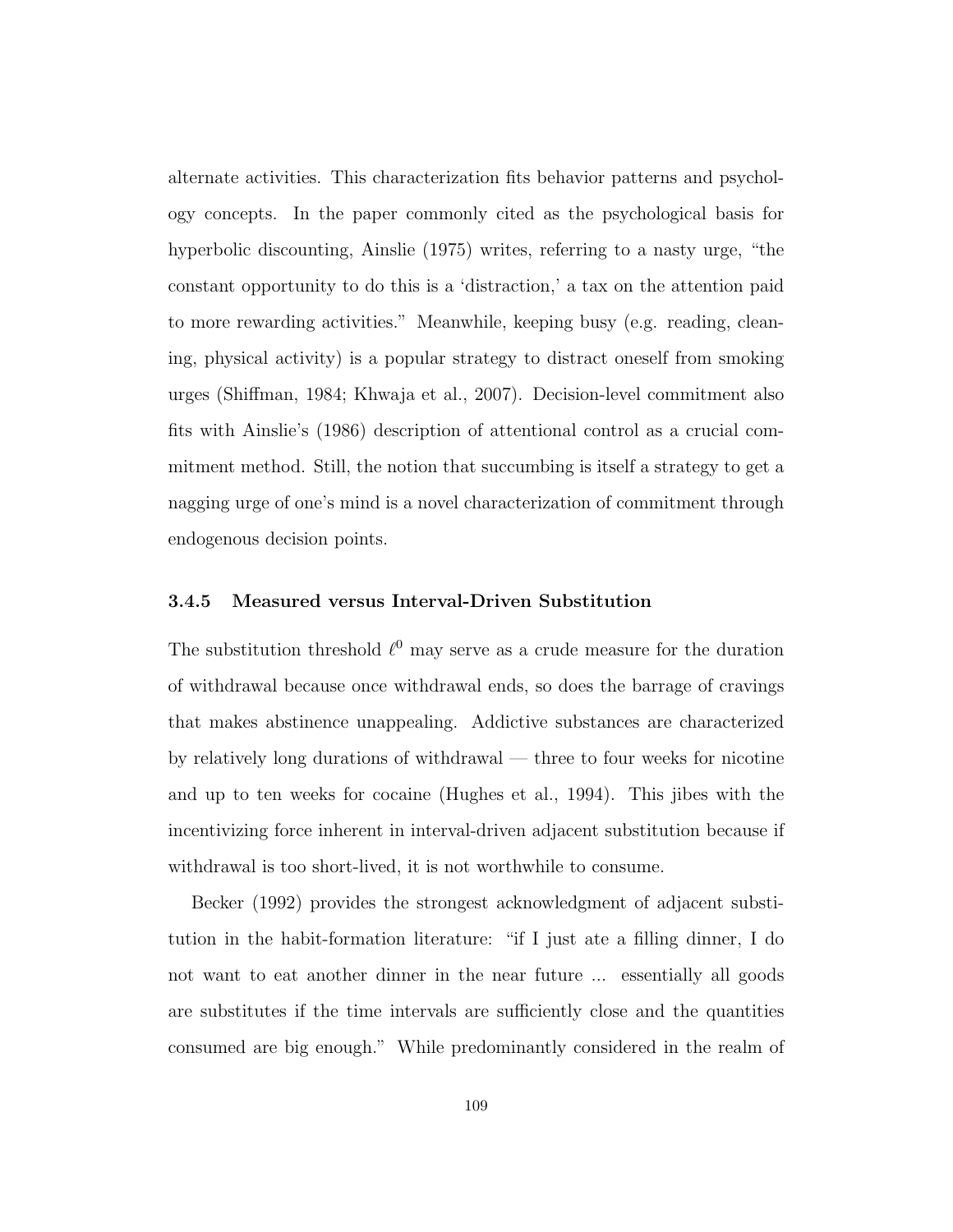alternate activities. This characterization fits behavior patterns and psychology concepts. In the paper commonly cited as the psychological basis for hyperbolic discounting, Ainslie (1975) writes, referring to a nasty urge, "the constant opportunity to do this is a 'distraction,' a tax on the attention paid to more rewarding activities." Meanwhile, keeping busy (e.g. reading, cleaning, physical activity) is a popular strategy to distract oneself from smoking urges (Shiffman, 1984; Khwaja et al., 2007). Decision-level commitment also fits with Ainslie's (1986) description of attentional control as a crucial commitment method. Still, the notion that succumbing is itself a strategy to get a nagging urge of one's mind is a novel characterization of commitment through endogenous decision points.

### 3.4.5 Measured versus Interval-Driven Substitution

The substitution threshold $\ell^0$ may serve as a crude measure for the duration of withdrawal because once withdrawal ends, so does the barrage of cravings that makes abstinence unappealing. Addictive substances are characterized by relatively long durations of withdrawal — three to four weeks for nicotine and up to ten weeks for cocaine (Hughes et al., 1994). This jibes with the incentivizing force inherent in interval-driven adjacent substitution because if withdrawal is too short-lived, it is not worthwhile to consume.

Becker (1992) provides the strongest acknowledgment of adjacent substitution in the habit-formation literature: "if I just ate a filling dinner, I do not want to eat another dinner in the near future ... essentially all goods are substitutes if the time intervals are sufficiently close and the quantities consumed are big enough." While predominantly considered in the realm of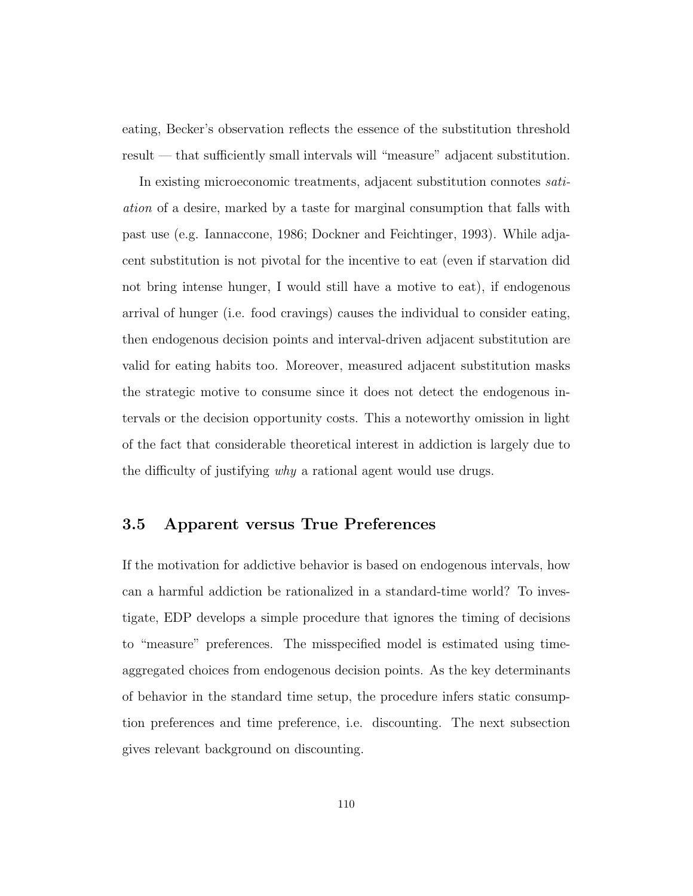eating, Becker's observation reflects the essence of the substitution threshold result — that sufficiently small intervals will "measure" adjacent substitution.

In existing microeconomic treatments, adjacent substitution connotes *satiation* of a desire, marked by a taste for marginal consumption that falls with past use (e.g. Iannaccone, 1986; Dockner and Feichtinger, 1993). While adjacent substitution is not pivotal for the incentive to eat (even if starvation did not bring intense hunger, I would still have a motive to eat), if endogenous arrival of hunger (i.e. food cravings) causes the individual to consider eating, then endogenous decision points and interval-driven adjacent substitution are valid for eating habits too. Moreover, measured adjacent substitution masks the strategic motive to consume since it does not detect the endogenous intervals or the decision opportunity costs. This a noteworthy omission in light of the fact that considerable theoretical interest in addiction is largely due to the difficulty of justifying *why* a rational agent would use drugs.

### 3.5 Apparent versus True Preferences

If the motivation for addictive behavior is based on endogenous intervals, how can a harmful addiction be rationalized in a standard-time world? To investigate, EDP develops a simple procedure that ignores the timing of decisions to "measure" preferences. The misspecified model is estimated using time-aggregated choices from endogenous decision points. As the key determinants of behavior in the standard time setup, the procedure infers static consumption preferences and time preference, i.e. discounting. The next subsection gives relevant background on discounting.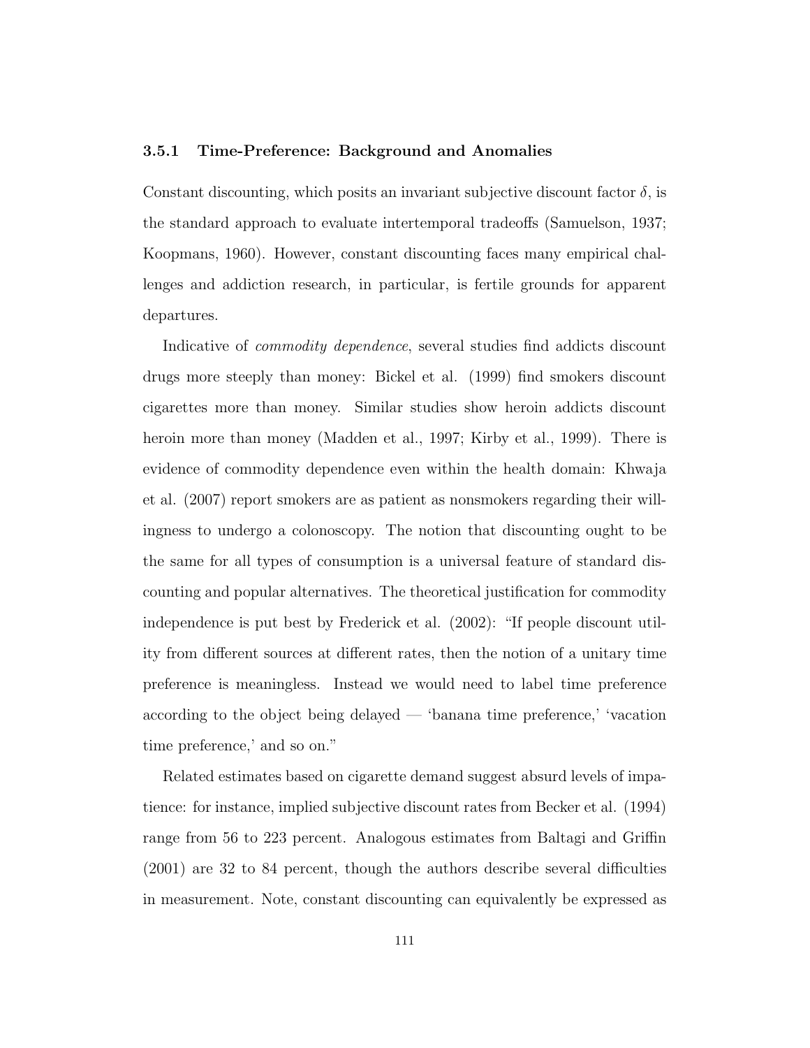### 3.5.1 Time-Preference: Background and Anomalies

Constant discounting, which posits an invariant subjective discount factor $\delta$, is the standard approach to evaluate intertemporal tradeoffs (Samuelson, 1937; Koopmans, 1960). However, constant discounting faces many empirical challenges and addiction research, in particular, is fertile grounds for apparent departures.

Indicative of *commodity dependence*, several studies find addicts discount drugs more steeply than money: Bickel et al. (1999) find smokers discount cigarettes more than money. Similar studies show heroin addicts discount heroin more than money (Madden et al., 1997; Kirby et al., 1999). There is evidence of commodity dependence even within the health domain: Khwaja et al. (2007) report smokers are as patient as nonsmokers regarding their willingness to undergo a colonoscopy. The notion that discounting ought to be the same for all types of consumption is a universal feature of standard discounting and popular alternatives. The theoretical justification for commodity independence is put best by Frederick et al. (2002): "If people discount utility from different sources at different rates, then the notion of a unitary time preference is meaningless. Instead we would need to label time preference according to the object being delayed — 'banana time preference,' 'vacation time preference,' and so on."

Related estimates based on cigarette demand suggest absurd levels of impatience: for instance, implied subjective discount rates from Becker et al. (1994) range from 56 to 223 percent. Analogous estimates from Baltagi and Griffin (2001) are 32 to 84 percent, though the authors describe several difficulties in measurement. Note, constant discounting can equivalently be expressed as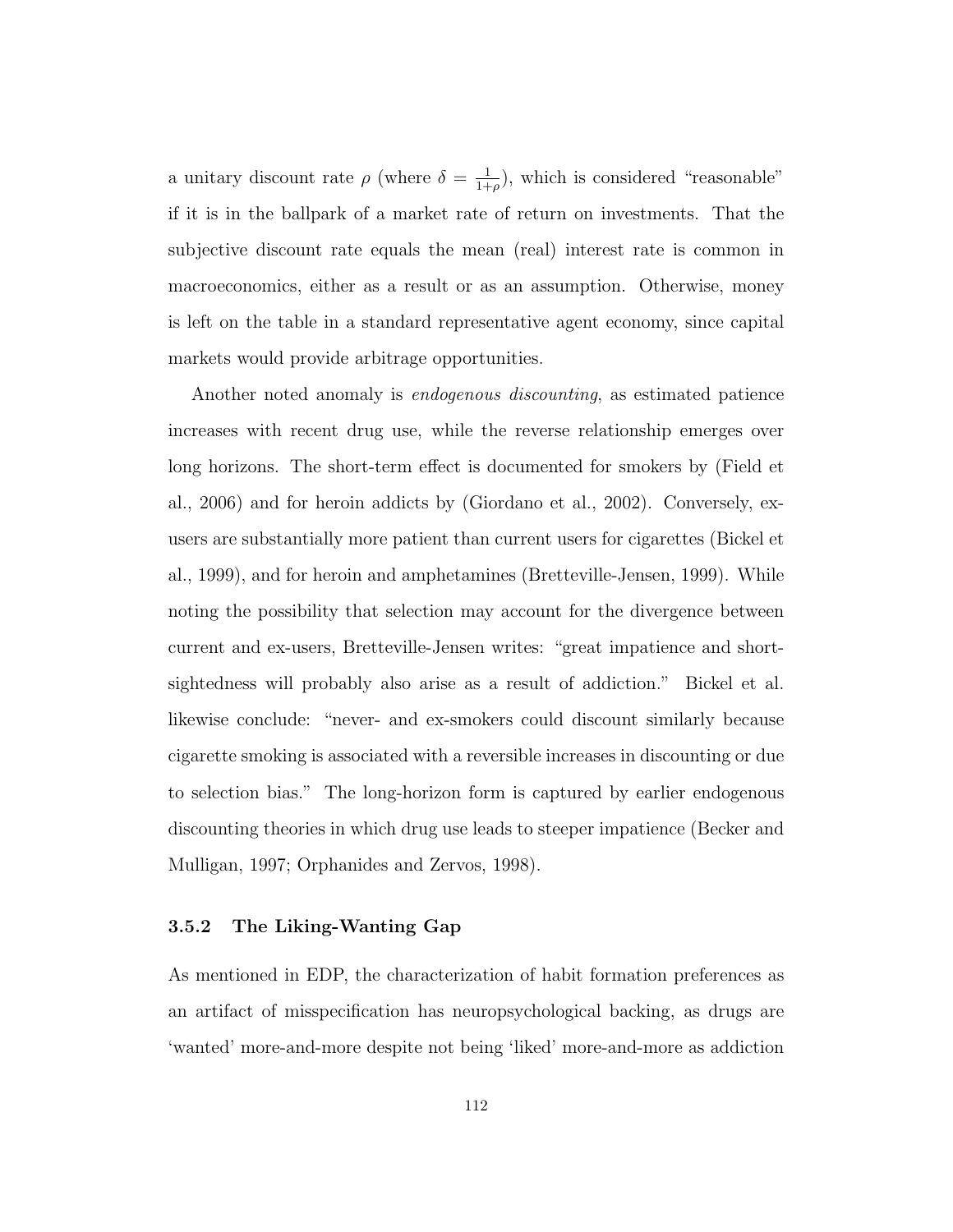a unitary discount rate $\rho$ (where $\delta = \frac{1}{1+\rho}$), which is considered "reasonable" if it is in the ballpark of a market rate of return on investments. That the subjective discount rate equals the mean (real) interest rate is common in macroeconomics, either as a result or as an assumption. Otherwise, money is left on the table in a standard representative agent economy, since capital markets would provide arbitrage opportunities.

Another noted anomaly is *endogenous discounting*, as estimated patience increases with recent drug use, while the reverse relationship emerges over long horizons. The short-term effect is documented for smokers by (Field et al., 2006) and for heroin addicts by (Giordano et al., 2002). Conversely, ex-users are substantially more patient than current users for cigarettes (Bickel et al., 1999), and for heroin and amphetamines (Bretteville-Jensen, 1999). While noting the possibility that selection may account for the divergence between current and ex-users, Bretteville-Jensen writes: "great impatience and short-sightedness will probably also arise as a result of addiction." Bickel et al. likewise conclude: "never- and ex-smokers could discount similarly because cigarette smoking is associated with a reversible increases in discounting or due to selection bias." The long-horizon form is captured by earlier endogenous discounting theories in which drug use leads to steeper impatience (Becker and Mulligan, 1997; Orphanides and Zervos, 1998).

### 3.5.2 The Liking-Wanting Gap

As mentioned in EDP, the characterization of habit formation preferences as an artifact of misspecification has neuropsychological backing, as drugs are 'wanted' more-and-more despite not being 'liked' more-and-more as addiction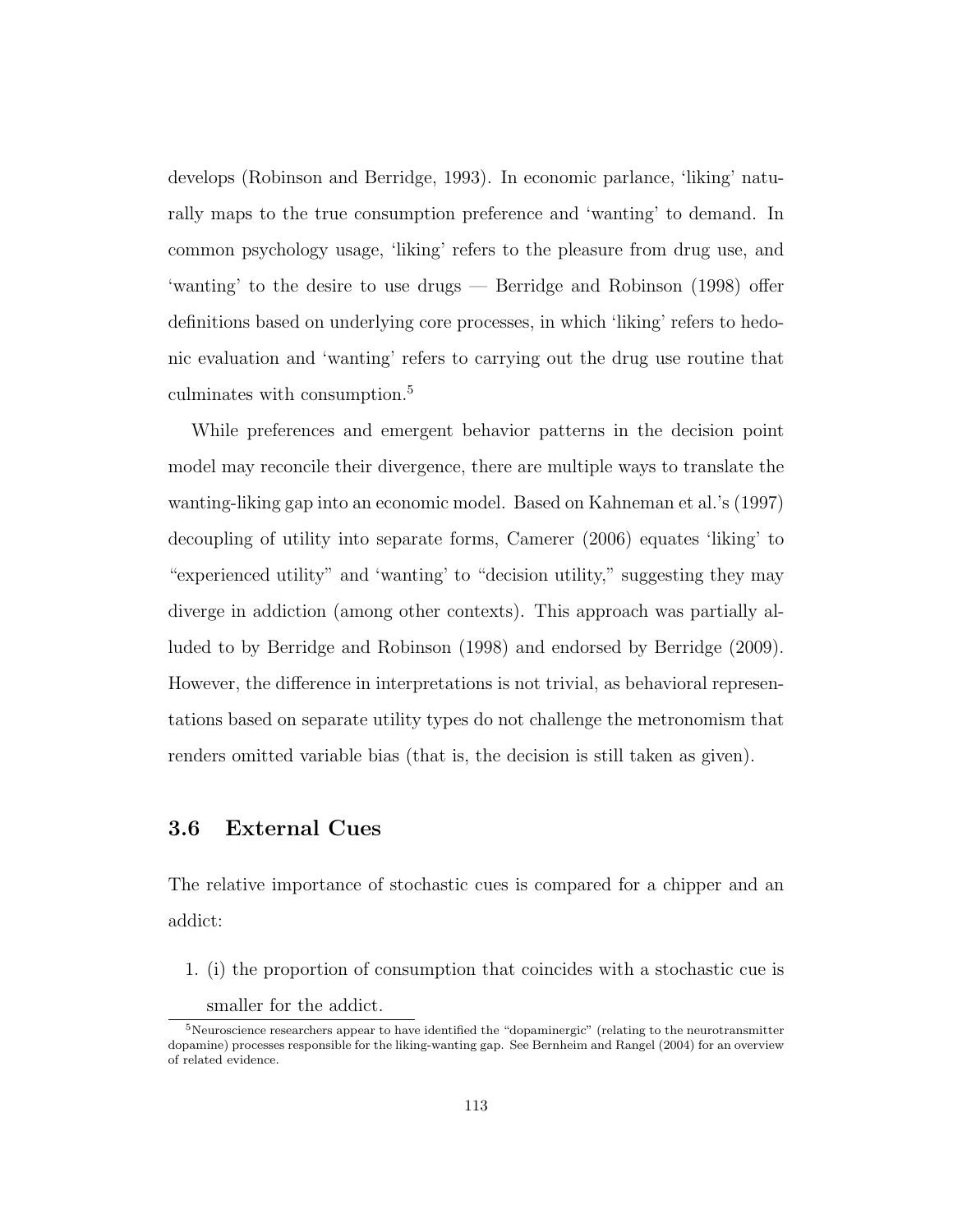develops (Robinson and Berridge, 1993). In economic parlance, 'liking' naturally maps to the true consumption preference and 'wanting' to demand. In common psychology usage, 'liking' refers to the pleasure from drug use, and 'wanting' to the desire to use drugs — Berridge and Robinson (1998) offer definitions based on underlying core processes, in which 'liking' refers to hedonic evaluation and 'wanting' refers to carrying out the drug use routine that culminates with consumption.[5]

While preferences and emergent behavior patterns in the decision point model may reconcile their divergence, there are multiple ways to translate the wanting-liking gap into an economic model. Based on Kahneman et al.'s (1997) decoupling of utility into separate forms, Camerer (2006) equates 'liking' to "experienced utility" and 'wanting' to "decision utility," suggesting they may diverge in addiction (among other contexts). This approach was partially alluded to by Berridge and Robinson (1998) and endorsed by Berridge (2009). However, the difference in interpretations is not trivial, as behavioral representations based on separate utility types do not challenge the metronomism that renders omitted variable bias (that is, the decision is still taken as given).

## 3.6 External Cues

The relative importance of stochastic cues is compared for a chipper and an addict:

1. (i) the proportion of consumption that coincides with a stochastic cue is smaller for the addict.

[5] Neuroscience researchers appear to have identified the "dopaminergic" (relating to the neurotransmitter dopamine) processes responsible for the liking-wanting gap. See Bernheim and Rangel (2004) for an overview of related evidence.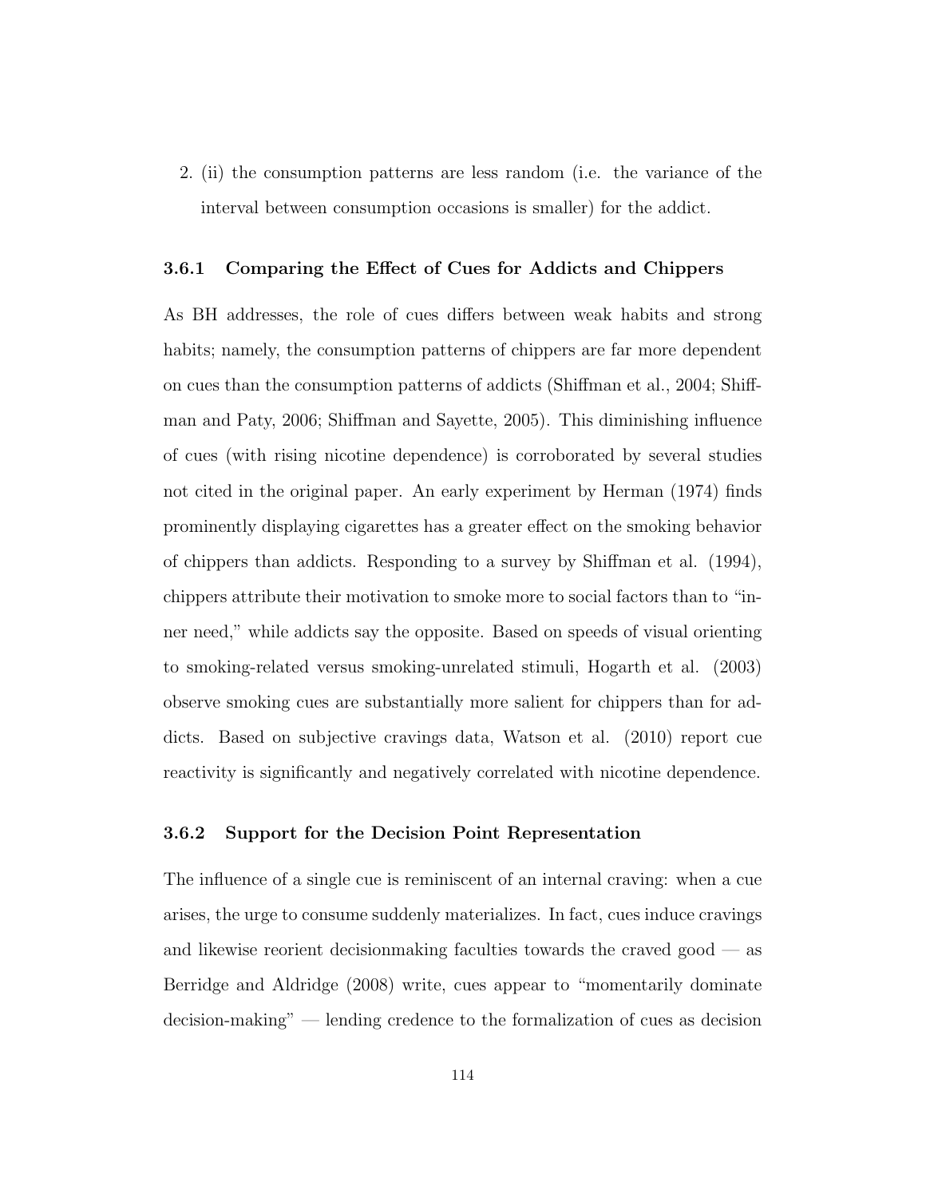2. (ii) the consumption patterns are less random (i.e. the variance of the interval between consumption occasions is smaller) for the addict.

### 3.6.1 Comparing the Effect of Cues for Addicts and Chippers

As BH addresses, the role of cues differs between weak habits and strong habits; namely, the consumption patterns of chippers are far more dependent on cues than the consumption patterns of addicts (Shiffman et al., 2004; Shiffman and Paty, 2006; Shiffman and Sayette, 2005). This diminishing influence of cues (with rising nicotine dependence) is corroborated by several studies not cited in the original paper. An early experiment by Herman (1974) finds prominently displaying cigarettes has a greater effect on the smoking behavior of chippers than addicts. Responding to a survey by Shiffman et al. (1994), chippers attribute their motivation to smoke more to social factors than to "inner need," while addicts say the opposite. Based on speeds of visual orienting to smoking-related versus smoking-unrelated stimuli, Hogarth et al. (2003) observe smoking cues are substantially more salient for chippers than for addicts. Based on subjective cravings data, Watson et al. (2010) report cue reactivity is significantly and negatively correlated with nicotine dependence.

### 3.6.2 Support for the Decision Point Representation

The influence of a single cue is reminiscent of an internal craving: when a cue arises, the urge to consume suddenly materializes. In fact, cues induce cravings and likewise reorient decisionmaking faculties towards the craved good — as Berridge and Aldridge (2008) write, cues appear to "momentarily dominate decision-making" — lending credence to the formalization of cues as decision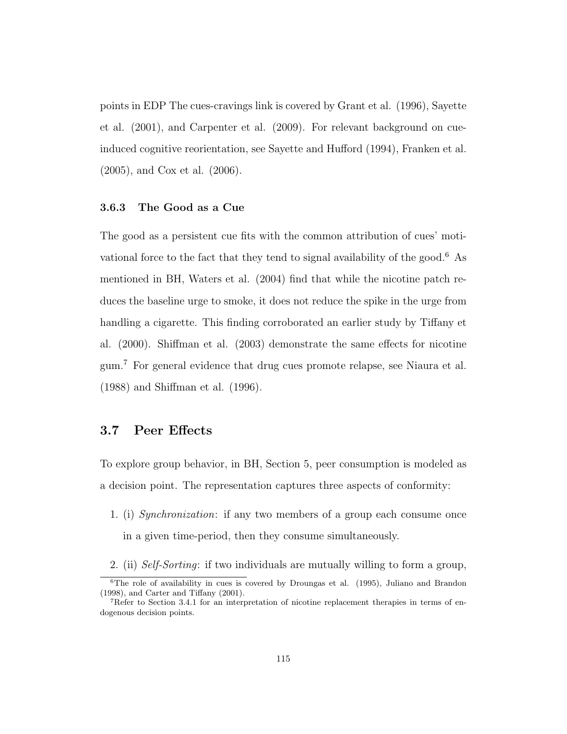points in EDP The cues-cravings link is covered by Grant et al. (1996), Sayette et al. (2001), and Carpenter et al. (2009). For relevant background on cue-induced cognitive reorientation, see Sayette and Hufford (1994), Franken et al. (2005), and Cox et al. (2006).

### 3.6.3 The Good as a Cue

The good as a persistent cue fits with the common attribution of cues' motivational force to the fact that they tend to signal availability of the good.[6] As mentioned in BH, Waters et al. (2004) find that while the nicotine patch reduces the baseline urge to smoke, it does not reduce the spike in the urge from handling a cigarette. This finding corroborated an earlier study by Tiffany et al. (2000). Shiffman et al. (2003) demonstrate the same effects for nicotine gum.[7] For general evidence that drug cues promote relapse, see Niaura et al. (1988) and Shiffman et al. (1996).

## 3.7 Peer Effects

To explore group behavior, in BH, Section 5, peer consumption is modeled as a decision point. The representation captures three aspects of conformity:

1. (i) *Synchronization*: if any two members of a group each consume once in a given time-period, then they consume simultaneously.
2. (ii) *Self-Sorting*: if two individuals are mutually willing to form a group,

[6] The role of availability in cues is covered by Droungas et al. (1995), Juliano and Brandon (1998), and Carter and Tiffany (2001).

[7] Refer to Section 3.4.1 for an interpretation of nicotine replacement therapies in terms of endogenous decision points.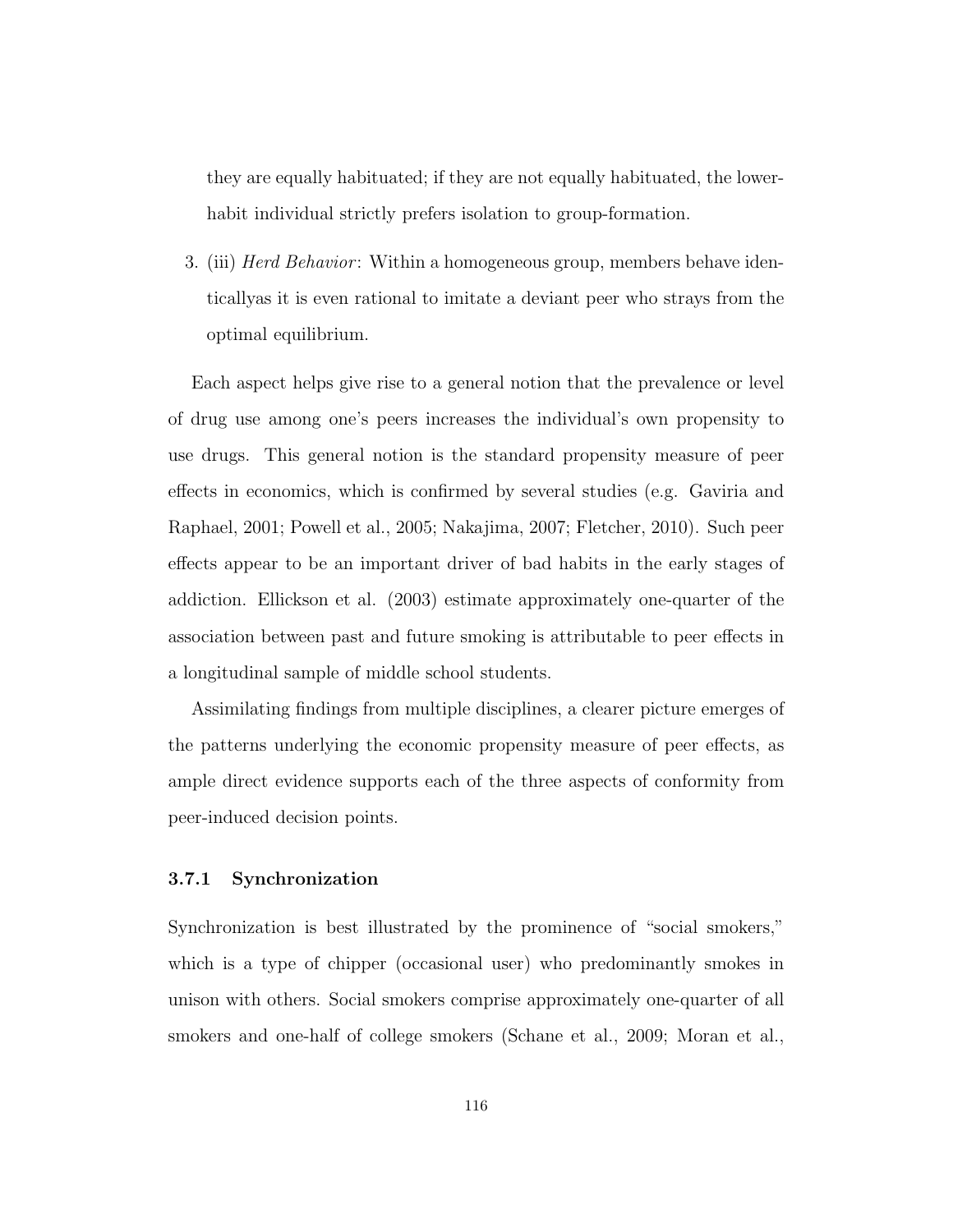they are equally habituated; if they are not equally habituated, the lower-habit individual strictly prefers isolation to group-formation.

3. (iii) *Herd Behavior*: Within a homogeneous group, members behave identicallyas it is even rational to imitate a deviant peer who strays from the optimal equilibrium.

Each aspect helps give rise to a general notion that the prevalence or level of drug use among one's peers increases the individual's own propensity to use drugs. This general notion is the standard propensity measure of peer effects in economics, which is confirmed by several studies (e.g. Gaviria and Raphael, 2001; Powell et al., 2005; Nakajima, 2007; Fletcher, 2010). Such peer effects appear to be an important driver of bad habits in the early stages of addiction. Ellickson et al. (2003) estimate approximately one-quarter of the association between past and future smoking is attributable to peer effects in a longitudinal sample of middle school students.

Assimilating findings from multiple disciplines, a clearer picture emerges of the patterns underlying the economic propensity measure of peer effects, as ample direct evidence supports each of the three aspects of conformity from peer-induced decision points.

### 3.7.1 Synchronization

Synchronization is best illustrated by the prominence of "social smokers," which is a type of chipper (occasional user) who predominantly smokes in unison with others. Social smokers comprise approximately one-quarter of all smokers and one-half of college smokers (Schane et al., 2009; Moran et al.,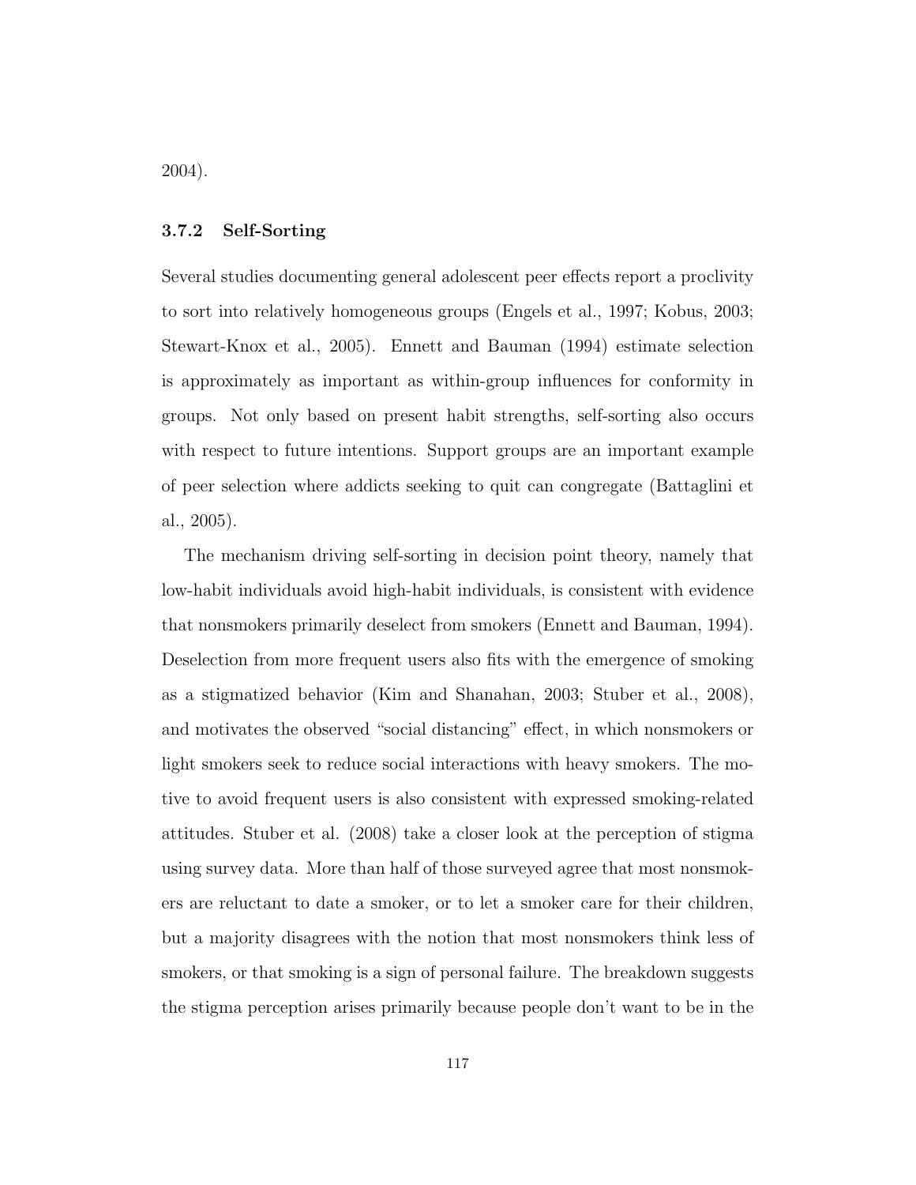2004).

### 3.7.2 Self-Sorting

Several studies documenting general adolescent peer effects report a proclivity to sort into relatively homogeneous groups (Engels et al., 1997; Kobus, 2003; Stewart-Knox et al., 2005). Ennett and Bauman (1994) estimate selection is approximately as important as within-group influences for conformity in groups. Not only based on present habit strengths, self-sorting also occurs with respect to future intentions. Support groups are an important example of peer selection where addicts seeking to quit can congregate (Battaglini et al., 2005).

The mechanism driving self-sorting in decision point theory, namely that low-habit individuals avoid high-habit individuals, is consistent with evidence that nonsmokers primarily deselect from smokers (Ennett and Bauman, 1994). Deselection from more frequent users also fits with the emergence of smoking as a stigmatized behavior (Kim and Shanahan, 2003; Stuber et al., 2008), and motivates the observed "social distancing" effect, in which nonsmokers or light smokers seek to reduce social interactions with heavy smokers. The motive to avoid frequent users is also consistent with expressed smoking-related attitudes. Stuber et al. (2008) take a closer look at the perception of stigma using survey data. More than half of those surveyed agree that most nonsmokers are reluctant to date a smoker, or to let a smoker care for their children, but a majority disagrees with the notion that most nonsmokers think less of smokers, or that smoking is a sign of personal failure. The breakdown suggests the stigma perception arises primarily because people don't want to be in the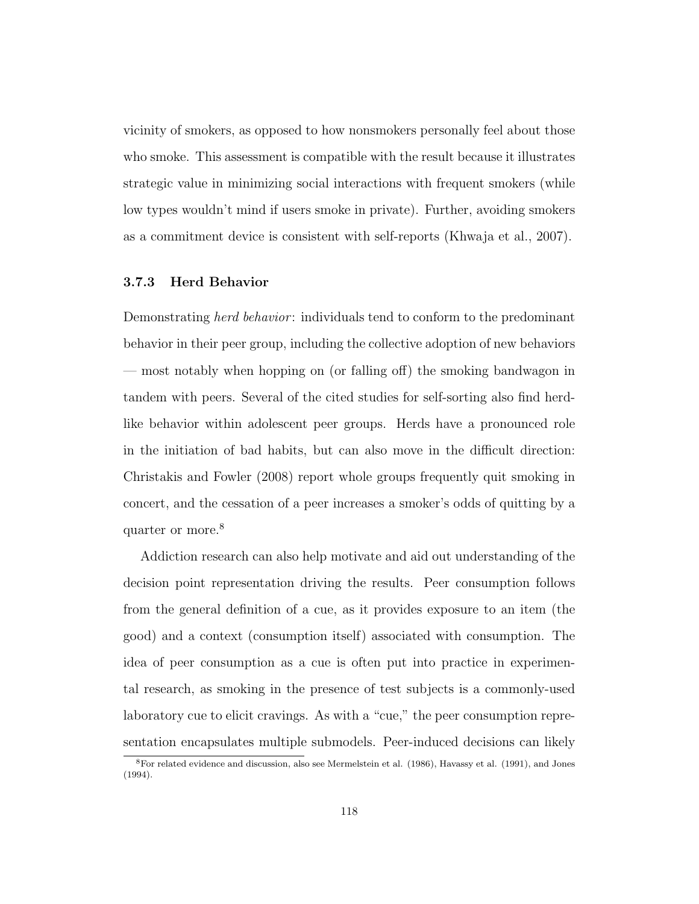vicinity of smokers, as opposed to how nonsmokers personally feel about those who smoke. This assessment is compatible with the result because it illustrates strategic value in minimizing social interactions with frequent smokers (while low types wouldn't mind if users smoke in private). Further, avoiding smokers as a commitment device is consistent with self-reports (Khwaja et al., 2007).

### 3.7.3 Herd Behavior

Demonstrating *herd behavior*: individuals tend to conform to the predominant behavior in their peer group, including the collective adoption of new behaviors — most notably when hopping on (or falling off) the smoking bandwagon in tandem with peers. Several of the cited studies for self-sorting also find herd-like behavior within adolescent peer groups. Herds have a pronounced role in the initiation of bad habits, but can also move in the difficult direction: Christakis and Fowler (2008) report whole groups frequently quit smoking in concert, and the cessation of a peer increases a smoker's odds of quitting by a quarter or more.[8]

Addiction research can also help motivate and aid out understanding of the decision point representation driving the results. Peer consumption follows from the general definition of a cue, as it provides exposure to an item (the good) and a context (consumption itself) associated with consumption. The idea of peer consumption as a cue is often put into practice in experimental research, as smoking in the presence of test subjects is a commonly-used laboratory cue to elicit cravings. As with a "cue," the peer consumption representation encapsulates multiple submodels. Peer-induced decisions can likely

[8]For related evidence and discussion, also see Mermelstein et al. (1986), Havassy et al. (1991), and Jones (1994).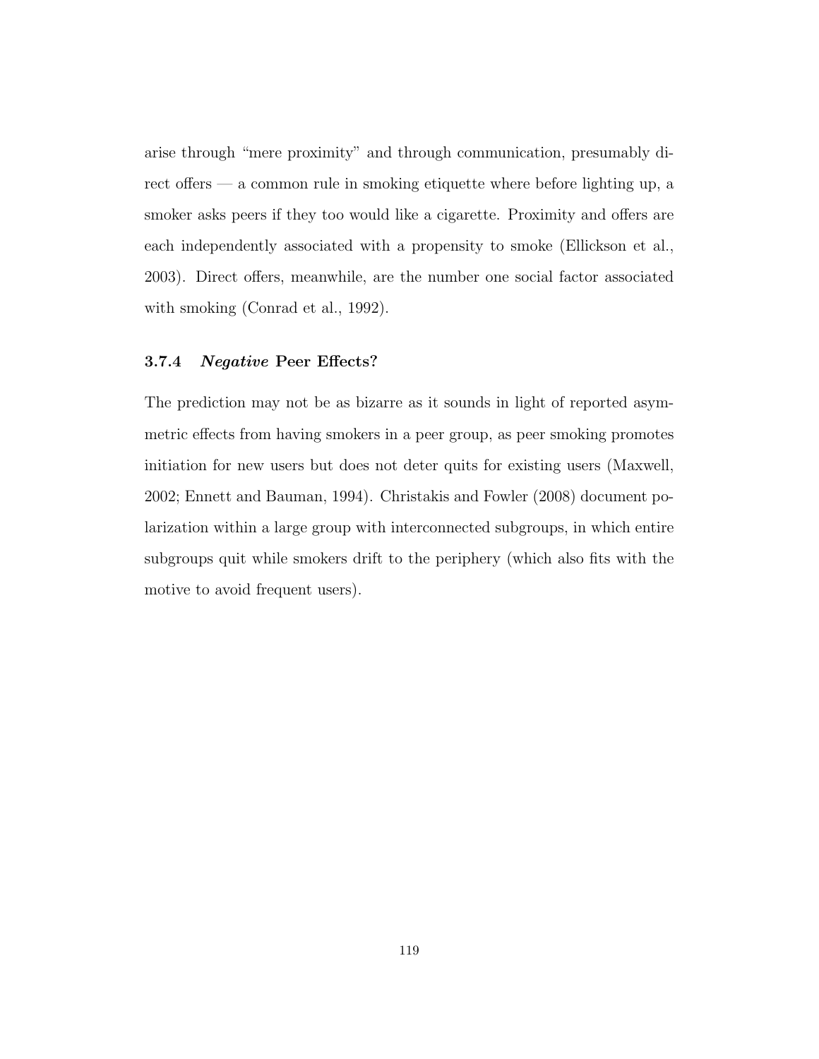arise through "mere proximity" and through communication, presumably direct offers — a common rule in smoking etiquette where before lighting up, a smoker asks peers if they too would like a cigarette. Proximity and offers are each independently associated with a propensity to smoke (Ellickson et al., 2003). Direct offers, meanwhile, are the number one social factor associated with smoking (Conrad et al., 1992).

### 3.7.4 *Negative* Peer Effects?

The prediction may not be as bizarre as it sounds in light of reported asymmetric effects from having smokers in a peer group, as peer smoking promotes initiation for new users but does not deter quits for existing users (Maxwell, 2002; Ennett and Bauman, 1994). Christakis and Fowler (2008) document polarization within a large group with interconnected subgroups, in which entire subgroups quit while smokers drift to the periphery (which also fits with the motive to avoid frequent users).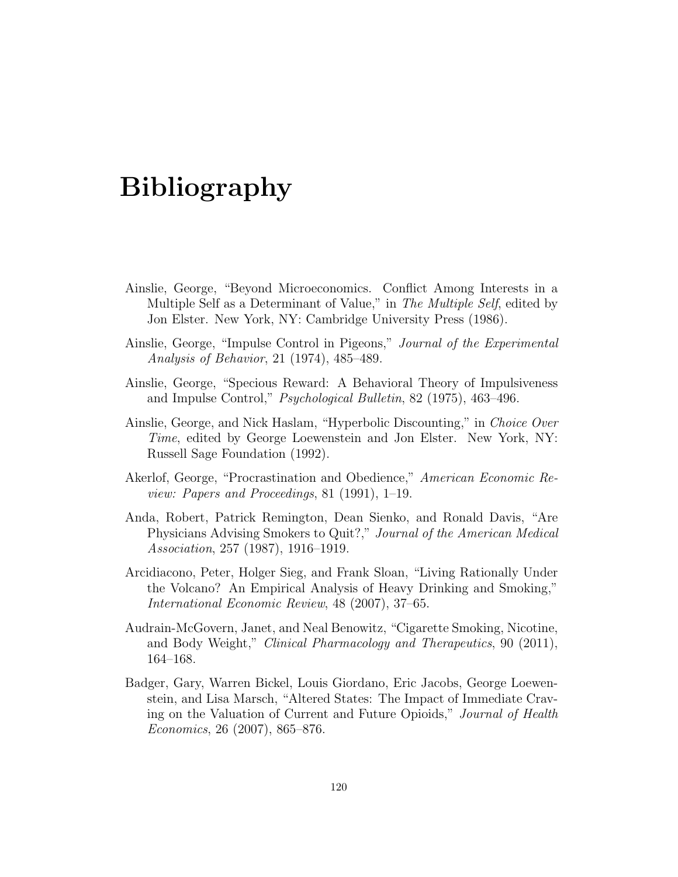# Bibliography

Ainslie, George, “Beyond Microeconomics. Conflict Among Interests in a Multiple Self as a Determinant of Value,” in *The Multiple Self*, edited by Jon Elster. New York, NY: Cambridge University Press (1986).

Ainslie, George, “Impulse Control in Pigeons,” *Journal of the Experimental Analysis of Behavior*, 21 (1974), 485–489.

Ainslie, George, “Specious Reward: A Behavioral Theory of Impulsiveness and Impulse Control,” *Psychological Bulletin*, 82 (1975), 463–496.

Ainslie, George, and Nick Haslam, “Hyperbolic Discounting,” in *Choice Over Time*, edited by George Loewenstein and Jon Elster. New York, NY: Russell Sage Foundation (1992).

Akerlof, George, “Procrastination and Obedience,” *American Economic Review: Papers and Proceedings*, 81 (1991), 1–19.

Anda, Robert, Patrick Remington, Dean Sienko, and Ronald Davis, “Are Physicians Advising Smokers to Quit?,” *Journal of the American Medical Association*, 257 (1987), 1916–1919.

Arcidiacono, Peter, Holger Sieg, and Frank Sloan, “Living Rationally Under the Volcano? An Empirical Analysis of Heavy Drinking and Smoking,” *International Economic Review*, 48 (2007), 37–65.

Audrain-McGovern, Janet, and Neal Benowitz, “Cigarette Smoking, Nicotine, and Body Weight,” *Clinical Pharmacology and Therapeutics*, 90 (2011), 164–168.

Badger, Gary, Warren Bickel, Louis Giordano, Eric Jacobs, George Loewenstein, and Lisa Marsch, “Altered States: The Impact of Immediate Craving on the Valuation of Current and Future Opioids,” *Journal of Health Economics*, 26 (2007), 865–876.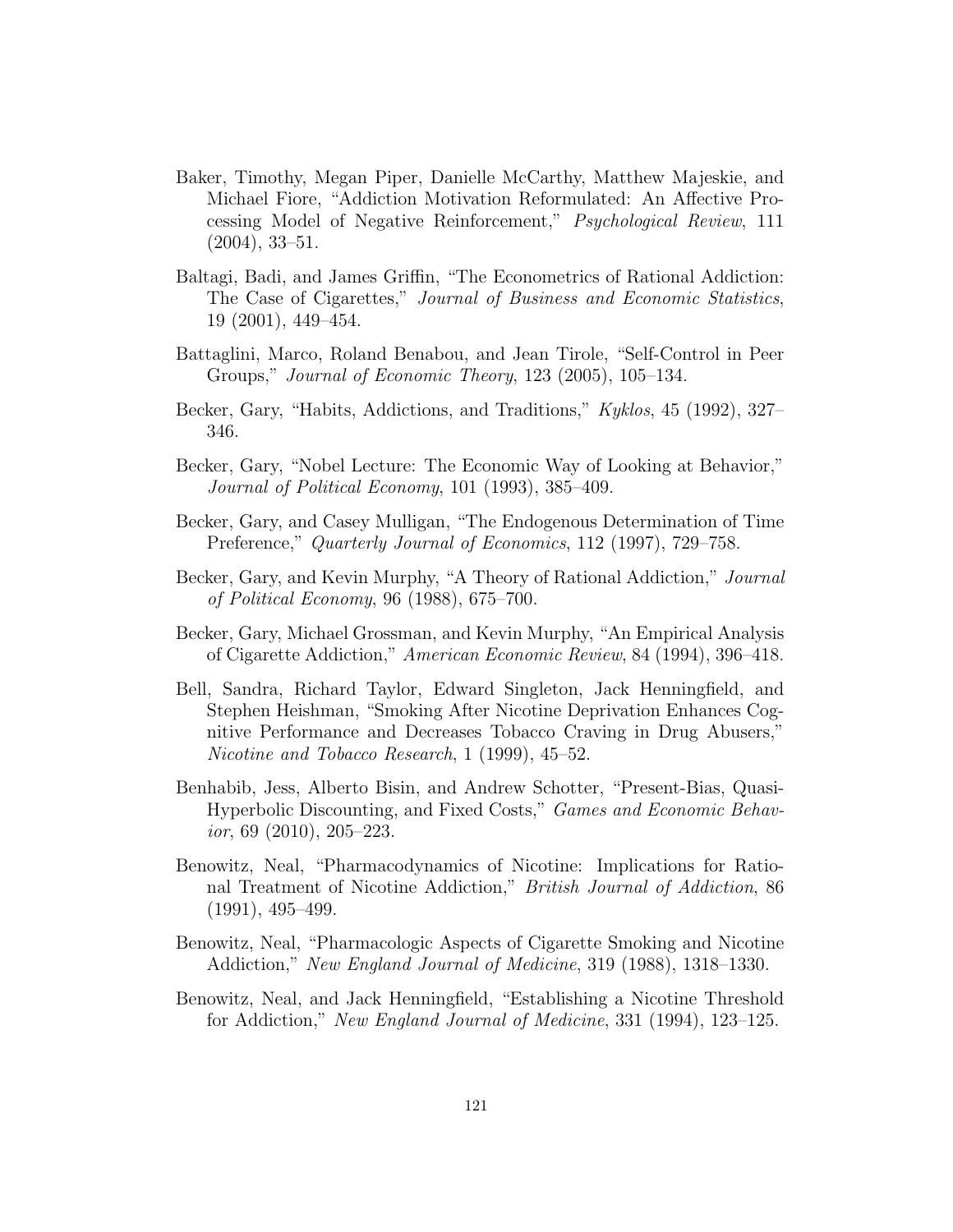Baker, Timothy, Megan Piper, Danielle McCarthy, Matthew Majeskie, and Michael Fiore, "Addiction Motivation Reformulated: An Affective Processing Model of Negative Reinforcement," *Psychological Review*, 111 (2004), 33–51.

Baltagi, Badi, and James Griffin, "The Econometrics of Rational Addiction: The Case of Cigarettes," *Journal of Business and Economic Statistics*, 19 (2001), 449–454.

Battaglini, Marco, Roland Benabou, and Jean Tirole, "Self-Control in Peer Groups," *Journal of Economic Theory*, 123 (2005), 105–134.

Becker, Gary, "Habits, Addictions, and Traditions," *Kyklos*, 45 (1992), 327–346.

Becker, Gary, "Nobel Lecture: The Economic Way of Looking at Behavior," *Journal of Political Economy*, 101 (1993), 385–409.

Becker, Gary, and Casey Mulligan, "The Endogenous Determination of Time Preference," *Quarterly Journal of Economics*, 112 (1997), 729–758.

Becker, Gary, and Kevin Murphy, "A Theory of Rational Addiction," *Journal of Political Economy*, 96 (1988), 675–700.

Becker, Gary, Michael Grossman, and Kevin Murphy, "An Empirical Analysis of Cigarette Addiction," *American Economic Review*, 84 (1994), 396–418.

Bell, Sandra, Richard Taylor, Edward Singleton, Jack Henningfield, and Stephen Heishman, "Smoking After Nicotine Deprivation Enhances Cognitive Performance and Decreases Tobacco Craving in Drug Abusers," *Nicotine and Tobacco Research*, 1 (1999), 45–52.

Benhabib, Jess, Alberto Bisin, and Andrew Schotter, "Present-Bias, Quasi-Hyperbolic Discounting, and Fixed Costs," *Games and Economic Behavior*, 69 (2010), 205–223.

Benowitz, Neal, "Pharmacodynamics of Nicotine: Implications for Rational Treatment of Nicotine Addiction," *British Journal of Addiction*, 86 (1991), 495–499.

Benowitz, Neal, "Pharmacologic Aspects of Cigarette Smoking and Nicotine Addiction," *New England Journal of Medicine*, 319 (1988), 1318–1330.

Benowitz, Neal, and Jack Henningfield, "Establishing a Nicotine Threshold for Addiction," *New England Journal of Medicine*, 331 (1994), 123–125.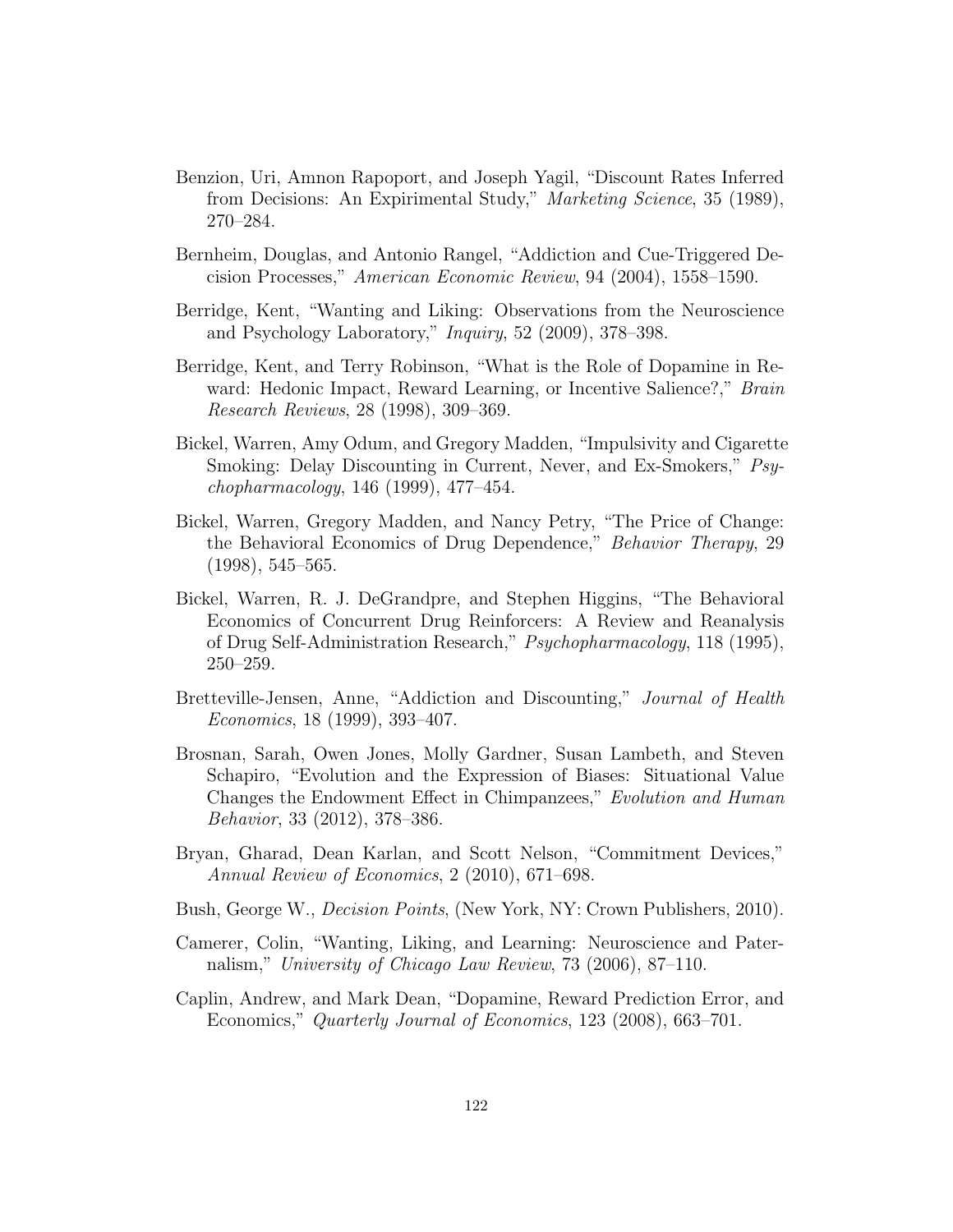Benzion, Uri, Amnon Rapoport, and Joseph Yagil, "Discount Rates Inferred from Decisions: An Expirimental Study," *Marketing Science*, 35 (1989), 270–284.

Bernheim, Douglas, and Antonio Rangel, "Addiction and Cue-Triggered Decision Processes," *American Economic Review*, 94 (2004), 1558–1590.

Berridge, Kent, "Wanting and Liking: Observations from the Neuroscience and Psychology Laboratory," *Inquiry*, 52 (2009), 378–398.

Berridge, Kent, and Terry Robinson, "What is the Role of Dopamine in Reward: Hedonic Impact, Reward Learning, or Incentive Salience?," *Brain Research Reviews*, 28 (1998), 309–369.

Bickel, Warren, Amy Odum, and Gregory Madden, "Impulsivity and Cigarette Smoking: Delay Discounting in Current, Never, and Ex-Smokers," *Psychopharmacology*, 146 (1999), 477–454.

Bickel, Warren, Gregory Madden, and Nancy Petry, "The Price of Change: the Behavioral Economics of Drug Dependence," *Behavior Therapy*, 29 (1998), 545–565.

Bickel, Warren, R. J. DeGrandpre, and Stephen Higgins, "The Behavioral Economics of Concurrent Drug Reinforcers: A Review and Reanalysis of Drug Self-Administration Research," *Psychopharmacology*, 118 (1995), 250–259.

Bretteville-Jensen, Anne, "Addiction and Discounting," *Journal of Health Economics*, 18 (1999), 393–407.

Brosnan, Sarah, Owen Jones, Molly Gardner, Susan Lambeth, and Steven Schapiro, "Evolution and the Expression of Biases: Situational Value Changes the Endowment Effect in Chimpanzees," *Evolution and Human Behavior*, 33 (2012), 378–386.

Bryan, Gharad, Dean Karlan, and Scott Nelson, "Commitment Devices," *Annual Review of Economics*, 2 (2010), 671–698.

Bush, George W., *Decision Points*, (New York, NY: Crown Publishers, 2010).

Camerer, Colin, "Wanting, Liking, and Learning: Neuroscience and Paternalism," *University of Chicago Law Review*, 73 (2006), 87–110.

Caplin, Andrew, and Mark Dean, "Dopamine, Reward Prediction Error, and Economics," *Quarterly Journal of Economics*, 123 (2008), 663–701.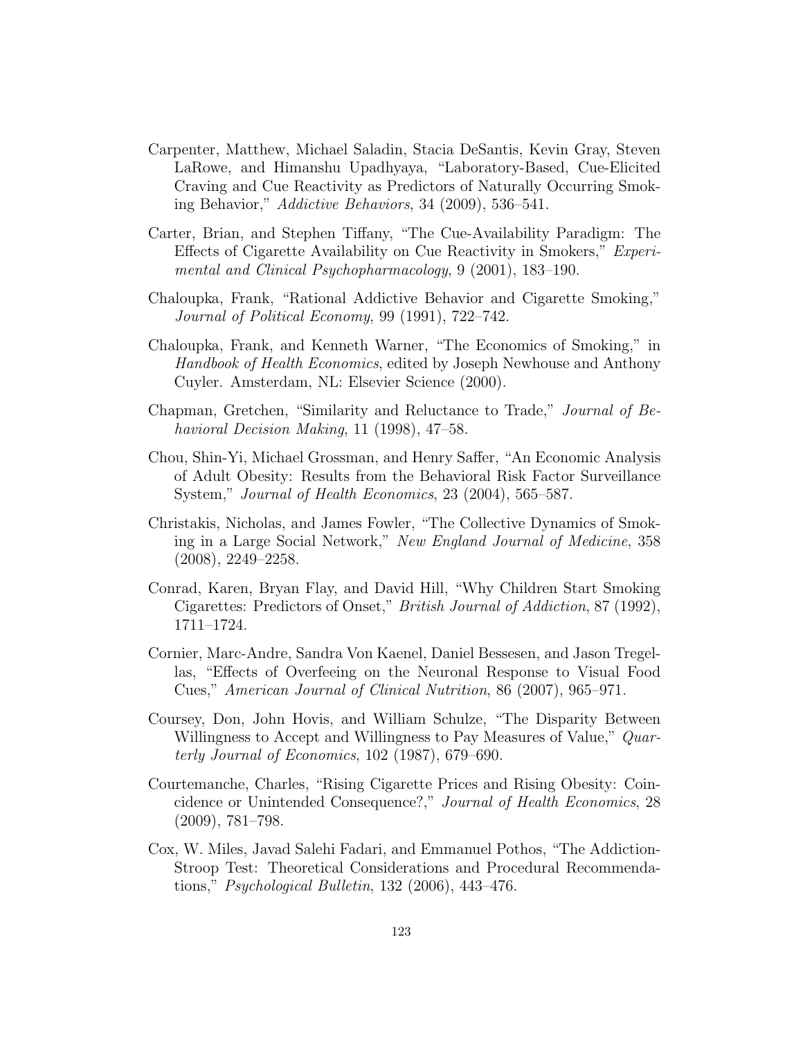Carpenter, Matthew, Michael Saladin, Stacia DeSantis, Kevin Gray, Steven LaRowe, and Himanshu Upadhyaya, "Laboratory-Based, Cue-Elicited Craving and Cue Reactivity as Predictors of Naturally Occurring Smoking Behavior," *Addictive Behaviors*, 34 (2009), 536–541.

Carter, Brian, and Stephen Tiffany, "The Cue-Availability Paradigm: The Effects of Cigarette Availability on Cue Reactivity in Smokers," *Experimental and Clinical Psychopharmacology*, 9 (2001), 183–190.

Chaloupka, Frank, "Rational Addictive Behavior and Cigarette Smoking," *Journal of Political Economy*, 99 (1991), 722–742.

Chaloupka, Frank, and Kenneth Warner, "The Economics of Smoking," in *Handbook of Health Economics*, edited by Joseph Newhouse and Anthony Cuyler. Amsterdam, NL: Elsevier Science (2000).

Chapman, Gretchen, "Similarity and Reluctance to Trade," *Journal of Behavioral Decision Making*, 11 (1998), 47–58.

Chou, Shin-Yi, Michael Grossman, and Henry Saffer, "An Economic Analysis of Adult Obesity: Results from the Behavioral Risk Factor Surveillance System," *Journal of Health Economics*, 23 (2004), 565–587.

Christakis, Nicholas, and James Fowler, "The Collective Dynamics of Smoking in a Large Social Network," *New England Journal of Medicine*, 358 (2008), 2249–2258.

Conrad, Karen, Bryan Flay, and David Hill, "Why Children Start Smoking Cigarettes: Predictors of Onset," *British Journal of Addiction*, 87 (1992), 1711–1724.

Cornier, Marc-Andre, Sandra Von Kaenel, Daniel Bessesen, and Jason Tregellas, "Effects of Overfeeing on the Neuronal Response to Visual Food Cues," *American Journal of Clinical Nutrition*, 86 (2007), 965–971.

Coursey, Don, John Hovis, and William Schulze, "The Disparity Between Willingness to Accept and Willingness to Pay Measures of Value," *Quarterly Journal of Economics*, 102 (1987), 679–690.

Courtemanche, Charles, "Rising Cigarette Prices and Rising Obesity: Coincidence or Unintended Consequence?," *Journal of Health Economics*, 28 (2009), 781–798.

Cox, W. Miles, Javad Salehi Fadari, and Emmanuel Pothos, "The Addiction-Stroop Test: Theoretical Considerations and Procedural Recommendations," *Psychological Bulletin*, 132 (2006), 443–476.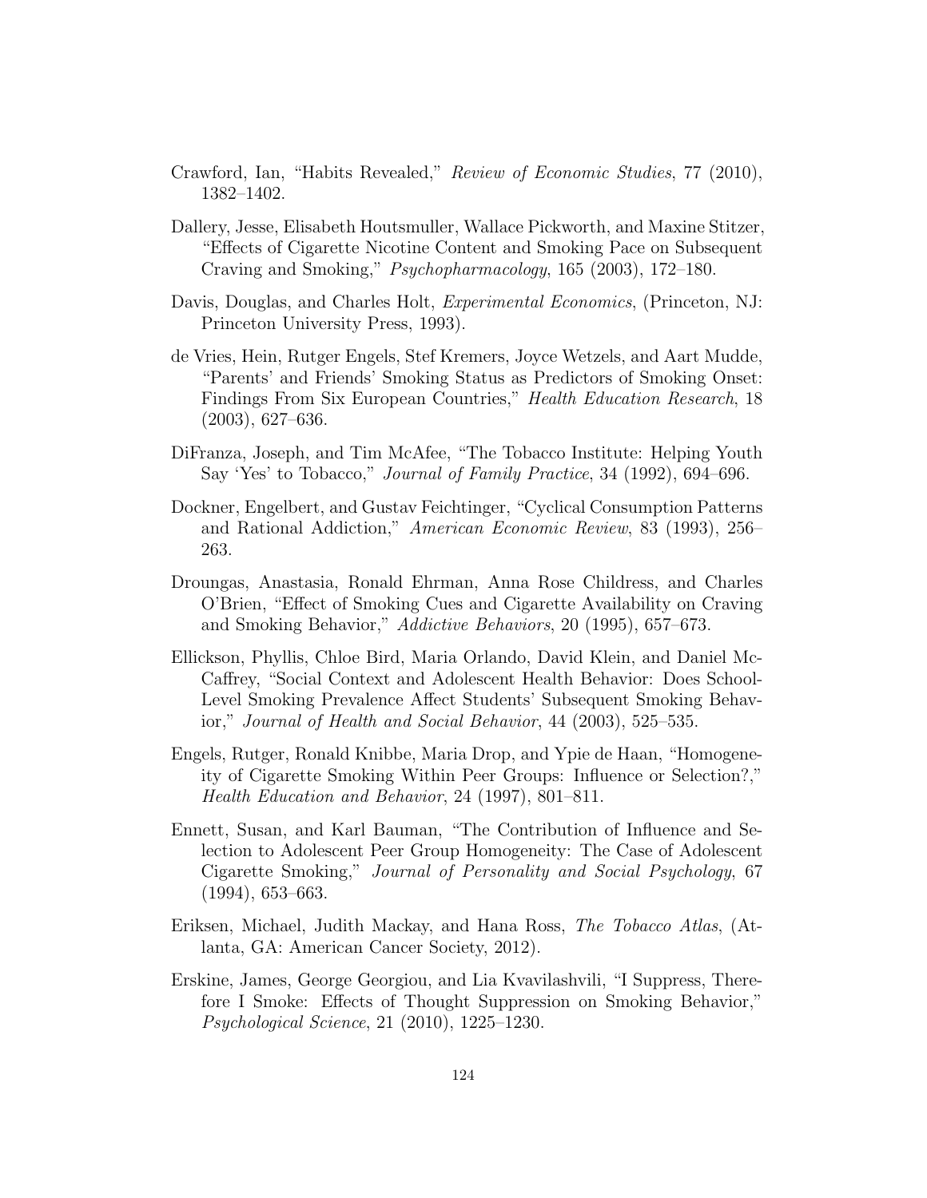Crawford, Ian, "Habits Revealed," *Review of Economic Studies*, 77 (2010), 1382–1402.

Dallery, Jesse, Elisabeth Houtsmuller, Wallace Pickworth, and Maxine Stitzer, "Effects of Cigarette Nicotine Content and Smoking Pace on Subsequent Craving and Smoking," *Psychopharmacology*, 165 (2003), 172–180.

Davis, Douglas, and Charles Holt, *Experimental Economics*, (Princeton, NJ: Princeton University Press, 1993).

de Vries, Hein, Rutger Engels, Stef Kremers, Joyce Wetzels, and Aart Mudde, "Parents' and Friends' Smoking Status as Predictors of Smoking Onset: Findings From Six European Countries," *Health Education Research*, 18 (2003), 627–636.

DiFranza, Joseph, and Tim McAfee, "The Tobacco Institute: Helping Youth Say 'Yes' to Tobacco," *Journal of Family Practice*, 34 (1992), 694–696.

Dockner, Engelbert, and Gustav Feichtinger, "Cyclical Consumption Patterns and Rational Addiction," *American Economic Review*, 83 (1993), 256–263.

Droungas, Anastasia, Ronald Ehrman, Anna Rose Childress, and Charles O'Brien, "Effect of Smoking Cues and Cigarette Availability on Craving and Smoking Behavior," *Addictive Behaviors*, 20 (1995), 657–673.

Ellickson, Phyllis, Chloe Bird, Maria Orlando, David Klein, and Daniel McCaffrey, "Social Context and Adolescent Health Behavior: Does School-Level Smoking Prevalence Affect Students' Subsequent Smoking Behavior," *Journal of Health and Social Behavior*, 44 (2003), 525–535.

Engels, Rutger, Ronald Knibbe, Maria Drop, and Ypie de Haan, "Homogeneity of Cigarette Smoking Within Peer Groups: Influence or Selection?," *Health Education and Behavior*, 24 (1997), 801–811.

Ennett, Susan, and Karl Bauman, "The Contribution of Influence and Selection to Adolescent Peer Group Homogeneity: The Case of Adolescent Cigarette Smoking," *Journal of Personality and Social Psychology*, 67 (1994), 653–663.

Eriksen, Michael, Judith Mackay, and Hana Ross, *The Tobacco Atlas*, (Atlanta, GA: American Cancer Society, 2012).

Erskine, James, George Georgiou, and Lia Kvavilashvili, "I Suppress, Therefore I Smoke: Effects of Thought Suppression on Smoking Behavior," *Psychological Science*, 21 (2010), 1225–1230.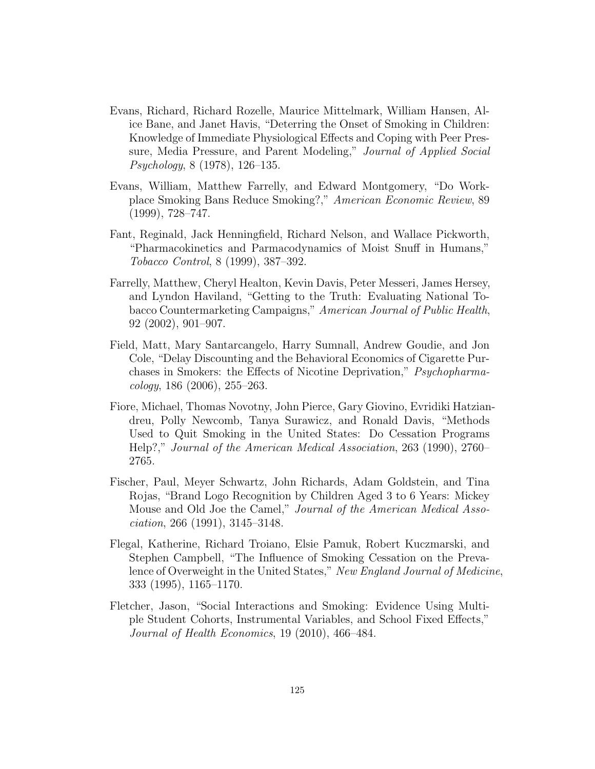Evans, Richard, Richard Rozelle, Maurice Mittelmark, William Hansen, Alice Bane, and Janet Havis, "Deterring the Onset of Smoking in Children: Knowledge of Immediate Physiological Effects and Coping with Peer Pressure, Media Pressure, and Parent Modeling," *Journal of Applied Social Psychology*, 8 (1978), 126–135.

Evans, William, Matthew Farrelly, and Edward Montgomery, "Do Workplace Smoking Bans Reduce Smoking?," *American Economic Review*, 89 (1999), 728–747.

Fant, Reginald, Jack Henningfield, Richard Nelson, and Wallace Pickworth, "Pharmacokinetics and Parmacodynamics of Moist Snuff in Humans," *Tobacco Control*, 8 (1999), 387–392.

Farrelly, Matthew, Cheryl Healton, Kevin Davis, Peter Messeri, James Hersey, and Lyndon Haviland, "Getting to the Truth: Evaluating National Tobacco Countermarketing Campaigns," *American Journal of Public Health*, 92 (2002), 901–907.

Field, Matt, Mary Santarcangelo, Harry Sumnall, Andrew Goudie, and Jon Cole, "Delay Discounting and the Behavioral Economics of Cigarette Purchases in Smokers: the Effects of Nicotine Deprivation," *Psychopharmacology*, 186 (2006), 255–263.

Fiore, Michael, Thomas Novotny, John Pierce, Gary Giovino, Evridiki Hatziandreu, Polly Newcomb, Tanya Surawicz, and Ronald Davis, "Methods Used to Quit Smoking in the United States: Do Cessation Programs Help?," *Journal of the American Medical Association*, 263 (1990), 2760–2765.

Fischer, Paul, Meyer Schwartz, John Richards, Adam Goldstein, and Tina Rojas, "Brand Logo Recognition by Children Aged 3 to 6 Years: Mickey Mouse and Old Joe the Camel," *Journal of the American Medical Association*, 266 (1991), 3145–3148.

Flegal, Katherine, Richard Troiano, Elsie Pamuk, Robert Kuczmarski, and Stephen Campbell, "The Influence of Smoking Cessation on the Prevalence of Overweight in the United States," *New England Journal of Medicine*, 333 (1995), 1165–1170.

Fletcher, Jason, "Social Interactions and Smoking: Evidence Using Multiple Student Cohorts, Instrumental Variables, and School Fixed Effects," *Journal of Health Economics*, 19 (2010), 466–484.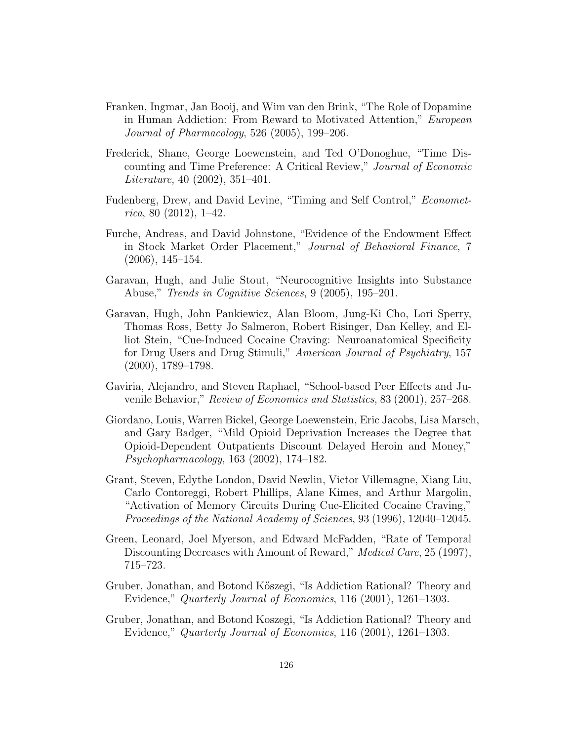Franken, Ingmar, Jan Booij, and Wim van den Brink, "The Role of Dopamine in Human Addiction: From Reward to Motivated Attention," *European Journal of Pharmacology*, 526 (2005), 199–206.

Frederick, Shane, George Loewenstein, and Ted O'Donoghue, "Time Discounting and Time Preference: A Critical Review," *Journal of Economic Literature*, 40 (2002), 351–401.

Fudenberg, Drew, and David Levine, "Timing and Self Control," *Econometrica*, 80 (2012), 1–42.

Furche, Andreas, and David Johnstone, "Evidence of the Endowment Effect in Stock Market Order Placement," *Journal of Behavioral Finance*, 7 (2006), 145–154.

Garavan, Hugh, and Julie Stout, "Neurocognitive Insights into Substance Abuse," *Trends in Cognitive Sciences*, 9 (2005), 195–201.

Garavan, Hugh, John Pankiewicz, Alan Bloom, Jung-Ki Cho, Lori Sperry, Thomas Ross, Betty Jo Salmeron, Robert Risinger, Dan Kelley, and Elliot Stein, "Cue-Induced Cocaine Craving: Neuroanatomical Specificity for Drug Users and Drug Stimuli," *American Journal of Psychiatry*, 157 (2000), 1789–1798.

Gaviria, Alejandro, and Steven Raphael, "School-based Peer Effects and Juvenile Behavior," *Review of Economics and Statistics*, 83 (2001), 257–268.

Giordano, Louis, Warren Bickel, George Loewenstein, Eric Jacobs, Lisa Marsch, and Gary Badger, "Mild Opioid Deprivation Increases the Degree that Opioid-Dependent Outpatients Discount Delayed Heroin and Money," *Psychopharmacology*, 163 (2002), 174–182.

Grant, Steven, Edythe London, David Newlin, Victor Villemagne, Xiang Liu, Carlo Contoreggi, Robert Phillips, Alane Kimes, and Arthur Margolin, "Activation of Memory Circuits During Cue-Elicited Cocaine Craving," *Proceedings of the National Academy of Sciences*, 93 (1996), 12040–12045.

Green, Leonard, Joel Myerson, and Edward McFadden, "Rate of Temporal Discounting Decreases with Amount of Reward," *Medical Care*, 25 (1997), 715–723.

Gruber, Jonathan, and Botond Kőszegi, "Is Addiction Rational? Theory and Evidence," *Quarterly Journal of Economics*, 116 (2001), 1261–1303.

Gruber, Jonathan, and Botond Koszegi, "Is Addiction Rational? Theory and Evidence," *Quarterly Journal of Economics*, 116 (2001), 1261–1303.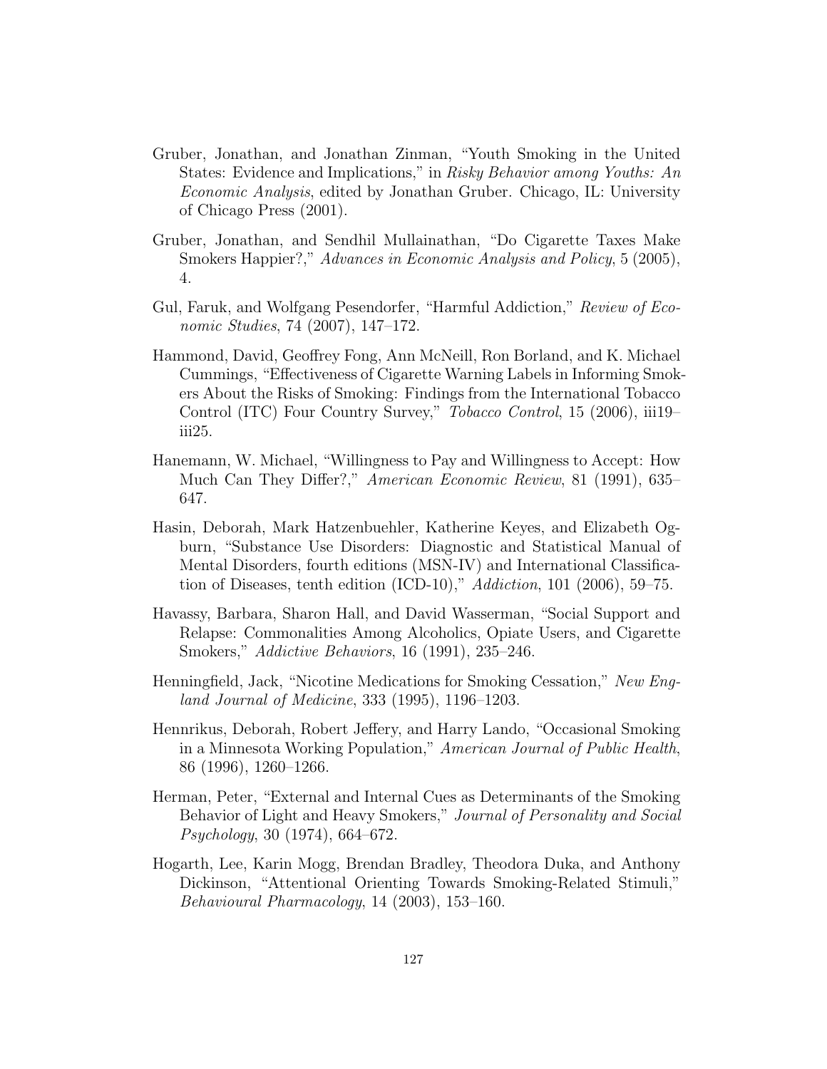Gruber, Jonathan, and Jonathan Zinman, "Youth Smoking in the United States: Evidence and Implications," in *Risky Behavior among Youths: An Economic Analysis*, edited by Jonathan Gruber. Chicago, IL: University of Chicago Press (2001).

Gruber, Jonathan, and Sendhil Mullainathan, "Do Cigarette Taxes Make Smokers Happier?," *Advances in Economic Analysis and Policy*, 5 (2005), 4.

Gul, Faruk, and Wolfgang Pesendorfer, "Harmful Addiction," *Review of Economic Studies*, 74 (2007), 147–172.

Hammond, David, Geoffrey Fong, Ann McNeill, Ron Borland, and K. Michael Cummings, "Effectiveness of Cigarette Warning Labels in Informing Smokers About the Risks of Smoking: Findings from the International Tobacco Control (ITC) Four Country Survey," *Tobacco Control*, 15 (2006), iii19–iii25.

Hanemann, W. Michael, "Willingness to Pay and Willingness to Accept: How Much Can They Differ?," *American Economic Review*, 81 (1991), 635–647.

Hasin, Deborah, Mark Hatzenbuehler, Katherine Keyes, and Elizabeth Ogburn, "Substance Use Disorders: Diagnostic and Statistical Manual of Mental Disorders, fourth editions (MSN-IV) and International Classification of Diseases, tenth edition (ICD-10)," *Addiction*, 101 (2006), 59–75.

Havassy, Barbara, Sharon Hall, and David Wasserman, "Social Support and Relapse: Commonalities Among Alcoholics, Opiate Users, and Cigarette Smokers," *Addictive Behaviors*, 16 (1991), 235–246.

Henningfield, Jack, "Nicotine Medications for Smoking Cessation," *New England Journal of Medicine*, 333 (1995), 1196–1203.

Hennrikus, Deborah, Robert Jeffery, and Harry Lando, "Occasional Smoking in a Minnesota Working Population," *American Journal of Public Health*, 86 (1996), 1260–1266.

Herman, Peter, "External and Internal Cues as Determinants of the Smoking Behavior of Light and Heavy Smokers," *Journal of Personality and Social Psychology*, 30 (1974), 664–672.

Hogarth, Lee, Karin Mogg, Brendan Bradley, Theodora Duka, and Anthony Dickinson, "Attentional Orienting Towards Smoking-Related Stimuli," *Behavioural Pharmacology*, 14 (2003), 153–160.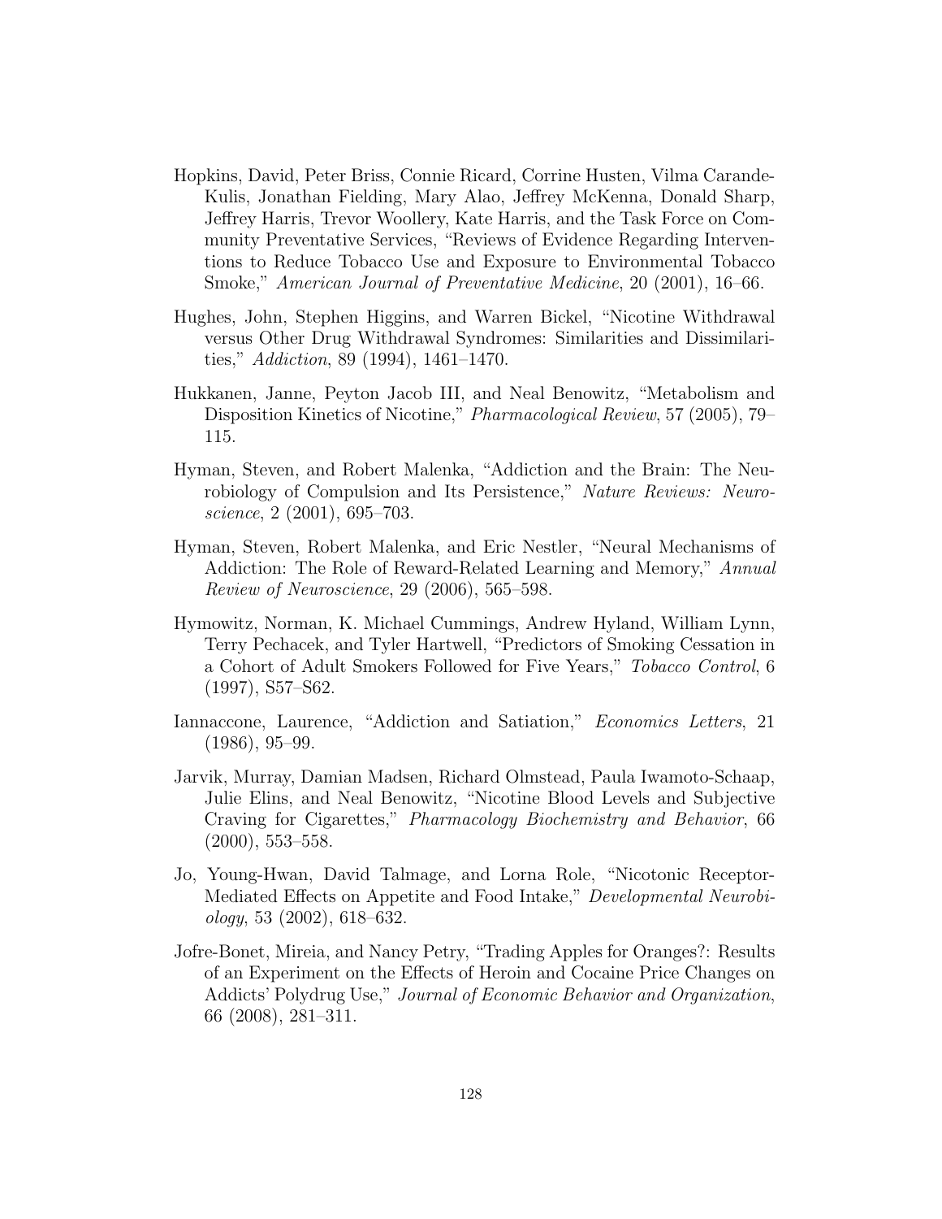Hopkins, David, Peter Briss, Connie Ricard, Corrine Husten, Vilma Carande-Kulis, Jonathan Fielding, Mary Alao, Jeffrey McKenna, Donald Sharp, Jeffrey Harris, Trevor Woollery, Kate Harris, and the Task Force on Community Preventative Services, "Reviews of Evidence Regarding Interventions to Reduce Tobacco Use and Exposure to Environmental Tobacco Smoke," *American Journal of Preventative Medicine*, 20 (2001), 16–66.

Hughes, John, Stephen Higgins, and Warren Bickel, "Nicotine Withdrawal versus Other Drug Withdrawal Syndromes: Similarities and Dissimilarities," *Addiction*, 89 (1994), 1461–1470.

Hukkanen, Janne, Peyton Jacob III, and Neal Benowitz, "Metabolism and Disposition Kinetics of Nicotine," *Pharmacological Review*, 57 (2005), 79–115.

Hyman, Steven, and Robert Malenka, "Addiction and the Brain: The Neurobiology of Compulsion and Its Persistence," *Nature Reviews: Neuroscience*, 2 (2001), 695–703.

Hyman, Steven, Robert Malenka, and Eric Nestler, "Neural Mechanisms of Addiction: The Role of Reward-Related Learning and Memory," *Annual Review of Neuroscience*, 29 (2006), 565–598.

Hymowitz, Norman, K. Michael Cummings, Andrew Hyland, William Lynn, Terry Pechacek, and Tyler Hartwell, "Predictors of Smoking Cessation in a Cohort of Adult Smokers Followed for Five Years," *Tobacco Control*, 6 (1997), S57–S62.

Iannaccone, Laurence, "Addiction and Satiation," *Economics Letters*, 21 (1986), 95–99.

Jarvik, Murray, Damian Madsen, Richard Olmstead, Paula Iwamoto-Schaap, Julie Elins, and Neal Benowitz, "Nicotine Blood Levels and Subjective Craving for Cigarettes," *Pharmacology Biochemistry and Behavior*, 66 (2000), 553–558.

Jo, Young-Hwan, David Talmage, and Lorna Role, "Nicotonic Receptor-Mediated Effects on Appetite and Food Intake," *Developmental Neurobiology*, 53 (2002), 618–632.

Jofre-Bonet, Mireia, and Nancy Petry, "Trading Apples for Oranges?: Results of an Experiment on the Effects of Heroin and Cocaine Price Changes on Addicts' Polydrug Use," *Journal of Economic Behavior and Organization*, 66 (2008), 281–311.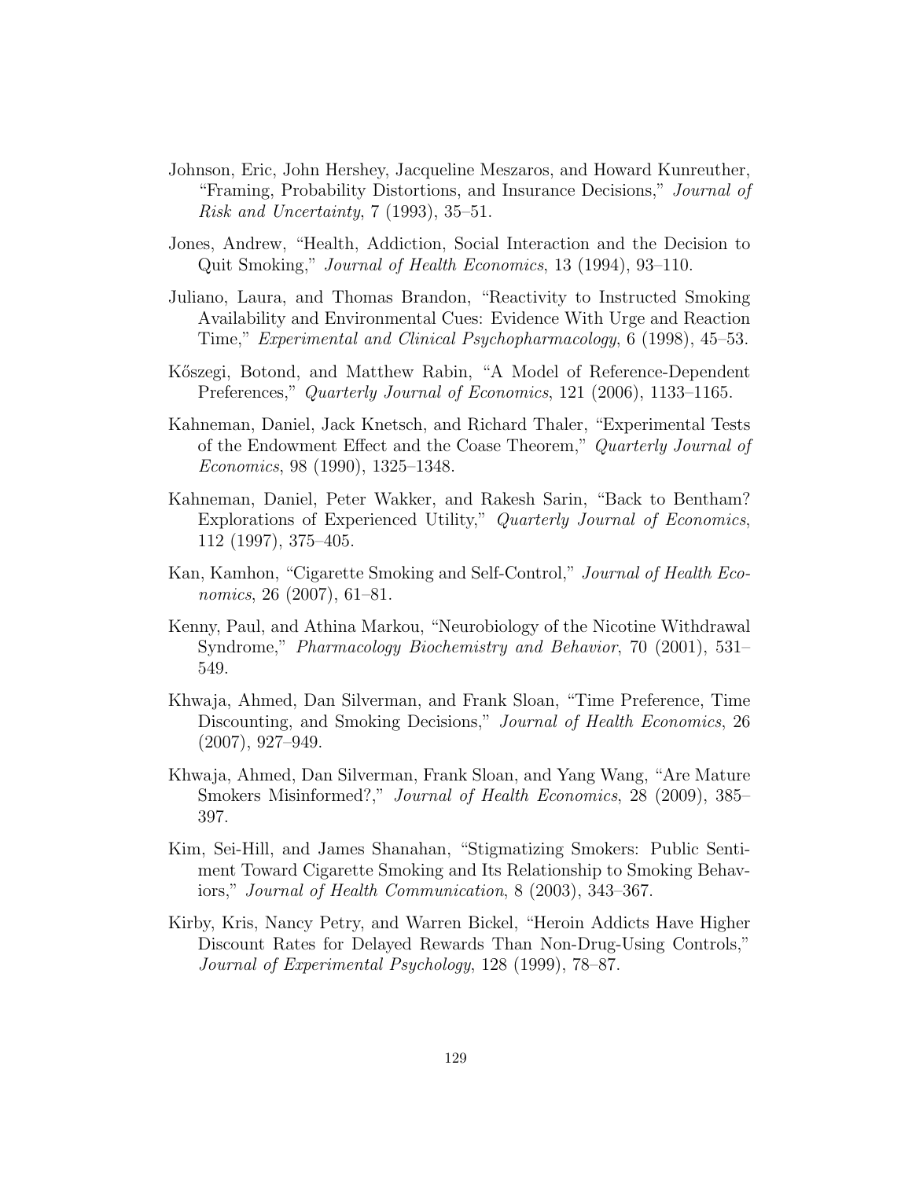Johnson, Eric, John Hershey, Jacqueline Meszaros, and Howard Kunreuther, "Framing, Probability Distortions, and Insurance Decisions," *Journal of Risk and Uncertainty*, 7 (1993), 35–51.

Jones, Andrew, "Health, Addiction, Social Interaction and the Decision to Quit Smoking," *Journal of Health Economics*, 13 (1994), 93–110.

Juliano, Laura, and Thomas Brandon, "Reactivity to Instructed Smoking Availability and Environmental Cues: Evidence With Urge and Reaction Time," *Experimental and Clinical Psychopharmacology*, 6 (1998), 45–53.

Kőszegi, Botond, and Matthew Rabin, "A Model of Reference-Dependent Preferences," *Quarterly Journal of Economics*, 121 (2006), 1133–1165.

Kahneman, Daniel, Jack Knetsch, and Richard Thaler, "Experimental Tests of the Endowment Effect and the Coase Theorem," *Quarterly Journal of Economics*, 98 (1990), 1325–1348.

Kahneman, Daniel, Peter Wakker, and Rakesh Sarin, "Back to Bentham? Explorations of Experienced Utility," *Quarterly Journal of Economics*, 112 (1997), 375–405.

Kan, Kamhon, "Cigarette Smoking and Self-Control," *Journal of Health Economics*, 26 (2007), 61–81.

Kenny, Paul, and Athina Markou, "Neurobiology of the Nicotine Withdrawal Syndrome," *Pharmacology Biochemistry and Behavior*, 70 (2001), 531–549.

Khwaja, Ahmed, Dan Silverman, and Frank Sloan, "Time Preference, Time Discounting, and Smoking Decisions," *Journal of Health Economics*, 26 (2007), 927–949.

Khwaja, Ahmed, Dan Silverman, Frank Sloan, and Yang Wang, "Are Mature Smokers Misinformed?," *Journal of Health Economics*, 28 (2009), 385–397.

Kim, Sei-Hill, and James Shanahan, "Stigmatizing Smokers: Public Sentiment Toward Cigarette Smoking and Its Relationship to Smoking Behaviors," *Journal of Health Communication*, 8 (2003), 343–367.

Kirby, Kris, Nancy Petry, and Warren Bickel, "Heroin Addicts Have Higher Discount Rates for Delayed Rewards Than Non-Drug-Using Controls," *Journal of Experimental Psychology*, 128 (1999), 78–87.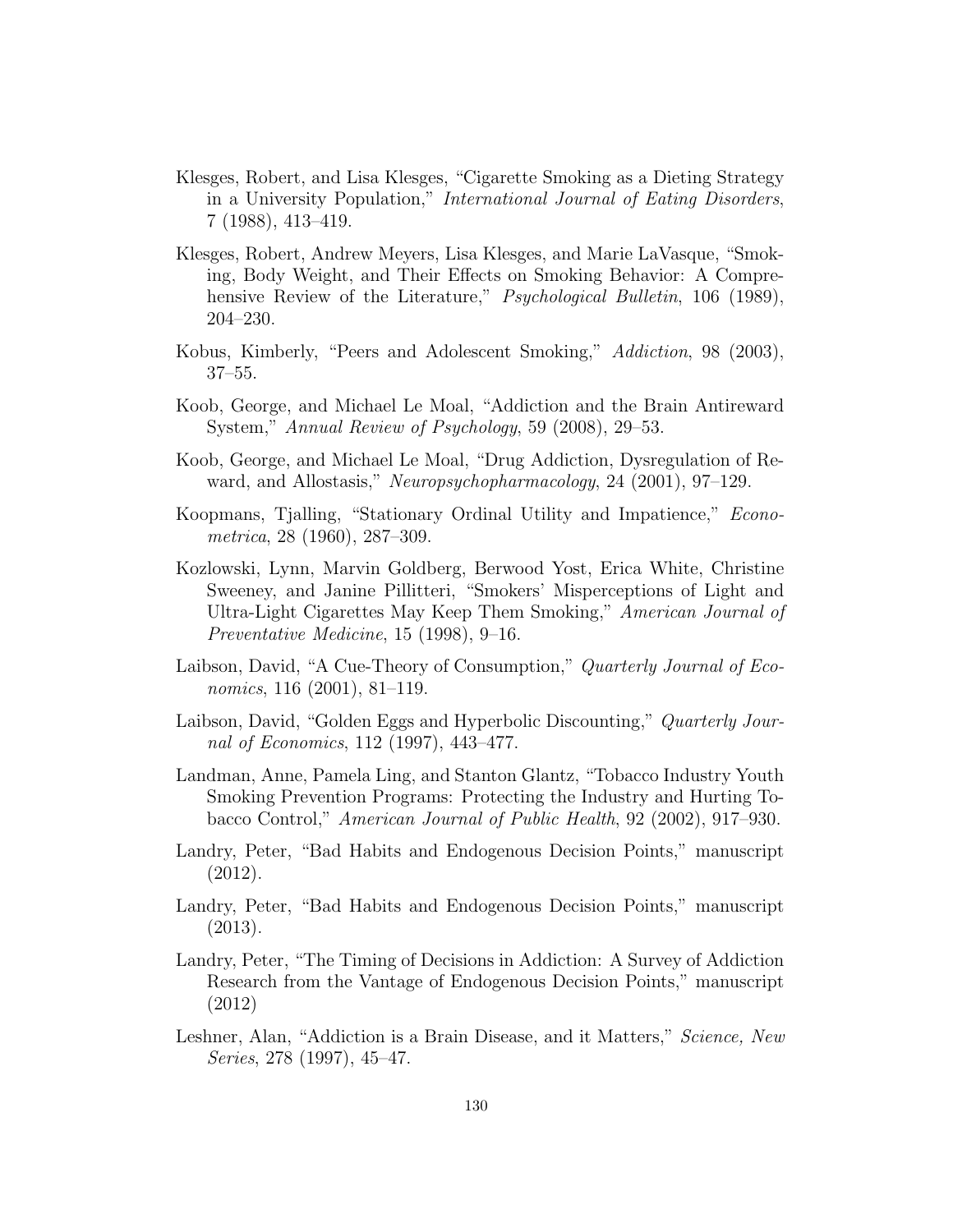Klesges, Robert, and Lisa Klesges, "Cigarette Smoking as a Dieting Strategy in a University Population," *International Journal of Eating Disorders*, 7 (1988), 413–419.

Klesges, Robert, Andrew Meyers, Lisa Klesges, and Marie LaVasque, "Smoking, Body Weight, and Their Effects on Smoking Behavior: A Comprehensive Review of the Literature," *Psychological Bulletin*, 106 (1989), 204–230.

Kobus, Kimberly, "Peers and Adolescent Smoking," *Addiction*, 98 (2003), 37–55.

Koob, George, and Michael Le Moal, "Addiction and the Brain Antireward System," *Annual Review of Psychology*, 59 (2008), 29–53.

Koob, George, and Michael Le Moal, "Drug Addiction, Dysregulation of Reward, and Allostasis," *Neuropsychopharmacology*, 24 (2001), 97–129.

Koopmans, Tjalling, "Stationary Ordinal Utility and Impatience," *Econometrica*, 28 (1960), 287–309.

Kozlowski, Lynn, Marvin Goldberg, Berwood Yost, Erica White, Christine Sweeney, and Janine Pillitteri, "Smokers' Misperceptions of Light and Ultra-Light Cigarettes May Keep Them Smoking," *American Journal of Preventative Medicine*, 15 (1998), 9–16.

Laibson, David, "A Cue-Theory of Consumption," *Quarterly Journal of Economics*, 116 (2001), 81–119.

Laibson, David, "Golden Eggs and Hyperbolic Discounting," *Quarterly Journal of Economics*, 112 (1997), 443–477.

Landman, Anne, Pamela Ling, and Stanton Glantz, "Tobacco Industry Youth Smoking Prevention Programs: Protecting the Industry and Hurting Tobacco Control," *American Journal of Public Health*, 92 (2002), 917–930.

Landry, Peter, "Bad Habits and Endogenous Decision Points," manuscript (2012).

Landry, Peter, "Bad Habits and Endogenous Decision Points," manuscript (2013).

Landry, Peter, "The Timing of Decisions in Addiction: A Survey of Addiction Research from the Vantage of Endogenous Decision Points," manuscript (2012)

Leshner, Alan, "Addiction is a Brain Disease, and it Matters," *Science, New Series*, 278 (1997), 45–47.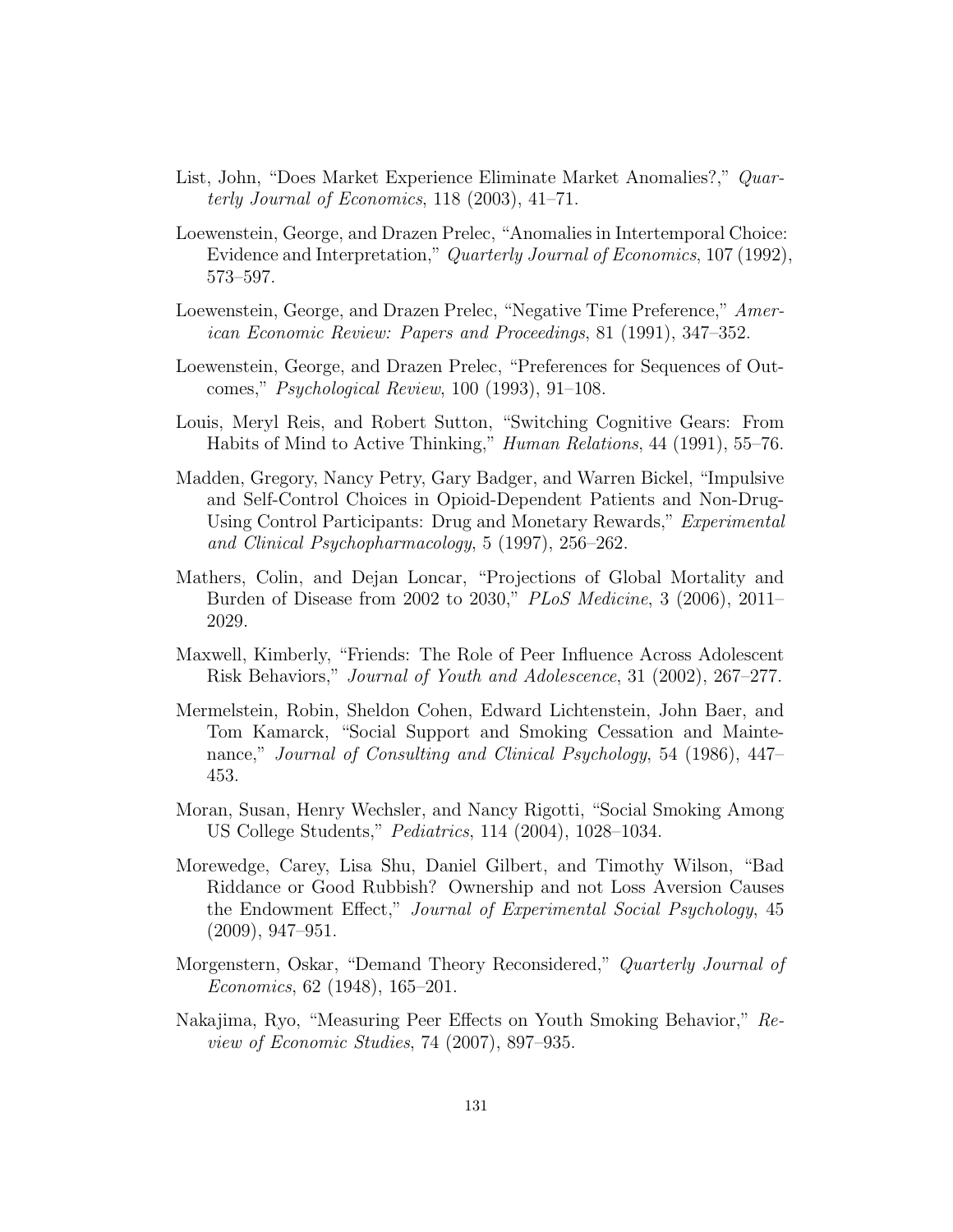List, John, "Does Market Experience Eliminate Market Anomalies?," *Quarterly Journal of Economics*, 118 (2003), 41–71.

Loewenstein, George, and Drazen Prelec, "Anomalies in Intertemporal Choice: Evidence and Interpretation," *Quarterly Journal of Economics*, 107 (1992), 573–597.

Loewenstein, George, and Drazen Prelec, "Negative Time Preference," *American Economic Review: Papers and Proceedings*, 81 (1991), 347–352.

Loewenstein, George, and Drazen Prelec, "Preferences for Sequences of Outcomes," *Psychological Review*, 100 (1993), 91–108.

Louis, Meryl Reis, and Robert Sutton, "Switching Cognitive Gears: From Habits of Mind to Active Thinking," *Human Relations*, 44 (1991), 55–76.

Madden, Gregory, Nancy Petry, Gary Badger, and Warren Bickel, "Impulsive and Self-Control Choices in Opioid-Dependent Patients and Non-Drug-Using Control Participants: Drug and Monetary Rewards," *Experimental and Clinical Psychopharmacology*, 5 (1997), 256–262.

Mathers, Colin, and Dejan Loncar, "Projections of Global Mortality and Burden of Disease from 2002 to 2030," *PLoS Medicine*, 3 (2006), 2011–2029.

Maxwell, Kimberly, "Friends: The Role of Peer Influence Across Adolescent Risk Behaviors," *Journal of Youth and Adolescence*, 31 (2002), 267–277.

Mermelstein, Robin, Sheldon Cohen, Edward Lichtenstein, John Baer, and Tom Kamarck, "Social Support and Smoking Cessation and Maintenance," *Journal of Consulting and Clinical Psychology*, 54 (1986), 447–453.

Moran, Susan, Henry Wechsler, and Nancy Rigotti, "Social Smoking Among US College Students," *Pediatrics*, 114 (2004), 1028–1034.

Morewedge, Carey, Lisa Shu, Daniel Gilbert, and Timothy Wilson, "Bad Riddance or Good Rubbish? Ownership and not Loss Aversion Causes the Endowment Effect," *Journal of Experimental Social Psychology*, 45 (2009), 947–951.

Morgenstern, Oskar, "Demand Theory Reconsidered," *Quarterly Journal of Economics*, 62 (1948), 165–201.

Nakajima, Ryo, "Measuring Peer Effects on Youth Smoking Behavior," *Review of Economic Studies*, 74 (2007), 897–935.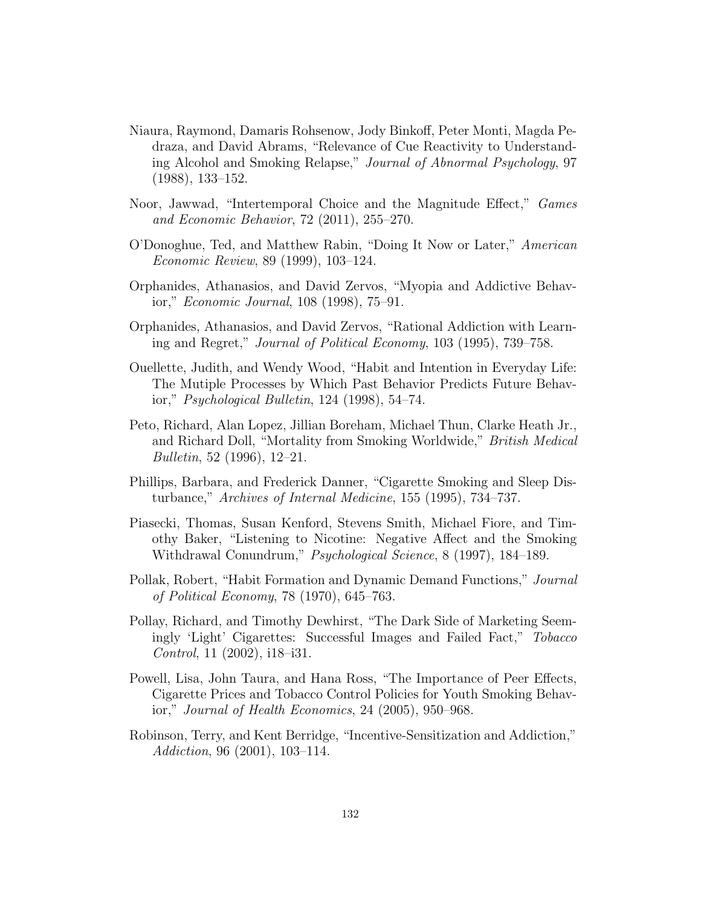Niaura, Raymond, Damaris Rohsenow, Jody Binkoff, Peter Monti, Magda Pedraza, and David Abrams, "Relevance of Cue Reactivity to Understanding Alcohol and Smoking Relapse," *Journal of Abnormal Psychology*, 97 (1988), 133–152.

Noor, Jawwad, "Intertemporal Choice and the Magnitude Effect," *Games and Economic Behavior*, 72 (2011), 255–270.

O'Donoghue, Ted, and Matthew Rabin, "Doing It Now or Later," *American Economic Review*, 89 (1999), 103–124.

Orphanides, Athanasios, and David Zervos, "Myopia and Addictive Behavior," *Economic Journal*, 108 (1998), 75–91.

Orphanides, Athanasios, and David Zervos, "Rational Addiction with Learning and Regret," *Journal of Political Economy*, 103 (1995), 739–758.

Ouellette, Judith, and Wendy Wood, "Habit and Intention in Everyday Life: The Mutiple Processes by Which Past Behavior Predicts Future Behavior," *Psychological Bulletin*, 124 (1998), 54–74.

Peto, Richard, Alan Lopez, Jillian Boreham, Michael Thun, Clarke Heath Jr., and Richard Doll, "Mortality from Smoking Worldwide," *British Medical Bulletin*, 52 (1996), 12–21.

Phillips, Barbara, and Frederick Danner, "Cigarette Smoking and Sleep Disturbance," *Archives of Internal Medicine*, 155 (1995), 734–737.

Piasecki, Thomas, Susan Kenford, Stevens Smith, Michael Fiore, and Timothy Baker, "Listening to Nicotine: Negative Affect and the Smoking Withdrawal Conundrum," *Psychological Science*, 8 (1997), 184–189.

Pollak, Robert, "Habit Formation and Dynamic Demand Functions," *Journal of Political Economy*, 78 (1970), 645–763.

Pollay, Richard, and Timothy Dewhirst, "The Dark Side of Marketing Seemingly 'Light' Cigarettes: Successful Images and Failed Fact," *Tobacco Control*, 11 (2002), i18–i31.

Powell, Lisa, John Taura, and Hana Ross, "The Importance of Peer Effects, Cigarette Prices and Tobacco Control Policies for Youth Smoking Behavior," *Journal of Health Economics*, 24 (2005), 950–968.

Robinson, Terry, and Kent Berridge, "Incentive-Sensitization and Addiction," *Addiction*, 96 (2001), 103–114.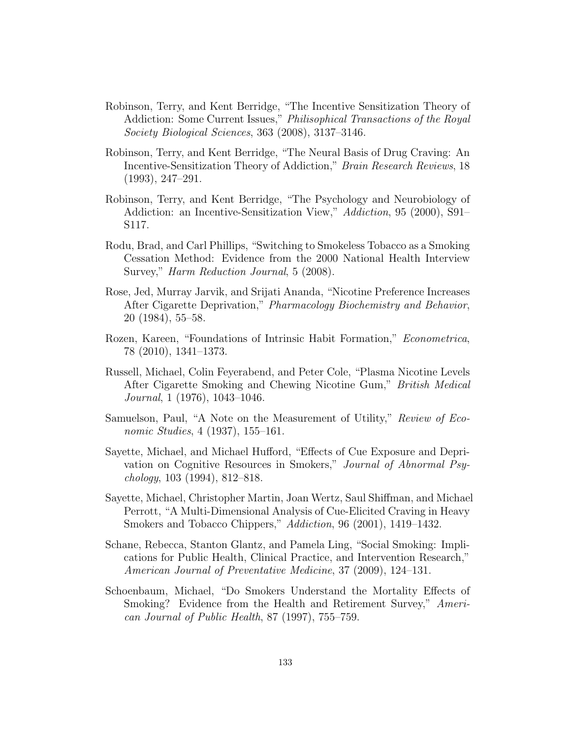Robinson, Terry, and Kent Berridge, "The Incentive Sensitization Theory of Addiction: Some Current Issues," *Philisophical Transactions of the Royal Society Biological Sciences*, 363 (2008), 3137–3146.

Robinson, Terry, and Kent Berridge, "The Neural Basis of Drug Craving: An Incentive-Sensitization Theory of Addiction," *Brain Research Reviews*, 18 (1993), 247–291.

Robinson, Terry, and Kent Berridge, "The Psychology and Neurobiology of Addiction: an Incentive-Sensitization View," *Addiction*, 95 (2000), S91–S117.

Rodu, Brad, and Carl Phillips, "Switching to Smokeless Tobacco as a Smoking Cessation Method: Evidence from the 2000 National Health Interview Survey," *Harm Reduction Journal*, 5 (2008).

Rose, Jed, Murray Jarvik, and Srijati Ananda, "Nicotine Preference Increases After Cigarette Deprivation," *Pharmacology Biochemistry and Behavior*, 20 (1984), 55–58.

Rozen, Kareen, "Foundations of Intrinsic Habit Formation," *Econometrica*, 78 (2010), 1341–1373.

Russell, Michael, Colin Feyerabend, and Peter Cole, "Plasma Nicotine Levels After Cigarette Smoking and Chewing Nicotine Gum," *British Medical Journal*, 1 (1976), 1043–1046.

Samuelson, Paul, "A Note on the Measurement of Utility," *Review of Economic Studies*, 4 (1937), 155–161.

Sayette, Michael, and Michael Hufford, "Effects of Cue Exposure and Deprivation on Cognitive Resources in Smokers," *Journal of Abnormal Psychology*, 103 (1994), 812–818.

Sayette, Michael, Christopher Martin, Joan Wertz, Saul Shiffman, and Michael Perrott, "A Multi-Dimensional Analysis of Cue-Elicited Craving in Heavy Smokers and Tobacco Chippers," *Addiction*, 96 (2001), 1419–1432.

Schane, Rebecca, Stanton Glantz, and Pamela Ling, "Social Smoking: Implications for Public Health, Clinical Practice, and Intervention Research," *American Journal of Preventative Medicine*, 37 (2009), 124–131.

Schoenbaum, Michael, "Do Smokers Understand the Mortality Effects of Smoking? Evidence from the Health and Retirement Survey," *American Journal of Public Health*, 87 (1997), 755–759.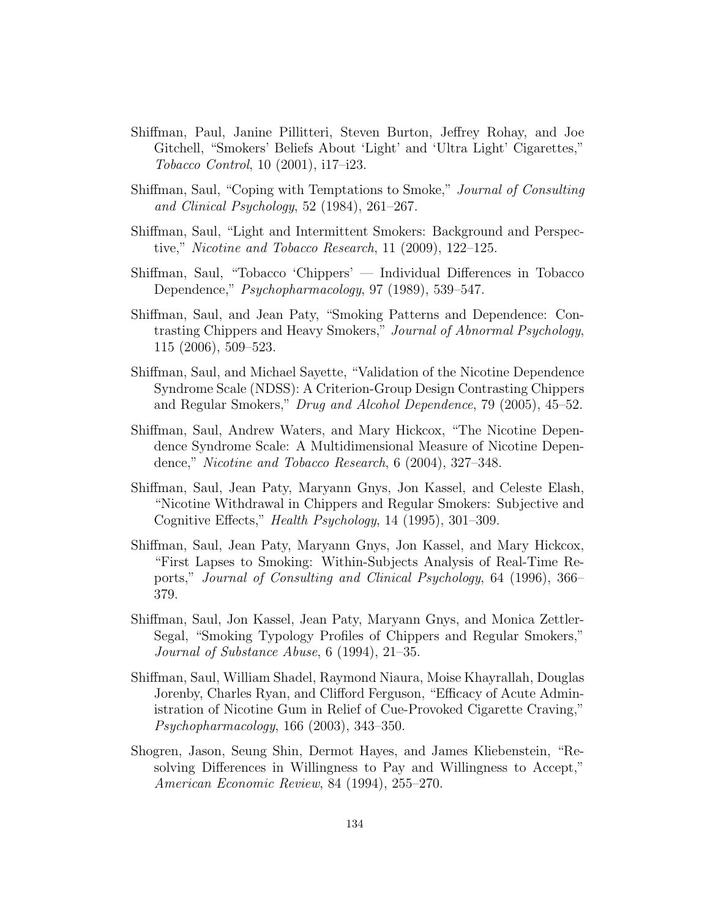Shiffman, Paul, Janine Pillitteri, Steven Burton, Jeffrey Rohay, and Joe Gitchell, "Smokers' Beliefs About 'Light' and 'Ultra Light' Cigarettes," *Tobacco Control*, 10 (2001), i17–i23.

Shiffman, Saul, "Coping with Temptations to Smoke," *Journal of Consulting and Clinical Psychology*, 52 (1984), 261–267.

Shiffman, Saul, "Light and Intermittent Smokers: Background and Perspective," *Nicotine and Tobacco Research*, 11 (2009), 122–125.

Shiffman, Saul, "Tobacco 'Chippers' — Individual Differences in Tobacco Dependence," *Psychopharmacology*, 97 (1989), 539–547.

Shiffman, Saul, and Jean Paty, "Smoking Patterns and Dependence: Contrasting Chippers and Heavy Smokers," *Journal of Abnormal Psychology*, 115 (2006), 509–523.

Shiffman, Saul, and Michael Sayette, "Validation of the Nicotine Dependence Syndrome Scale (NDSS): A Criterion-Group Design Contrasting Chippers and Regular Smokers," *Drug and Alcohol Dependence*, 79 (2005), 45–52.

Shiffman, Saul, Andrew Waters, and Mary Hickcox, "The Nicotine Dependence Syndrome Scale: A Multidimensional Measure of Nicotine Dependence," *Nicotine and Tobacco Research*, 6 (2004), 327–348.

Shiffman, Saul, Jean Paty, Maryann Gnys, Jon Kassel, and Celeste Elash, "Nicotine Withdrawal in Chippers and Regular Smokers: Subjective and Cognitive Effects," *Health Psychology*, 14 (1995), 301–309.

Shiffman, Saul, Jean Paty, Maryann Gnys, Jon Kassel, and Mary Hickcox, "First Lapses to Smoking: Within-Subjects Analysis of Real-Time Reports," *Journal of Consulting and Clinical Psychology*, 64 (1996), 366–379.

Shiffman, Saul, Jon Kassel, Jean Paty, Maryann Gnys, and Monica Zettler-Segal, "Smoking Typology Profiles of Chippers and Regular Smokers," *Journal of Substance Abuse*, 6 (1994), 21–35.

Shiffman, Saul, William Shadel, Raymond Niaura, Moise Khayrallah, Douglas Jorenby, Charles Ryan, and Clifford Ferguson, "Efficacy of Acute Administration of Nicotine Gum in Relief of Cue-Provoked Cigarette Craving," *Psychopharmacology*, 166 (2003), 343–350.

Shogren, Jason, Seung Shin, Dermot Hayes, and James Kliebenstein, "Resolving Differences in Willingness to Pay and Willingness to Accept," *American Economic Review*, 84 (1994), 255–270.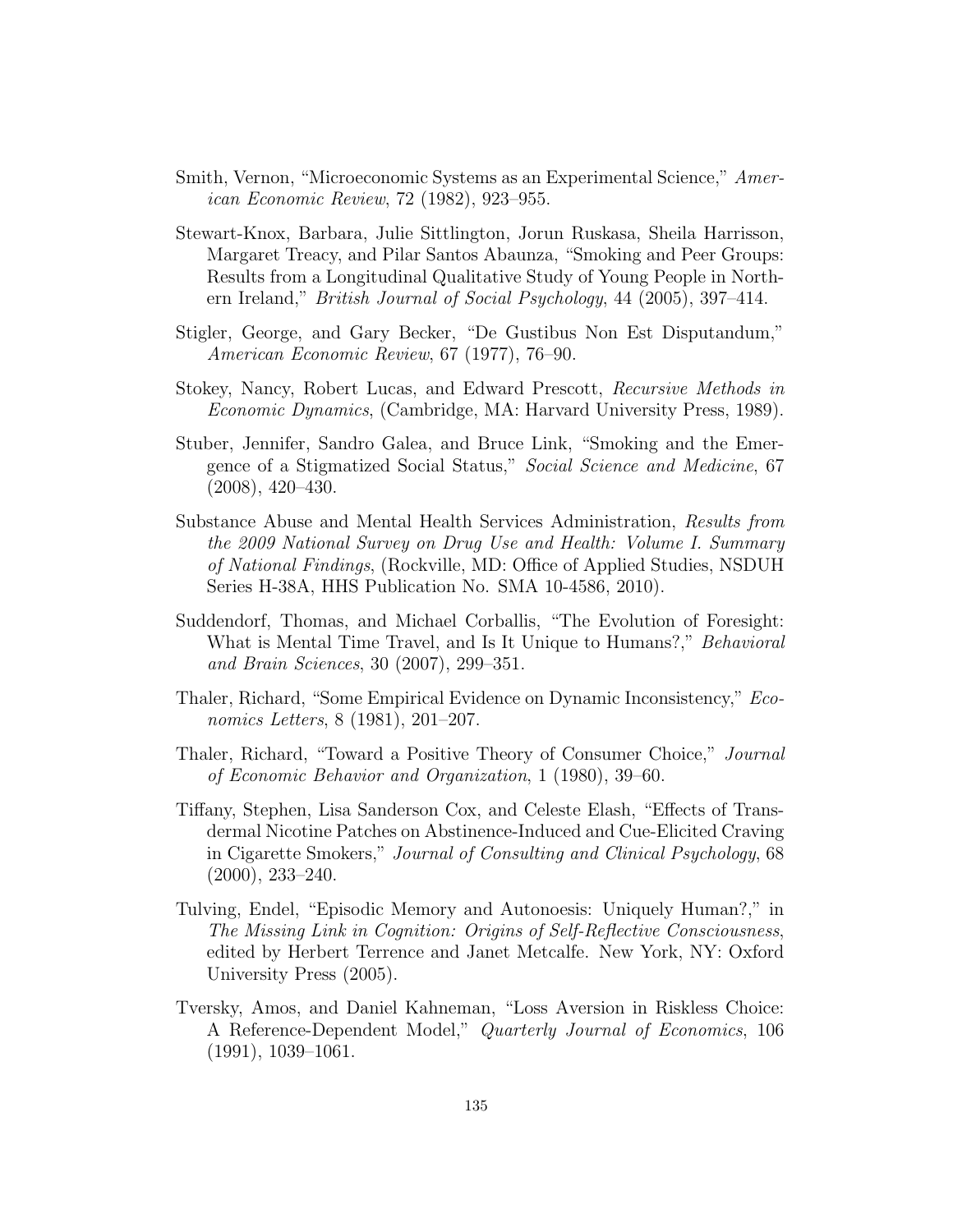Smith, Vernon, "Microeconomic Systems as an Experimental Science," *American Economic Review*, 72 (1982), 923–955.

Stewart-Knox, Barbara, Julie Sittlington, Jorun Ruskasa, Sheila Harrisson, Margaret Treacy, and Pilar Santos Abaunza, "Smoking and Peer Groups: Results from a Longitudinal Qualitative Study of Young People in Northern Ireland," *British Journal of Social Psychology*, 44 (2005), 397–414.

Stigler, George, and Gary Becker, "De Gustibus Non Est Disputandum," *American Economic Review*, 67 (1977), 76–90.

Stokey, Nancy, Robert Lucas, and Edward Prescott, *Recursive Methods in Economic Dynamics*, (Cambridge, MA: Harvard University Press, 1989).

Stuber, Jennifer, Sandro Galea, and Bruce Link, "Smoking and the Emergence of a Stigmatized Social Status," *Social Science and Medicine*, 67 (2008), 420–430.

Substance Abuse and Mental Health Services Administration, *Results from the 2009 National Survey on Drug Use and Health: Volume I. Summary of National Findings*, (Rockville, MD: Office of Applied Studies, NSDUH Series H-38A, HHS Publication No. SMA 10-4586, 2010).

Suddendorf, Thomas, and Michael Corballis, "The Evolution of Foresight: What is Mental Time Travel, and Is It Unique to Humans?," *Behavioral and Brain Sciences*, 30 (2007), 299–351.

Thaler, Richard, "Some Empirical Evidence on Dynamic Inconsistency," *Economics Letters*, 8 (1981), 201–207.

Thaler, Richard, "Toward a Positive Theory of Consumer Choice," *Journal of Economic Behavior and Organization*, 1 (1980), 39–60.

Tiffany, Stephen, Lisa Sanderson Cox, and Celeste Elash, "Effects of Transdermal Nicotine Patches on Abstinence-Induced and Cue-Elicited Craving in Cigarette Smokers," *Journal of Consulting and Clinical Psychology*, 68 (2000), 233–240.

Tulving, Endel, "Episodic Memory and Autonoesis: Uniquely Human?," in *The Missing Link in Cognition: Origins of Self-Reflective Consciousness*, edited by Herbert Terrence and Janet Metcalfe. New York, NY: Oxford University Press (2005).

Tversky, Amos, and Daniel Kahneman, "Loss Aversion in Riskless Choice: A Reference-Dependent Model," *Quarterly Journal of Economics*, 106 (1991), 1039–1061.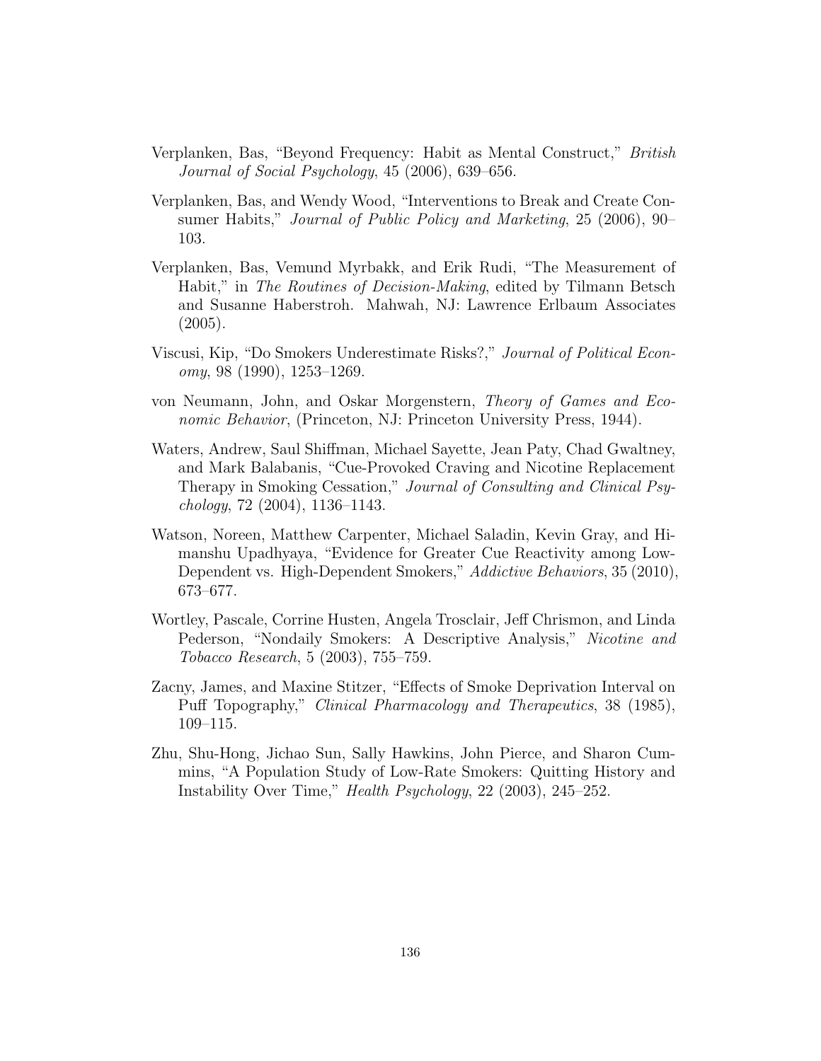Verplanken, Bas, "Beyond Frequency: Habit as Mental Construct," *British Journal of Social Psychology*, 45 (2006), 639–656.

Verplanken, Bas, and Wendy Wood, "Interventions to Break and Create Consumer Habits," *Journal of Public Policy and Marketing*, 25 (2006), 90–103.

Verplanken, Bas, Vemund Myrbakk, and Erik Rudi, "The Measurement of Habit," in *The Routines of Decision-Making*, edited by Tilmann Betsch and Susanne Haberstroh. Mahwah, NJ: Lawrence Erlbaum Associates (2005).

Viscusi, Kip, "Do Smokers Underestimate Risks?," *Journal of Political Economy*, 98 (1990), 1253–1269.

von Neumann, John, and Oskar Morgenstern, *Theory of Games and Economic Behavior*, (Princeton, NJ: Princeton University Press, 1944).

Waters, Andrew, Saul Shiffman, Michael Sayette, Jean Paty, Chad Gwaltney, and Mark Balabanis, "Cue-Provoked Craving and Nicotine Replacement Therapy in Smoking Cessation," *Journal of Consulting and Clinical Psychology*, 72 (2004), 1136–1143.

Watson, Noreen, Matthew Carpenter, Michael Saladin, Kevin Gray, and Himanshu Upadhyaya, "Evidence for Greater Cue Reactivity among Low-Dependent vs. High-Dependent Smokers," *Addictive Behaviors*, 35 (2010), 673–677.

Wortley, Pascale, Corrine Husten, Angela Trosclair, Jeff Chrismon, and Linda Pederson, "Nondaily Smokers: A Descriptive Analysis," *Nicotine and Tobacco Research*, 5 (2003), 755–759.

Zacny, James, and Maxine Stitzer, "Effects of Smoke Deprivation Interval on Puff Topography," *Clinical Pharmacology and Therapeutics*, 38 (1985), 109–115.

Zhu, Shu-Hong, Jichao Sun, Sally Hawkins, John Pierce, and Sharon Cummins, "A Population Study of Low-Rate Smokers: Quitting History and Instability Over Time," *Health Psychology*, 22 (2003), 245–252.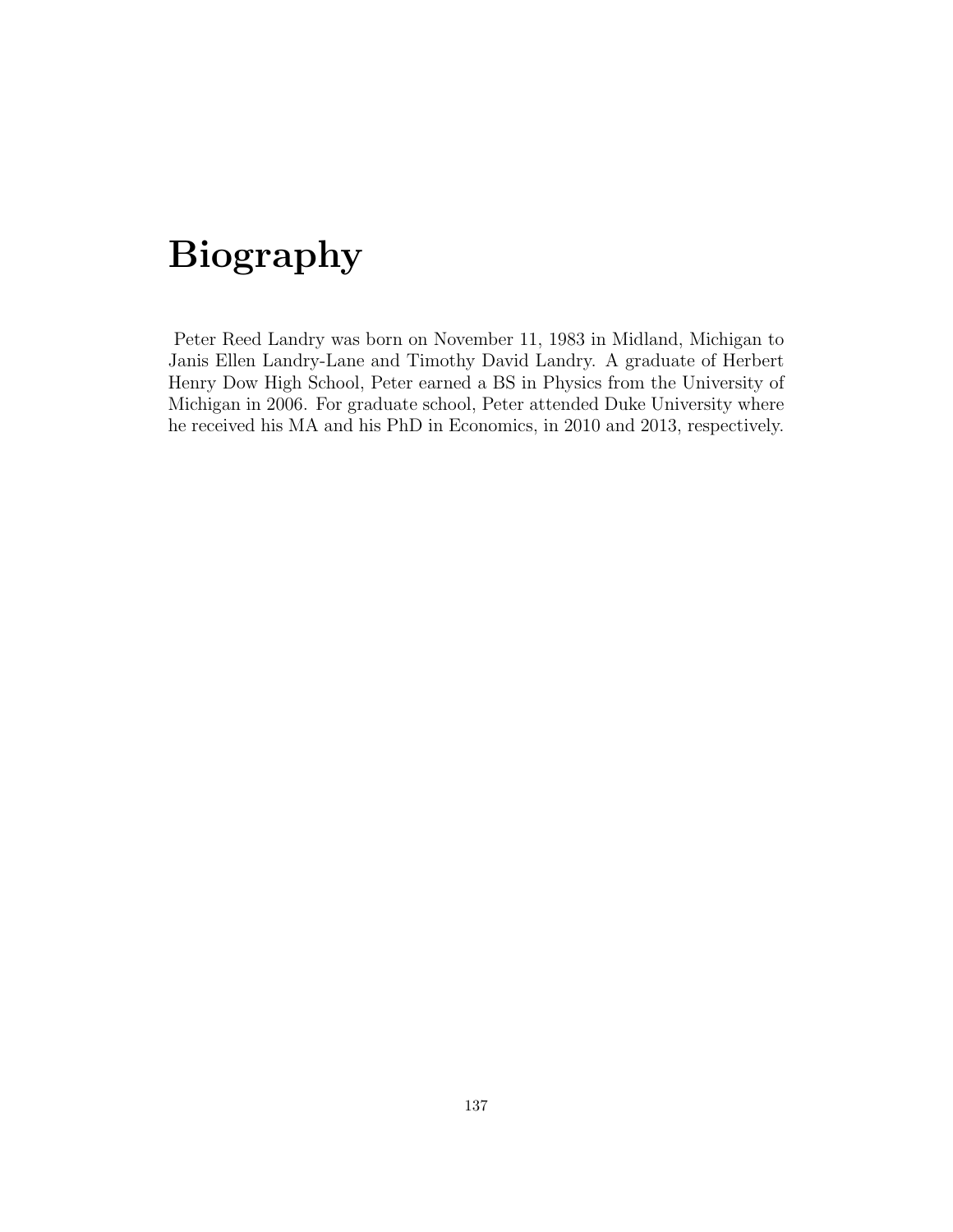# Biography

Peter Reed Landry was born on November 11, 1983 in Midland, Michigan to Janis Ellen Landry-Lane and Timothy David Landry. A graduate of Herbert Henry Dow High School, Peter earned a BS in Physics from the University of Michigan in 2006. For graduate school, Peter attended Duke University where he received his MA and his PhD in Economics, in 2010 and 2013, respectively.